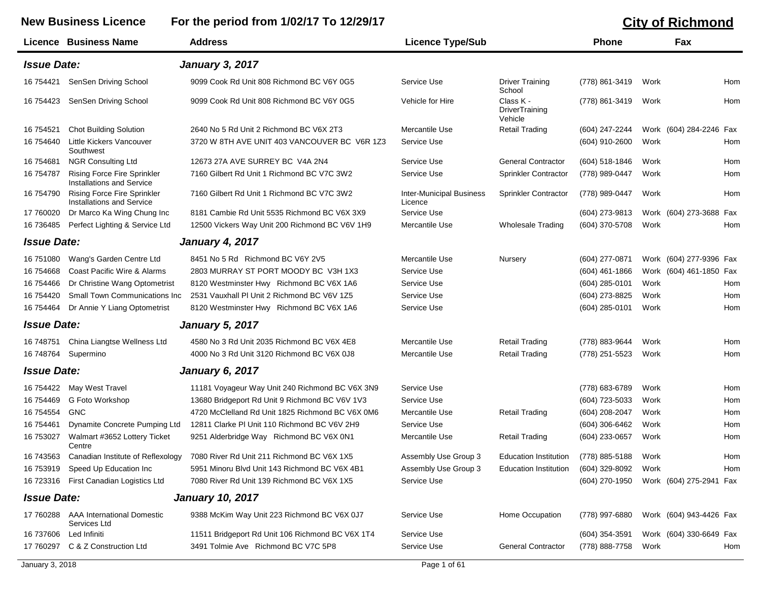# New Business Licence

**For the period from 1/02/17 To 12/29/17**

## City of Richmond

| Licence | Business Name | Address | Licence Type/Sub | | Phone | | Fax | |
|---|---|---|---|---|---|---|---|---|
| ***Issue Date:*** | | ***January 3, 2017*** | | | | | | |
| 16 754421 | SenSen Driving School | 9099 Cook Rd Unit 808 Richmond BC V6Y 0G5 | Service Use | Driver Training School | (778) 861-3419 | Work | | Hom |
| 16 754423 | SenSen Driving School | 9099 Cook Rd Unit 808 Richmond BC V6Y 0G5 | Vehicle for Hire | Class K - DriverTraining Vehicle | (778) 861-3419 | Work | | Hom |
| 16 754521 | Chot Building Solution | 2640 No 5 Rd Unit 2 Richmond BC V6X 2T3 | Mercantile Use | Retail Trading | (604) 247-2244 | Work | (604) 284-2246 | Fax |
| 16 754640 | Little Kickers Vancouver Southwest | 3720 W 8TH AVE UNIT 403 VANCOUVER BC V6R 1Z3 | Service Use | | (604) 910-2600 | Work | | Hom |
| 16 754681 | NGR Consulting Ltd | 12673 27A AVE SURREY BC V4A 2N4 | Service Use | General Contractor | (604) 518-1846 | Work | | Hom |
| 16 754787 | Rising Force Fire Sprinkler Installations and Service | 7160 Gilbert Rd Unit 1 Richmond BC V7C 3W2 | Service Use | Sprinkler Contractor | (778) 989-0447 | Work | | Hom |
| 16 754790 | Rising Force Fire Sprinkler Installations and Service | 7160 Gilbert Rd Unit 1 Richmond BC V7C 3W2 | Inter-Municipal Business Licence | Sprinkler Contractor | (778) 989-0447 | Work | | Hom |
| 17 760020 | Dr Marco Ka Wing Chung Inc | 8181 Cambie Rd Unit 5535 Richmond BC V6X 3X9 | Service Use | | (604) 273-9813 | Work | (604) 273-3688 | Fax |
| 16 736485 | Perfect Lighting & Service Ltd | 12500 Vickers Way Unit 200 Richmond BC V6V 1H9 | Mercantile Use | Wholesale Trading | (604) 370-5708 | Work | | Hom |
| ***Issue Date:*** | | ***January 4, 2017*** | | | | | | |
| 16 751080 | Wang's Garden Centre Ltd | 8451 No 5 Rd Richmond BC V6Y 2V5 | Mercantile Use | Nursery | (604) 277-0871 | Work | (604) 277-9396 | Fax |
| 16 754668 | Coast Pacific Wire & Alarms | 2803 MURRAY ST PORT MOODY BC V3H 1X3 | Service Use | | (604) 461-1866 | Work | (604) 461-1850 | Fax |
| 16 754466 | Dr Christine Wang Optometrist | 8120 Westminster Hwy Richmond BC V6X 1A6 | Service Use | | (604) 285-0101 | Work | | Hom |
| 16 754420 | Small Town Communications Inc | 2531 Vauxhall Pl Unit 2 Richmond BC V6V 1Z5 | Service Use | | (604) 273-8825 | Work | | Hom |
| 16 754464 | Dr Annie Y Liang Optometrist | 8120 Westminster Hwy Richmond BC V6X 1A6 | Service Use | | (604) 285-0101 | Work | | Hom |
| ***Issue Date:*** | | ***January 5, 2017*** | | | | | | |
| 16 748751 | China Liangtse Wellness Ltd | 4580 No 3 Rd Unit 2035 Richmond BC V6X 4E8 | Mercantile Use | Retail Trading | (778) 883-9644 | Work | | Hom |
| 16 748764 | Supermino | 4000 No 3 Rd Unit 3120 Richmond BC V6X 0J8 | Mercantile Use | Retail Trading | (778) 251-5523 | Work | | Hom |
| ***Issue Date:*** | | ***January 6, 2017*** | | | | | | |
| 16 754422 | May West Travel | 11181 Voyageur Way Unit 240 Richmond BC V6X 3N9 | Service Use | | (778) 683-6789 | Work | | Hom |
| 16 754469 | G Foto Workshop | 13680 Bridgeport Rd Unit 9 Richmond BC V6V 1V3 | Service Use | | (604) 723-5033 | Work | | Hom |
| 16 754554 | GNC | 4720 McClelland Rd Unit 1825 Richmond BC V6X 0M6 | Mercantile Use | Retail Trading | (604) 208-2047 | Work | | Hom |
| 16 754461 | Dynamite Concrete Pumping Ltd | 12811 Clarke Pl Unit 110 Richmond BC V6V 2H9 | Service Use | | (604) 306-6462 | Work | | Hom |
| 16 753027 | Walmart #3652 Lottery Ticket Centre | 9251 Alderbridge Way Richmond BC V6X 0N1 | Mercantile Use | Retail Trading | (604) 233-0657 | Work | | Hom |
| 16 743563 | Canadian Institute of Reflexology | 7080 River Rd Unit 211 Richmond BC V6X 1X5 | Assembly Use Group 3 | Education Institution | (778) 885-5188 | Work | | Hom |
| 16 753919 | Speed Up Education Inc | 5951 Minoru Blvd Unit 143 Richmond BC V6X 4B1 | Assembly Use Group 3 | Education Institution | (604) 329-8092 | Work | | Hom |
| 16 723316 | First Canadian Logistics Ltd | 7080 River Rd Unit 139 Richmond BC V6X 1X5 | Service Use | | (604) 270-1950 | Work | (604) 275-2941 | Fax |
| ***Issue Date:*** | | ***January 10, 2017*** | | | | | | |
| 17 760288 | AAA International Domestic Services Ltd | 9388 McKim Way Unit 223 Richmond BC V6X 0J7 | Service Use | Home Occupation | (778) 997-6880 | Work | (604) 943-4426 | Fax |
| 16 737606 | Led Infiniti | 11511 Bridgeport Rd Unit 106 Richmond BC V6X 1T4 | Service Use | | (604) 354-3591 | Work | (604) 330-6649 | Fax |
| 17 760297 | C & Z Construction Ltd | 3491 Tolmie Ave Richmond BC V7C 5P8 | Service Use | General Contractor | (778) 888-7758 | Work | | Hom |

January 3, 2018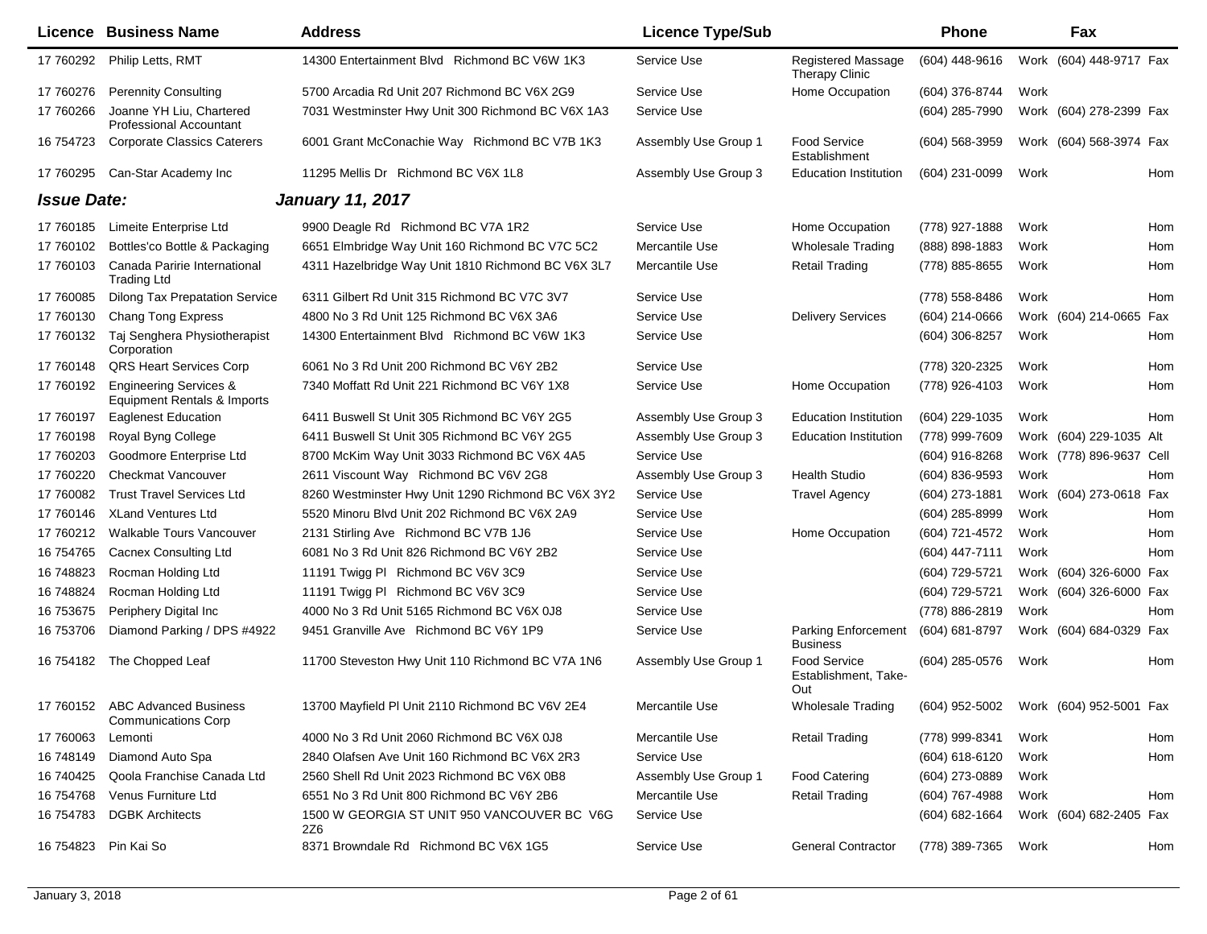| Licence | Business Name | Address | Licence Type/Sub | | Phone | | Fax | |
|---|---|---|---|---|---|---|---|---|
| 17 760292 | Philip Letts, RMT | 14300 Entertainment Blvd Richmond BC V6W 1K3 | Service Use | Registered Massage Therapy Clinic | (604) 448-9616 | Work | (604) 448-9717 | Fax |
| 17 760276 | Perennity Consulting | 5700 Arcadia Rd Unit 207 Richmond BC V6X 2G9 | Service Use | Home Occupation | (604) 376-8744 | Work | | |
| 17 760266 | Joanne YH Liu, Chartered Professional Accountant | 7031 Westminster Hwy Unit 300 Richmond BC V6X 1A3 | Service Use | | (604) 285-7990 | Work | (604) 278-2399 | Fax |
| 16 754723 | Corporate Classics Caterers | 6001 Grant McConachie Way Richmond BC V7B 1K3 | Assembly Use Group 1 | Food Service Establishment | (604) 568-3959 | Work | (604) 568-3974 | Fax |
| 17 760295 | Can-Star Academy Inc | 11295 Mellis Dr Richmond BC V6X 1L8 | Assembly Use Group 3 | Education Institution | (604) 231-0099 | Work | | Hom |
| ***Issue Date:*** | | ***January 11, 2017*** | | | | | | |
| 17 760185 | Limeite Enterprise Ltd | 9900 Deagle Rd Richmond BC V7A 1R2 | Service Use | Home Occupation | (778) 927-1888 | Work | | Hom |
| 17 760102 | Bottles'co Bottle & Packaging | 6651 Elmbridge Way Unit 160 Richmond BC V7C 5C2 | Mercantile Use | Wholesale Trading | (888) 898-1883 | Work | | Hom |
| 17 760103 | Canada Paririe International Trading Ltd | 4311 Hazelbridge Way Unit 1810 Richmond BC V6X 3L7 | Mercantile Use | Retail Trading | (778) 885-8655 | Work | | Hom |
| 17 760085 | Dilong Tax Prepatation Service | 6311 Gilbert Rd Unit 315 Richmond BC V7C 3V7 | Service Use | | (778) 558-8486 | Work | | Hom |
| 17 760130 | Chang Tong Express | 4800 No 3 Rd Unit 125 Richmond BC V6X 3A6 | Service Use | Delivery Services | (604) 214-0666 | Work | (604) 214-0665 | Fax |
| 17 760132 | Taj Senghera Physiotherapist Corporation | 14300 Entertainment Blvd Richmond BC V6W 1K3 | Service Use | | (604) 306-8257 | Work | | Hom |
| 17 760148 | QRS Heart Services Corp | 6061 No 3 Rd Unit 200 Richmond BC V6Y 2B2 | Service Use | | (778) 320-2325 | Work | | Hom |
| 17 760192 | Engineering Services & Equipment Rentals & Imports | 7340 Moffatt Rd Unit 221 Richmond BC V6Y 1X8 | Service Use | Home Occupation | (778) 926-4103 | Work | | Hom |
| 17 760197 | Eaglenest Education | 6411 Buswell St Unit 305 Richmond BC V6Y 2G5 | Assembly Use Group 3 | Education Institution | (604) 229-1035 | Work | | Hom |
| 17 760198 | Royal Byng College | 6411 Buswell St Unit 305 Richmond BC V6Y 2G5 | Assembly Use Group 3 | Education Institution | (778) 999-7609 | Work | (604) 229-1035 | Alt |
| 17 760203 | Goodmore Enterprise Ltd | 8700 McKim Way Unit 3033 Richmond BC V6X 4A5 | Service Use | | (604) 916-8268 | Work | (778) 896-9637 | Cell |
| 17 760220 | Checkmat Vancouver | 2611 Viscount Way Richmond BC V6V 2G8 | Assembly Use Group 3 | Health Studio | (604) 836-9593 | Work | | Hom |
| 17 760082 | Trust Travel Services Ltd | 8260 Westminster Hwy Unit 1290 Richmond BC V6X 3Y2 | Service Use | Travel Agency | (604) 273-1881 | Work | (604) 273-0618 | Fax |
| 17 760146 | XLand Ventures Ltd | 5520 Minoru Blvd Unit 202 Richmond BC V6X 2A9 | Service Use | | (604) 285-8999 | Work | | Hom |
| 17 760212 | Walkable Tours Vancouver | 2131 Stirling Ave Richmond BC V7B 1J6 | Service Use | Home Occupation | (604) 721-4572 | Work | | Hom |
| 16 754765 | Cacnex Consulting Ltd | 6081 No 3 Rd Unit 826 Richmond BC V6Y 2B2 | Service Use | | (604) 447-7111 | Work | | Hom |
| 16 748823 | Rocman Holding Ltd | 11191 Twigg Pl Richmond BC V6V 3C9 | Service Use | | (604) 729-5721 | Work | (604) 326-6000 | Fax |
| 16 748824 | Rocman Holding Ltd | 11191 Twigg Pl Richmond BC V6V 3C9 | Service Use | | (604) 729-5721 | Work | (604) 326-6000 | Fax |
| 16 753675 | Periphery Digital Inc | 4000 No 3 Rd Unit 5165 Richmond BC V6X 0J8 | Service Use | | (778) 886-2819 | Work | | Hom |
| 16 753706 | Diamond Parking / DPS #4922 | 9451 Granville Ave Richmond BC V6Y 1P9 | Service Use | Parking Enforcement Business | (604) 681-8797 | Work | (604) 684-0329 | Fax |
| 16 754182 | The Chopped Leaf | 11700 Steveston Hwy Unit 110 Richmond BC V7A 1N6 | Assembly Use Group 1 | Food Service Establishment, Take-Out | (604) 285-0576 | Work | | Hom |
| 17 760152 | ABC Advanced Business Communications Corp | 13700 Mayfield Pl Unit 2110 Richmond BC V6V 2E4 | Mercantile Use | Wholesale Trading | (604) 952-5002 | Work | (604) 952-5001 | Fax |
| 17 760063 | Lemonti | 4000 No 3 Rd Unit 2060 Richmond BC V6X 0J8 | Mercantile Use | Retail Trading | (778) 999-8341 | Work | | Hom |
| 16 748149 | Diamond Auto Spa | 2840 Olafsen Ave Unit 160 Richmond BC V6X 2R3 | Service Use | | (604) 618-6120 | Work | | Hom |
| 16 740425 | Qoola Franchise Canada Ltd | 2560 Shell Rd Unit 2023 Richmond BC V6X 0B8 | Assembly Use Group 1 | Food Catering | (604) 273-0889 | Work | | |
| 16 754768 | Venus Furniture Ltd | 6551 No 3 Rd Unit 800 Richmond BC V6Y 2B6 | Mercantile Use | Retail Trading | (604) 767-4988 | Work | | Hom |
| 16 754783 | DGBK Architects | 1500 W GEORGIA ST UNIT 950 VANCOUVER BC V6G 2Z6 | Service Use | | (604) 682-1664 | Work | (604) 682-2405 | Fax |
| 16 754823 | Pin Kai So | 8371 Browndale Rd Richmond BC V6X 1G5 | Service Use | General Contractor | (778) 389-7365 | Work | | Hom |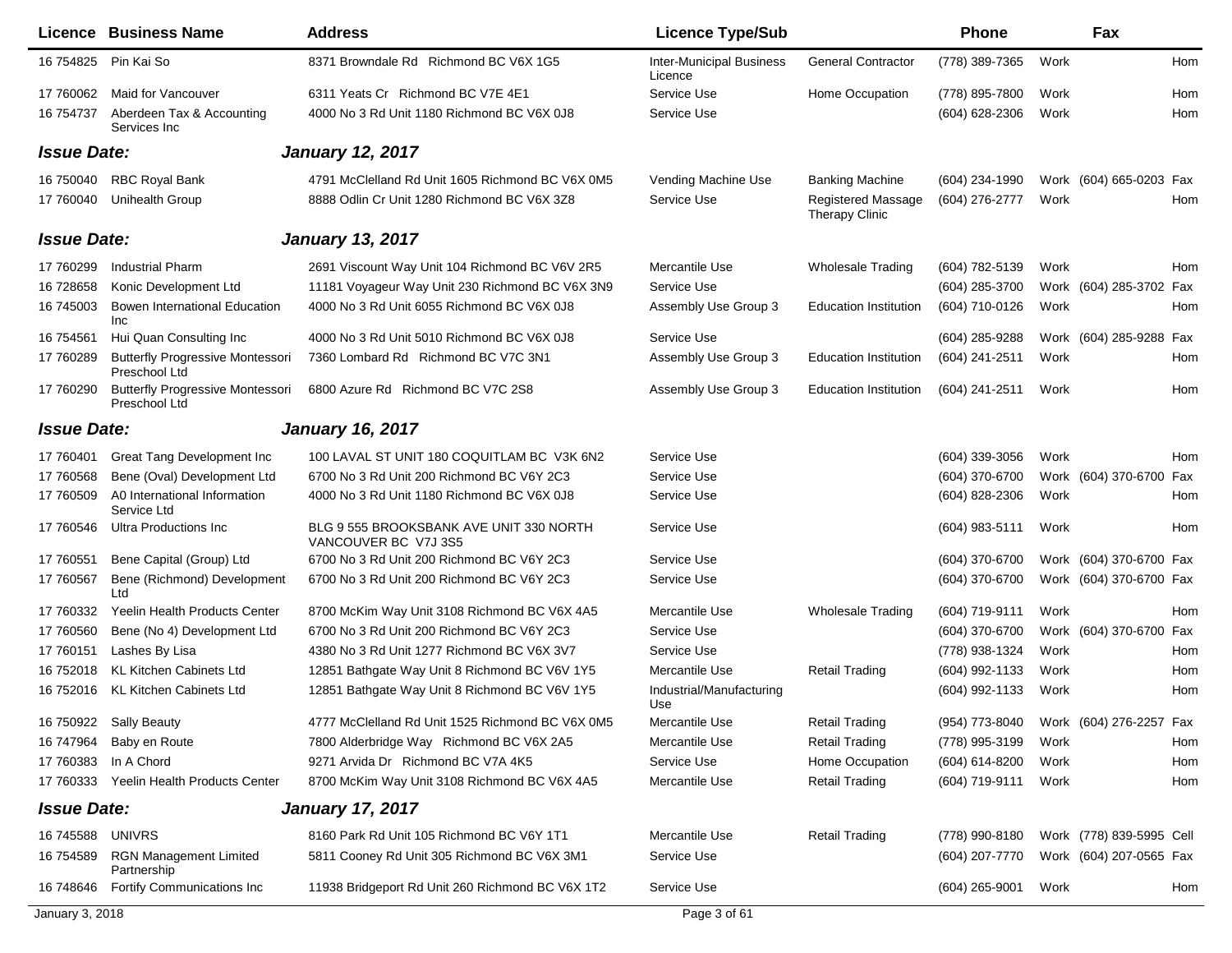| Licence | Business Name | Address | Licence Type/Sub | | Phone | | Fax | |
|---|---|---|---|---|---|---|---|---|
| 16 754825 | Pin Kai So | 8371 Browndale Rd Richmond BC V6X 1G5 | Inter-Municipal Business Licence | General Contractor | (778) 389-7365 | Work | | Hom |
| 17 760062 | Maid for Vancouver | 6311 Yeats Cr Richmond BC V7E 4E1 | Service Use | Home Occupation | (778) 895-7800 | Work | | Hom |
| 16 754737 | Aberdeen Tax & Accounting Services Inc | 4000 No 3 Rd Unit 1180 Richmond BC V6X 0J8 | Service Use | | (604) 628-2306 | Work | | Hom |
| ***Issue Date:*** | | ***January 12, 2017*** | | | | | | |
| 16 750040 | RBC Royal Bank | 4791 McClelland Rd Unit 1605 Richmond BC V6X 0M5 | Vending Machine Use | Banking Machine | (604) 234-1990 | Work | (604) 665-0203 | Fax |
| 17 760040 | Unihealth Group | 8888 Odlin Cr Unit 1280 Richmond BC V6X 3Z8 | Service Use | Registered Massage Therapy Clinic | (604) 276-2777 | Work | | Hom |
| ***Issue Date:*** | | ***January 13, 2017*** | | | | | | |
| 17 760299 | Industrial Pharm | 2691 Viscount Way Unit 104 Richmond BC V6V 2R5 | Mercantile Use | Wholesale Trading | (604) 782-5139 | Work | | Hom |
| 16 728658 | Konic Development Ltd | 11181 Voyageur Way Unit 230 Richmond BC V6X 3N9 | Service Use | | (604) 285-3700 | Work | (604) 285-3702 | Fax |
| 16 745003 | Bowen International Education Inc | 4000 No 3 Rd Unit 6055 Richmond BC V6X 0J8 | Assembly Use Group 3 | Education Institution | (604) 710-0126 | Work | | Hom |
| 16 754561 | Hui Quan Consulting Inc | 4000 No 3 Rd Unit 5010 Richmond BC V6X 0J8 | Service Use | | (604) 285-9288 | Work | (604) 285-9288 | Fax |
| 17 760289 | Butterfly Progressive Montessori Preschool Ltd | 7360 Lombard Rd Richmond BC V7C 3N1 | Assembly Use Group 3 | Education Institution | (604) 241-2511 | Work | | Hom |
| 17 760290 | Butterfly Progressive Montessori Preschool Ltd | 6800 Azure Rd Richmond BC V7C 2S8 | Assembly Use Group 3 | Education Institution | (604) 241-2511 | Work | | Hom |
| ***Issue Date:*** | | ***January 16, 2017*** | | | | | | |
| 17 760401 | Great Tang Development Inc | 100 LAVAL ST UNIT 180 COQUITLAM BC V3K 6N2 | Service Use | | (604) 339-3056 | Work | | Hom |
| 17 760568 | Bene (Oval) Development Ltd | 6700 No 3 Rd Unit 200 Richmond BC V6Y 2C3 | Service Use | | (604) 370-6700 | Work | (604) 370-6700 | Fax |
| 17 760509 | A0 International Information Service Ltd | 4000 No 3 Rd Unit 1180 Richmond BC V6X 0J8 | Service Use | | (604) 828-2306 | Work | | Hom |
| 17 760546 | Ultra Productions Inc | BLG 9 555 BROOKSBANK AVE UNIT 330 NORTH VANCOUVER BC V7J 3S5 | Service Use | | (604) 983-5111 | Work | | Hom |
| 17 760551 | Bene Capital (Group) Ltd | 6700 No 3 Rd Unit 200 Richmond BC V6Y 2C3 | Service Use | | (604) 370-6700 | Work | (604) 370-6700 | Fax |
| 17 760567 | Bene (Richmond) Development Ltd | 6700 No 3 Rd Unit 200 Richmond BC V6Y 2C3 | Service Use | | (604) 370-6700 | Work | (604) 370-6700 | Fax |
| 17 760332 | Yeelin Health Products Center | 8700 McKim Way Unit 3108 Richmond BC V6X 4A5 | Mercantile Use | Wholesale Trading | (604) 719-9111 | Work | | Hom |
| 17 760560 | Bene (No 4) Development Ltd | 6700 No 3 Rd Unit 200 Richmond BC V6Y 2C3 | Service Use | | (604) 370-6700 | Work | (604) 370-6700 | Fax |
| 17 760151 | Lashes By Lisa | 4380 No 3 Rd Unit 1277 Richmond BC V6X 3V7 | Service Use | | (778) 938-1324 | Work | | Hom |
| 16 752018 | KL Kitchen Cabinets Ltd | 12851 Bathgate Way Unit 8 Richmond BC V6V 1Y5 | Mercantile Use | Retail Trading | (604) 992-1133 | Work | | Hom |
| 16 752016 | KL Kitchen Cabinets Ltd | 12851 Bathgate Way Unit 8 Richmond BC V6V 1Y5 | Industrial/Manufacturing Use | | (604) 992-1133 | Work | | Hom |
| 16 750922 | Sally Beauty | 4777 McClelland Rd Unit 1525 Richmond BC V6X 0M5 | Mercantile Use | Retail Trading | (954) 773-8040 | Work | (604) 276-2257 | Fax |
| 16 747964 | Baby en Route | 7800 Alderbridge Way Richmond BC V6X 2A5 | Mercantile Use | Retail Trading | (778) 995-3199 | Work | | Hom |
| 17 760383 | In A Chord | 9271 Arvida Dr Richmond BC V7A 4K5 | Service Use | Home Occupation | (604) 614-8200 | Work | | Hom |
| 17 760333 | Yeelin Health Products Center | 8700 McKim Way Unit 3108 Richmond BC V6X 4A5 | Mercantile Use | Retail Trading | (604) 719-9111 | Work | | Hom |
| ***Issue Date:*** | | ***January 17, 2017*** | | | | | | |
| 16 745588 | UNIVRS | 8160 Park Rd Unit 105 Richmond BC V6Y 1T1 | Mercantile Use | Retail Trading | (778) 990-8180 | Work | (778) 839-5995 | Cell |
| 16 754589 | RGN Management Limited Partnership | 5811 Cooney Rd Unit 305 Richmond BC V6X 3M1 | Service Use | | (604) 207-7770 | Work | (604) 207-0565 | Fax |
| 16 748646 | Fortify Communications Inc | 11938 Bridgeport Rd Unit 260 Richmond BC V6X 1T2 | Service Use | | (604) 265-9001 | Work | | Hom |

January 3, 2018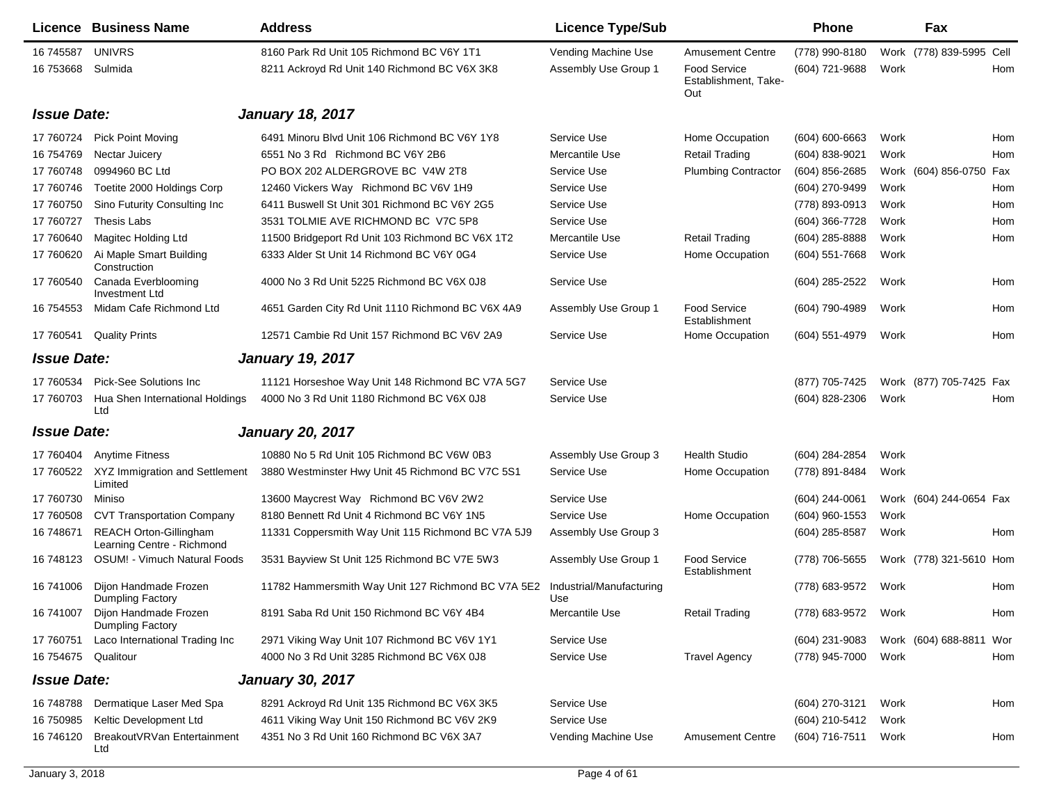| Licence | Business Name | Address | Licence Type/Sub | | Phone | | Fax | |
|---|---|---|---|---|---|---|---|---|
| 16 745587 | UNIVRS | 8160 Park Rd Unit 105 Richmond BC V6Y 1T1 | Vending Machine Use | Amusement Centre | (778) 990-8180 | Work | (778) 839-5995 | Cell |
| 16 753668 | Sulmida | 8211 Ackroyd Rd Unit 140 Richmond BC V6X 3K8 | Assembly Use Group 1 | Food Service Establishment, Take-Out | (604) 721-9688 | Work | | Hom |
| ***Issue Date:*** | | ***January 18, 2017*** | | | | | | |
| 17 760724 | Pick Point Moving | 6491 Minoru Blvd Unit 106 Richmond BC V6Y 1Y8 | Service Use | Home Occupation | (604) 600-6663 | Work | | Hom |
| 16 754769 | Nectar Juicery | 6551 No 3 Rd Richmond BC V6Y 2B6 | Mercantile Use | Retail Trading | (604) 838-9021 | Work | | Hom |
| 17 760748 | 0994960 BC Ltd | PO BOX 202 ALDERGROVE BC V4W 2T8 | Service Use | Plumbing Contractor | (604) 856-2685 | Work | (604) 856-0750 | Fax |
| 17 760746 | Toetite 2000 Holdings Corp | 12460 Vickers Way Richmond BC V6V 1H9 | Service Use | | (604) 270-9499 | Work | | Hom |
| 17 760750 | Sino Futurity Consulting Inc | 6411 Buswell St Unit 301 Richmond BC V6Y 2G5 | Service Use | | (778) 893-0913 | Work | | Hom |
| 17 760727 | Thesis Labs | 3531 TOLMIE AVE RICHMOND BC V7C 5P8 | Service Use | | (604) 366-7728 | Work | | Hom |
| 17 760640 | Magitec Holding Ltd | 11500 Bridgeport Rd Unit 103 Richmond BC V6X 1T2 | Mercantile Use | Retail Trading | (604) 285-8888 | Work | | Hom |
| 17 760620 | Ai Maple Smart Building Construction | 6333 Alder St Unit 14 Richmond BC V6Y 0G4 | Service Use | Home Occupation | (604) 551-7668 | Work | | |
| 17 760540 | Canada Everblooming Investment Ltd | 4000 No 3 Rd Unit 5225 Richmond BC V6X 0J8 | Service Use | | (604) 285-2522 | Work | | Hom |
| 16 754553 | Midam Cafe Richmond Ltd | 4651 Garden City Rd Unit 1110 Richmond BC V6X 4A9 | Assembly Use Group 1 | Food Service Establishment | (604) 790-4989 | Work | | Hom |
| 17 760541 | Quality Prints | 12571 Cambie Rd Unit 157 Richmond BC V6V 2A9 | Service Use | Home Occupation | (604) 551-4979 | Work | | Hom |
| ***Issue Date:*** | | ***January 19, 2017*** | | | | | | |
| 17 760534 | Pick-See Solutions Inc | 11121 Horseshoe Way Unit 148 Richmond BC V7A 5G7 | Service Use | | (877) 705-7425 | Work | (877) 705-7425 | Fax |
| 17 760703 | Hua Shen International Holdings Ltd | 4000 No 3 Rd Unit 1180 Richmond BC V6X 0J8 | Service Use | | (604) 828-2306 | Work | | Hom |
| ***Issue Date:*** | | ***January 20, 2017*** | | | | | | |
| 17 760404 | Anytime Fitness | 10880 No 5 Rd Unit 105 Richmond BC V6W 0B3 | Assembly Use Group 3 | Health Studio | (604) 284-2854 | Work | | |
| 17 760522 | XYZ Immigration and Settlement Limited | 3880 Westminster Hwy Unit 45 Richmond BC V7C 5S1 | Service Use | Home Occupation | (778) 891-8484 | Work | | |
| 17 760730 | Miniso | 13600 Maycrest Way Richmond BC V6V 2W2 | Service Use | | (604) 244-0061 | Work | (604) 244-0654 | Fax |
| 17 760508 | CVT Transportation Company | 8180 Bennett Rd Unit 4 Richmond BC V6Y 1N5 | Service Use | Home Occupation | (604) 960-1553 | Work | | |
| 16 748671 | REACH Orton-Gillingham Learning Centre - Richmond | 11331 Coppersmith Way Unit 115 Richmond BC V7A 5J9 | Assembly Use Group 3 | | (604) 285-8587 | Work | | Hom |
| 16 748123 | OSUM! - Vimuch Natural Foods | 3531 Bayview St Unit 125 Richmond BC V7E 5W3 | Assembly Use Group 1 | Food Service Establishment | (778) 706-5655 | Work | (778) 321-5610 | Hom |
| 16 741006 | Dijon Handmade Frozen Dumpling Factory | 11782 Hammersmith Way Unit 127 Richmond BC V7A 5E2 | Industrial/Manufacturing Use | | (778) 683-9572 | Work | | Hom |
| 16 741007 | Dijon Handmade Frozen Dumpling Factory | 8191 Saba Rd Unit 150 Richmond BC V6Y 4B4 | Mercantile Use | Retail Trading | (778) 683-9572 | Work | | Hom |
| 17 760751 | Laco International Trading Inc | 2971 Viking Way Unit 107 Richmond BC V6V 1Y1 | Service Use | | (604) 231-9083 | Work | (604) 688-8811 | Wor |
| 16 754675 | Qualitour | 4000 No 3 Rd Unit 3285 Richmond BC V6X 0J8 | Service Use | Travel Agency | (778) 945-7000 | Work | | Hom |
| ***Issue Date:*** | | ***January 30, 2017*** | | | | | | |
| 16 748788 | Dermatique Laser Med Spa | 8291 Ackroyd Rd Unit 135 Richmond BC V6X 3K5 | Service Use | | (604) 270-3121 | Work | | Hom |
| 16 750985 | Keltic Development Ltd | 4611 Viking Way Unit 150 Richmond BC V6V 2K9 | Service Use | | (604) 210-5412 | Work | | |
| 16 746120 | BreakoutVRVan Entertainment Ltd | 4351 No 3 Rd Unit 160 Richmond BC V6X 3A7 | Vending Machine Use | Amusement Centre | (604) 716-7511 | Work | | Hom |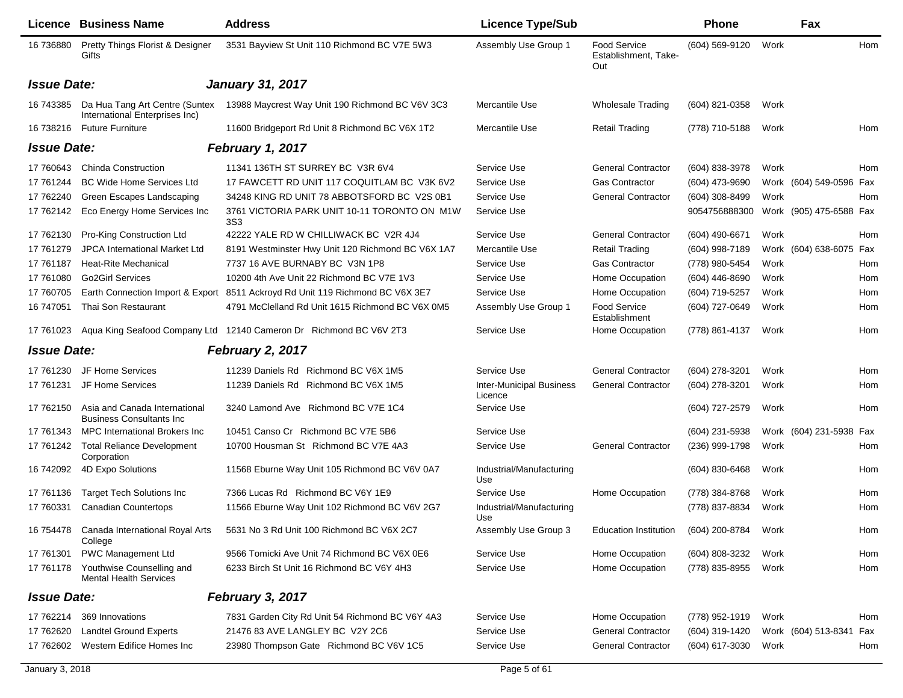| Licence | Business Name | Address | Licence Type/Sub | | Phone | | Fax | |
|---|---|---|---|---|---|---|---|---|
| 16 736880 | Pretty Things Florist & Designer Gifts | 3531 Bayview St Unit 110 Richmond BC V7E 5W3 | Assembly Use Group 1 | Food Service Establishment, Take-Out | (604) 569-9120 | Work | | Hom |
| ***Issue Date:*** | | ***January 31, 2017*** | | | | | | |
| 16 743385 | Da Hua Tang Art Centre (Suntex International Enterprises Inc) | 13988 Maycrest Way Unit 190 Richmond BC V6V 3C3 | Mercantile Use | Wholesale Trading | (604) 821-0358 | Work | | |
| 16 738216 | Future Furniture | 11600 Bridgeport Rd Unit 8 Richmond BC V6X 1T2 | Mercantile Use | Retail Trading | (778) 710-5188 | Work | | Hom |
| ***Issue Date:*** | | ***February 1, 2017*** | | | | | | |
| 17 760643 | Chinda Construction | 11341 136TH ST SURREY BC V3R 6V4 | Service Use | General Contractor | (604) 838-3978 | Work | | Hom |
| 17 761244 | BC Wide Home Services Ltd | 17 FAWCETT RD UNIT 117 COQUITLAM BC V3K 6V2 | Service Use | Gas Contractor | (604) 473-9690 | Work | (604) 549-0596 | Fax |
| 17 762240 | Green Escapes Landscaping | 34248 KING RD UNIT 78 ABBOTSFORD BC V2S 0B1 | Service Use | General Contractor | (604) 308-8499 | Work | | Hom |
| 17 762142 | Eco Energy Home Services Inc | 3761 VICTORIA PARK UNIT 10-11 TORONTO ON M1W 3S3 | Service Use | | 9054756888300 | Work | (905) 475-6588 | Fax |
| 17 762130 | Pro-King Construction Ltd | 42222 YALE RD W CHILLIWACK BC V2R 4J4 | Service Use | General Contractor | (604) 490-6671 | Work | | Hom |
| 17 761279 | JPCA International Market Ltd | 8191 Westminster Hwy Unit 120 Richmond BC V6X 1A7 | Mercantile Use | Retail Trading | (604) 998-7189 | Work | (604) 638-6075 | Fax |
| 17 761187 | Heat-Rite Mechanical | 7737 16 AVE BURNABY BC V3N 1P8 | Service Use | Gas Contractor | (778) 980-5454 | Work | | Hom |
| 17 761080 | Go2Girl Services | 10200 4th Ave Unit 22 Richmond BC V7E 1V3 | Service Use | Home Occupation | (604) 446-8690 | Work | | Hom |
| 17 760705 | Earth Connection Import & Export | 8511 Ackroyd Rd Unit 119 Richmond BC V6X 3E7 | Service Use | Home Occupation | (604) 719-5257 | Work | | Hom |
| 16 747051 | Thai Son Restaurant | 4791 McClelland Rd Unit 1615 Richmond BC V6X 0M5 | Assembly Use Group 1 | Food Service Establishment | (604) 727-0649 | Work | | Hom |
| 17 761023 | Aqua King Seafood Company Ltd | 12140 Cameron Dr Richmond BC V6V 2T3 | Service Use | Home Occupation | (778) 861-4137 | Work | | Hom |
| ***Issue Date:*** | | ***February 2, 2017*** | | | | | | |
| 17 761230 | JF Home Services | 11239 Daniels Rd Richmond BC V6X 1M5 | Service Use | General Contractor | (604) 278-3201 | Work | | Hom |
| 17 761231 | JF Home Services | 11239 Daniels Rd Richmond BC V6X 1M5 | Inter-Municipal Business Licence | General Contractor | (604) 278-3201 | Work | | Hom |
| 17 762150 | Asia and Canada International Business Consultants Inc | 3240 Lamond Ave Richmond BC V7E 1C4 | Service Use | | (604) 727-2579 | Work | | Hom |
| 17 761343 | MPC International Brokers Inc | 10451 Canso Cr Richmond BC V7E 5B6 | Service Use | | (604) 231-5938 | Work | (604) 231-5938 | Fax |
| 17 761242 | Total Reliance Development Corporation | 10700 Housman St Richmond BC V7E 4A3 | Service Use | General Contractor | (236) 999-1798 | Work | | Hom |
| 16 742092 | 4D Expo Solutions | 11568 Eburne Way Unit 105 Richmond BC V6V 0A7 | Industrial/Manufacturing Use | | (604) 830-6468 | Work | | Hom |
| 17 761136 | Target Tech Solutions Inc | 7366 Lucas Rd Richmond BC V6Y 1E9 | Service Use | Home Occupation | (778) 384-8768 | Work | | Hom |
| 17 760331 | Canadian Countertops | 11566 Eburne Way Unit 102 Richmond BC V6V 2G7 | Industrial/Manufacturing Use | | (778) 837-8834 | Work | | Hom |
| 16 754478 | Canada International Royal Arts College | 5631 No 3 Rd Unit 100 Richmond BC V6X 2C7 | Assembly Use Group 3 | Education Institution | (604) 200-8784 | Work | | Hom |
| 17 761301 | PWC Management Ltd | 9566 Tomicki Ave Unit 74 Richmond BC V6X 0E6 | Service Use | Home Occupation | (604) 808-3232 | Work | | Hom |
| 17 761178 | Youthwise Counselling and Mental Health Services | 6233 Birch St Unit 16 Richmond BC V6Y 4H3 | Service Use | Home Occupation | (778) 835-8955 | Work | | Hom |
| ***Issue Date:*** | | ***February 3, 2017*** | | | | | | |
| 17 762214 | 369 Innovations | 7831 Garden City Rd Unit 54 Richmond BC V6Y 4A3 | Service Use | Home Occupation | (778) 952-1919 | Work | | Hom |
| 17 762620 | Landtel Ground Experts | 21476 83 AVE LANGLEY BC V2Y 2C6 | Service Use | General Contractor | (604) 319-1420 | Work | (604) 513-8341 | Fax |
| 17 762602 | Western Edifice Homes Inc | 23980 Thompson Gate Richmond BC V6V 1C5 | Service Use | General Contractor | (604) 617-3030 | Work | | Hom |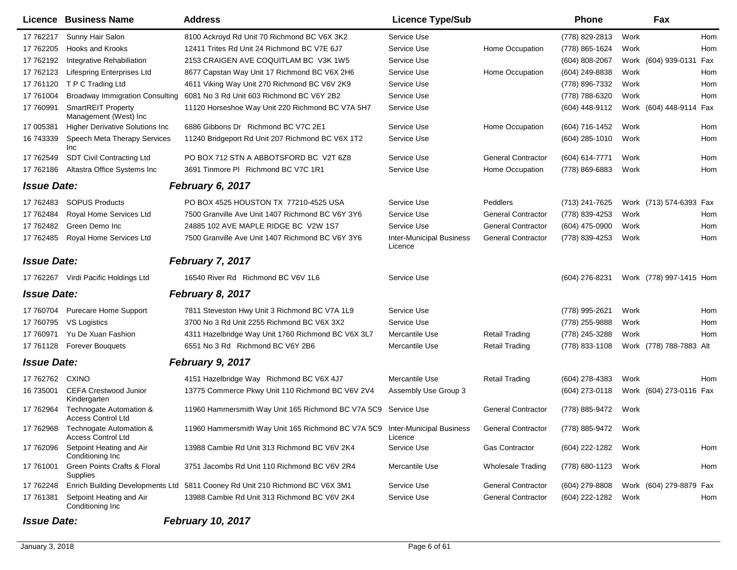| Licence | Business Name | Address | Licence Type/Sub | | Phone | | Fax | |
|---|---|---|---|---|---|---|---|---|
| 17 762217 | Sunny Hair Salon | 8100 Ackroyd Rd Unit 70 Richmond BC V6X 3K2 | Service Use | | (778) 829-2813 | Work | | Hom |
| 17 762205 | Hooks and Krooks | 12411 Trites Rd Unit 24 Richmond BC V7E 6J7 | Service Use | Home Occupation | (778) 865-1624 | Work | | Hom |
| 17 762192 | Integrative Rehabiliation | 2153 CRAIGEN AVE COQUITLAM BC V3K 1W5 | Service Use | | (604) 808-2067 | Work | (604) 939-0131 | Fax |
| 17 762123 | Lifespring Enterprises Ltd | 8677 Capstan Way Unit 17 Richmond BC V6X 2H6 | Service Use | Home Occupation | (604) 249-8838 | Work | | Hom |
| 17 761120 | T P C Trading Ltd | 4611 Viking Way Unit 270 Richmond BC V6V 2K9 | Service Use | | (778) 896-7332 | Work | | Hom |
| 17 761004 | Broadway Immigration Consulting | 6081 No 3 Rd Unit 603 Richmond BC V6Y 2B2 | Service Use | | (778) 788-6320 | Work | | Hom |
| 17 760991 | SmartREIT Property Management (West) Inc | 11120 Horseshoe Way Unit 220 Richmond BC V7A 5H7 | Service Use | | (604) 448-9112 | Work | (604) 448-9114 | Fax |
| 17 005381 | Higher Derivative Solutions Inc | 6886 Gibbons Dr Richmond BC V7C 2E1 | Service Use | Home Occupation | (604) 716-1452 | Work | | Hom |
| 16 743339 | Speech Meta Therapy Services Inc | 11240 Bridgeport Rd Unit 207 Richmond BC V6X 1T2 | Service Use | | (604) 285-1010 | Work | | Hom |
| 17 762549 | SDT Civil Contracting Ltd | PO BOX 712 STN A ABBOTSFORD BC V2T 6Z8 | Service Use | General Contractor | (604) 614-7771 | Work | | Hom |
| 17 762186 | Altastra Office Systems Inc | 3691 Tinmore Pl Richmond BC V7C 1R1 | Service Use | Home Occupation | (778) 869-6883 | Work | | Hom |
| ***Issue Date:*** | | ***February 6, 2017*** | | | | | | |
| 17 762483 | SOPUS Products | PO BOX 4525 HOUSTON TX 77210-4525 USA | Service Use | Peddlers | (713) 241-7625 | Work | (713) 574-6393 | Fax |
| 17 762484 | Royal Home Services Ltd | 7500 Granville Ave Unit 1407 Richmond BC V6Y 3Y6 | Service Use | General Contractor | (778) 839-4253 | Work | | Hom |
| 17 762482 | Green Demo Inc | 24885 102 AVE MAPLE RIDGE BC V2W 1S7 | Service Use | General Contractor | (604) 475-0900 | Work | | Hom |
| 17 762485 | Royal Home Services Ltd | 7500 Granville Ave Unit 1407 Richmond BC V6Y 3Y6 | Inter-Municipal Business Licence | General Contractor | (778) 839-4253 | Work | | Hom |
| ***Issue Date:*** | | ***February 7, 2017*** | | | | | | |
| 17 762267 | Virdi Pacific Holdings Ltd | 16540 River Rd Richmond BC V6V 1L6 | Service Use | | (604) 276-8231 | Work | (778) 997-1415 | Hom |
| ***Issue Date:*** | | ***February 8, 2017*** | | | | | | |
| 17 760704 | Purecare Home Support | 7811 Steveston Hwy Unit 3 Richmond BC V7A 1L9 | Service Use | | (778) 995-2621 | Work | | Hom |
| 17 760795 | VS Logistics | 3700 No 3 Rd Unit 2255 Richmond BC V6X 3X2 | Service Use | | (778) 255-9888 | Work | | Hom |
| 17 760971 | Yu De Xuan Fashion | 4311 Hazelbridge Way Unit 1760 Richmond BC V6X 3L7 | Mercantile Use | Retail Trading | (778) 245-3288 | Work | | Hom |
| 17 761128 | Forever Bouquets | 6551 No 3 Rd Richmond BC V6Y 2B6 | Mercantile Use | Retail Trading | (778) 833-1108 | Work | (778) 788-7883 | Alt |
| ***Issue Date:*** | | ***February 9, 2017*** | | | | | | |
| 17 762762 | CXINO | 4151 Hazelbridge Way Richmond BC V6X 4J7 | Mercantile Use | Retail Trading | (604) 278-4383 | Work | | Hom |
| 16 735001 | CEFA Crestwood Junior Kindergarten | 13775 Commerce Pkwy Unit 110 Richmond BC V6V 2V4 | Assembly Use Group 3 | | (604) 273-0118 | Work | (604) 273-0116 | Fax |
| 17 762964 | Technogate Automation & Access Control Ltd | 11960 Hammersmith Way Unit 165 Richmond BC V7A 5C9 | Service Use | General Contractor | (778) 885-9472 | Work | | |
| 17 762968 | Technogate Automation & Access Control Ltd | 11960 Hammersmith Way Unit 165 Richmond BC V7A 5C9 | Inter-Municipal Business Licence | General Contractor | (778) 885-9472 | Work | | |
| 17 762096 | Setpoint Heating and Air Conditioning Inc | 13988 Cambie Rd Unit 313 Richmond BC V6V 2K4 | Service Use | Gas Contractor | (604) 222-1282 | Work | | Hom |
| 17 761001 | Green Points Crafts & Floral Supplies | 3751 Jacombs Rd Unit 110 Richmond BC V6V 2R4 | Mercantile Use | Wholesale Trading | (778) 680-1123 | Work | | Hom |
| 17 762248 | Enrich Building Developments Ltd | 5811 Cooney Rd Unit 210 Richmond BC V6X 3M1 | Service Use | General Contractor | (604) 279-8808 | Work | (604) 279-8879 | Fax |
| 17 761381 | Setpoint Heating and Air Conditioning Inc | 13988 Cambie Rd Unit 313 Richmond BC V6V 2K4 | Service Use | General Contractor | (604) 222-1282 | Work | | Hom |
| ***Issue Date:*** | | ***February 10, 2017*** | | | | | | |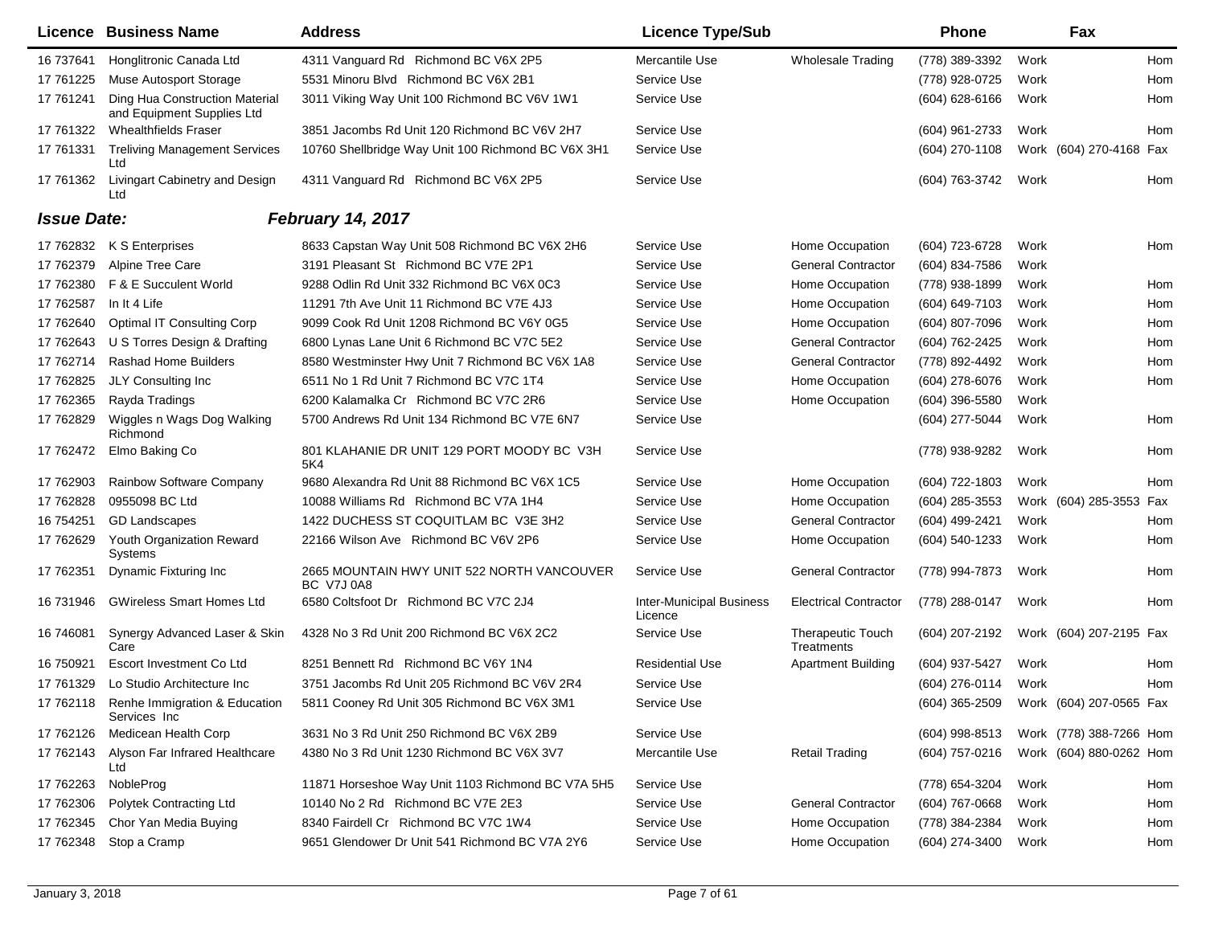| Licence | Business Name | Address | Licence Type/Sub | | Phone | | Fax | |
|---|---|---|---|---|---|---|---|---|
| 16 737641 | Honglitronic Canada Ltd | 4311 Vanguard Rd Richmond BC V6X 2P5 | Mercantile Use | Wholesale Trading | (778) 389-3392 | Work | | Hom |
| 17 761225 | Muse Autosport Storage | 5531 Minoru Blvd Richmond BC V6X 2B1 | Service Use | | (778) 928-0725 | Work | | Hom |
| 17 761241 | Ding Hua Construction Material and Equipment Supplies Ltd | 3011 Viking Way Unit 100 Richmond BC V6V 1W1 | Service Use | | (604) 628-6166 | Work | | Hom |
| 17 761322 | Whealthfields Fraser | 3851 Jacombs Rd Unit 120 Richmond BC V6V 2H7 | Service Use | | (604) 961-2733 | Work | | Hom |
| 17 761331 | Treliving Management Services Ltd | 10760 Shellbridge Way Unit 100 Richmond BC V6X 3H1 | Service Use | | (604) 270-1108 | Work | (604) 270-4168 | Fax |
| 17 761362 | Livingart Cabinetry and Design Ltd | 4311 Vanguard Rd Richmond BC V6X 2P5 | Service Use | | (604) 763-3742 | Work | | Hom |

***Issue Date:*** ***February 14, 2017***

| Licence | Business Name | Address | Licence Type/Sub | | Phone | | Fax | |
|---|---|---|---|---|---|---|---|---|
| 17 762832 | K S Enterprises | 8633 Capstan Way Unit 508 Richmond BC V6X 2H6 | Service Use | Home Occupation | (604) 723-6728 | Work | | Hom |
| 17 762379 | Alpine Tree Care | 3191 Pleasant St Richmond BC V7E 2P1 | Service Use | General Contractor | (604) 834-7586 | Work | | |
| 17 762380 | F & E Succulent World | 9288 Odlin Rd Unit 332 Richmond BC V6X 0C3 | Service Use | Home Occupation | (778) 938-1899 | Work | | Hom |
| 17 762587 | In It 4 Life | 11291 7th Ave Unit 11 Richmond BC V7E 4J3 | Service Use | Home Occupation | (604) 649-7103 | Work | | Hom |
| 17 762640 | Optimal IT Consulting Corp | 9099 Cook Rd Unit 1208 Richmond BC V6Y 0G5 | Service Use | Home Occupation | (604) 807-7096 | Work | | Hom |
| 17 762643 | U S Torres Design & Drafting | 6800 Lynas Lane Unit 6 Richmond BC V7C 5E2 | Service Use | General Contractor | (604) 762-2425 | Work | | Hom |
| 17 762714 | Rashad Home Builders | 8580 Westminster Hwy Unit 7 Richmond BC V6X 1A8 | Service Use | General Contractor | (778) 892-4492 | Work | | Hom |
| 17 762825 | JLY Consulting Inc | 6511 No 1 Rd Unit 7 Richmond BC V7C 1T4 | Service Use | Home Occupation | (604) 278-6076 | Work | | Hom |
| 17 762365 | Rayda Tradings | 6200 Kalamalka Cr Richmond BC V7C 2R6 | Service Use | Home Occupation | (604) 396-5580 | Work | | |
| 17 762829 | Wiggles n Wags Dog Walking Richmond | 5700 Andrews Rd Unit 134 Richmond BC V7E 6N7 | Service Use | | (604) 277-5044 | Work | | Hom |
| 17 762472 | Elmo Baking Co | 801 KLAHANIE DR UNIT 129 PORT MOODY BC V3H 5K4 | Service Use | | (778) 938-9282 | Work | | Hom |
| 17 762903 | Rainbow Software Company | 9680 Alexandra Rd Unit 88 Richmond BC V6X 1C5 | Service Use | Home Occupation | (604) 722-1803 | Work | | Hom |
| 17 762828 | 0955098 BC Ltd | 10088 Williams Rd Richmond BC V7A 1H4 | Service Use | Home Occupation | (604) 285-3553 | Work | (604) 285-3553 | Fax |
| 16 754251 | GD Landscapes | 1422 DUCHESS ST COQUITLAM BC V3E 3H2 | Service Use | General Contractor | (604) 499-2421 | Work | | Hom |
| 17 762629 | Youth Organization Reward Systems | 22166 Wilson Ave Richmond BC V6V 2P6 | Service Use | Home Occupation | (604) 540-1233 | Work | | Hom |
| 17 762351 | Dynamic Fixturing Inc | 2665 MOUNTAIN HWY UNIT 522 NORTH VANCOUVER BC V7J 0A8 | Service Use | General Contractor | (778) 994-7873 | Work | | Hom |
| 16 731946 | GWireless Smart Homes Ltd | 6580 Coltsfoot Dr Richmond BC V7C 2J4 | Inter-Municipal Business Licence | Electrical Contractor | (778) 288-0147 | Work | | Hom |
| 16 746081 | Synergy Advanced Laser & Skin Care | 4328 No 3 Rd Unit 200 Richmond BC V6X 2C2 | Service Use | Therapeutic Touch Treatments | (604) 207-2192 | Work | (604) 207-2195 | Fax |
| 16 750921 | Escort Investment Co Ltd | 8251 Bennett Rd Richmond BC V6Y 1N4 | Residential Use | Apartment Building | (604) 937-5427 | Work | | Hom |
| 17 761329 | Lo Studio Architecture Inc | 3751 Jacombs Rd Unit 205 Richmond BC V6V 2R4 | Service Use | | (604) 276-0114 | Work | | Hom |
| 17 762118 | Renhe Immigration & Education Services Inc | 5811 Cooney Rd Unit 305 Richmond BC V6X 3M1 | Service Use | | (604) 365-2509 | Work | (604) 207-0565 | Fax |
| 17 762126 | Medicean Health Corp | 3631 No 3 Rd Unit 250 Richmond BC V6X 2B9 | Service Use | | (604) 998-8513 | Work | (778) 388-7266 | Hom |
| 17 762143 | Alyson Far Infrared Healthcare Ltd | 4380 No 3 Rd Unit 1230 Richmond BC V6X 3V7 | Mercantile Use | Retail Trading | (604) 757-0216 | Work | (604) 880-0262 | Hom |
| 17 762263 | NobleProg | 11871 Horseshoe Way Unit 1103 Richmond BC V7A 5H5 | Service Use | | (778) 654-3204 | Work | | Hom |
| 17 762306 | Polytek Contracting Ltd | 10140 No 2 Rd Richmond BC V7E 2E3 | Service Use | General Contractor | (604) 767-0668 | Work | | Hom |
| 17 762345 | Chor Yan Media Buying | 8340 Fairdell Cr Richmond BC V7C 1W4 | Service Use | Home Occupation | (778) 384-2384 | Work | | Hom |
| 17 762348 | Stop a Cramp | 9651 Glendower Dr Unit 541 Richmond BC V7A 2Y6 | Service Use | Home Occupation | (604) 274-3400 | Work | | Hom |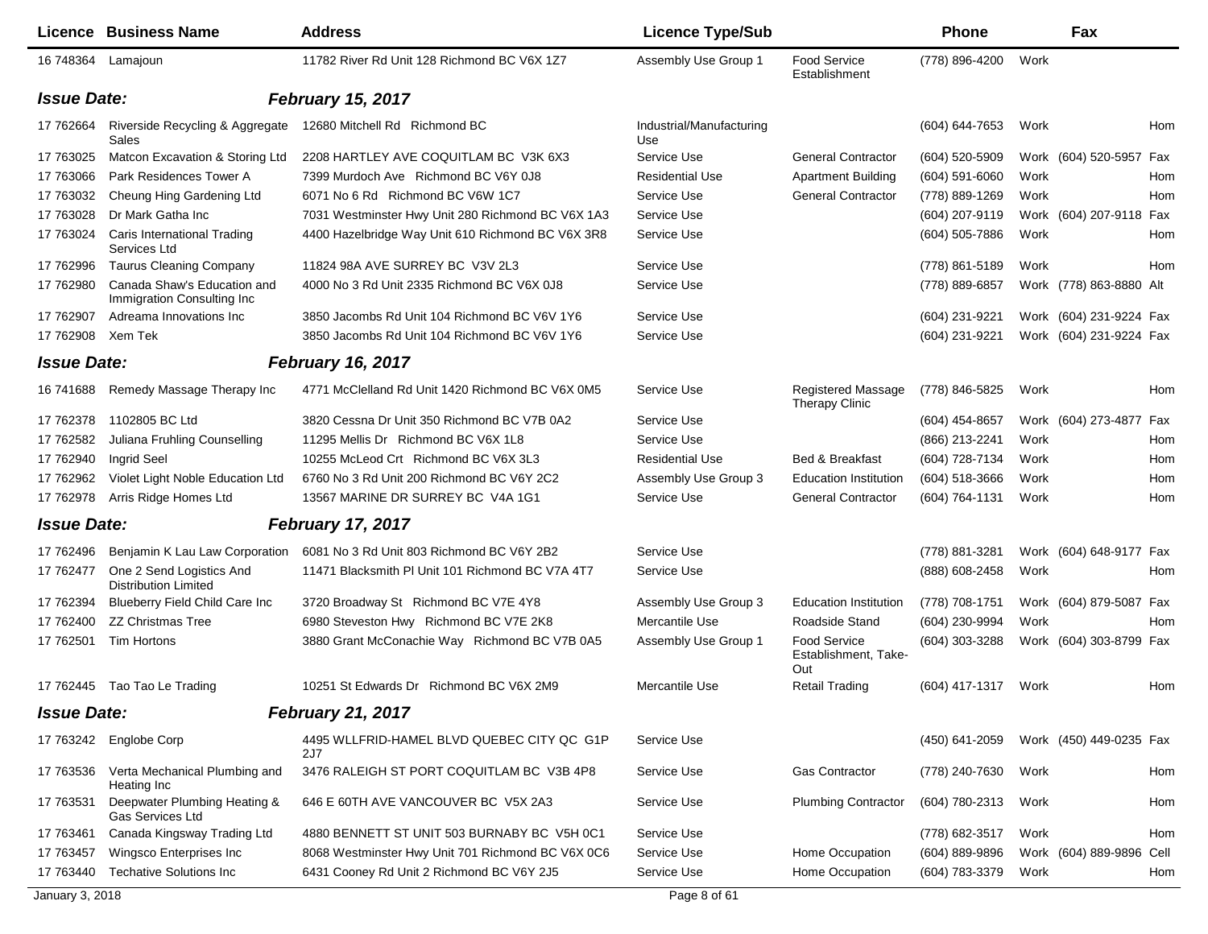| Licence | Business Name | Address | Licence Type/Sub | | Phone | | Fax | |
|---|---|---|---|---|---|---|---|---|
| 16 748364 | Lamajoun | 11782 River Rd Unit 128 Richmond BC V6X 1Z7 | Assembly Use Group 1 | Food Service Establishment | (778) 896-4200 | Work | | |
| ***Issue Date:*** | | ***February 15, 2017*** | | | | | | |
| 17 762664 | Riverside Recycling & Aggregate Sales | 12680 Mitchell Rd Richmond BC | Industrial/Manufacturing Use | | (604) 644-7653 | Work | | Hom |
| 17 763025 | Matcon Excavation & Storing Ltd | 2208 HARTLEY AVE COQUITLAM BC V3K 6X3 | Service Use | General Contractor | (604) 520-5909 | Work | (604) 520-5957 | Fax |
| 17 763066 | Park Residences Tower A | 7399 Murdoch Ave Richmond BC V6Y 0J8 | Residential Use | Apartment Building | (604) 591-6060 | Work | | Hom |
| 17 763032 | Cheung Hing Gardening Ltd | 6071 No 6 Rd Richmond BC V6W 1C7 | Service Use | General Contractor | (778) 889-1269 | Work | | Hom |
| 17 763028 | Dr Mark Gatha Inc | 7031 Westminster Hwy Unit 280 Richmond BC V6X 1A3 | Service Use | | (604) 207-9119 | Work | (604) 207-9118 | Fax |
| 17 763024 | Caris International Trading Services Ltd | 4400 Hazelbridge Way Unit 610 Richmond BC V6X 3R8 | Service Use | | (604) 505-7886 | Work | | Hom |
| 17 762996 | Taurus Cleaning Company | 11824 98A AVE SURREY BC V3V 2L3 | Service Use | | (778) 861-5189 | Work | | Hom |
| 17 762980 | Canada Shaw's Education and Immigration Consulting Inc | 4000 No 3 Rd Unit 2335 Richmond BC V6X 0J8 | Service Use | | (778) 889-6857 | Work | (778) 863-8880 | Alt |
| 17 762907 | Adreama Innovations Inc | 3850 Jacombs Rd Unit 104 Richmond BC V6V 1Y6 | Service Use | | (604) 231-9221 | Work | (604) 231-9224 | Fax |
| 17 762908 | Xem Tek | 3850 Jacombs Rd Unit 104 Richmond BC V6V 1Y6 | Service Use | | (604) 231-9221 | Work | (604) 231-9224 | Fax |
| ***Issue Date:*** | | ***February 16, 2017*** | | | | | | |
| 16 741688 | Remedy Massage Therapy Inc | 4771 McClelland Rd Unit 1420 Richmond BC V6X 0M5 | Service Use | Registered Massage Therapy Clinic | (778) 846-5825 | Work | | Hom |
| 17 762378 | 1102805 BC Ltd | 3820 Cessna Dr Unit 350 Richmond BC V7B 0A2 | Service Use | | (604) 454-8657 | Work | (604) 273-4877 | Fax |
| 17 762582 | Juliana Fruhling Counselling | 11295 Mellis Dr Richmond BC V6X 1L8 | Service Use | | (866) 213-2241 | Work | | Hom |
| 17 762940 | Ingrid Seel | 10255 McLeod Crt Richmond BC V6X 3L3 | Residential Use | Bed & Breakfast | (604) 728-7134 | Work | | Hom |
| 17 762962 | Violet Light Noble Education Ltd | 6760 No 3 Rd Unit 200 Richmond BC V6Y 2C2 | Assembly Use Group 3 | Education Institution | (604) 518-3666 | Work | | Hom |
| 17 762978 | Arris Ridge Homes Ltd | 13567 MARINE DR SURREY BC V4A 1G1 | Service Use | General Contractor | (604) 764-1131 | Work | | Hom |
| ***Issue Date:*** | | ***February 17, 2017*** | | | | | | |
| 17 762496 | Benjamin K Lau Law Corporation | 6081 No 3 Rd Unit 803 Richmond BC V6Y 2B2 | Service Use | | (778) 881-3281 | Work | (604) 648-9177 | Fax |
| 17 762477 | One 2 Send Logistics And Distribution Limited | 11471 Blacksmith Pl Unit 101 Richmond BC V7A 4T7 | Service Use | | (888) 608-2458 | Work | | Hom |
| 17 762394 | Blueberry Field Child Care Inc | 3720 Broadway St Richmond BC V7E 4Y8 | Assembly Use Group 3 | Education Institution | (778) 708-1751 | Work | (604) 879-5087 | Fax |
| 17 762400 | ZZ Christmas Tree | 6980 Steveston Hwy Richmond BC V7E 2K8 | Mercantile Use | Roadside Stand | (604) 230-9994 | Work | | Hom |
| 17 762501 | Tim Hortons | 3880 Grant McConachie Way Richmond BC V7B 0A5 | Assembly Use Group 1 | Food Service Establishment, Take-Out | (604) 303-3288 | Work | (604) 303-8799 | Fax |
| 17 762445 | Tao Tao Le Trading | 10251 St Edwards Dr Richmond BC V6X 2M9 | Mercantile Use | Retail Trading | (604) 417-1317 | Work | | Hom |
| ***Issue Date:*** | | ***February 21, 2017*** | | | | | | |
| 17 763242 | Englobe Corp | 4495 WLLFRID-HAMEL BLVD QUEBEC CITY QC G1P 2J7 | Service Use | | (450) 641-2059 | Work | (450) 449-0235 | Fax |
| 17 763536 | Verta Mechanical Plumbing and Heating Inc | 3476 RALEIGH ST PORT COQUITLAM BC V3B 4P8 | Service Use | Gas Contractor | (778) 240-7630 | Work | | Hom |
| 17 763531 | Deepwater Plumbing Heating & Gas Services Ltd | 646 E 60TH AVE VANCOUVER BC V5X 2A3 | Service Use | Plumbing Contractor | (604) 780-2313 | Work | | Hom |
| 17 763461 | Canada Kingsway Trading Ltd | 4880 BENNETT ST UNIT 503 BURNABY BC V5H 0C1 | Service Use | | (778) 682-3517 | Work | | Hom |
| 17 763457 | Wingsco Enterprises Inc | 8068 Westminster Hwy Unit 701 Richmond BC V6X 0C6 | Service Use | Home Occupation | (604) 889-9896 | Work | (604) 889-9896 | Cell |
| 17 763440 | Techative Solutions Inc | 6431 Cooney Rd Unit 2 Richmond BC V6Y 2J5 | Service Use | Home Occupation | (604) 783-3379 | Work | | Hom |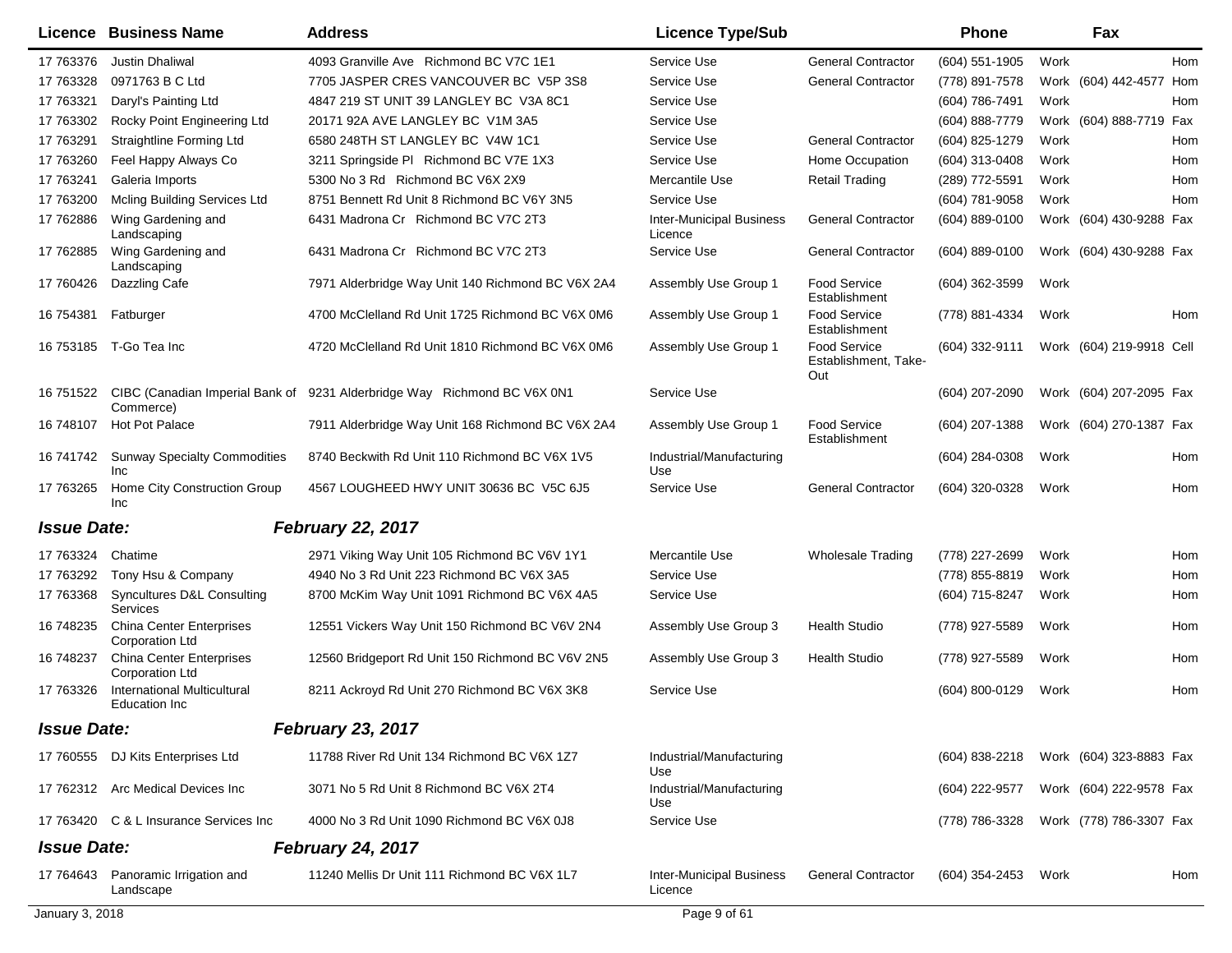| Licence | Business Name | Address | Licence Type/Sub | | Phone | | Fax | |
|---|---|---|---|---|---|---|---|---|
| 17 763376 | Justin Dhaliwal | 4093 Granville Ave Richmond BC V7C 1E1 | Service Use | General Contractor | (604) 551-1905 | Work | | Hom |
| 17 763328 | 0971763 B C Ltd | 7705 JASPER CRES VANCOUVER BC V5P 3S8 | Service Use | General Contractor | (778) 891-7578 | Work | (604) 442-4577 | Hom |
| 17 763321 | Daryl's Painting Ltd | 4847 219 ST UNIT 39 LANGLEY BC V3A 8C1 | Service Use | | (604) 786-7491 | Work | | Hom |
| 17 763302 | Rocky Point Engineering Ltd | 20171 92A AVE LANGLEY BC V1M 3A5 | Service Use | | (604) 888-7779 | Work | (604) 888-7719 | Fax |
| 17 763291 | Straightline Forming Ltd | 6580 248TH ST LANGLEY BC V4W 1C1 | Service Use | General Contractor | (604) 825-1279 | Work | | Hom |
| 17 763260 | Feel Happy Always Co | 3211 Springside Pl Richmond BC V7E 1X3 | Service Use | Home Occupation | (604) 313-0408 | Work | | Hom |
| 17 763241 | Galeria Imports | 5300 No 3 Rd Richmond BC V6X 2X9 | Mercantile Use | Retail Trading | (289) 772-5591 | Work | | Hom |
| 17 763200 | Mcling Building Services Ltd | 8751 Bennett Rd Unit 8 Richmond BC V6Y 3N5 | Service Use | | (604) 781-9058 | Work | | Hom |
| 17 762886 | Wing Gardening and Landscaping | 6431 Madrona Cr Richmond BC V7C 2T3 | Inter-Municipal Business Licence | General Contractor | (604) 889-0100 | Work | (604) 430-9288 | Fax |
| 17 762885 | Wing Gardening and Landscaping | 6431 Madrona Cr Richmond BC V7C 2T3 | Service Use | General Contractor | (604) 889-0100 | Work | (604) 430-9288 | Fax |
| 17 760426 | Dazzling Cafe | 7971 Alderbridge Way Unit 140 Richmond BC V6X 2A4 | Assembly Use Group 1 | Food Service Establishment | (604) 362-3599 | Work | | |
| 16 754381 | Fatburger | 4700 McClelland Rd Unit 1725 Richmond BC V6X 0M6 | Assembly Use Group 1 | Food Service Establishment | (778) 881-4334 | Work | | Hom |
| 16 753185 | T-Go Tea Inc | 4720 McClelland Rd Unit 1810 Richmond BC V6X 0M6 | Assembly Use Group 1 | Food Service Establishment, Take-Out | (604) 332-9111 | Work | (604) 219-9918 | Cell |
| 16 751522 | CIBC (Canadian Imperial Bank of Commerce) | 9231 Alderbridge Way Richmond BC V6X 0N1 | Service Use | | (604) 207-2090 | Work | (604) 207-2095 | Fax |
| 16 748107 | Hot Pot Palace | 7911 Alderbridge Way Unit 168 Richmond BC V6X 2A4 | Assembly Use Group 1 | Food Service Establishment | (604) 207-1388 | Work | (604) 270-1387 | Fax |
| 16 741742 | Sunway Specialty Commodities Inc | 8740 Beckwith Rd Unit 110 Richmond BC V6X 1V5 | Industrial/Manufacturing Use | | (604) 284-0308 | Work | | Hom |
| 17 763265 | Home City Construction Group Inc | 4567 LOUGHEED HWY UNIT 30636 BC V5C 6J5 | Service Use | General Contractor | (604) 320-0328 | Work | | Hom |

***Issue Date:*** ***February 22, 2017***

| Licence | Business Name | Address | Licence Type/Sub | | Phone | | Fax | |
|---|---|---|---|---|---|---|---|---|
| 17 763324 | Chatime | 2971 Viking Way Unit 105 Richmond BC V6V 1Y1 | Mercantile Use | Wholesale Trading | (778) 227-2699 | Work | | Hom |
| 17 763292 | Tony Hsu & Company | 4940 No 3 Rd Unit 223 Richmond BC V6X 3A5 | Service Use | | (778) 855-8819 | Work | | Hom |
| 17 763368 | Syncultures D&L Consulting Services | 8700 McKim Way Unit 1091 Richmond BC V6X 4A5 | Service Use | | (604) 715-8247 | Work | | Hom |
| 16 748235 | China Center Enterprises Corporation Ltd | 12551 Vickers Way Unit 150 Richmond BC V6V 2N4 | Assembly Use Group 3 | Health Studio | (778) 927-5589 | Work | | Hom |
| 16 748237 | China Center Enterprises Corporation Ltd | 12560 Bridgeport Rd Unit 150 Richmond BC V6V 2N5 | Assembly Use Group 3 | Health Studio | (778) 927-5589 | Work | | Hom |
| 17 763326 | International Multicultural Education Inc | 8211 Ackroyd Rd Unit 270 Richmond BC V6X 3K8 | Service Use | | (604) 800-0129 | Work | | Hom |

***Issue Date:*** ***February 23, 2017***

| Licence | Business Name | Address | Licence Type/Sub | | Phone | | Fax | |
|---|---|---|---|---|---|---|---|---|
| 17 760555 | DJ Kits Enterprises Ltd | 11788 River Rd Unit 134 Richmond BC V6X 1Z7 | Industrial/Manufacturing Use | | (604) 838-2218 | Work | (604) 323-8883 | Fax |
| 17 762312 | Arc Medical Devices Inc | 3071 No 5 Rd Unit 8 Richmond BC V6X 2T4 | Industrial/Manufacturing Use | | (604) 222-9577 | Work | (604) 222-9578 | Fax |
| 17 763420 | C & L Insurance Services Inc | 4000 No 3 Rd Unit 1090 Richmond BC V6X 0J8 | Service Use | | (778) 786-3328 | Work | (778) 786-3307 | Fax |

***Issue Date:*** ***February 24, 2017***

| Licence | Business Name | Address | Licence Type/Sub | | Phone | | Fax | |
|---|---|---|---|---|---|---|---|---|
| 17 764643 | Panoramic Irrigation and Landscape | 11240 Mellis Dr Unit 111 Richmond BC V6X 1L7 | Inter-Municipal Business Licence | General Contractor | (604) 354-2453 | Work | | Hom |

January 3, 2018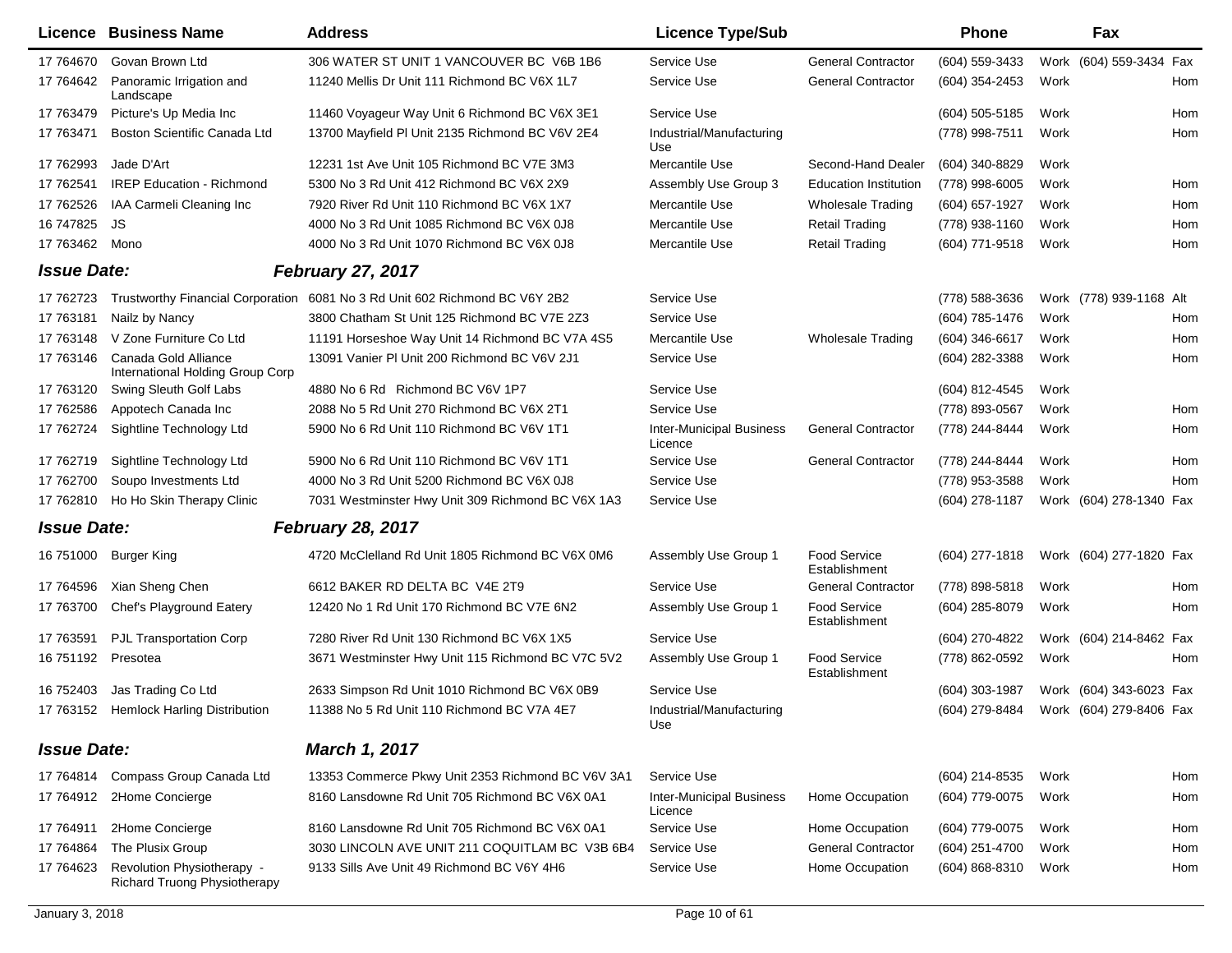| Licence | Business Name | Address | Licence Type/Sub | | Phone | | Fax | |
|---|---|---|---|---|---|---|---|---|
| 17 764670 | Govan Brown Ltd | 306 WATER ST UNIT 1 VANCOUVER BC V6B 1B6 | Service Use | General Contractor | (604) 559-3433 | Work | (604) 559-3434 | Fax |
| 17 764642 | Panoramic Irrigation and Landscape | 11240 Mellis Dr Unit 111 Richmond BC V6X 1L7 | Service Use | General Contractor | (604) 354-2453 | Work | | Hom |
| 17 763479 | Picture's Up Media Inc | 11460 Voyageur Way Unit 6 Richmond BC V6X 3E1 | Service Use | | (604) 505-5185 | Work | | Hom |
| 17 763471 | Boston Scientific Canada Ltd | 13700 Mayfield Pl Unit 2135 Richmond BC V6V 2E4 | Industrial/Manufacturing Use | | (778) 998-7511 | Work | | Hom |
| 17 762993 | Jade D'Art | 12231 1st Ave Unit 105 Richmond BC V7E 3M3 | Mercantile Use | Second-Hand Dealer | (604) 340-8829 | Work | | |
| 17 762541 | IREP Education - Richmond | 5300 No 3 Rd Unit 412 Richmond BC V6X 2X9 | Assembly Use Group 3 | Education Institution | (778) 998-6005 | Work | | Hom |
| 17 762526 | IAA Carmeli Cleaning Inc | 7920 River Rd Unit 110 Richmond BC V6X 1X7 | Mercantile Use | Wholesale Trading | (604) 657-1927 | Work | | Hom |
| 16 747825 | JS | 4000 No 3 Rd Unit 1085 Richmond BC V6X 0J8 | Mercantile Use | Retail Trading | (778) 938-1160 | Work | | Hom |
| 17 763462 | Mono | 4000 No 3 Rd Unit 1070 Richmond BC V6X 0J8 | Mercantile Use | Retail Trading | (604) 771-9518 | Work | | Hom |
| ***Issue Date:*** | | ***February 27, 2017*** | | | | | | |
| 17 762723 | Trustworthy Financial Corporation | 6081 No 3 Rd Unit 602 Richmond BC V6Y 2B2 | Service Use | | (778) 588-3636 | Work | (778) 939-1168 | Alt |
| 17 763181 | Nailz by Nancy | 3800 Chatham St Unit 125 Richmond BC V7E 2Z3 | Service Use | | (604) 785-1476 | Work | | Hom |
| 17 763148 | V Zone Furniture Co Ltd | 11191 Horseshoe Way Unit 14 Richmond BC V7A 4S5 | Mercantile Use | Wholesale Trading | (604) 346-6617 | Work | | Hom |
| 17 763146 | Canada Gold Alliance International Holding Group Corp | 13091 Vanier Pl Unit 200 Richmond BC V6V 2J1 | Service Use | | (604) 282-3388 | Work | | Hom |
| 17 763120 | Swing Sleuth Golf Labs | 4880 No 6 Rd Richmond BC V6V 1P7 | Service Use | | (604) 812-4545 | Work | | |
| 17 762586 | Appotech Canada Inc | 2088 No 5 Rd Unit 270 Richmond BC V6X 2T1 | Service Use | | (778) 893-0567 | Work | | Hom |
| 17 762724 | Sightline Technology Ltd | 5900 No 6 Rd Unit 110 Richmond BC V6V 1T1 | Inter-Municipal Business Licence | General Contractor | (778) 244-8444 | Work | | Hom |
| 17 762719 | Sightline Technology Ltd | 5900 No 6 Rd Unit 110 Richmond BC V6V 1T1 | Service Use | General Contractor | (778) 244-8444 | Work | | Hom |
| 17 762700 | Soupo Investments Ltd | 4000 No 3 Rd Unit 5200 Richmond BC V6X 0J8 | Service Use | | (778) 953-3588 | Work | | Hom |
| 17 762810 | Ho Ho Skin Therapy Clinic | 7031 Westminster Hwy Unit 309 Richmond BC V6X 1A3 | Service Use | | (604) 278-1187 | Work | (604) 278-1340 | Fax |
| ***Issue Date:*** | | ***February 28, 2017*** | | | | | | |
| 16 751000 | Burger King | 4720 McClelland Rd Unit 1805 Richmond BC V6X 0M6 | Assembly Use Group 1 | Food Service Establishment | (604) 277-1818 | Work | (604) 277-1820 | Fax |
| 17 764596 | Xian Sheng Chen | 6612 BAKER RD DELTA BC V4E 2T9 | Service Use | General Contractor | (778) 898-5818 | Work | | Hom |
| 17 763700 | Chef's Playground Eatery | 12420 No 1 Rd Unit 170 Richmond BC V7E 6N2 | Assembly Use Group 1 | Food Service Establishment | (604) 285-8079 | Work | | Hom |
| 17 763591 | PJL Transportation Corp | 7280 River Rd Unit 130 Richmond BC V6X 1X5 | Service Use | | (604) 270-4822 | Work | (604) 214-8462 | Fax |
| 16 751192 | Presotea | 3671 Westminster Hwy Unit 115 Richmond BC V7C 5V2 | Assembly Use Group 1 | Food Service Establishment | (778) 862-0592 | Work | | Hom |
| 16 752403 | Jas Trading Co Ltd | 2633 Simpson Rd Unit 1010 Richmond BC V6X 0B9 | Service Use | | (604) 303-1987 | Work | (604) 343-6023 | Fax |
| 17 763152 | Hemlock Harling Distribution | 11388 No 5 Rd Unit 110 Richmond BC V7A 4E7 | Industrial/Manufacturing Use | | (604) 279-8484 | Work | (604) 279-8406 | Fax |
| ***Issue Date:*** | | ***March 1, 2017*** | | | | | | |
| 17 764814 | Compass Group Canada Ltd | 13353 Commerce Pkwy Unit 2353 Richmond BC V6V 3A1 | Service Use | | (604) 214-8535 | Work | | Hom |
| 17 764912 | 2Home Concierge | 8160 Lansdowne Rd Unit 705 Richmond BC V6X 0A1 | Inter-Municipal Business Licence | Home Occupation | (604) 779-0075 | Work | | Hom |
| 17 764911 | 2Home Concierge | 8160 Lansdowne Rd Unit 705 Richmond BC V6X 0A1 | Service Use | Home Occupation | (604) 779-0075 | Work | | Hom |
| 17 764864 | The Plusix Group | 3030 LINCOLN AVE UNIT 211 COQUITLAM BC V3B 6B4 | Service Use | General Contractor | (604) 251-4700 | Work | | Hom |
| 17 764623 | Revolution Physiotherapy - Richard Truong Physiotherapy | 9133 Sills Ave Unit 49 Richmond BC V6Y 4H6 | Service Use | Home Occupation | (604) 868-8310 | Work | | Hom |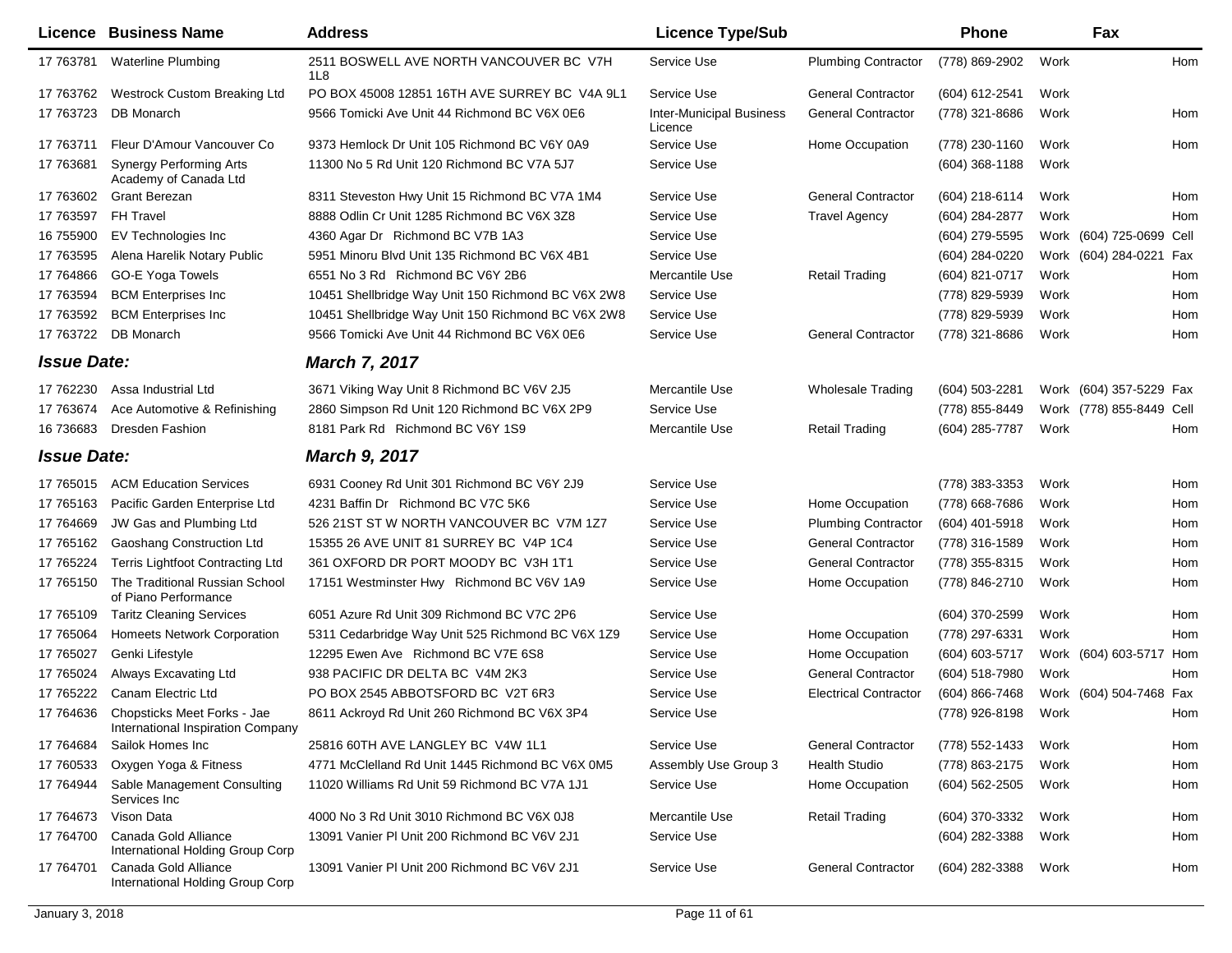| Licence | Business Name | Address | Licence Type/Sub | | Phone | | Fax | |
|---|---|---|---|---|---|---|---|---|
| 17 763781 | Waterline Plumbing | 2511 BOSWELL AVE NORTH VANCOUVER BC V7H 1L8 | Service Use | Plumbing Contractor | (778) 869-2902 | Work | | Hom |
| 17 763762 | Westrock Custom Breaking Ltd | PO BOX 45008 12851 16TH AVE SURREY BC V4A 9L1 | Service Use | General Contractor | (604) 612-2541 | Work | | |
| 17 763723 | DB Monarch | 9566 Tomicki Ave Unit 44 Richmond BC V6X 0E6 | Inter-Municipal Business Licence | General Contractor | (778) 321-8686 | Work | | Hom |
| 17 763711 | Fleur D'Amour Vancouver Co | 9373 Hemlock Dr Unit 105 Richmond BC V6Y 0A9 | Service Use | Home Occupation | (778) 230-1160 | Work | | Hom |
| 17 763681 | Synergy Performing Arts Academy of Canada Ltd | 11300 No 5 Rd Unit 120 Richmond BC V7A 5J7 | Service Use | | (604) 368-1188 | Work | | |
| 17 763602 | Grant Berezan | 8311 Steveston Hwy Unit 15 Richmond BC V7A 1M4 | Service Use | General Contractor | (604) 218-6114 | Work | | Hom |
| 17 763597 | FH Travel | 8888 Odlin Cr Unit 1285 Richmond BC V6X 3Z8 | Service Use | Travel Agency | (604) 284-2877 | Work | | Hom |
| 16 755900 | EV Technologies Inc | 4360 Agar Dr Richmond BC V7B 1A3 | Service Use | | (604) 279-5595 | Work | (604) 725-0699 | Cell |
| 17 763595 | Alena Harelik Notary Public | 5951 Minoru Blvd Unit 135 Richmond BC V6X 4B1 | Service Use | | (604) 284-0220 | Work | (604) 284-0221 | Fax |
| 17 764866 | GO-E Yoga Towels | 6551 No 3 Rd Richmond BC V6Y 2B6 | Mercantile Use | Retail Trading | (604) 821-0717 | Work | | Hom |
| 17 763594 | BCM Enterprises Inc | 10451 Shellbridge Way Unit 150 Richmond BC V6X 2W8 | Service Use | | (778) 829-5939 | Work | | Hom |
| 17 763592 | BCM Enterprises Inc | 10451 Shellbridge Way Unit 150 Richmond BC V6X 2W8 | Service Use | | (778) 829-5939 | Work | | Hom |
| 17 763722 | DB Monarch | 9566 Tomicki Ave Unit 44 Richmond BC V6X 0E6 | Service Use | General Contractor | (778) 321-8686 | Work | | Hom |
| ***Issue Date:*** | | ***March 7, 2017*** | | | | | | |
| 17 762230 | Assa Industrial Ltd | 3671 Viking Way Unit 8 Richmond BC V6V 2J5 | Mercantile Use | Wholesale Trading | (604) 503-2281 | Work | (604) 357-5229 | Fax |
| 17 763674 | Ace Automotive & Refinishing | 2860 Simpson Rd Unit 120 Richmond BC V6X 2P9 | Service Use | | (778) 855-8449 | Work | (778) 855-8449 | Cell |
| 16 736683 | Dresden Fashion | 8181 Park Rd Richmond BC V6Y 1S9 | Mercantile Use | Retail Trading | (604) 285-7787 | Work | | Hom |
| ***Issue Date:*** | | ***March 9, 2017*** | | | | | | |
| 17 765015 | ACM Education Services | 6931 Cooney Rd Unit 301 Richmond BC V6Y 2J9 | Service Use | | (778) 383-3353 | Work | | Hom |
| 17 765163 | Pacific Garden Enterprise Ltd | 4231 Baffin Dr Richmond BC V7C 5K6 | Service Use | Home Occupation | (778) 668-7686 | Work | | Hom |
| 17 764669 | JW Gas and Plumbing Ltd | 526 21ST ST W NORTH VANCOUVER BC V7M 1Z7 | Service Use | Plumbing Contractor | (604) 401-5918 | Work | | Hom |
| 17 765162 | Gaoshang Construction Ltd | 15355 26 AVE UNIT 81 SURREY BC V4P 1C4 | Service Use | General Contractor | (778) 316-1589 | Work | | Hom |
| 17 765224 | Terris Lightfoot Contracting Ltd | 361 OXFORD DR PORT MOODY BC V3H 1T1 | Service Use | General Contractor | (778) 355-8315 | Work | | Hom |
| 17 765150 | The Traditional Russian School of Piano Performance | 17151 Westminster Hwy Richmond BC V6V 1A9 | Service Use | Home Occupation | (778) 846-2710 | Work | | Hom |
| 17 765109 | Taritz Cleaning Services | 6051 Azure Rd Unit 309 Richmond BC V7C 2P6 | Service Use | | (604) 370-2599 | Work | | Hom |
| 17 765064 | Homeets Network Corporation | 5311 Cedarbridge Way Unit 525 Richmond BC V6X 1Z9 | Service Use | Home Occupation | (778) 297-6331 | Work | | Hom |
| 17 765027 | Genki Lifestyle | 12295 Ewen Ave Richmond BC V7E 6S8 | Service Use | Home Occupation | (604) 603-5717 | Work | (604) 603-5717 | Hom |
| 17 765024 | Always Excavating Ltd | 938 PACIFIC DR DELTA BC V4M 2K3 | Service Use | General Contractor | (604) 518-7980 | Work | | Hom |
| 17 765222 | Canam Electric Ltd | PO BOX 2545 ABBOTSFORD BC V2T 6R3 | Service Use | Electrical Contractor | (604) 866-7468 | Work | (604) 504-7468 | Fax |
| 17 764636 | Chopsticks Meet Forks - Jae International Inspiration Company | 8611 Ackroyd Rd Unit 260 Richmond BC V6X 3P4 | Service Use | | (778) 926-8198 | Work | | Hom |
| 17 764684 | Sailok Homes Inc | 25816 60TH AVE LANGLEY BC V4W 1L1 | Service Use | General Contractor | (778) 552-1433 | Work | | Hom |
| 17 760533 | Oxygen Yoga & Fitness | 4771 McClelland Rd Unit 1445 Richmond BC V6X 0M5 | Assembly Use Group 3 | Health Studio | (778) 863-2175 | Work | | Hom |
| 17 764944 | Sable Management Consulting Services Inc | 11020 Williams Rd Unit 59 Richmond BC V7A 1J1 | Service Use | Home Occupation | (604) 562-2505 | Work | | Hom |
| 17 764673 | Vison Data | 4000 No 3 Rd Unit 3010 Richmond BC V6X 0J8 | Mercantile Use | Retail Trading | (604) 370-3332 | Work | | Hom |
| 17 764700 | Canada Gold Alliance International Holding Group Corp | 13091 Vanier Pl Unit 200 Richmond BC V6V 2J1 | Service Use | | (604) 282-3388 | Work | | Hom |
| 17 764701 | Canada Gold Alliance International Holding Group Corp | 13091 Vanier Pl Unit 200 Richmond BC V6V 2J1 | Service Use | General Contractor | (604) 282-3388 | Work | | Hom |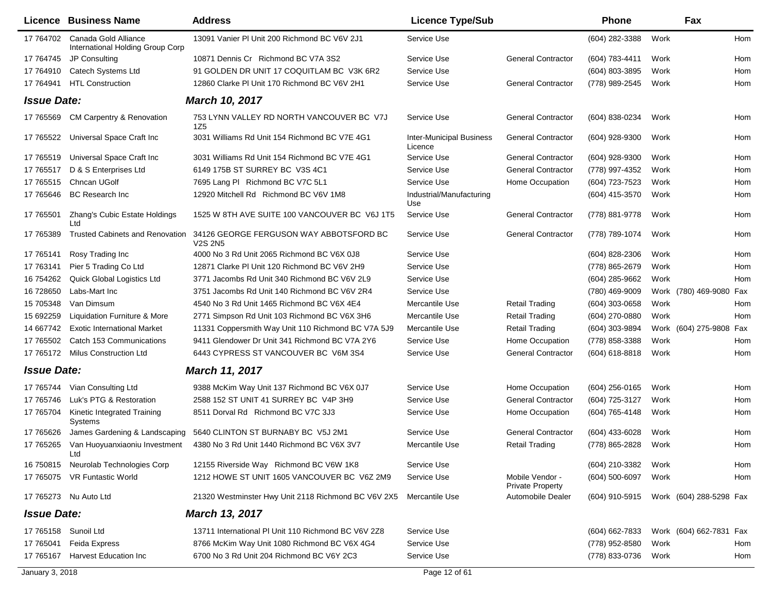| Licence | Business Name | Address | Licence Type/Sub | | Phone | | Fax | |
|---|---|---|---|---|---|---|---|---|
| 17 764702 | Canada Gold Alliance International Holding Group Corp | 13091 Vanier Pl Unit 200 Richmond BC V6V 2J1 | Service Use | | (604) 282-3388 | Work | | Hom |
| 17 764745 | JP Consulting | 10871 Dennis Cr Richmond BC V7A 3S2 | Service Use | General Contractor | (604) 783-4411 | Work | | Hom |
| 17 764910 | Catech Systems Ltd | 91 GOLDEN DR UNIT 17 COQUITLAM BC V3K 6R2 | Service Use | | (604) 803-3895 | Work | | Hom |
| 17 764941 | HTL Construction | 12860 Clarke Pl Unit 170 Richmond BC V6V 2H1 | Service Use | General Contractor | (778) 989-2545 | Work | | Hom |
| ***Issue Date:*** | | ***March 10, 2017*** | | | | | | |
| 17 765569 | CM Carpentry & Renovation | 753 LYNN VALLEY RD NORTH VANCOUVER BC V7J 1Z5 | Service Use | General Contractor | (604) 838-0234 | Work | | Hom |
| 17 765522 | Universal Space Craft Inc | 3031 Williams Rd Unit 154 Richmond BC V7E 4G1 | Inter-Municipal Business Licence | General Contractor | (604) 928-9300 | Work | | Hom |
| 17 765519 | Universal Space Craft Inc | 3031 Williams Rd Unit 154 Richmond BC V7E 4G1 | Service Use | General Contractor | (604) 928-9300 | Work | | Hom |
| 17 765517 | D & S Enterprises Ltd | 6149 175B ST SURREY BC V3S 4C1 | Service Use | General Contractor | (778) 997-4352 | Work | | Hom |
| 17 765515 | Chncan UGolf | 7695 Lang Pl Richmond BC V7C 5L1 | Service Use | Home Occupation | (604) 723-7523 | Work | | Hom |
| 17 765646 | BC Research Inc | 12920 Mitchell Rd Richmond BC V6V 1M8 | Industrial/Manufacturing Use | | (604) 415-3570 | Work | | Hom |
| 17 765501 | Zhang's Cubic Estate Holdings Ltd | 1525 W 8TH AVE SUITE 100 VANCOUVER BC V6J 1T5 | Service Use | General Contractor | (778) 881-9778 | Work | | Hom |
| 17 765389 | Trusted Cabinets and Renovation | 34126 GEORGE FERGUSON WAY ABBOTSFORD BC V2S 2N5 | Service Use | General Contractor | (778) 789-1074 | Work | | Hom |
| 17 765141 | Rosy Trading Inc | 4000 No 3 Rd Unit 2065 Richmond BC V6X 0J8 | Service Use | | (604) 828-2306 | Work | | Hom |
| 17 763141 | Pier 5 Trading Co Ltd | 12871 Clarke Pl Unit 120 Richmond BC V6V 2H9 | Service Use | | (778) 865-2679 | Work | | Hom |
| 16 754262 | Quick Global Logistics Ltd | 3771 Jacombs Rd Unit 340 Richmond BC V6V 2L9 | Service Use | | (604) 285-9662 | Work | | Hom |
| 16 728650 | Labs-Mart Inc | 3751 Jacombs Rd Unit 140 Richmond BC V6V 2R4 | Service Use | | (780) 469-9009 | Work | (780) 469-9080 | Fax |
| 15 705348 | Van Dimsum | 4540 No 3 Rd Unit 1465 Richmond BC V6X 4E4 | Mercantile Use | Retail Trading | (604) 303-0658 | Work | | Hom |
| 15 692259 | Liquidation Furniture & More | 2771 Simpson Rd Unit 103 Richmond BC V6X 3H6 | Mercantile Use | Retail Trading | (604) 270-0880 | Work | | Hom |
| 14 667742 | Exotic International Market | 11331 Coppersmith Way Unit 110 Richmond BC V7A 5J9 | Mercantile Use | Retail Trading | (604) 303-9894 | Work | (604) 275-9808 | Fax |
| 17 765502 | Catch 153 Communications | 9411 Glendower Dr Unit 341 Richmond BC V7A 2Y6 | Service Use | Home Occupation | (778) 858-3388 | Work | | Hom |
| 17 765172 | Milus Construction Ltd | 6443 CYPRESS ST VANCOUVER BC V6M 3S4 | Service Use | General Contractor | (604) 618-8818 | Work | | Hom |
| ***Issue Date:*** | | ***March 11, 2017*** | | | | | | |
| 17 765744 | Vian Consulting Ltd | 9388 McKim Way Unit 137 Richmond BC V6X 0J7 | Service Use | Home Occupation | (604) 256-0165 | Work | | Hom |
| 17 765746 | Luk's PTG & Restoration | 2588 152 ST UNIT 41 SURREY BC V4P 3H9 | Service Use | General Contractor | (604) 725-3127 | Work | | Hom |
| 17 765704 | Kinetic Integrated Training Systems | 8511 Dorval Rd Richmond BC V7C 3J3 | Service Use | Home Occupation | (604) 765-4148 | Work | | Hom |
| 17 765626 | James Gardening & Landscaping | 5640 CLINTON ST BURNABY BC V5J 2M1 | Service Use | General Contractor | (604) 433-6028 | Work | | Hom |
| 17 765265 | Van Huoyuanxiaoniu Investment Ltd | 4380 No 3 Rd Unit 1440 Richmond BC V6X 3V7 | Mercantile Use | Retail Trading | (778) 865-2828 | Work | | Hom |
| 16 750815 | Neurolab Technologies Corp | 12155 Riverside Way Richmond BC V6W 1K8 | Service Use | | (604) 210-3382 | Work | | Hom |
| 17 765075 | VR Funtastic World | 1212 HOWE ST UNIT 1605 VANCOUVER BC V6Z 2M9 | Service Use | Mobile Vendor - Private Property | (604) 500-6097 | Work | | Hom |
| 17 765273 | Nu Auto Ltd | 21320 Westminster Hwy Unit 2118 Richmond BC V6V 2X5 | Mercantile Use | Automobile Dealer | (604) 910-5915 | Work | (604) 288-5298 | Fax |
| ***Issue Date:*** | | ***March 13, 2017*** | | | | | | |
| 17 765158 | Sunoil Ltd | 13711 International Pl Unit 110 Richmond BC V6V 2Z8 | Service Use | | (604) 662-7833 | Work | (604) 662-7831 | Fax |
| 17 765041 | Feida Express | 8766 McKim Way Unit 1080 Richmond BC V6X 4G4 | Service Use | | (778) 952-8580 | Work | | Hom |
| 17 765167 | Harvest Education Inc | 6700 No 3 Rd Unit 204 Richmond BC V6Y 2C3 | Service Use | | (778) 833-0736 | Work | | Hom |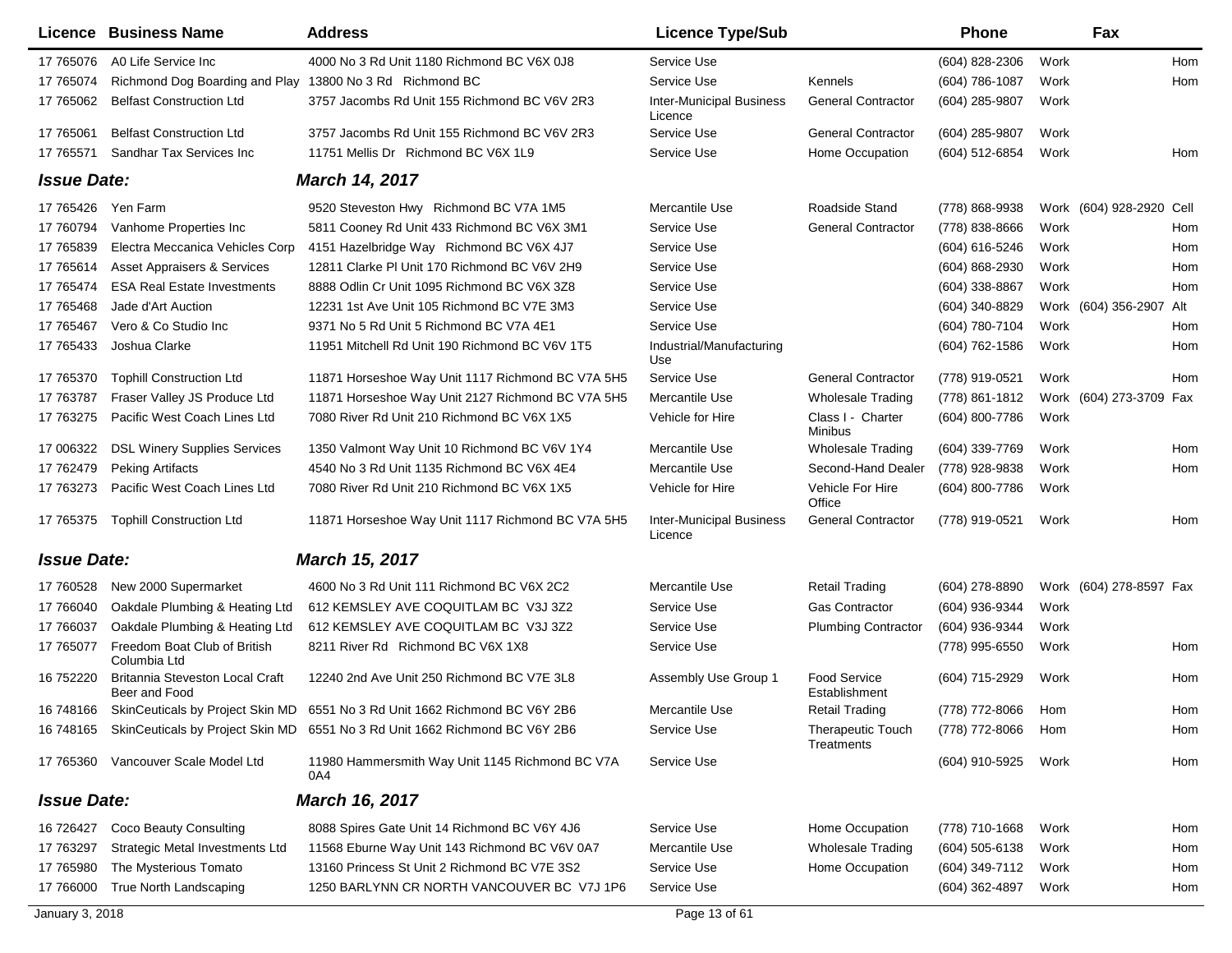| Licence | Business Name | Address | Licence Type/Sub | | Phone | | Fax | |
|---|---|---|---|---|---|---|---|---|
| 17 765076 | A0 Life Service Inc | 4000 No 3 Rd Unit 1180 Richmond BC V6X 0J8 | Service Use | | (604) 828-2306 | Work | | Hom |
| 17 765074 | Richmond Dog Boarding and Play | 13800 No 3 Rd Richmond BC | Service Use | Kennels | (604) 786-1087 | Work | | Hom |
| 17 765062 | Belfast Construction Ltd | 3757 Jacombs Rd Unit 155 Richmond BC V6V 2R3 | Inter-Municipal Business Licence | General Contractor | (604) 285-9807 | Work | | |
| 17 765061 | Belfast Construction Ltd | 3757 Jacombs Rd Unit 155 Richmond BC V6V 2R3 | Service Use | General Contractor | (604) 285-9807 | Work | | |
| 17 765571 | Sandhar Tax Services Inc | 11751 Mellis Dr Richmond BC V6X 1L9 | Service Use | Home Occupation | (604) 512-6854 | Work | | Hom |
| ***Issue Date:*** | | ***March 14, 2017*** | | | | | | |
| 17 765426 | Yen Farm | 9520 Steveston Hwy Richmond BC V7A 1M5 | Mercantile Use | Roadside Stand | (778) 868-9938 | Work | (604) 928-2920 | Cell |
| 17 760794 | Vanhome Properties Inc | 5811 Cooney Rd Unit 433 Richmond BC V6X 3M1 | Service Use | General Contractor | (778) 838-8666 | Work | | Hom |
| 17 765839 | Electra Meccanica Vehicles Corp | 4151 Hazelbridge Way Richmond BC V6X 4J7 | Service Use | | (604) 616-5246 | Work | | Hom |
| 17 765614 | Asset Appraisers & Services | 12811 Clarke Pl Unit 170 Richmond BC V6V 2H9 | Service Use | | (604) 868-2930 | Work | | Hom |
| 17 765474 | ESA Real Estate Investments | 8888 Odlin Cr Unit 1095 Richmond BC V6X 3Z8 | Service Use | | (604) 338-8867 | Work | | Hom |
| 17 765468 | Jade d'Art Auction | 12231 1st Ave Unit 105 Richmond BC V7E 3M3 | Service Use | | (604) 340-8829 | Work | (604) 356-2907 | Alt |
| 17 765467 | Vero & Co Studio Inc | 9371 No 5 Rd Unit 5 Richmond BC V7A 4E1 | Service Use | | (604) 780-7104 | Work | | Hom |
| 17 765433 | Joshua Clarke | 11951 Mitchell Rd Unit 190 Richmond BC V6V 1T5 | Industrial/Manufacturing Use | | (604) 762-1586 | Work | | Hom |
| 17 765370 | Tophill Construction Ltd | 11871 Horseshoe Way Unit 1117 Richmond BC V7A 5H5 | Service Use | General Contractor | (778) 919-0521 | Work | | Hom |
| 17 763787 | Fraser Valley JS Produce Ltd | 11871 Horseshoe Way Unit 2127 Richmond BC V7A 5H5 | Mercantile Use | Wholesale Trading | (778) 861-1812 | Work | (604) 273-3709 | Fax |
| 17 763275 | Pacific West Coach Lines Ltd | 7080 River Rd Unit 210 Richmond BC V6X 1X5 | Vehicle for Hire | Class I - Charter Minibus | (604) 800-7786 | Work | | |
| 17 006322 | DSL Winery Supplies Services | 1350 Valmont Way Unit 10 Richmond BC V6V 1Y4 | Mercantile Use | Wholesale Trading | (604) 339-7769 | Work | | Hom |
| 17 762479 | Peking Artifacts | 4540 No 3 Rd Unit 1135 Richmond BC V6X 4E4 | Mercantile Use | Second-Hand Dealer | (778) 928-9838 | Work | | Hom |
| 17 763273 | Pacific West Coach Lines Ltd | 7080 River Rd Unit 210 Richmond BC V6X 1X5 | Vehicle for Hire | Vehicle For Hire Office | (604) 800-7786 | Work | | |
| 17 765375 | Tophill Construction Ltd | 11871 Horseshoe Way Unit 1117 Richmond BC V7A 5H5 | Inter-Municipal Business Licence | General Contractor | (778) 919-0521 | Work | | Hom |
| ***Issue Date:*** | | ***March 15, 2017*** | | | | | | |
| 17 760528 | New 2000 Supermarket | 4600 No 3 Rd Unit 111 Richmond BC V6X 2C2 | Mercantile Use | Retail Trading | (604) 278-8890 | Work | (604) 278-8597 | Fax |
| 17 766040 | Oakdale Plumbing & Heating Ltd | 612 KEMSLEY AVE COQUITLAM BC V3J 3Z2 | Service Use | Gas Contractor | (604) 936-9344 | Work | | |
| 17 766037 | Oakdale Plumbing & Heating Ltd | 612 KEMSLEY AVE COQUITLAM BC V3J 3Z2 | Service Use | Plumbing Contractor | (604) 936-9344 | Work | | |
| 17 765077 | Freedom Boat Club of British Columbia Ltd | 8211 River Rd Richmond BC V6X 1X8 | Service Use | | (778) 995-6550 | Work | | Hom |
| 16 752220 | Britannia Steveston Local Craft Beer and Food | 12240 2nd Ave Unit 250 Richmond BC V7E 3L8 | Assembly Use Group 1 | Food Service Establishment | (604) 715-2929 | Work | | Hom |
| 16 748166 | SkinCeuticals by Project Skin MD | 6551 No 3 Rd Unit 1662 Richmond BC V6Y 2B6 | Mercantile Use | Retail Trading | (778) 772-8066 | Hom | | Hom |
| 16 748165 | SkinCeuticals by Project Skin MD | 6551 No 3 Rd Unit 1662 Richmond BC V6Y 2B6 | Service Use | Therapeutic Touch Treatments | (778) 772-8066 | Hom | | Hom |
| 17 765360 | Vancouver Scale Model Ltd | 11980 Hammersmith Way Unit 1145 Richmond BC V7A 0A4 | Service Use | | (604) 910-5925 | Work | | Hom |
| ***Issue Date:*** | | ***March 16, 2017*** | | | | | | |
| 16 726427 | Coco Beauty Consulting | 8088 Spires Gate Unit 14 Richmond BC V6Y 4J6 | Service Use | Home Occupation | (778) 710-1668 | Work | | Hom |
| 17 763297 | Strategic Metal Investments Ltd | 11568 Eburne Way Unit 143 Richmond BC V6V 0A7 | Mercantile Use | Wholesale Trading | (604) 505-6138 | Work | | Hom |
| 17 765980 | The Mysterious Tomato | 13160 Princess St Unit 2 Richmond BC V7E 3S2 | Service Use | Home Occupation | (604) 349-7112 | Work | | Hom |
| 17 766000 | True North Landscaping | 1250 BARLYNN CR NORTH VANCOUVER BC V7J 1P6 | Service Use | | (604) 362-4897 | Work | | Hom |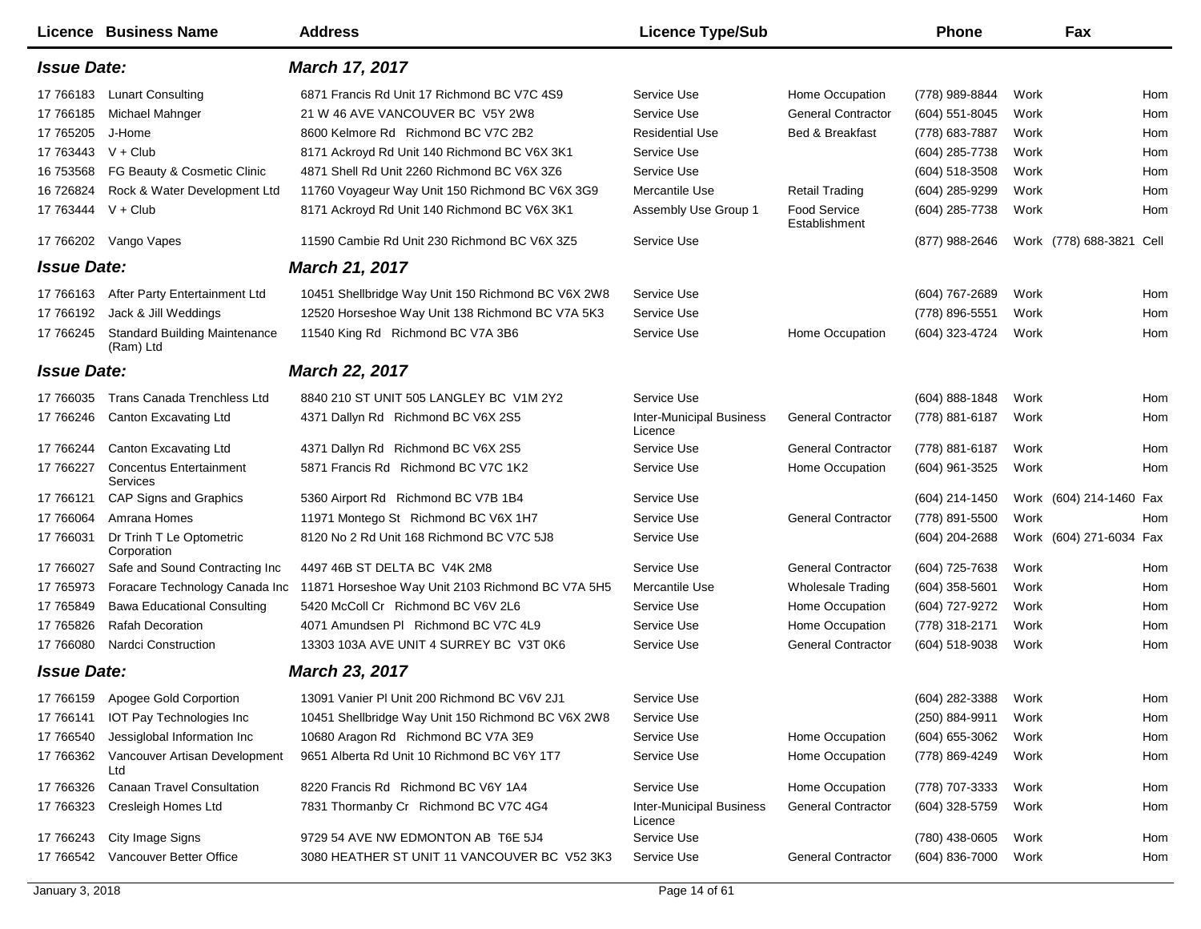| Licence | Business Name | Address | Licence Type/Sub | | Phone | | Fax | |
|---|---|---|---|---|---|---|---|---|
| ***Issue Date:*** | | ***March 17, 2017*** | | | | | | |
| 17 766183 | Lunart Consulting | 6871 Francis Rd Unit 17 Richmond BC V7C 4S9 | Service Use | Home Occupation | (778) 989-8844 | Work | | Hom |
| 17 766185 | Michael Mahnger | 21 W 46 AVE VANCOUVER BC V5Y 2W8 | Service Use | General Contractor | (604) 551-8045 | Work | | Hom |
| 17 765205 | J-Home | 8600 Kelmore Rd Richmond BC V7C 2B2 | Residential Use | Bed & Breakfast | (778) 683-7887 | Work | | Hom |
| 17 763443 | V + Club | 8171 Ackroyd Rd Unit 140 Richmond BC V6X 3K1 | Service Use | | (604) 285-7738 | Work | | Hom |
| 16 753568 | FG Beauty & Cosmetic Clinic | 4871 Shell Rd Unit 2260 Richmond BC V6X 3Z6 | Service Use | | (604) 518-3508 | Work | | Hom |
| 16 726824 | Rock & Water Development Ltd | 11760 Voyageur Way Unit 150 Richmond BC V6X 3G9 | Mercantile Use | Retail Trading | (604) 285-9299 | Work | | Hom |
| 17 763444 | V + Club | 8171 Ackroyd Rd Unit 140 Richmond BC V6X 3K1 | Assembly Use Group 1 | Food Service Establishment | (604) 285-7738 | Work | | Hom |
| 17 766202 | Vango Vapes | 11590 Cambie Rd Unit 230 Richmond BC V6X 3Z5 | Service Use | | (877) 988-2646 | Work | (778) 688-3821 | Cell |
| ***Issue Date:*** | | ***March 21, 2017*** | | | | | | |
| 17 766163 | After Party Entertainment Ltd | 10451 Shellbridge Way Unit 150 Richmond BC V6X 2W8 | Service Use | | (604) 767-2689 | Work | | Hom |
| 17 766192 | Jack & Jill Weddings | 12520 Horseshoe Way Unit 138 Richmond BC V7A 5K3 | Service Use | | (778) 896-5551 | Work | | Hom |
| 17 766245 | Standard Building Maintenance (Ram) Ltd | 11540 King Rd Richmond BC V7A 3B6 | Service Use | Home Occupation | (604) 323-4724 | Work | | Hom |
| ***Issue Date:*** | | ***March 22, 2017*** | | | | | | |
| 17 766035 | Trans Canada Trenchless Ltd | 8840 210 ST UNIT 505 LANGLEY BC V1M 2Y2 | Service Use | | (604) 888-1848 | Work | | Hom |
| 17 766246 | Canton Excavating Ltd | 4371 Dallyn Rd Richmond BC V6X 2S5 | Inter-Municipal Business Licence | General Contractor | (778) 881-6187 | Work | | Hom |
| 17 766244 | Canton Excavating Ltd | 4371 Dallyn Rd Richmond BC V6X 2S5 | Service Use | General Contractor | (778) 881-6187 | Work | | Hom |
| 17 766227 | Concentus Entertainment Services | 5871 Francis Rd Richmond BC V7C 1K2 | Service Use | Home Occupation | (604) 961-3525 | Work | | Hom |
| 17 766121 | CAP Signs and Graphics | 5360 Airport Rd Richmond BC V7B 1B4 | Service Use | | (604) 214-1450 | Work | (604) 214-1460 | Fax |
| 17 766064 | Amrana Homes | 11971 Montego St Richmond BC V6X 1H7 | Service Use | General Contractor | (778) 891-5500 | Work | | Hom |
| 17 766031 | Dr Trinh T Le Optometric Corporation | 8120 No 2 Rd Unit 168 Richmond BC V7C 5J8 | Service Use | | (604) 204-2688 | Work | (604) 271-6034 | Fax |
| 17 766027 | Safe and Sound Contracting Inc | 4497 46B ST DELTA BC V4K 2M8 | Service Use | General Contractor | (604) 725-7638 | Work | | Hom |
| 17 765973 | Foracare Technology Canada Inc | 11871 Horseshoe Way Unit 2103 Richmond BC V7A 5H5 | Mercantile Use | Wholesale Trading | (604) 358-5601 | Work | | Hom |
| 17 765849 | Bawa Educational Consulting | 5420 McColl Cr Richmond BC V6V 2L6 | Service Use | Home Occupation | (604) 727-9272 | Work | | Hom |
| 17 765826 | Rafah Decoration | 4071 Amundsen Pl Richmond BC V7C 4L9 | Service Use | Home Occupation | (778) 318-2171 | Work | | Hom |
| 17 766080 | Nardci Construction | 13303 103A AVE UNIT 4 SURREY BC V3T 0K6 | Service Use | General Contractor | (604) 518-9038 | Work | | Hom |
| ***Issue Date:*** | | ***March 23, 2017*** | | | | | | |
| 17 766159 | Apogee Gold Corportion | 13091 Vanier Pl Unit 200 Richmond BC V6V 2J1 | Service Use | | (604) 282-3388 | Work | | Hom |
| 17 766141 | IOT Pay Technologies Inc | 10451 Shellbridge Way Unit 150 Richmond BC V6X 2W8 | Service Use | | (250) 884-9911 | Work | | Hom |
| 17 766540 | Jessiglobal Information Inc | 10680 Aragon Rd Richmond BC V7A 3E9 | Service Use | Home Occupation | (604) 655-3062 | Work | | Hom |
| 17 766362 | Vancouver Artisan Development Ltd | 9651 Alberta Rd Unit 10 Richmond BC V6Y 1T7 | Service Use | Home Occupation | (778) 869-4249 | Work | | Hom |
| 17 766326 | Canaan Travel Consultation | 8220 Francis Rd Richmond BC V6Y 1A4 | Service Use | Home Occupation | (778) 707-3333 | Work | | Hom |
| 17 766323 | Cresleigh Homes Ltd | 7831 Thormanby Cr Richmond BC V7C 4G4 | Inter-Municipal Business Licence | General Contractor | (604) 328-5759 | Work | | Hom |
| 17 766243 | City Image Signs | 9729 54 AVE NW EDMONTON AB T6E 5J4 | Service Use | | (780) 438-0605 | Work | | Hom |
| 17 766542 | Vancouver Better Office | 3080 HEATHER ST UNIT 11 VANCOUVER BC V52 3K3 | Service Use | General Contractor | (604) 836-7000 | Work | | Hom |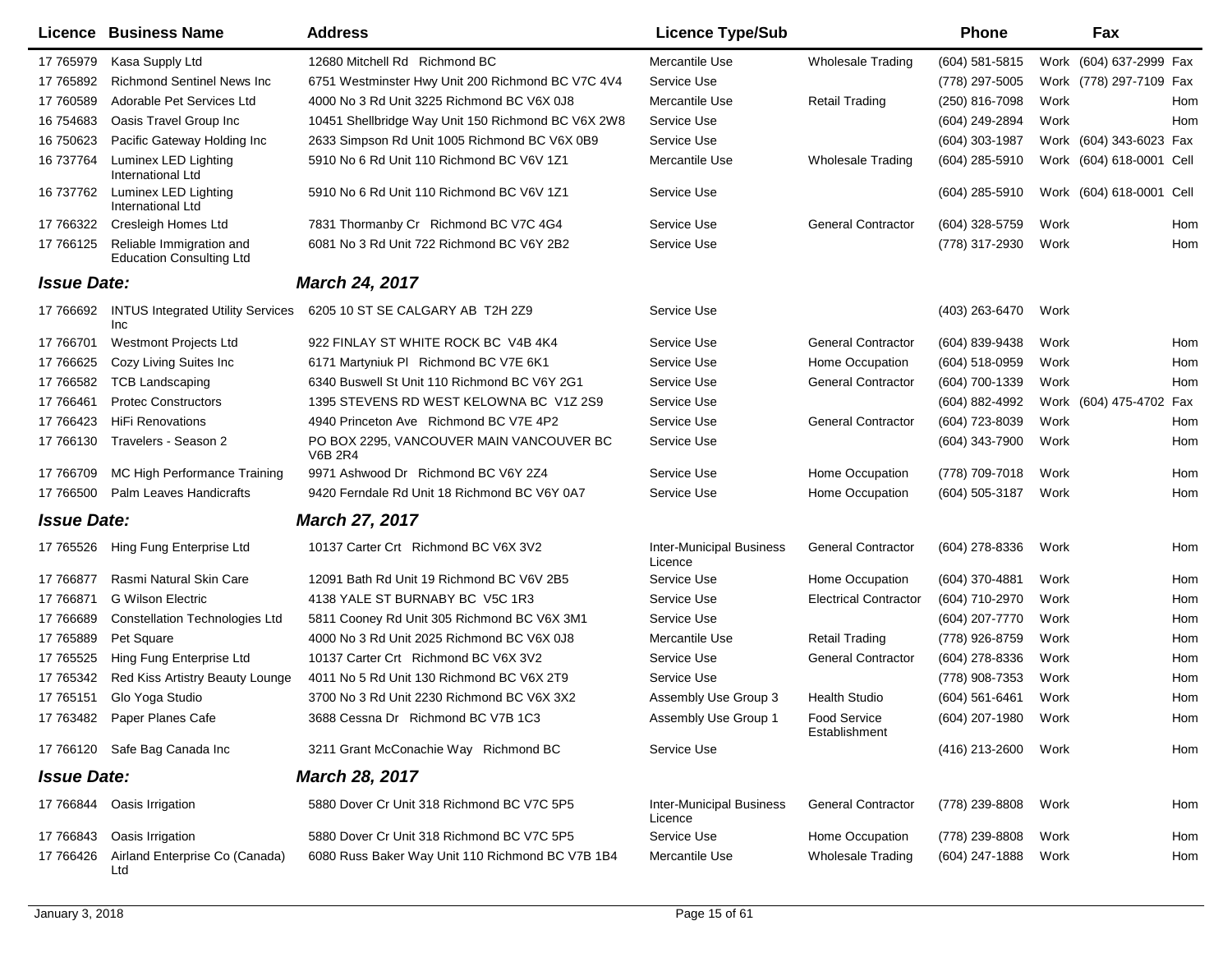| Licence | Business Name | Address | Licence Type/Sub | | Phone | | Fax | |
|---|---|---|---|---|---|---|---|---|
| 17 765979 | Kasa Supply Ltd | 12680 Mitchell Rd Richmond BC | Mercantile Use | Wholesale Trading | (604) 581-5815 | Work | (604) 637-2999 | Fax |
| 17 765892 | Richmond Sentinel News Inc | 6751 Westminster Hwy Unit 200 Richmond BC V7C 4V4 | Service Use | | (778) 297-5005 | Work | (778) 297-7109 | Fax |
| 17 760589 | Adorable Pet Services Ltd | 4000 No 3 Rd Unit 3225 Richmond BC V6X 0J8 | Mercantile Use | Retail Trading | (250) 816-7098 | Work | | Hom |
| 16 754683 | Oasis Travel Group Inc | 10451 Shellbridge Way Unit 150 Richmond BC V6X 2W8 | Service Use | | (604) 249-2894 | Work | | Hom |
| 16 750623 | Pacific Gateway Holding Inc | 2633 Simpson Rd Unit 1005 Richmond BC V6X 0B9 | Service Use | | (604) 303-1987 | Work | (604) 343-6023 | Fax |
| 16 737764 | Luminex LED Lighting International Ltd | 5910 No 6 Rd Unit 110 Richmond BC V6V 1Z1 | Mercantile Use | Wholesale Trading | (604) 285-5910 | Work | (604) 618-0001 | Cell |
| 16 737762 | Luminex LED Lighting International Ltd | 5910 No 6 Rd Unit 110 Richmond BC V6V 1Z1 | Service Use | | (604) 285-5910 | Work | (604) 618-0001 | Cell |
| 17 766322 | Cresleigh Homes Ltd | 7831 Thormanby Cr Richmond BC V7C 4G4 | Service Use | General Contractor | (604) 328-5759 | Work | | Hom |
| 17 766125 | Reliable Immigration and Education Consulting Ltd | 6081 No 3 Rd Unit 722 Richmond BC V6Y 2B2 | Service Use | | (778) 317-2930 | Work | | Hom |
| ***Issue Date:*** | | ***March 24, 2017*** | | | | | | |
| 17 766692 | INTUS Integrated Utility Services Inc | 6205 10 ST SE CALGARY AB T2H 2Z9 | Service Use | | (403) 263-6470 | Work | | |
| 17 766701 | Westmont Projects Ltd | 922 FINLAY ST WHITE ROCK BC V4B 4K4 | Service Use | General Contractor | (604) 839-9438 | Work | | Hom |
| 17 766625 | Cozy Living Suites Inc | 6171 Martyniuk Pl Richmond BC V7E 6K1 | Service Use | Home Occupation | (604) 518-0959 | Work | | Hom |
| 17 766582 | TCB Landscaping | 6340 Buswell St Unit 110 Richmond BC V6Y 2G1 | Service Use | General Contractor | (604) 700-1339 | Work | | Hom |
| 17 766461 | Protec Constructors | 1395 STEVENS RD WEST KELOWNA BC V1Z 2S9 | Service Use | | (604) 882-4992 | Work | (604) 475-4702 | Fax |
| 17 766423 | HiFi Renovations | 4940 Princeton Ave Richmond BC V7E 4P2 | Service Use | General Contractor | (604) 723-8039 | Work | | Hom |
| 17 766130 | Travelers - Season 2 | PO BOX 2295, VANCOUVER MAIN VANCOUVER BC V6B 2R4 | Service Use | | (604) 343-7900 | Work | | Hom |
| 17 766709 | MC High Performance Training | 9971 Ashwood Dr Richmond BC V6Y 2Z4 | Service Use | Home Occupation | (778) 709-7018 | Work | | Hom |
| 17 766500 | Palm Leaves Handicrafts | 9420 Ferndale Rd Unit 18 Richmond BC V6Y 0A7 | Service Use | Home Occupation | (604) 505-3187 | Work | | Hom |
| ***Issue Date:*** | | ***March 27, 2017*** | | | | | | |
| 17 765526 | Hing Fung Enterprise Ltd | 10137 Carter Crt Richmond BC V6X 3V2 | Inter-Municipal Business Licence | General Contractor | (604) 278-8336 | Work | | Hom |
| 17 766877 | Rasmi Natural Skin Care | 12091 Bath Rd Unit 19 Richmond BC V6V 2B5 | Service Use | Home Occupation | (604) 370-4881 | Work | | Hom |
| 17 766871 | G Wilson Electric | 4138 YALE ST BURNABY BC V5C 1R3 | Service Use | Electrical Contractor | (604) 710-2970 | Work | | Hom |
| 17 766689 | Constellation Technologies Ltd | 5811 Cooney Rd Unit 305 Richmond BC V6X 3M1 | Service Use | | (604) 207-7770 | Work | | Hom |
| 17 765889 | Pet Square | 4000 No 3 Rd Unit 2025 Richmond BC V6X 0J8 | Mercantile Use | Retail Trading | (778) 926-8759 | Work | | Hom |
| 17 765525 | Hing Fung Enterprise Ltd | 10137 Carter Crt Richmond BC V6X 3V2 | Service Use | General Contractor | (604) 278-8336 | Work | | Hom |
| 17 765342 | Red Kiss Artistry Beauty Lounge | 4011 No 5 Rd Unit 130 Richmond BC V6X 2T9 | Service Use | | (778) 908-7353 | Work | | Hom |
| 17 765151 | Glo Yoga Studio | 3700 No 3 Rd Unit 2230 Richmond BC V6X 3X2 | Assembly Use Group 3 | Health Studio | (604) 561-6461 | Work | | Hom |
| 17 763482 | Paper Planes Cafe | 3688 Cessna Dr Richmond BC V7B 1C3 | Assembly Use Group 1 | Food Service Establishment | (604) 207-1980 | Work | | Hom |
| 17 766120 | Safe Bag Canada Inc | 3211 Grant McConachie Way Richmond BC | Service Use | | (416) 213-2600 | Work | | Hom |
| ***Issue Date:*** | | ***March 28, 2017*** | | | | | | |
| 17 766844 | Oasis Irrigation | 5880 Dover Cr Unit 318 Richmond BC V7C 5P5 | Inter-Municipal Business Licence | General Contractor | (778) 239-8808 | Work | | Hom |
| 17 766843 | Oasis Irrigation | 5880 Dover Cr Unit 318 Richmond BC V7C 5P5 | Service Use | Home Occupation | (778) 239-8808 | Work | | Hom |
| 17 766426 | Airland Enterprise Co (Canada) Ltd | 6080 Russ Baker Way Unit 110 Richmond BC V7B 1B4 | Mercantile Use | Wholesale Trading | (604) 247-1888 | Work | | Hom |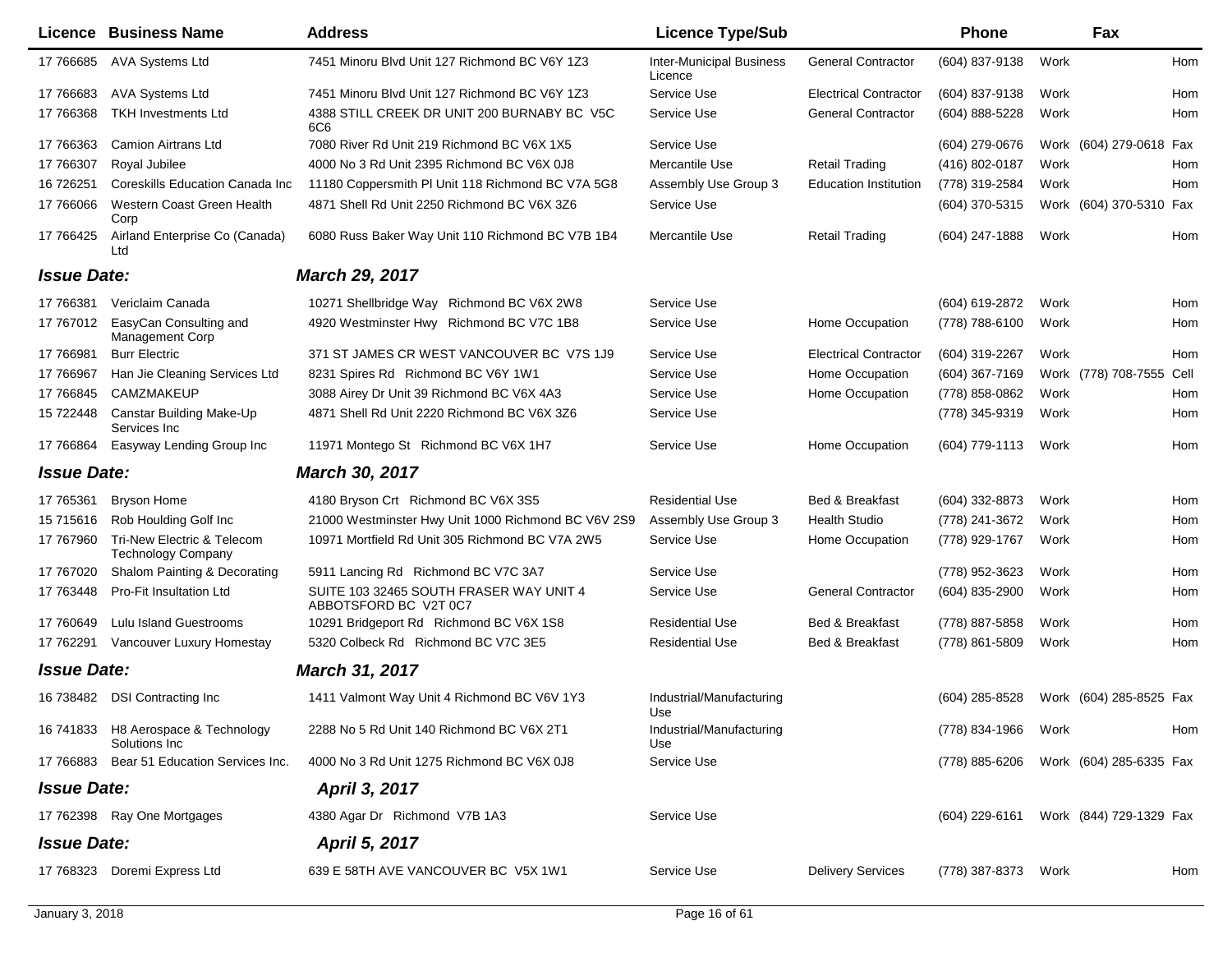| Licence | Business Name | Address | Licence Type/Sub | | Phone | | Fax | |
|---|---|---|---|---|---|---|---|---|
| 17 766685 | AVA Systems Ltd | 7451 Minoru Blvd Unit 127 Richmond BC V6Y 1Z3 | Inter-Municipal Business Licence | General Contractor | (604) 837-9138 | Work | | Hom |
| 17 766683 | AVA Systems Ltd | 7451 Minoru Blvd Unit 127 Richmond BC V6Y 1Z3 | Service Use | Electrical Contractor | (604) 837-9138 | Work | | Hom |
| 17 766368 | TKH Investments Ltd | 4388 STILL CREEK DR UNIT 200 BURNABY BC V5C 6C6 | Service Use | General Contractor | (604) 888-5228 | Work | | Hom |
| 17 766363 | Camion Airtrans Ltd | 7080 River Rd Unit 219 Richmond BC V6X 1X5 | Service Use | | (604) 279-0676 | Work | (604) 279-0618 | Fax |
| 17 766307 | Royal Jubilee | 4000 No 3 Rd Unit 2395 Richmond BC V6X 0J8 | Mercantile Use | Retail Trading | (416) 802-0187 | Work | | Hom |
| 16 726251 | Coreskills Education Canada Inc | 11180 Coppersmith Pl Unit 118 Richmond BC V7A 5G8 | Assembly Use Group 3 | Education Institution | (778) 319-2584 | Work | | Hom |
| 17 766066 | Western Coast Green Health Corp | 4871 Shell Rd Unit 2250 Richmond BC V6X 3Z6 | Service Use | | (604) 370-5315 | Work | (604) 370-5310 | Fax |
| 17 766425 | Airland Enterprise Co (Canada) Ltd | 6080 Russ Baker Way Unit 110 Richmond BC V7B 1B4 | Mercantile Use | Retail Trading | (604) 247-1888 | Work | | Hom |
| ***Issue Date:*** | | ***March 29, 2017*** | | | | | | |
| 17 766381 | Vericlaim Canada | 10271 Shellbridge Way Richmond BC V6X 2W8 | Service Use | | (604) 619-2872 | Work | | Hom |
| 17 767012 | EasyCan Consulting and Management Corp | 4920 Westminster Hwy Richmond BC V7C 1B8 | Service Use | Home Occupation | (778) 788-6100 | Work | | Hom |
| 17 766981 | Burr Electric | 371 ST JAMES CR WEST VANCOUVER BC V7S 1J9 | Service Use | Electrical Contractor | (604) 319-2267 | Work | | Hom |
| 17 766967 | Han Jie Cleaning Services Ltd | 8231 Spires Rd Richmond BC V6Y 1W1 | Service Use | Home Occupation | (604) 367-7169 | Work | (778) 708-7555 | Cell |
| 17 766845 | CAMZMAKEUP | 3088 Airey Dr Unit 39 Richmond BC V6X 4A3 | Service Use | Home Occupation | (778) 858-0862 | Work | | Hom |
| 15 722448 | Canstar Building Make-Up Services Inc | 4871 Shell Rd Unit 2220 Richmond BC V6X 3Z6 | Service Use | | (778) 345-9319 | Work | | Hom |
| 17 766864 | Easyway Lending Group Inc | 11971 Montego St Richmond BC V6X 1H7 | Service Use | Home Occupation | (604) 779-1113 | Work | | Hom |
| ***Issue Date:*** | | ***March 30, 2017*** | | | | | | |
| 17 765361 | Bryson Home | 4180 Bryson Crt Richmond BC V6X 3S5 | Residential Use | Bed & Breakfast | (604) 332-8873 | Work | | Hom |
| 15 715616 | Rob Houlding Golf Inc | 21000 Westminster Hwy Unit 1000 Richmond BC V6V 2S9 | Assembly Use Group 3 | Health Studio | (778) 241-3672 | Work | | Hom |
| 17 767960 | Tri-New Electric & Telecom Technology Company | 10971 Mortfield Rd Unit 305 Richmond BC V7A 2W5 | Service Use | Home Occupation | (778) 929-1767 | Work | | Hom |
| 17 767020 | Shalom Painting & Decorating | 5911 Lancing Rd Richmond BC V7C 3A7 | Service Use | | (778) 952-3623 | Work | | Hom |
| 17 763448 | Pro-Fit Insultation Ltd | SUITE 103 32465 SOUTH FRASER WAY UNIT 4 ABBOTSFORD BC V2T 0C7 | Service Use | General Contractor | (604) 835-2900 | Work | | Hom |
| 17 760649 | Lulu Island Guestrooms | 10291 Bridgeport Rd Richmond BC V6X 1S8 | Residential Use | Bed & Breakfast | (778) 887-5858 | Work | | Hom |
| 17 762291 | Vancouver Luxury Homestay | 5320 Colbeck Rd Richmond BC V7C 3E5 | Residential Use | Bed & Breakfast | (778) 861-5809 | Work | | Hom |
| ***Issue Date:*** | | ***March 31, 2017*** | | | | | | |
| 16 738482 | DSI Contracting Inc | 1411 Valmont Way Unit 4 Richmond BC V6V 1Y3 | Industrial/Manufacturing Use | | (604) 285-8528 | Work | (604) 285-8525 | Fax |
| 16 741833 | H8 Aerospace & Technology Solutions Inc | 2288 No 5 Rd Unit 140 Richmond BC V6X 2T1 | Industrial/Manufacturing Use | | (778) 834-1966 | Work | | Hom |
| 17 766883 | Bear 51 Education Services Inc. | 4000 No 3 Rd Unit 1275 Richmond BC V6X 0J8 | Service Use | | (778) 885-6206 | Work | (604) 285-6335 | Fax |
| ***Issue Date:*** | | ***April 3, 2017*** | | | | | | |
| 17 762398 | Ray One Mortgages | 4380 Agar Dr Richmond V7B 1A3 | Service Use | | (604) 229-6161 | Work | (844) 729-1329 | Fax |
| ***Issue Date:*** | | ***April 5, 2017*** | | | | | | |
| 17 768323 | Doremi Express Ltd | 639 E 58TH AVE VANCOUVER BC V5X 1W1 | Service Use | Delivery Services | (778) 387-8373 | Work | | Hom |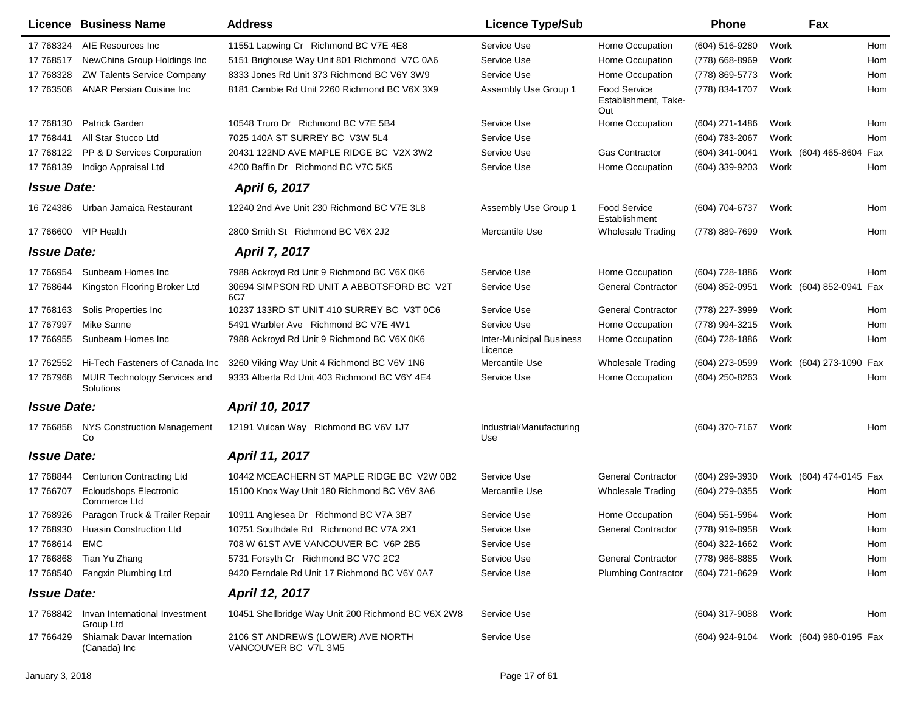| Licence | Business Name | Address | Licence Type/Sub | | Phone | | Fax | |
|---|---|---|---|---|---|---|---|---|
| 17 768324 | AIE Resources Inc | 11551 Lapwing Cr Richmond BC V7E 4E8 | Service Use | Home Occupation | (604) 516-9280 | Work | | Hom |
| 17 768517 | NewChina Group Holdings Inc | 5151 Brighouse Way Unit 801 Richmond V7C 0A6 | Service Use | Home Occupation | (778) 668-8969 | Work | | Hom |
| 17 768328 | ZW Talents Service Company | 8333 Jones Rd Unit 373 Richmond BC V6Y 3W9 | Service Use | Home Occupation | (778) 869-5773 | Work | | Hom |
| 17 763508 | ANAR Persian Cuisine Inc | 8181 Cambie Rd Unit 2260 Richmond BC V6X 3X9 | Assembly Use Group 1 | Food Service Establishment, Take-Out | (778) 834-1707 | Work | | Hom |
| 17 768130 | Patrick Garden | 10548 Truro Dr Richmond BC V7E 5B4 | Service Use | Home Occupation | (604) 271-1486 | Work | | Hom |
| 17 768441 | All Star Stucco Ltd | 7025 140A ST SURREY BC V3W 5L4 | Service Use | | (604) 783-2067 | Work | | Hom |
| 17 768122 | PP & D Services Corporation | 20431 122ND AVE MAPLE RIDGE BC V2X 3W2 | Service Use | Gas Contractor | (604) 341-0041 | Work | (604) 465-8604 | Fax |
| 17 768139 | Indigo Appraisal Ltd | 4200 Baffin Dr Richmond BC V7C 5K5 | Service Use | Home Occupation | (604) 339-9203 | Work | | Hom |
| ***Issue Date:*** | | ***April 6, 2017*** | | | | | | |
| 16 724386 | Urban Jamaica Restaurant | 12240 2nd Ave Unit 230 Richmond BC V7E 3L8 | Assembly Use Group 1 | Food Service Establishment | (604) 704-6737 | Work | | Hom |
| 17 766600 | VIP Health | 2800 Smith St Richmond BC V6X 2J2 | Mercantile Use | Wholesale Trading | (778) 889-7699 | Work | | Hom |
| ***Issue Date:*** | | ***April 7, 2017*** | | | | | | |
| 17 766954 | Sunbeam Homes Inc | 7988 Ackroyd Rd Unit 9 Richmond BC V6X 0K6 | Service Use | Home Occupation | (604) 728-1886 | Work | | Hom |
| 17 768644 | Kingston Flooring Broker Ltd | 30694 SIMPSON RD UNIT A ABBOTSFORD BC V2T 6C7 | Service Use | General Contractor | (604) 852-0951 | Work | (604) 852-0941 | Fax |
| 17 768163 | Solis Properties Inc | 10237 133RD ST UNIT 410 SURREY BC V3T 0C6 | Service Use | General Contractor | (778) 227-3999 | Work | | Hom |
| 17 767997 | Mike Sanne | 5491 Warbler Ave Richmond BC V7E 4W1 | Service Use | Home Occupation | (778) 994-3215 | Work | | Hom |
| 17 766955 | Sunbeam Homes Inc | 7988 Ackroyd Rd Unit 9 Richmond BC V6X 0K6 | Inter-Municipal Business Licence | Home Occupation | (604) 728-1886 | Work | | Hom |
| 17 762552 | Hi-Tech Fasteners of Canada Inc | 3260 Viking Way Unit 4 Richmond BC V6V 1N6 | Mercantile Use | Wholesale Trading | (604) 273-0599 | Work | (604) 273-1090 | Fax |
| 17 767968 | MUIR Technology Services and Solutions | 9333 Alberta Rd Unit 403 Richmond BC V6Y 4E4 | Service Use | Home Occupation | (604) 250-8263 | Work | | Hom |
| ***Issue Date:*** | | ***April 10, 2017*** | | | | | | |
| 17 766858 | NYS Construction Management Co | 12191 Vulcan Way Richmond BC V6V 1J7 | Industrial/Manufacturing Use | | (604) 370-7167 | Work | | Hom |
| ***Issue Date:*** | | ***April 11, 2017*** | | | | | | |
| 17 768844 | Centurion Contracting Ltd | 10442 MCEACHERN ST MAPLE RIDGE BC V2W 0B2 | Service Use | General Contractor | (604) 299-3930 | Work | (604) 474-0145 | Fax |
| 17 766707 | Ecloudshops Electronic Commerce Ltd | 15100 Knox Way Unit 180 Richmond BC V6V 3A6 | Mercantile Use | Wholesale Trading | (604) 279-0355 | Work | | Hom |
| 17 768926 | Paragon Truck & Trailer Repair | 10911 Anglesea Dr Richmond BC V7A 3B7 | Service Use | Home Occupation | (604) 551-5964 | Work | | Hom |
| 17 768930 | Huasin Construction Ltd | 10751 Southdale Rd Richmond BC V7A 2X1 | Service Use | General Contractor | (778) 919-8958 | Work | | Hom |
| 17 768614 | EMC | 708 W 61ST AVE VANCOUVER BC V6P 2B5 | Service Use | | (604) 322-1662 | Work | | Hom |
| 17 766868 | Tian Yu Zhang | 5731 Forsyth Cr Richmond BC V7C 2C2 | Service Use | General Contractor | (778) 986-8885 | Work | | Hom |
| 17 768540 | Fangxin Plumbing Ltd | 9420 Ferndale Rd Unit 17 Richmond BC V6Y 0A7 | Service Use | Plumbing Contractor | (604) 721-8629 | Work | | Hom |
| ***Issue Date:*** | | ***April 12, 2017*** | | | | | | |
| 17 768842 | Invan International Investment Group Ltd | 10451 Shellbridge Way Unit 200 Richmond BC V6X 2W8 | Service Use | | (604) 317-9088 | Work | | Hom |
| 17 766429 | Shiamak Davar Internation (Canada) Inc | 2106 ST ANDREWS (LOWER) AVE NORTH VANCOUVER BC V7L 3M5 | Service Use | | (604) 924-9104 | Work | (604) 980-0195 | Fax |

January 3, 2018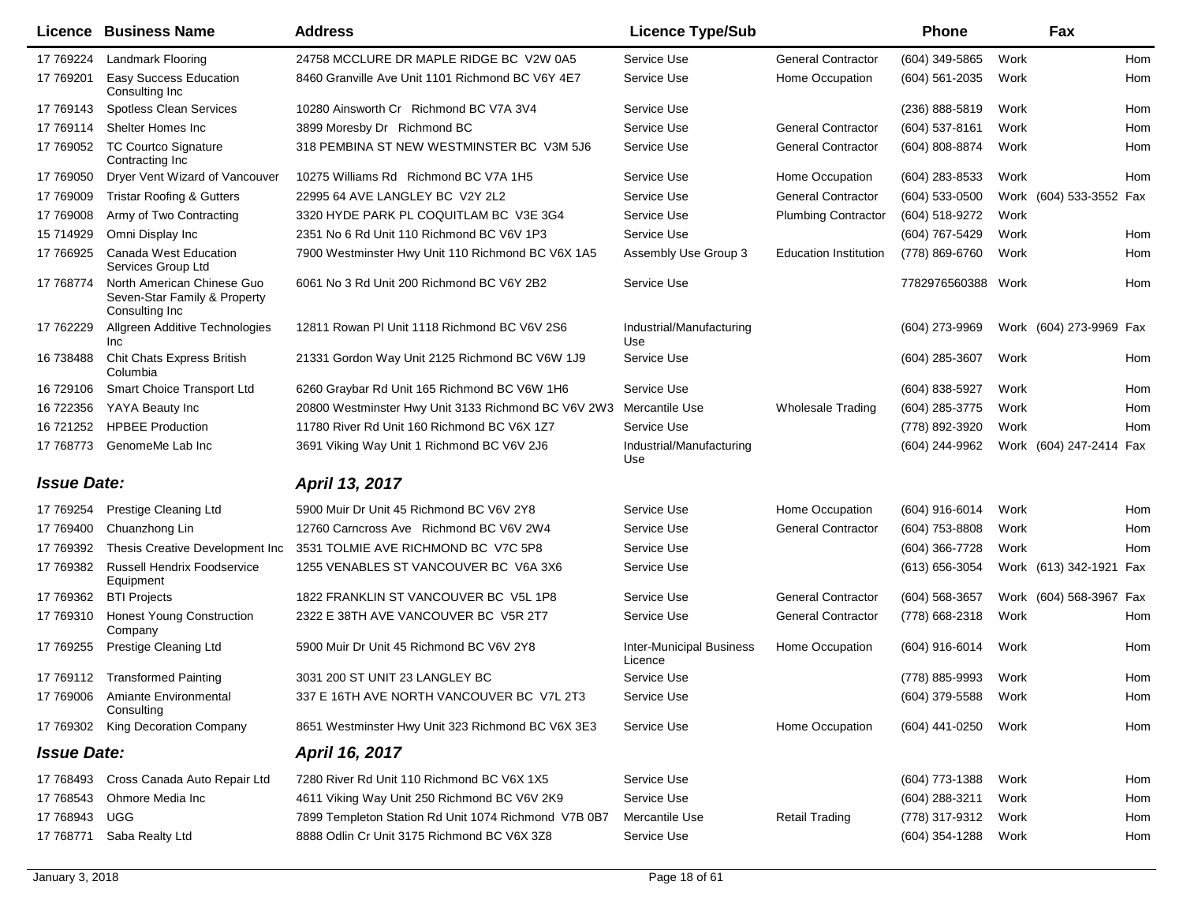| Licence | Business Name | Address | Licence Type/Sub | | Phone | | Fax | |
|---|---|---|---|---|---|---|---|---|
| 17 769224 | Landmark Flooring | 24758 MCCLURE DR MAPLE RIDGE BC V2W 0A5 | Service Use | General Contractor | (604) 349-5865 | Work | | Hom |
| 17 769201 | Easy Success Education Consulting Inc | 8460 Granville Ave Unit 1101 Richmond BC V6Y 4E7 | Service Use | Home Occupation | (604) 561-2035 | Work | | Hom |
| 17 769143 | Spotless Clean Services | 10280 Ainsworth Cr Richmond BC V7A 3V4 | Service Use | | (236) 888-5819 | Work | | Hom |
| 17 769114 | Shelter Homes Inc | 3899 Moresby Dr Richmond BC | Service Use | General Contractor | (604) 537-8161 | Work | | Hom |
| 17 769052 | TC Courtco Signature Contracting Inc | 318 PEMBINA ST NEW WESTMINSTER BC V3M 5J6 | Service Use | General Contractor | (604) 808-8874 | Work | | Hom |
| 17 769050 | Dryer Vent Wizard of Vancouver | 10275 Williams Rd Richmond BC V7A 1H5 | Service Use | Home Occupation | (604) 283-8533 | Work | | Hom |
| 17 769009 | Tristar Roofing & Gutters | 22995 64 AVE LANGLEY BC V2Y 2L2 | Service Use | General Contractor | (604) 533-0500 | Work | (604) 533-3552 | Fax |
| 17 769008 | Army of Two Contracting | 3320 HYDE PARK PL COQUITLAM BC V3E 3G4 | Service Use | Plumbing Contractor | (604) 518-9272 | Work | | |
| 15 714929 | Omni Display Inc | 2351 No 6 Rd Unit 110 Richmond BC V6V 1P3 | Service Use | | (604) 767-5429 | Work | | Hom |
| 17 766925 | Canada West Education Services Group Ltd | 7900 Westminster Hwy Unit 110 Richmond BC V6X 1A5 | Assembly Use Group 3 | Education Institution | (778) 869-6760 | Work | | Hom |
| 17 768774 | North American Chinese Guo Seven-Star Family & Property Consulting Inc | 6061 No 3 Rd Unit 200 Richmond BC V6Y 2B2 | Service Use | | 7782976560388 | Work | | Hom |
| 17 762229 | Allgreen Additive Technologies Inc | 12811 Rowan Pl Unit 1118 Richmond BC V6V 2S6 | Industrial/Manufacturing Use | | (604) 273-9969 | Work | (604) 273-9969 | Fax |
| 16 738488 | Chit Chats Express British Columbia | 21331 Gordon Way Unit 2125 Richmond BC V6W 1J9 | Service Use | | (604) 285-3607 | Work | | Hom |
| 16 729106 | Smart Choice Transport Ltd | 6260 Graybar Rd Unit 165 Richmond BC V6W 1H6 | Service Use | | (604) 838-5927 | Work | | Hom |
| 16 722356 | YAYA Beauty Inc | 20800 Westminster Hwy Unit 3133 Richmond BC V6V 2W3 | Mercantile Use | Wholesale Trading | (604) 285-3775 | Work | | Hom |
| 16 721252 | HPBEE Production | 11780 River Rd Unit 160 Richmond BC V6X 1Z7 | Service Use | | (778) 892-3920 | Work | | Hom |
| 17 768773 | GenomeMe Lab Inc | 3691 Viking Way Unit 1 Richmond BC V6V 2J6 | Industrial/Manufacturing Use | | (604) 244-9962 | Work | (604) 247-2414 | Fax |

***Issue Date:*** ***April 13, 2017***

| Licence | Business Name | Address | Licence Type/Sub | | Phone | | Fax | |
|---|---|---|---|---|---|---|---|---|
| 17 769254 | Prestige Cleaning Ltd | 5900 Muir Dr Unit 45 Richmond BC V6V 2Y8 | Service Use | Home Occupation | (604) 916-6014 | Work | | Hom |
| 17 769400 | Chuanzhong Lin | 12760 Carncross Ave Richmond BC V6V 2W4 | Service Use | General Contractor | (604) 753-8808 | Work | | Hom |
| 17 769392 | Thesis Creative Development Inc | 3531 TOLMIE AVE RICHMOND BC V7C 5P8 | Service Use | | (604) 366-7728 | Work | | Hom |
| 17 769382 | Russell Hendrix Foodservice Equipment | 1255 VENABLES ST VANCOUVER BC V6A 3X6 | Service Use | | (613) 656-3054 | Work | (613) 342-1921 | Fax |
| 17 769362 | BTI Projects | 1822 FRANKLIN ST VANCOUVER BC V5L 1P8 | Service Use | General Contractor | (604) 568-3657 | Work | (604) 568-3967 | Fax |
| 17 769310 | Honest Young Construction Company | 2322 E 38TH AVE VANCOUVER BC V5R 2T7 | Service Use | General Contractor | (778) 668-2318 | Work | | Hom |
| 17 769255 | Prestige Cleaning Ltd | 5900 Muir Dr Unit 45 Richmond BC V6V 2Y8 | Inter-Municipal Business Licence | Home Occupation | (604) 916-6014 | Work | | Hom |
| 17 769112 | Transformed Painting | 3031 200 ST UNIT 23 LANGLEY BC | Service Use | | (778) 885-9993 | Work | | Hom |
| 17 769006 | Amiante Environmental Consulting | 337 E 16TH AVE NORTH VANCOUVER BC V7L 2T3 | Service Use | | (604) 379-5588 | Work | | Hom |
| 17 769302 | King Decoration Company | 8651 Westminster Hwy Unit 323 Richmond BC V6X 3E3 | Service Use | Home Occupation | (604) 441-0250 | Work | | Hom |

***Issue Date:*** ***April 16, 2017***

| Licence | Business Name | Address | Licence Type/Sub | | Phone | | Fax | |
|---|---|---|---|---|---|---|---|---|
| 17 768493 | Cross Canada Auto Repair Ltd | 7280 River Rd Unit 110 Richmond BC V6X 1X5 | Service Use | | (604) 773-1388 | Work | | Hom |
| 17 768543 | Ohmore Media Inc | 4611 Viking Way Unit 250 Richmond BC V6V 2K9 | Service Use | | (604) 288-3211 | Work | | Hom |
| 17 768943 | UGG | 7899 Templeton Station Rd Unit 1074 Richmond V7B 0B7 | Mercantile Use | Retail Trading | (778) 317-9312 | Work | | Hom |
| 17 768771 | Saba Realty Ltd | 8888 Odlin Cr Unit 3175 Richmond BC V6X 3Z8 | Service Use | | (604) 354-1288 | Work | | Hom |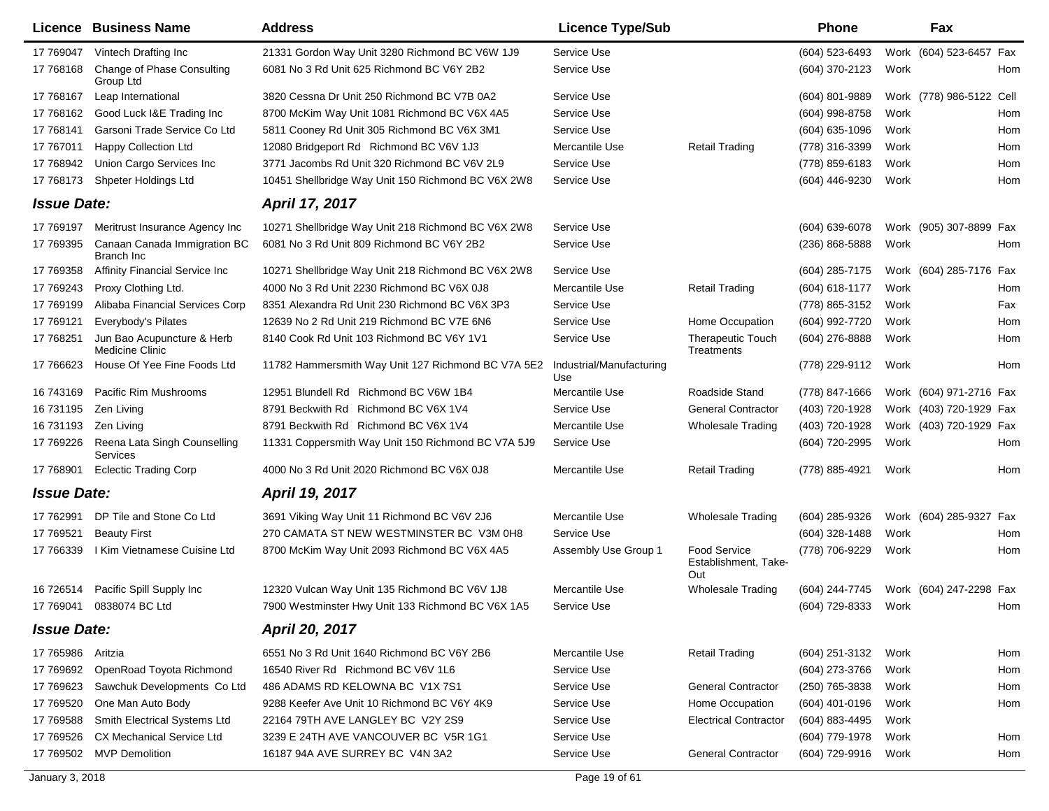| Licence | Business Name | Address | Licence Type/Sub | | Phone | | Fax | |
|---|---|---|---|---|---|---|---|---|
| 17 769047 | Vintech Drafting Inc | 21331 Gordon Way Unit 3280 Richmond BC V6W 1J9 | Service Use | | (604) 523-6493 | Work | (604) 523-6457 | Fax |
| 17 768168 | Change of Phase Consulting Group Ltd | 6081 No 3 Rd Unit 625 Richmond BC V6Y 2B2 | Service Use | | (604) 370-2123 | Work | | Hom |
| 17 768167 | Leap International | 3820 Cessna Dr Unit 250 Richmond BC V7B 0A2 | Service Use | | (604) 801-9889 | Work | (778) 986-5122 | Cell |
| 17 768162 | Good Luck I&E Trading Inc | 8700 McKim Way Unit 1081 Richmond BC V6X 4A5 | Service Use | | (604) 998-8758 | Work | | Hom |
| 17 768141 | Garsoni Trade Service Co Ltd | 5811 Cooney Rd Unit 305 Richmond BC V6X 3M1 | Service Use | | (604) 635-1096 | Work | | Hom |
| 17 767011 | Happy Collection Ltd | 12080 Bridgeport Rd Richmond BC V6V 1J3 | Mercantile Use | Retail Trading | (778) 316-3399 | Work | | Hom |
| 17 768942 | Union Cargo Services Inc | 3771 Jacombs Rd Unit 320 Richmond BC V6V 2L9 | Service Use | | (778) 859-6183 | Work | | Hom |
| 17 768173 | Shpeter Holdings Ltd | 10451 Shellbridge Way Unit 150 Richmond BC V6X 2W8 | Service Use | | (604) 446-9230 | Work | | Hom |
| ***Issue Date:*** | | ***April 17, 2017*** | | | | | | |
| 17 769197 | Meritrust Insurance Agency Inc | 10271 Shellbridge Way Unit 218 Richmond BC V6X 2W8 | Service Use | | (604) 639-6078 | Work | (905) 307-8899 | Fax |
| 17 769395 | Canaan Canada Immigration BC Branch Inc | 6081 No 3 Rd Unit 809 Richmond BC V6Y 2B2 | Service Use | | (236) 868-5888 | Work | | Hom |
| 17 769358 | Affinity Financial Service Inc | 10271 Shellbridge Way Unit 218 Richmond BC V6X 2W8 | Service Use | | (604) 285-7175 | Work | (604) 285-7176 | Fax |
| 17 769243 | Proxy Clothing Ltd. | 4000 No 3 Rd Unit 2230 Richmond BC V6X 0J8 | Mercantile Use | Retail Trading | (604) 618-1177 | Work | | Hom |
| 17 769199 | Alibaba Financial Services Corp | 8351 Alexandra Rd Unit 230 Richmond BC V6X 3P3 | Service Use | | (778) 865-3152 | Work | | Fax |
| 17 769121 | Everybody's Pilates | 12639 No 2 Rd Unit 219 Richmond BC V7E 6N6 | Service Use | Home Occupation | (604) 992-7720 | Work | | Hom |
| 17 768251 | Jun Bao Acupuncture & Herb Medicine Clinic | 8140 Cook Rd Unit 103 Richmond BC V6Y 1V1 | Service Use | Therapeutic Touch Treatments | (604) 276-8888 | Work | | Hom |
| 17 766623 | House Of Yee Fine Foods Ltd | 11782 Hammersmith Way Unit 127 Richmond BC V7A 5E2 | Industrial/Manufacturing Use | | (778) 229-9112 | Work | | Hom |
| 16 743169 | Pacific Rim Mushrooms | 12951 Blundell Rd Richmond BC V6W 1B4 | Mercantile Use | Roadside Stand | (778) 847-1666 | Work | (604) 971-2716 | Fax |
| 16 731195 | Zen Living | 8791 Beckwith Rd Richmond BC V6X 1V4 | Service Use | General Contractor | (403) 720-1928 | Work | (403) 720-1929 | Fax |
| 16 731193 | Zen Living | 8791 Beckwith Rd Richmond BC V6X 1V4 | Mercantile Use | Wholesale Trading | (403) 720-1928 | Work | (403) 720-1929 | Fax |
| 17 769226 | Reena Lata Singh Counselling Services | 11331 Coppersmith Way Unit 150 Richmond BC V7A 5J9 | Service Use | | (604) 720-2995 | Work | | Hom |
| 17 768901 | Eclectic Trading Corp | 4000 No 3 Rd Unit 2020 Richmond BC V6X 0J8 | Mercantile Use | Retail Trading | (778) 885-4921 | Work | | Hom |
| ***Issue Date:*** | | ***April 19, 2017*** | | | | | | |
| 17 762991 | DP Tile and Stone Co Ltd | 3691 Viking Way Unit 11 Richmond BC V6V 2J6 | Mercantile Use | Wholesale Trading | (604) 285-9326 | Work | (604) 285-9327 | Fax |
| 17 769521 | Beauty First | 270 CAMATA ST NEW WESTMINSTER BC V3M 0H8 | Service Use | | (604) 328-1488 | Work | | Hom |
| 17 766339 | I Kim Vietnamese Cuisine Ltd | 8700 McKim Way Unit 2093 Richmond BC V6X 4A5 | Assembly Use Group 1 | Food Service Establishment, Take-Out | (778) 706-9229 | Work | | Hom |
| 16 726514 | Pacific Spill Supply Inc | 12320 Vulcan Way Unit 135 Richmond BC V6V 1J8 | Mercantile Use | Wholesale Trading | (604) 244-7745 | Work | (604) 247-2298 | Fax |
| 17 769041 | 0838074 BC Ltd | 7900 Westminster Hwy Unit 133 Richmond BC V6X 1A5 | Service Use | | (604) 729-8333 | Work | | Hom |
| ***Issue Date:*** | | ***April 20, 2017*** | | | | | | |
| 17 765986 | Aritzia | 6551 No 3 Rd Unit 1640 Richmond BC V6Y 2B6 | Mercantile Use | Retail Trading | (604) 251-3132 | Work | | Hom |
| 17 769692 | OpenRoad Toyota Richmond | 16540 River Rd Richmond BC V6V 1L6 | Service Use | | (604) 273-3766 | Work | | Hom |
| 17 769623 | Sawchuk Developments Co Ltd | 486 ADAMS RD KELOWNA BC V1X 7S1 | Service Use | General Contractor | (250) 765-3838 | Work | | Hom |
| 17 769520 | One Man Auto Body | 9288 Keefer Ave Unit 10 Richmond BC V6Y 4K9 | Service Use | Home Occupation | (604) 401-0196 | Work | | Hom |
| 17 769588 | Smith Electrical Systems Ltd | 22164 79TH AVE LANGLEY BC V2Y 2S9 | Service Use | Electrical Contractor | (604) 883-4495 | Work | | |
| 17 769526 | CX Mechanical Service Ltd | 3239 E 24TH AVE VANCOUVER BC V5R 1G1 | Service Use | | (604) 779-1978 | Work | | Hom |
| 17 769502 | MVP Demolition | 16187 94A AVE SURREY BC V4N 3A2 | Service Use | General Contractor | (604) 729-9916 | Work | | Hom |

January 3, 2018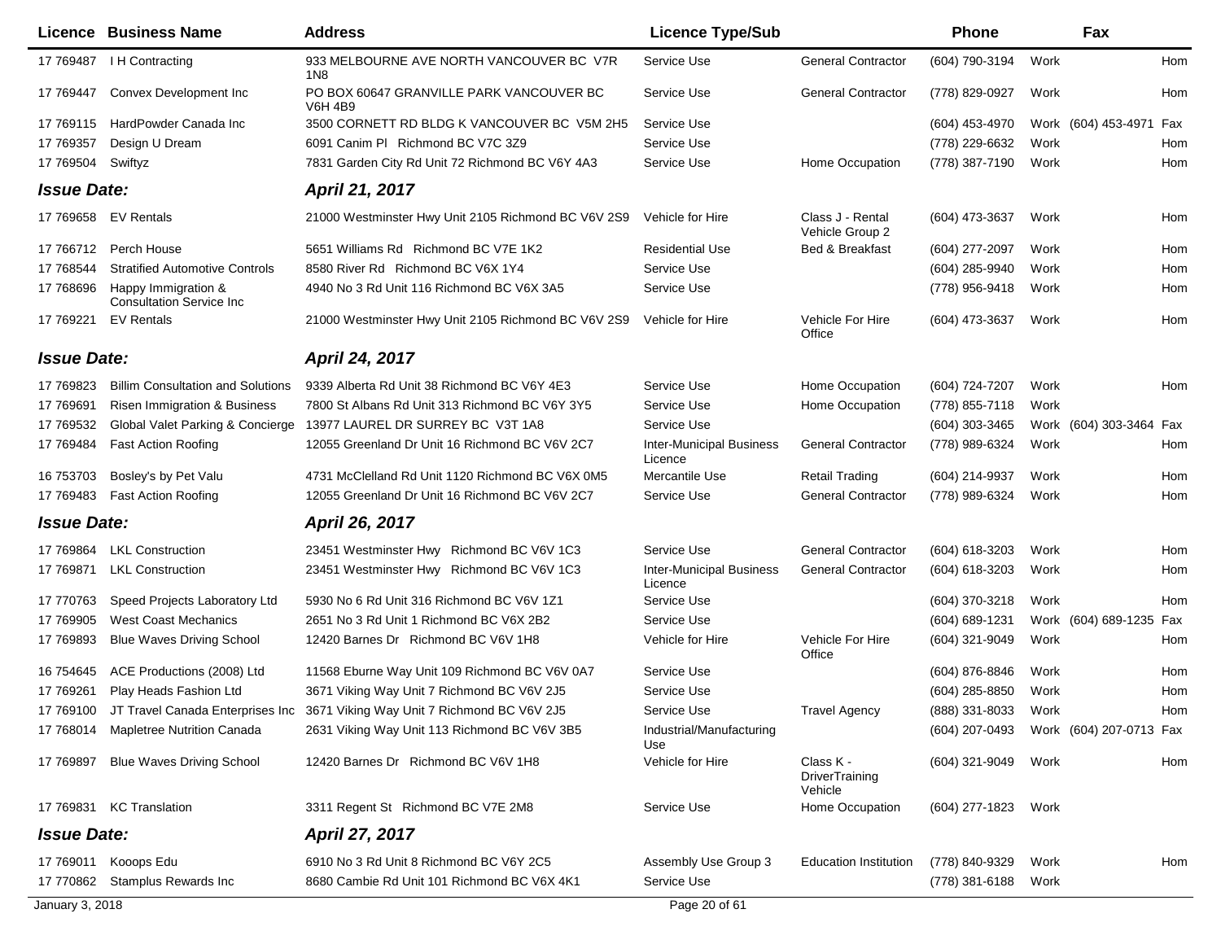| Licence | Business Name | Address | Licence Type/Sub | | Phone | | Fax | |
|---|---|---|---|---|---|---|---|---|
| 17 769487 | I H Contracting | 933 MELBOURNE AVE NORTH VANCOUVER BC V7R 1N8 | Service Use | General Contractor | (604) 790-3194 | Work | | Hom |
| 17 769447 | Convex Development Inc | PO BOX 60647 GRANVILLE PARK VANCOUVER BC V6H 4B9 | Service Use | General Contractor | (778) 829-0927 | Work | | Hom |
| 17 769115 | HardPowder Canada Inc | 3500 CORNETT RD BLDG K VANCOUVER BC V5M 2H5 | Service Use | | (604) 453-4970 | Work | (604) 453-4971 | Fax |
| 17 769357 | Design U Dream | 6091 Canim Pl Richmond BC V7C 3Z9 | Service Use | | (778) 229-6632 | Work | | Hom |
| 17 769504 | Swiftyz | 7831 Garden City Rd Unit 72 Richmond BC V6Y 4A3 | Service Use | Home Occupation | (778) 387-7190 | Work | | Hom |
| ***Issue Date:*** | | ***April 21, 2017*** | | | | | | |
| 17 769658 | EV Rentals | 21000 Westminster Hwy Unit 2105 Richmond BC V6V 2S9 | Vehicle for Hire | Class J - Rental Vehicle Group 2 | (604) 473-3637 | Work | | Hom |
| 17 766712 | Perch House | 5651 Williams Rd Richmond BC V7E 1K2 | Residential Use | Bed & Breakfast | (604) 277-2097 | Work | | Hom |
| 17 768544 | Stratified Automotive Controls | 8580 River Rd Richmond BC V6X 1Y4 | Service Use | | (604) 285-9940 | Work | | Hom |
| 17 768696 | Happy Immigration & Consultation Service Inc | 4940 No 3 Rd Unit 116 Richmond BC V6X 3A5 | Service Use | | (778) 956-9418 | Work | | Hom |
| 17 769221 | EV Rentals | 21000 Westminster Hwy Unit 2105 Richmond BC V6V 2S9 | Vehicle for Hire | Vehicle For Hire Office | (604) 473-3637 | Work | | Hom |
| ***Issue Date:*** | | ***April 24, 2017*** | | | | | | |
| 17 769823 | Billim Consultation and Solutions | 9339 Alberta Rd Unit 38 Richmond BC V6Y 4E3 | Service Use | Home Occupation | (604) 724-7207 | Work | | Hom |
| 17 769691 | Risen Immigration & Business | 7800 St Albans Rd Unit 313 Richmond BC V6Y 3Y5 | Service Use | Home Occupation | (778) 855-7118 | Work | | |
| 17 769532 | Global Valet Parking & Concierge | 13977 LAUREL DR SURREY BC V3T 1A8 | Service Use | | (604) 303-3465 | Work | (604) 303-3464 | Fax |
| 17 769484 | Fast Action Roofing | 12055 Greenland Dr Unit 16 Richmond BC V6V 2C7 | Inter-Municipal Business Licence | General Contractor | (778) 989-6324 | Work | | Hom |
| 16 753703 | Bosley's by Pet Valu | 4731 McClelland Rd Unit 1120 Richmond BC V6X 0M5 | Mercantile Use | Retail Trading | (604) 214-9937 | Work | | Hom |
| 17 769483 | Fast Action Roofing | 12055 Greenland Dr Unit 16 Richmond BC V6V 2C7 | Service Use | General Contractor | (778) 989-6324 | Work | | Hom |
| ***Issue Date:*** | | ***April 26, 2017*** | | | | | | |
| 17 769864 | LKL Construction | 23451 Westminster Hwy Richmond BC V6V 1C3 | Service Use | General Contractor | (604) 618-3203 | Work | | Hom |
| 17 769871 | LKL Construction | 23451 Westminster Hwy Richmond BC V6V 1C3 | Inter-Municipal Business Licence | General Contractor | (604) 618-3203 | Work | | Hom |
| 17 770763 | Speed Projects Laboratory Ltd | 5930 No 6 Rd Unit 316 Richmond BC V6V 1Z1 | Service Use | | (604) 370-3218 | Work | | Hom |
| 17 769905 | West Coast Mechanics | 2651 No 3 Rd Unit 1 Richmond BC V6X 2B2 | Service Use | | (604) 689-1231 | Work | (604) 689-1235 | Fax |
| 17 769893 | Blue Waves Driving School | 12420 Barnes Dr Richmond BC V6V 1H8 | Vehicle for Hire | Vehicle For Hire Office | (604) 321-9049 | Work | | Hom |
| 16 754645 | ACE Productions (2008) Ltd | 11568 Eburne Way Unit 109 Richmond BC V6V 0A7 | Service Use | | (604) 876-8846 | Work | | Hom |
| 17 769261 | Play Heads Fashion Ltd | 3671 Viking Way Unit 7 Richmond BC V6V 2J5 | Service Use | | (604) 285-8850 | Work | | Hom |
| 17 769100 | JT Travel Canada Enterprises Inc | 3671 Viking Way Unit 7 Richmond BC V6V 2J5 | Service Use | Travel Agency | (888) 331-8033 | Work | | Hom |
| 17 768014 | Mapletree Nutrition Canada | 2631 Viking Way Unit 113 Richmond BC V6V 3B5 | Industrial/Manufacturing Use | | (604) 207-0493 | Work | (604) 207-0713 | Fax |
| 17 769897 | Blue Waves Driving School | 12420 Barnes Dr Richmond BC V6V 1H8 | Vehicle for Hire | Class K - DriverTraining Vehicle | (604) 321-9049 | Work | | Hom |
| 17 769831 | KC Translation | 3311 Regent St Richmond BC V7E 2M8 | Service Use | Home Occupation | (604) 277-1823 | Work | | |
| ***Issue Date:*** | | ***April 27, 2017*** | | | | | | |
| 17 769011 | Kooops Edu | 6910 No 3 Rd Unit 8 Richmond BC V6Y 2C5 | Assembly Use Group 3 | Education Institution | (778) 840-9329 | Work | | Hom |
| 17 770862 | Stamplus Rewards Inc | 8680 Cambie Rd Unit 101 Richmond BC V6X 4K1 | Service Use | | (778) 381-6188 | Work | | |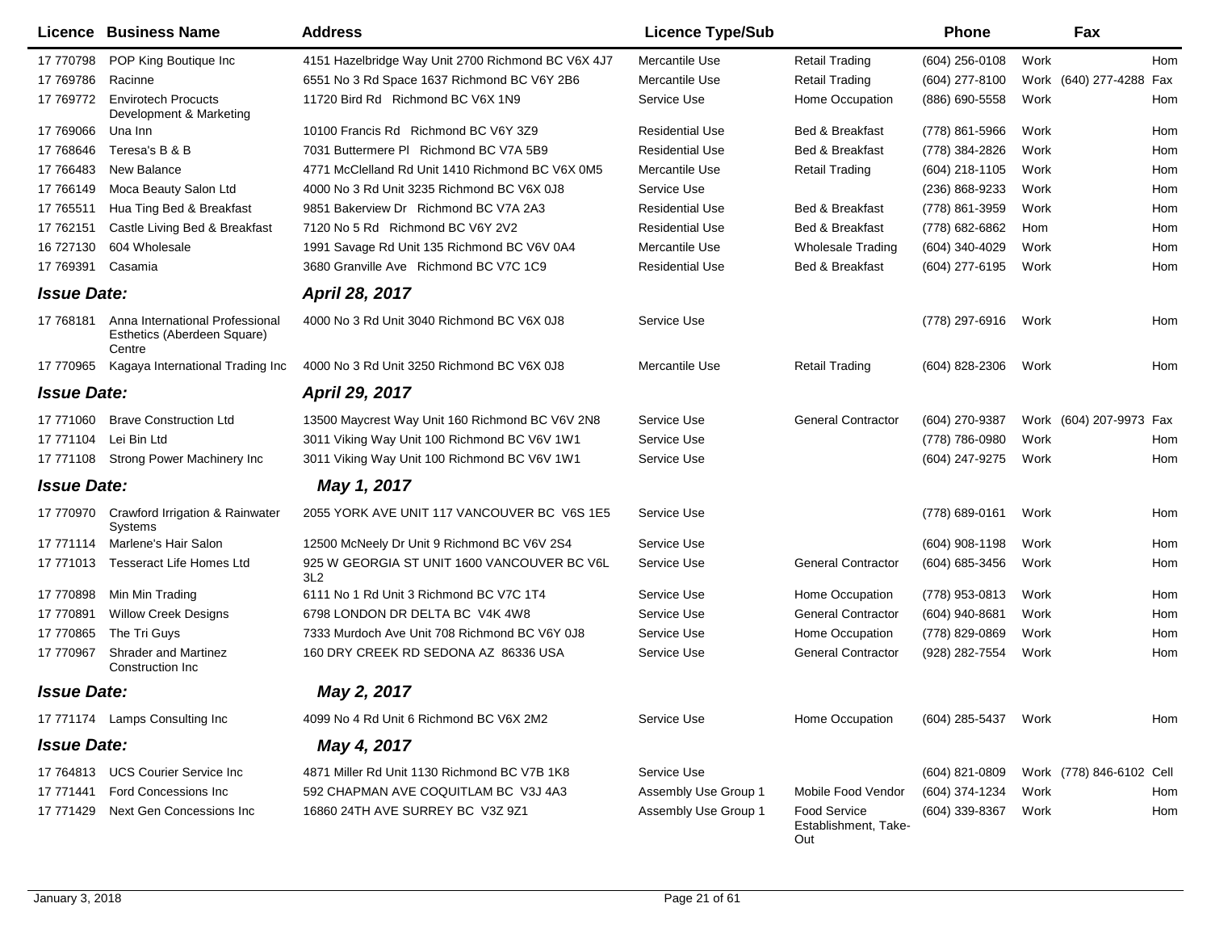| Licence | Business Name | Address | Licence Type/Sub | | Phone | | Fax | |
|---|---|---|---|---|---|---|---|---|
| 17 770798 | POP King Boutique Inc | 4151 Hazelbridge Way Unit 2700 Richmond BC V6X 4J7 | Mercantile Use | Retail Trading | (604) 256-0108 | Work | | Hom |
| 17 769786 | Racinne | 6551 No 3 Rd Space 1637 Richmond BC V6Y 2B6 | Mercantile Use | Retail Trading | (604) 277-8100 | Work | (640) 277-4288 | Fax |
| 17 769772 | Envirotech Procucts Development & Marketing | 11720 Bird Rd Richmond BC V6X 1N9 | Service Use | Home Occupation | (886) 690-5558 | Work | | Hom |
| 17 769066 | Una Inn | 10100 Francis Rd Richmond BC V6Y 3Z9 | Residential Use | Bed & Breakfast | (778) 861-5966 | Work | | Hom |
| 17 768646 | Teresa's B & B | 7031 Buttermere Pl Richmond BC V7A 5B9 | Residential Use | Bed & Breakfast | (778) 384-2826 | Work | | Hom |
| 17 766483 | New Balance | 4771 McClelland Rd Unit 1410 Richmond BC V6X 0M5 | Mercantile Use | Retail Trading | (604) 218-1105 | Work | | Hom |
| 17 766149 | Moca Beauty Salon Ltd | 4000 No 3 Rd Unit 3235 Richmond BC V6X 0J8 | Service Use | | (236) 868-9233 | Work | | Hom |
| 17 765511 | Hua Ting Bed & Breakfast | 9851 Bakerview Dr Richmond BC V7A 2A3 | Residential Use | Bed & Breakfast | (778) 861-3959 | Work | | Hom |
| 17 762151 | Castle Living Bed & Breakfast | 7120 No 5 Rd Richmond BC V6Y 2V2 | Residential Use | Bed & Breakfast | (778) 682-6862 | Hom | | Hom |
| 16 727130 | 604 Wholesale | 1991 Savage Rd Unit 135 Richmond BC V6V 0A4 | Mercantile Use | Wholesale Trading | (604) 340-4029 | Work | | Hom |
| 17 769391 | Casamia | 3680 Granville Ave Richmond BC V7C 1C9 | Residential Use | Bed & Breakfast | (604) 277-6195 | Work | | Hom |
| ***Issue Date:*** | | ***April 28, 2017*** | | | | | | |
| 17 768181 | Anna International Professional Esthetics (Aberdeen Square) Centre | 4000 No 3 Rd Unit 3040 Richmond BC V6X 0J8 | Service Use | | (778) 297-6916 | Work | | Hom |
| 17 770965 | Kagaya International Trading Inc | 4000 No 3 Rd Unit 3250 Richmond BC V6X 0J8 | Mercantile Use | Retail Trading | (604) 828-2306 | Work | | Hom |
| ***Issue Date:*** | | ***April 29, 2017*** | | | | | | |
| 17 771060 | Brave Construction Ltd | 13500 Maycrest Way Unit 160 Richmond BC V6V 2N8 | Service Use | General Contractor | (604) 270-9387 | Work | (604) 207-9973 | Fax |
| 17 771104 | Lei Bin Ltd | 3011 Viking Way Unit 100 Richmond BC V6V 1W1 | Service Use | | (778) 786-0980 | Work | | Hom |
| 17 771108 | Strong Power Machinery Inc | 3011 Viking Way Unit 100 Richmond BC V6V 1W1 | Service Use | | (604) 247-9275 | Work | | Hom |
| ***Issue Date:*** | | ***May 1, 2017*** | | | | | | |
| 17 770970 | Crawford Irrigation & Rainwater Systems | 2055 YORK AVE UNIT 117 VANCOUVER BC V6S 1E5 | Service Use | | (778) 689-0161 | Work | | Hom |
| 17 771114 | Marlene's Hair Salon | 12500 McNeely Dr Unit 9 Richmond BC V6V 2S4 | Service Use | | (604) 908-1198 | Work | | Hom |
| 17 771013 | Tesseract Life Homes Ltd | 925 W GEORGIA ST UNIT 1600 VANCOUVER BC V6L 3L2 | Service Use | General Contractor | (604) 685-3456 | Work | | Hom |
| 17 770898 | Min Min Trading | 6111 No 1 Rd Unit 3 Richmond BC V7C 1T4 | Service Use | Home Occupation | (778) 953-0813 | Work | | Hom |
| 17 770891 | Willow Creek Designs | 6798 LONDON DR DELTA BC V4K 4W8 | Service Use | General Contractor | (604) 940-8681 | Work | | Hom |
| 17 770865 | The Tri Guys | 7333 Murdoch Ave Unit 708 Richmond BC V6Y 0J8 | Service Use | Home Occupation | (778) 829-0869 | Work | | Hom |
| 17 770967 | Shrader and Martinez Construction Inc | 160 DRY CREEK RD SEDONA AZ 86336 USA | Service Use | General Contractor | (928) 282-7554 | Work | | Hom |
| ***Issue Date:*** | | ***May 2, 2017*** | | | | | | |
| 17 771174 | Lamps Consulting Inc | 4099 No 4 Rd Unit 6 Richmond BC V6X 2M2 | Service Use | Home Occupation | (604) 285-5437 | Work | | Hom |
| ***Issue Date:*** | | ***May 4, 2017*** | | | | | | |
| 17 764813 | UCS Courier Service Inc | 4871 Miller Rd Unit 1130 Richmond BC V7B 1K8 | Service Use | | (604) 821-0809 | Work | (778) 846-6102 | Cell |
| 17 771441 | Ford Concessions Inc | 592 CHAPMAN AVE COQUITLAM BC V3J 4A3 | Assembly Use Group 1 | Mobile Food Vendor | (604) 374-1234 | Work | | Hom |
| 17 771429 | Next Gen Concessions Inc | 16860 24TH AVE SURREY BC V3Z 9Z1 | Assembly Use Group 1 | Food Service Establishment, Take-Out | (604) 339-8367 | Work | | Hom |

January 3, 2018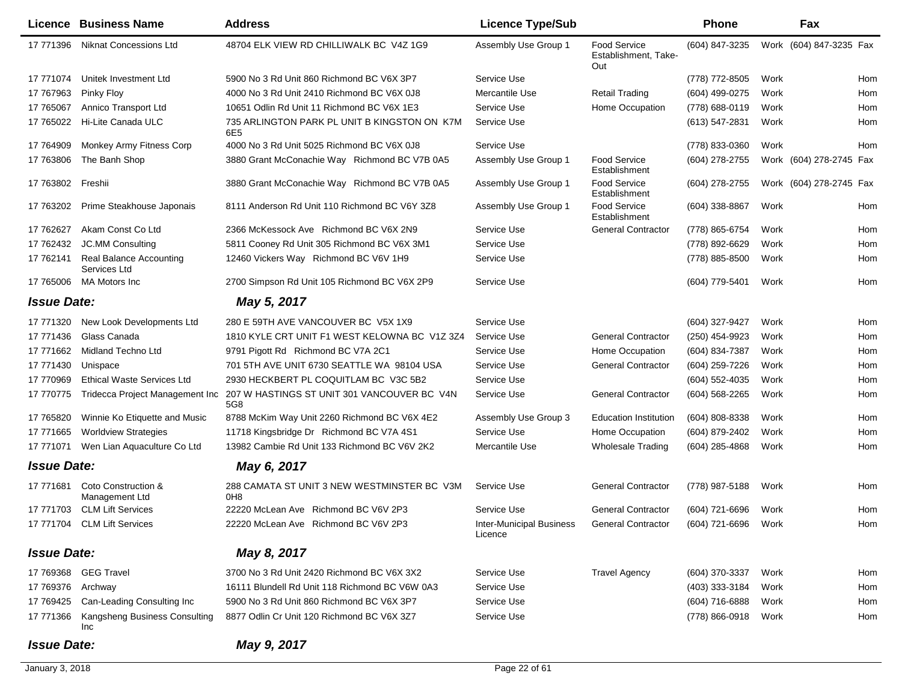| Licence | Business Name | Address | Licence Type/Sub | | Phone | | Fax | |
|---|---|---|---|---|---|---|---|---|
| 17 771396 | Niknat Concessions Ltd | 48704 ELK VIEW RD CHILLIWALK BC V4Z 1G9 | Assembly Use Group 1 | Food Service Establishment, Take-Out | (604) 847-3235 | Work | (604) 847-3235 | Fax |
| 17 771074 | Unitek Investment Ltd | 5900 No 3 Rd Unit 860 Richmond BC V6X 3P7 | Service Use | | (778) 772-8505 | Work | | Hom |
| 17 767963 | Pinky Floy | 4000 No 3 Rd Unit 2410 Richmond BC V6X 0J8 | Mercantile Use | Retail Trading | (604) 499-0275 | Work | | Hom |
| 17 765067 | Annico Transport Ltd | 10651 Odlin Rd Unit 11 Richmond BC V6X 1E3 | Service Use | Home Occupation | (778) 688-0119 | Work | | Hom |
| 17 765022 | Hi-Lite Canada ULC | 735 ARLINGTON PARK PL UNIT B KINGSTON ON K7M 6E5 | Service Use | | (613) 547-2831 | Work | | Hom |
| 17 764909 | Monkey Army Fitness Corp | 4000 No 3 Rd Unit 5025 Richmond BC V6X 0J8 | Service Use | | (778) 833-0360 | Work | | Hom |
| 17 763806 | The Banh Shop | 3880 Grant McConachie Way Richmond BC V7B 0A5 | Assembly Use Group 1 | Food Service Establishment | (604) 278-2755 | Work | (604) 278-2745 | Fax |
| 17 763802 | Freshii | 3880 Grant McConachie Way Richmond BC V7B 0A5 | Assembly Use Group 1 | Food Service Establishment | (604) 278-2755 | Work | (604) 278-2745 | Fax |
| 17 763202 | Prime Steakhouse Japonais | 8111 Anderson Rd Unit 110 Richmond BC V6Y 3Z8 | Assembly Use Group 1 | Food Service Establishment | (604) 338-8867 | Work | | Hom |
| 17 762627 | Akam Const Co Ltd | 2366 McKessock Ave Richmond BC V6X 2N9 | Service Use | General Contractor | (778) 865-6754 | Work | | Hom |
| 17 762432 | JC.MM Consulting | 5811 Cooney Rd Unit 305 Richmond BC V6X 3M1 | Service Use | | (778) 892-6629 | Work | | Hom |
| 17 762141 | Real Balance Accounting Services Ltd | 12460 Vickers Way Richmond BC V6V 1H9 | Service Use | | (778) 885-8500 | Work | | Hom |
| 17 765006 | MA Motors Inc | 2700 Simpson Rd Unit 105 Richmond BC V6X 2P9 | Service Use | | (604) 779-5401 | Work | | Hom |
| ***Issue Date:*** | | ***May 5, 2017*** | | | | | | |
| 17 771320 | New Look Developments Ltd | 280 E 59TH AVE VANCOUVER BC V5X 1X9 | Service Use | | (604) 327-9427 | Work | | Hom |
| 17 771436 | Glass Canada | 1810 KYLE CRT UNIT F1 WEST KELOWNA BC V1Z 3Z4 | Service Use | General Contractor | (250) 454-9923 | Work | | Hom |
| 17 771662 | Midland Techno Ltd | 9791 Pigott Rd Richmond BC V7A 2C1 | Service Use | Home Occupation | (604) 834-7387 | Work | | Hom |
| 17 771430 | Unispace | 701 5TH AVE UNIT 6730 SEATTLE WA 98104 USA | Service Use | General Contractor | (604) 259-7226 | Work | | Hom |
| 17 770969 | Ethical Waste Services Ltd | 2930 HECKBERT PL COQUITLAM BC V3C 5B2 | Service Use | | (604) 552-4035 | Work | | Hom |
| 17 770775 | Tridecca Project Management Inc | 207 W HASTINGS ST UNIT 301 VANCOUVER BC V4N 5G8 | Service Use | General Contractor | (604) 568-2265 | Work | | Hom |
| 17 765820 | Winnie Ko Etiquette and Music | 8788 McKim Way Unit 2260 Richmond BC V6X 4E2 | Assembly Use Group 3 | Education Institution | (604) 808-8338 | Work | | Hom |
| 17 771665 | Worldview Strategies | 11718 Kingsbridge Dr Richmond BC V7A 4S1 | Service Use | Home Occupation | (604) 879-2402 | Work | | Hom |
| 17 771071 | Wen Lian Aquaculture Co Ltd | 13982 Cambie Rd Unit 133 Richmond BC V6V 2K2 | Mercantile Use | Wholesale Trading | (604) 285-4868 | Work | | Hom |
| ***Issue Date:*** | | ***May 6, 2017*** | | | | | | |
| 17 771681 | Coto Construction & Management Ltd | 288 CAMATA ST UNIT 3 NEW WESTMINSTER BC V3M 0H8 | Service Use | General Contractor | (778) 987-5188 | Work | | Hom |
| 17 771703 | CLM Lift Services | 22220 McLean Ave Richmond BC V6V 2P3 | Service Use | General Contractor | (604) 721-6696 | Work | | Hom |
| 17 771704 | CLM Lift Services | 22220 McLean Ave Richmond BC V6V 2P3 | Inter-Municipal Business Licence | General Contractor | (604) 721-6696 | Work | | Hom |
| ***Issue Date:*** | | ***May 8, 2017*** | | | | | | |
| 17 769368 | GEG Travel | 3700 No 3 Rd Unit 2420 Richmond BC V6X 3X2 | Service Use | Travel Agency | (604) 370-3337 | Work | | Hom |
| 17 769376 | Archway | 16111 Blundell Rd Unit 118 Richmond BC V6W 0A3 | Service Use | | (403) 333-3184 | Work | | Hom |
| 17 769425 | Can-Leading Consulting Inc | 5900 No 3 Rd Unit 860 Richmond BC V6X 3P7 | Service Use | | (604) 716-6888 | Work | | Hom |
| 17 771366 | Kangsheng Business Consulting Inc | 8877 Odlin Cr Unit 120 Richmond BC V6X 3Z7 | Service Use | | (778) 866-0918 | Work | | Hom |
| ***Issue Date:*** | | ***May 9, 2017*** | | | | | | |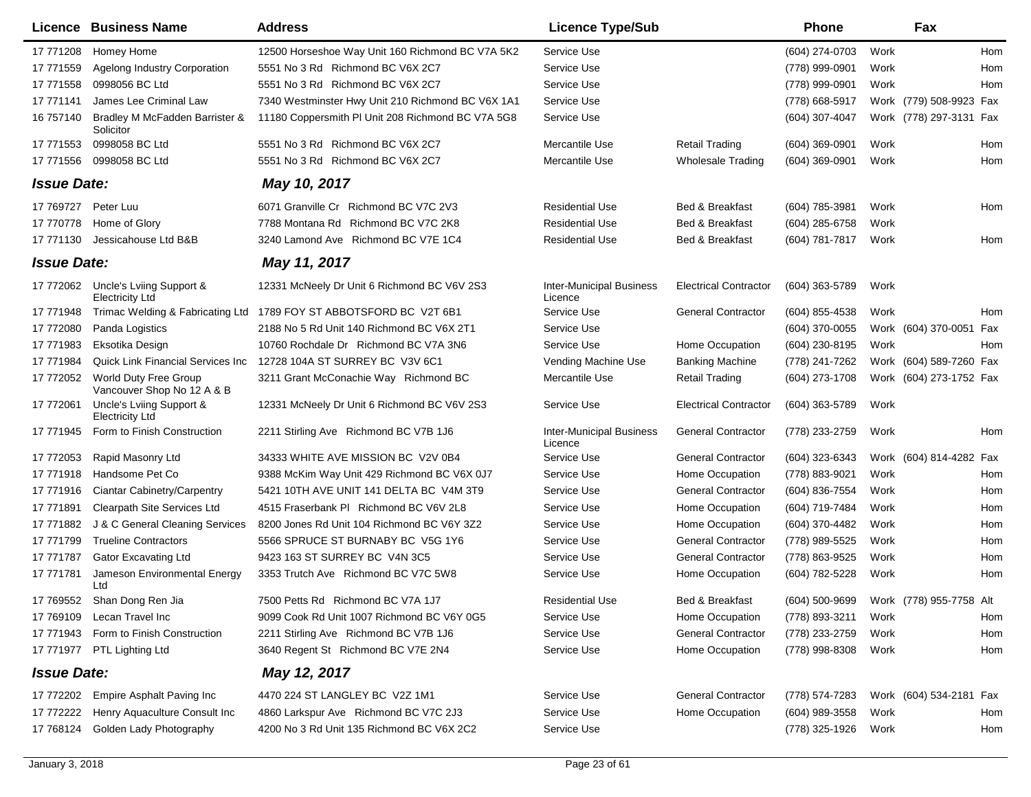| Licence | Business Name | Address | Licence Type/Sub | | Phone | | Fax | |
|---|---|---|---|---|---|---|---|---|
| 17 771208 | Homey Home | 12500 Horseshoe Way Unit 160 Richmond BC V7A 5K2 | Service Use | | (604) 274-0703 | Work | | Hom |
| 17 771559 | Agelong Industry Corporation | 5551 No 3 Rd Richmond BC V6X 2C7 | Service Use | | (778) 999-0901 | Work | | Hom |
| 17 771558 | 0998056 BC Ltd | 5551 No 3 Rd Richmond BC V6X 2C7 | Service Use | | (778) 999-0901 | Work | | Hom |
| 17 771141 | James Lee Criminal Law | 7340 Westminster Hwy Unit 210 Richmond BC V6X 1A1 | Service Use | | (778) 668-5917 | Work | (779) 508-9923 | Fax |
| 16 757140 | Bradley M McFadden Barrister & Solicitor | 11180 Coppersmith Pl Unit 208 Richmond BC V7A 5G8 | Service Use | | (604) 307-4047 | Work | (778) 297-3131 | Fax |
| 17 771553 | 0998058 BC Ltd | 5551 No 3 Rd Richmond BC V6X 2C7 | Mercantile Use | Retail Trading | (604) 369-0901 | Work | | Hom |
| 17 771556 | 0998058 BC Ltd | 5551 No 3 Rd Richmond BC V6X 2C7 | Mercantile Use | Wholesale Trading | (604) 369-0901 | Work | | Hom |
| ***Issue Date:*** | | ***May 10, 2017*** | | | | | | |
| 17 769727 | Peter Luu | 6071 Granville Cr Richmond BC V7C 2V3 | Residential Use | Bed & Breakfast | (604) 785-3981 | Work | | Hom |
| 17 770778 | Home of Glory | 7788 Montana Rd Richmond BC V7C 2K8 | Residential Use | Bed & Breakfast | (604) 285-6758 | Work | | |
| 17 771130 | Jessicahouse Ltd B&B | 3240 Lamond Ave Richmond BC V7E 1C4 | Residential Use | Bed & Breakfast | (604) 781-7817 | Work | | Hom |
| ***Issue Date:*** | | ***May 11, 2017*** | | | | | | |
| 17 772062 | Uncle's Lviing Support & Electricity Ltd | 12331 McNeely Dr Unit 6 Richmond BC V6V 2S3 | Inter-Municipal Business Licence | Electrical Contractor | (604) 363-5789 | Work | | |
| 17 771948 | Trimac Welding & Fabricating Ltd | 1789 FOY ST ABBOTSFORD BC V2T 6B1 | Service Use | General Contractor | (604) 855-4538 | Work | | Hom |
| 17 772080 | Panda Logistics | 2188 No 5 Rd Unit 140 Richmond BC V6X 2T1 | Service Use | | (604) 370-0055 | Work | (604) 370-0051 | Fax |
| 17 771983 | Eksotika Design | 10760 Rochdale Dr Richmond BC V7A 3N6 | Service Use | Home Occupation | (604) 230-8195 | Work | | Hom |
| 17 771984 | Quick Link Financial Services Inc | 12728 104A ST SURREY BC V3V 6C1 | Vending Machine Use | Banking Machine | (778) 241-7262 | Work | (604) 589-7260 | Fax |
| 17 772052 | World Duty Free Group Vancouver Shop No 12 A & B | 3211 Grant McConachie Way Richmond BC | Mercantile Use | Retail Trading | (604) 273-1708 | Work | (604) 273-1752 | Fax |
| 17 772061 | Uncle's Lviing Support & Electricity Ltd | 12331 McNeely Dr Unit 6 Richmond BC V6V 2S3 | Service Use | Electrical Contractor | (604) 363-5789 | Work | | |
| 17 771945 | Form to Finish Construction | 2211 Stirling Ave Richmond BC V7B 1J6 | Inter-Municipal Business Licence | General Contractor | (778) 233-2759 | Work | | Hom |
| 17 772053 | Rapid Masonry Ltd | 34333 WHITE AVE MISSION BC V2V 0B4 | Service Use | General Contractor | (604) 323-6343 | Work | (604) 814-4282 | Fax |
| 17 771918 | Handsome Pet Co | 9388 McKim Way Unit 429 Richmond BC V6X 0J7 | Service Use | Home Occupation | (778) 883-9021 | Work | | Hom |
| 17 771916 | Ciantar Cabinetry/Carpentry | 5421 10TH AVE UNIT 141 DELTA BC V4M 3T9 | Service Use | General Contractor | (604) 836-7554 | Work | | Hom |
| 17 771891 | Clearpath Site Services Ltd | 4515 Fraserbank Pl Richmond BC V6V 2L8 | Service Use | Home Occupation | (604) 719-7484 | Work | | Hom |
| 17 771882 | J & C General Cleaning Services | 8200 Jones Rd Unit 104 Richmond BC V6Y 3Z2 | Service Use | Home Occupation | (604) 370-4482 | Work | | Hom |
| 17 771799 | Trueline Contractors | 5566 SPRUCE ST BURNABY BC V5G 1Y6 | Service Use | General Contractor | (778) 989-5525 | Work | | Hom |
| 17 771787 | Gator Excavating Ltd | 9423 163 ST SURREY BC V4N 3C5 | Service Use | General Contractor | (778) 863-9525 | Work | | Hom |
| 17 771781 | Jameson Environmental Energy Ltd | 3353 Trutch Ave Richmond BC V7C 5W8 | Service Use | Home Occupation | (604) 782-5228 | Work | | Hom |
| 17 769552 | Shan Dong Ren Jia | 7500 Petts Rd Richmond BC V7A 1J7 | Residential Use | Bed & Breakfast | (604) 500-9699 | Work | (778) 955-7758 | Alt |
| 17 769109 | Lecan Travel Inc | 9099 Cook Rd Unit 1007 Richmond BC V6Y 0G5 | Service Use | Home Occupation | (778) 893-3211 | Work | | Hom |
| 17 771943 | Form to Finish Construction | 2211 Stirling Ave Richmond BC V7B 1J6 | Service Use | General Contractor | (778) 233-2759 | Work | | Hom |
| 17 771977 | PTL Lighting Ltd | 3640 Regent St Richmond BC V7E 2N4 | Service Use | Home Occupation | (778) 998-8308 | Work | | Hom |
| ***Issue Date:*** | | ***May 12, 2017*** | | | | | | |
| 17 772202 | Empire Asphalt Paving Inc | 4470 224 ST LANGLEY BC V2Z 1M1 | Service Use | General Contractor | (778) 574-7283 | Work | (604) 534-2181 | Fax |
| 17 772222 | Henry Aquaculture Consult Inc | 4860 Larkspur Ave Richmond BC V7C 2J3 | Service Use | Home Occupation | (604) 989-3558 | Work | | Hom |
| 17 768124 | Golden Lady Photography | 4200 No 3 Rd Unit 135 Richmond BC V6X 2C2 | Service Use | | (778) 325-1926 | Work | | Hom |

January 3, 2018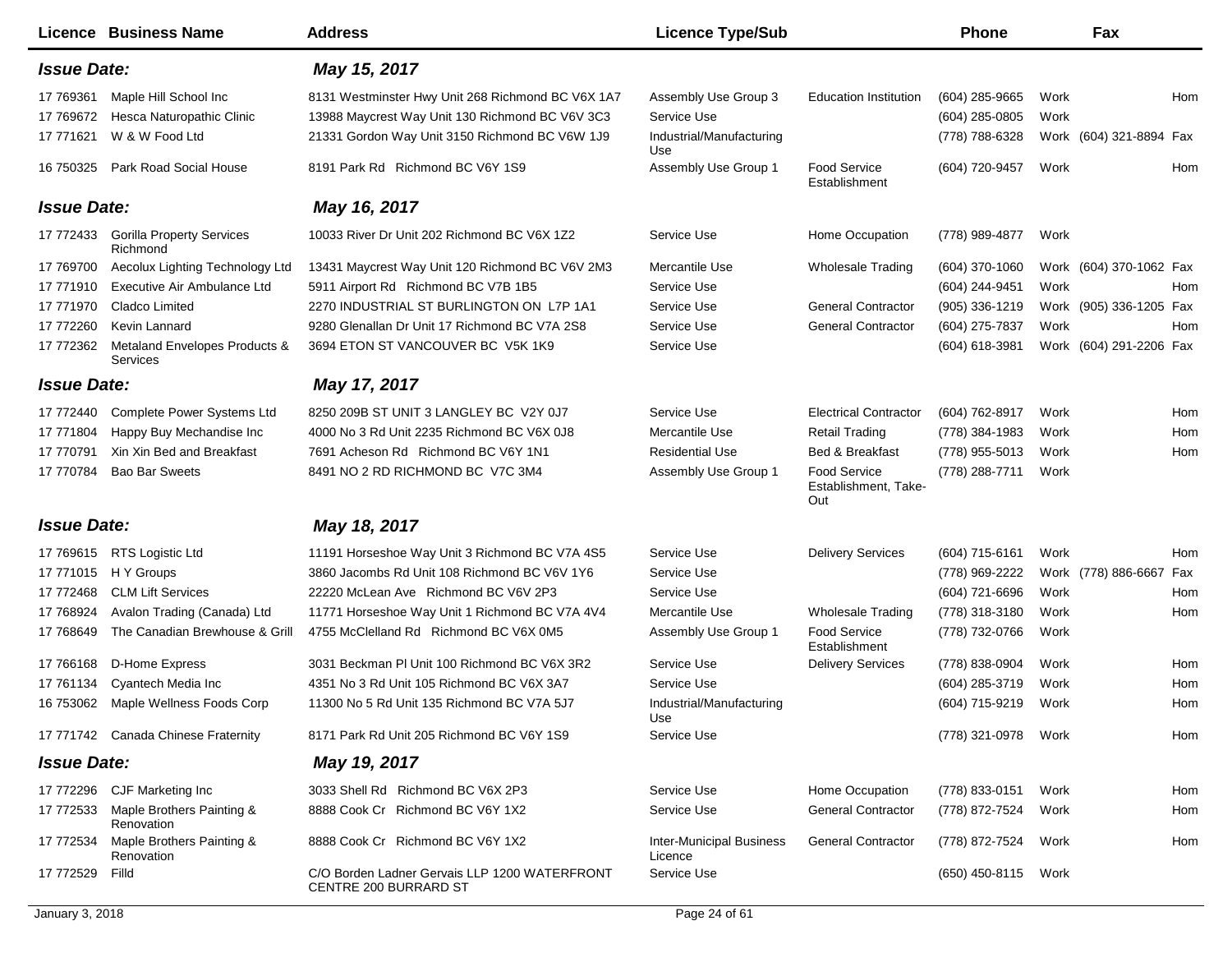| Licence | Business Name | Address | Licence Type/Sub | | Phone | | Fax | |
|---|---|---|---|---|---|---|---|---|
| ***Issue Date:*** | | ***May 15, 2017*** | | | | | | |
| 17 769361 | Maple Hill School Inc | 8131 Westminster Hwy Unit 268 Richmond BC V6X 1A7 | Assembly Use Group 3 | Education Institution | (604) 285-9665 | Work | | Hom |
| 17 769672 | Hesca Naturopathic Clinic | 13988 Maycrest Way Unit 130 Richmond BC V6V 3C3 | Service Use | | (604) 285-0805 | Work | | |
| 17 771621 | W & W Food Ltd | 21331 Gordon Way Unit 3150 Richmond BC V6W 1J9 | Industrial/Manufacturing Use | | (778) 788-6328 | Work | (604) 321-8894 | Fax |
| 16 750325 | Park Road Social House | 8191 Park Rd Richmond BC V6Y 1S9 | Assembly Use Group 1 | Food Service Establishment | (604) 720-9457 | Work | | Hom |
| ***Issue Date:*** | | ***May 16, 2017*** | | | | | | |
| 17 772433 | Gorilla Property Services Richmond | 10033 River Dr Unit 202 Richmond BC V6X 1Z2 | Service Use | Home Occupation | (778) 989-4877 | Work | | |
| 17 769700 | Aecolux Lighting Technology Ltd | 13431 Maycrest Way Unit 120 Richmond BC V6V 2M3 | Mercantile Use | Wholesale Trading | (604) 370-1060 | Work | (604) 370-1062 | Fax |
| 17 771910 | Executive Air Ambulance Ltd | 5911 Airport Rd Richmond BC V7B 1B5 | Service Use | | (604) 244-9451 | Work | | Hom |
| 17 771970 | Cladco Limited | 2270 INDUSTRIAL ST BURLINGTON ON L7P 1A1 | Service Use | General Contractor | (905) 336-1219 | Work | (905) 336-1205 | Fax |
| 17 772260 | Kevin Lannard | 9280 Glenallan Dr Unit 17 Richmond BC V7A 2S8 | Service Use | General Contractor | (604) 275-7837 | Work | | Hom |
| 17 772362 | Metaland Envelopes Products & Services | 3694 ETON ST VANCOUVER BC V5K 1K9 | Service Use | | (604) 618-3981 | Work | (604) 291-2206 | Fax |
| ***Issue Date:*** | | ***May 17, 2017*** | | | | | | |
| 17 772440 | Complete Power Systems Ltd | 8250 209B ST UNIT 3 LANGLEY BC V2Y 0J7 | Service Use | Electrical Contractor | (604) 762-8917 | Work | | Hom |
| 17 771804 | Happy Buy Mechandise Inc | 4000 No 3 Rd Unit 2235 Richmond BC V6X 0J8 | Mercantile Use | Retail Trading | (778) 384-1983 | Work | | Hom |
| 17 770791 | Xin Xin Bed and Breakfast | 7691 Acheson Rd Richmond BC V6Y 1N1 | Residential Use | Bed & Breakfast | (778) 955-5013 | Work | | Hom |
| 17 770784 | Bao Bar Sweets | 8491 NO 2 RD RICHMOND BC V7C 3M4 | Assembly Use Group 1 | Food Service Establishment, Take-Out | (778) 288-7711 | Work | | |
| ***Issue Date:*** | | ***May 18, 2017*** | | | | | | |
| 17 769615 | RTS Logistic Ltd | 11191 Horseshoe Way Unit 3 Richmond BC V7A 4S5 | Service Use | Delivery Services | (604) 715-6161 | Work | | Hom |
| 17 771015 | H Y Groups | 3860 Jacombs Rd Unit 108 Richmond BC V6V 1Y6 | Service Use | | (778) 969-2222 | Work | (778) 886-6667 | Fax |
| 17 772468 | CLM Lift Services | 22220 McLean Ave Richmond BC V6V 2P3 | Service Use | | (604) 721-6696 | Work | | Hom |
| 17 768924 | Avalon Trading (Canada) Ltd | 11771 Horseshoe Way Unit 1 Richmond BC V7A 4V4 | Mercantile Use | Wholesale Trading | (778) 318-3180 | Work | | Hom |
| 17 768649 | The Canadian Brewhouse & Grill | 4755 McClelland Rd Richmond BC V6X 0M5 | Assembly Use Group 1 | Food Service Establishment | (778) 732-0766 | Work | | |
| 17 766168 | D-Home Express | 3031 Beckman Pl Unit 100 Richmond BC V6X 3R2 | Service Use | Delivery Services | (778) 838-0904 | Work | | Hom |
| 17 761134 | Cyantech Media Inc | 4351 No 3 Rd Unit 105 Richmond BC V6X 3A7 | Service Use | | (604) 285-3719 | Work | | Hom |
| 16 753062 | Maple Wellness Foods Corp | 11300 No 5 Rd Unit 135 Richmond BC V7A 5J7 | Industrial/Manufacturing Use | | (604) 715-9219 | Work | | Hom |
| 17 771742 | Canada Chinese Fraternity | 8171 Park Rd Unit 205 Richmond BC V6Y 1S9 | Service Use | | (778) 321-0978 | Work | | Hom |
| ***Issue Date:*** | | ***May 19, 2017*** | | | | | | |
| 17 772296 | CJF Marketing Inc | 3033 Shell Rd Richmond BC V6X 2P3 | Service Use | Home Occupation | (778) 833-0151 | Work | | Hom |
| 17 772533 | Maple Brothers Painting & Renovation | 8888 Cook Cr Richmond BC V6Y 1X2 | Service Use | General Contractor | (778) 872-7524 | Work | | Hom |
| 17 772534 | Maple Brothers Painting & Renovation | 8888 Cook Cr Richmond BC V6Y 1X2 | Inter-Municipal Business Licence | General Contractor | (778) 872-7524 | Work | | Hom |
| 17 772529 | Filld | C/O Borden Ladner Gervais LLP 1200 WATERFRONT CENTRE 200 BURRARD ST | Service Use | | (650) 450-8115 | Work | | |

January 3, 2018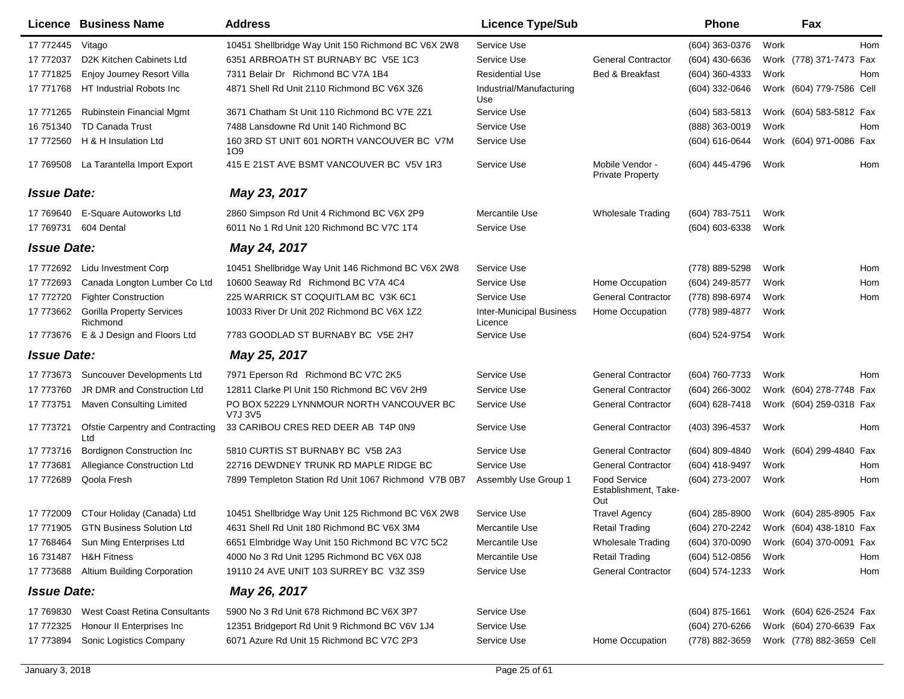| Licence | Business Name | Address | Licence Type/Sub | | Phone | | Fax | |
|---|---|---|---|---|---|---|---|---|
| 17 772445 | Vitago | 10451 Shellbridge Way Unit 150 Richmond BC V6X 2W8 | Service Use | | (604) 363-0376 | Work | | Hom |
| 17 772037 | D2K Kitchen Cabinets Ltd | 6351 ARBROATH ST BURNABY BC V5E 1C3 | Service Use | General Contractor | (604) 430-6636 | Work | (778) 371-7473 | Fax |
| 17 771825 | Enjoy Journey Resort Villa | 7311 Belair Dr Richmond BC V7A 1B4 | Residential Use | Bed & Breakfast | (604) 360-4333 | Work | | Hom |
| 17 771768 | HT Industrial Robots Inc | 4871 Shell Rd Unit 2110 Richmond BC V6X 3Z6 | Industrial/Manufacturing Use | | (604) 332-0646 | Work | (604) 779-7586 | Cell |
| 17 771265 | Rubinstein Financial Mgmt | 3671 Chatham St Unit 110 Richmond BC V7E 2Z1 | Service Use | | (604) 583-5813 | Work | (604) 583-5812 | Fax |
| 16 751340 | TD Canada Trust | 7488 Lansdowne Rd Unit 140 Richmond BC | Service Use | | (888) 363-0019 | Work | | Hom |
| 17 772560 | H & H Insulation Ltd | 160 3RD ST UNIT 601 NORTH VANCOUVER BC V7M 1O9 | Service Use | | (604) 616-0644 | Work | (604) 971-0086 | Fax |
| 17 769508 | La Tarantella Import Export | 415 E 21ST AVE BSMT VANCOUVER BC V5V 1R3 | Service Use | Mobile Vendor - Private Property | (604) 445-4796 | Work | | Hom |
| ***Issue Date:*** | | ***May 23, 2017*** | | | | | | |
| 17 769640 | E-Square Autoworks Ltd | 2860 Simpson Rd Unit 4 Richmond BC V6X 2P9 | Mercantile Use | Wholesale Trading | (604) 783-7511 | Work | | |
| 17 769731 | 604 Dental | 6011 No 1 Rd Unit 120 Richmond BC V7C 1T4 | Service Use | | (604) 603-6338 | Work | | |
| ***Issue Date:*** | | ***May 24, 2017*** | | | | | | |
| 17 772692 | Lidu Investment Corp | 10451 Shellbridge Way Unit 146 Richmond BC V6X 2W8 | Service Use | | (778) 889-5298 | Work | | Hom |
| 17 772693 | Canada Longton Lumber Co Ltd | 10600 Seaway Rd Richmond BC V7A 4C4 | Service Use | Home Occupation | (604) 249-8577 | Work | | Hom |
| 17 772720 | Fighter Construction | 225 WARRICK ST COQUITLAM BC V3K 6C1 | Service Use | General Contractor | (778) 898-6974 | Work | | Hom |
| 17 773662 | Gorilla Property Services Richmond | 10033 River Dr Unit 202 Richmond BC V6X 1Z2 | Inter-Municipal Business Licence | Home Occupation | (778) 989-4877 | Work | | |
| 17 773676 | E & J Design and Floors Ltd | 7783 GOODLAD ST BURNABY BC V5E 2H7 | Service Use | | (604) 524-9754 | Work | | |
| ***Issue Date:*** | | ***May 25, 2017*** | | | | | | |
| 17 773673 | Suncouver Developments Ltd | 7971 Eperson Rd Richmond BC V7C 2K5 | Service Use | General Contractor | (604) 760-7733 | Work | | Hom |
| 17 773760 | JR DMR and Construction Ltd | 12811 Clarke Pl Unit 150 Richmond BC V6V 2H9 | Service Use | General Contractor | (604) 266-3002 | Work | (604) 278-7748 | Fax |
| 17 773751 | Maven Consulting Limited | PO BOX 52229 LYNNMOUR NORTH VANCOUVER BC V7J 3V5 | Service Use | General Contractor | (604) 628-7418 | Work | (604) 259-0318 | Fax |
| 17 773721 | Ofstie Carpentry and Contracting Ltd | 33 CARIBOU CRES RED DEER AB T4P 0N9 | Service Use | General Contractor | (403) 396-4537 | Work | | Hom |
| 17 773716 | Bordignon Construction Inc | 5810 CURTIS ST BURNABY BC V5B 2A3 | Service Use | General Contractor | (604) 809-4840 | Work | (604) 299-4840 | Fax |
| 17 773681 | Allegiance Construction Ltd | 22716 DEWDNEY TRUNK RD MAPLE RIDGE BC | Service Use | General Contractor | (604) 418-9497 | Work | | Hom |
| 17 772689 | Qoola Fresh | 7899 Templeton Station Rd Unit 1067 Richmond V7B 0B7 | Assembly Use Group 1 | Food Service Establishment, Take-Out | (604) 273-2007 | Work | | Hom |
| 17 772009 | CTour Holiday (Canada) Ltd | 10451 Shellbridge Way Unit 125 Richmond BC V6X 2W8 | Service Use | Travel Agency | (604) 285-8900 | Work | (604) 285-8905 | Fax |
| 17 771905 | GTN Business Solution Ltd | 4631 Shell Rd Unit 180 Richmond BC V6X 3M4 | Mercantile Use | Retail Trading | (604) 270-2242 | Work | (604) 438-1810 | Fax |
| 17 768464 | Sun Ming Enterprises Ltd | 6651 Elmbridge Way Unit 150 Richmond BC V7C 5C2 | Mercantile Use | Wholesale Trading | (604) 370-0090 | Work | (604) 370-0091 | Fax |
| 16 731487 | H&H Fitness | 4000 No 3 Rd Unit 1295 Richmond BC V6X 0J8 | Mercantile Use | Retail Trading | (604) 512-0856 | Work | | Hom |
| 17 773688 | Altium Building Corporation | 19110 24 AVE UNIT 103 SURREY BC V3Z 3S9 | Service Use | General Contractor | (604) 574-1233 | Work | | Hom |
| ***Issue Date:*** | | ***May 26, 2017*** | | | | | | |
| 17 769830 | West Coast Retina Consultants | 5900 No 3 Rd Unit 678 Richmond BC V6X 3P7 | Service Use | | (604) 875-1661 | Work | (604) 626-2524 | Fax |
| 17 772325 | Honour II Enterprises Inc | 12351 Bridgeport Rd Unit 9 Richmond BC V6V 1J4 | Service Use | | (604) 270-6266 | Work | (604) 270-6639 | Fax |
| 17 773894 | Sonic Logistics Company | 6071 Azure Rd Unit 15 Richmond BC V7C 2P3 | Service Use | Home Occupation | (778) 882-3659 | Work | (778) 882-3659 | Cell |

January 3, 2018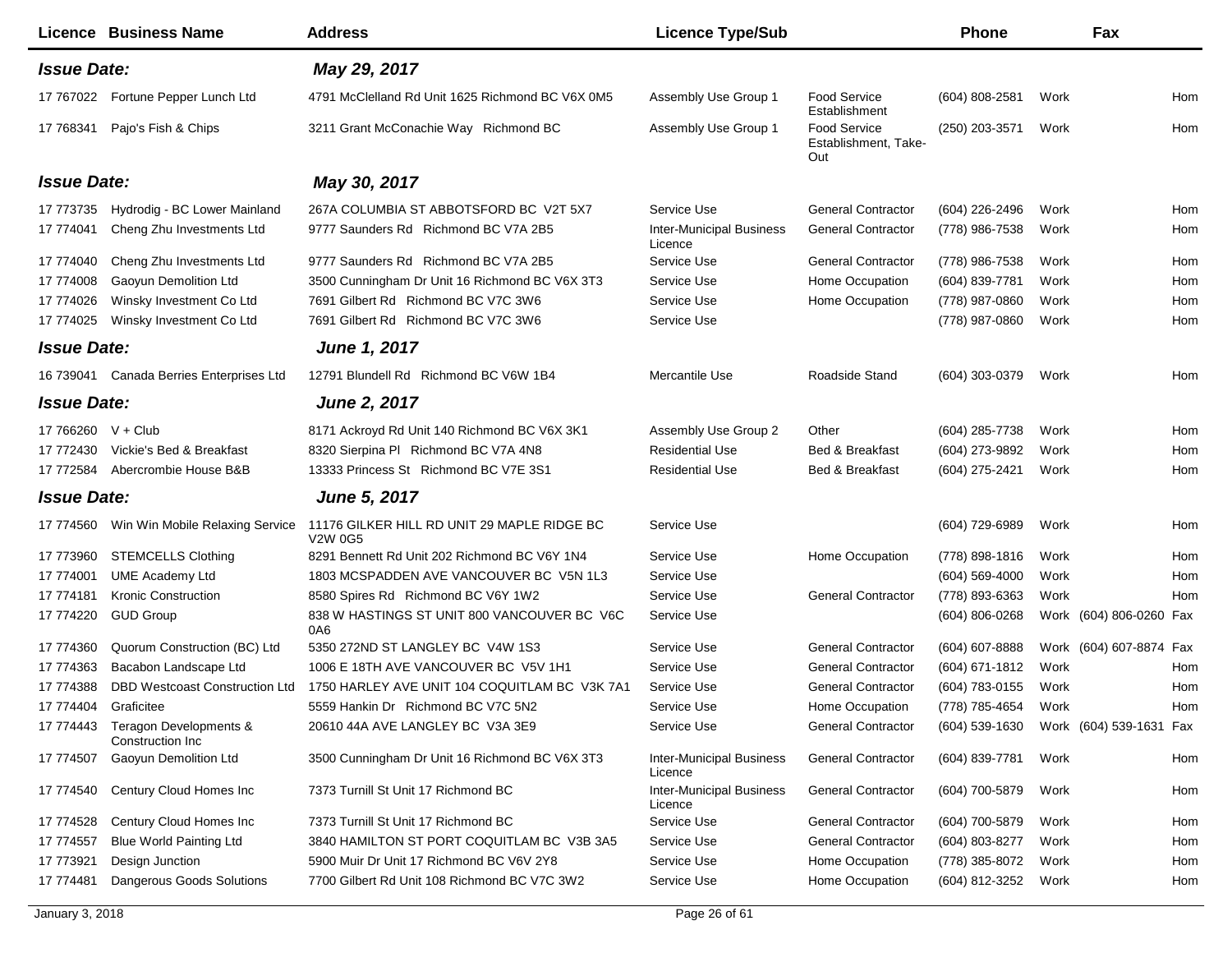| Licence | Business Name | Address | Licence Type/Sub | | Phone | | Fax | |
|---|---|---|---|---|---|---|---|---|
| ***Issue Date:*** | | ***May 29, 2017*** | | | | | | |
| 17 767022 | Fortune Pepper Lunch Ltd | 4791 McClelland Rd Unit 1625 Richmond BC V6X 0M5 | Assembly Use Group 1 | Food Service Establishment | (604) 808-2581 | Work | | Hom |
| 17 768341 | Pajo's Fish & Chips | 3211 Grant McConachie Way Richmond BC | Assembly Use Group 1 | Food Service Establishment, Take-Out | (250) 203-3571 | Work | | Hom |
| ***Issue Date:*** | | ***May 30, 2017*** | | | | | | |
| 17 773735 | Hydrodig - BC Lower Mainland | 267A COLUMBIA ST ABBOTSFORD BC V2T 5X7 | Service Use | General Contractor | (604) 226-2496 | Work | | Hom |
| 17 774041 | Cheng Zhu Investments Ltd | 9777 Saunders Rd Richmond BC V7A 2B5 | Inter-Municipal Business Licence | General Contractor | (778) 986-7538 | Work | | Hom |
| 17 774040 | Cheng Zhu Investments Ltd | 9777 Saunders Rd Richmond BC V7A 2B5 | Service Use | General Contractor | (778) 986-7538 | Work | | Hom |
| 17 774008 | Gaoyun Demolition Ltd | 3500 Cunningham Dr Unit 16 Richmond BC V6X 3T3 | Service Use | Home Occupation | (604) 839-7781 | Work | | Hom |
| 17 774026 | Winsky Investment Co Ltd | 7691 Gilbert Rd Richmond BC V7C 3W6 | Service Use | Home Occupation | (778) 987-0860 | Work | | Hom |
| 17 774025 | Winsky Investment Co Ltd | 7691 Gilbert Rd Richmond BC V7C 3W6 | Service Use | | (778) 987-0860 | Work | | Hom |
| ***Issue Date:*** | | ***June 1, 2017*** | | | | | | |
| 16 739041 | Canada Berries Enterprises Ltd | 12791 Blundell Rd Richmond BC V6W 1B4 | Mercantile Use | Roadside Stand | (604) 303-0379 | Work | | Hom |
| ***Issue Date:*** | | ***June 2, 2017*** | | | | | | |
| 17 766260 | V + Club | 8171 Ackroyd Rd Unit 140 Richmond BC V6X 3K1 | Assembly Use Group 2 | Other | (604) 285-7738 | Work | | Hom |
| 17 772430 | Vickie's Bed & Breakfast | 8320 Sierpina Pl Richmond BC V7A 4N8 | Residential Use | Bed & Breakfast | (604) 273-9892 | Work | | Hom |
| 17 772584 | Abercrombie House B&B | 13333 Princess St Richmond BC V7E 3S1 | Residential Use | Bed & Breakfast | (604) 275-2421 | Work | | Hom |
| ***Issue Date:*** | | ***June 5, 2017*** | | | | | | |
| 17 774560 | Win Win Mobile Relaxing Service | 11176 GILKER HILL RD UNIT 29 MAPLE RIDGE BC V2W 0G5 | Service Use | | (604) 729-6989 | Work | | Hom |
| 17 773960 | STEMCELLS Clothing | 8291 Bennett Rd Unit 202 Richmond BC V6Y 1N4 | Service Use | Home Occupation | (778) 898-1816 | Work | | Hom |
| 17 774001 | UME Academy Ltd | 1803 MCSPADDEN AVE VANCOUVER BC V5N 1L3 | Service Use | | (604) 569-4000 | Work | | Hom |
| 17 774181 | Kronic Construction | 8580 Spires Rd Richmond BC V6Y 1W2 | Service Use | General Contractor | (778) 893-6363 | Work | | Hom |
| 17 774220 | GUD Group | 838 W HASTINGS ST UNIT 800 VANCOUVER BC V6C 0A6 | Service Use | | (604) 806-0268 | Work | (604) 806-0260 | Fax |
| 17 774360 | Quorum Construction (BC) Ltd | 5350 272ND ST LANGLEY BC V4W 1S3 | Service Use | General Contractor | (604) 607-8888 | Work | (604) 607-8874 | Fax |
| 17 774363 | Bacabon Landscape Ltd | 1006 E 18TH AVE VANCOUVER BC V5V 1H1 | Service Use | General Contractor | (604) 671-1812 | Work | | Hom |
| 17 774388 | DBD Westcoast Construction Ltd | 1750 HARLEY AVE UNIT 104 COQUITLAM BC V3K 7A1 | Service Use | General Contractor | (604) 783-0155 | Work | | Hom |
| 17 774404 | Graficitee | 5559 Hankin Dr Richmond BC V7C 5N2 | Service Use | Home Occupation | (778) 785-4654 | Work | | Hom |
| 17 774443 | Teragon Developments & Construction Inc | 20610 44A AVE LANGLEY BC V3A 3E9 | Service Use | General Contractor | (604) 539-1630 | Work | (604) 539-1631 | Fax |
| 17 774507 | Gaoyun Demolition Ltd | 3500 Cunningham Dr Unit 16 Richmond BC V6X 3T3 | Inter-Municipal Business Licence | General Contractor | (604) 839-7781 | Work | | Hom |
| 17 774540 | Century Cloud Homes Inc | 7373 Turnill St Unit 17 Richmond BC | Inter-Municipal Business Licence | General Contractor | (604) 700-5879 | Work | | Hom |
| 17 774528 | Century Cloud Homes Inc | 7373 Turnill St Unit 17 Richmond BC | Service Use | General Contractor | (604) 700-5879 | Work | | Hom |
| 17 774557 | Blue World Painting Ltd | 3840 HAMILTON ST PORT COQUITLAM BC V3B 3A5 | Service Use | General Contractor | (604) 803-8277 | Work | | Hom |
| 17 773921 | Design Junction | 5900 Muir Dr Unit 17 Richmond BC V6V 2Y8 | Service Use | Home Occupation | (778) 385-8072 | Work | | Hom |
| 17 774481 | Dangerous Goods Solutions | 7700 Gilbert Rd Unit 108 Richmond BC V7C 3W2 | Service Use | Home Occupation | (604) 812-3252 | Work | | Hom |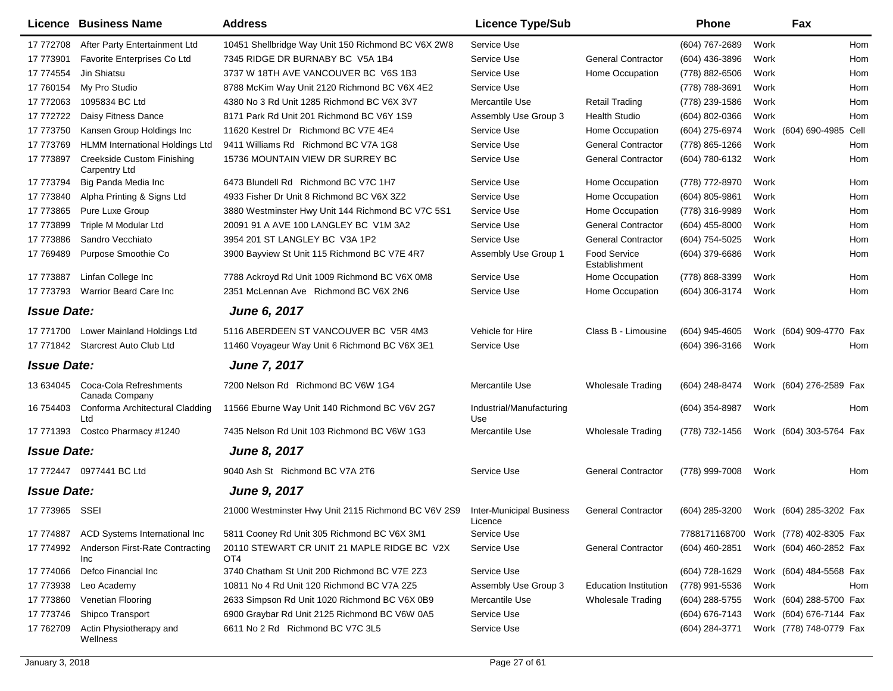| Licence | Business Name | Address | Licence Type/Sub | | Phone | Fax | |
|---|---|---|---|---|---|---|---|
| 17 772708 | After Party Entertainment Ltd | 10451 Shellbridge Way Unit 150 Richmond BC V6X 2W8 | Service Use | | (604) 767-2689 | Work | Hom |
| 17 773901 | Favorite Enterprises Co Ltd | 7345 RIDGE DR BURNABY BC V5A 1B4 | Service Use | General Contractor | (604) 436-3896 | Work | Hom |
| 17 774554 | Jin Shiatsu | 3737 W 18TH AVE VANCOUVER BC V6S 1B3 | Service Use | Home Occupation | (778) 882-6506 | Work | Hom |
| 17 760154 | My Pro Studio | 8788 McKim Way Unit 2120 Richmond BC V6X 4E2 | Service Use | | (778) 788-3691 | Work | Hom |
| 17 772063 | 1095834 BC Ltd | 4380 No 3 Rd Unit 1285 Richmond BC V6X 3V7 | Mercantile Use | Retail Trading | (778) 239-1586 | Work | Hom |
| 17 772722 | Daisy Fitness Dance | 8171 Park Rd Unit 201 Richmond BC V6Y 1S9 | Assembly Use Group 3 | Health Studio | (604) 802-0366 | Work | Hom |
| 17 773750 | Kansen Group Holdings Inc | 11620 Kestrel Dr Richmond BC V7E 4E4 | Service Use | Home Occupation | (604) 275-6974 | Work (604) 690-4985 | Cell |
| 17 773769 | HLMM International Holdings Ltd | 9411 Williams Rd Richmond BC V7A 1G8 | Service Use | General Contractor | (778) 865-1266 | Work | Hom |
| 17 773897 | Creekside Custom Finishing Carpentry Ltd | 15736 MOUNTAIN VIEW DR SURREY BC | Service Use | General Contractor | (604) 780-6132 | Work | Hom |
| 17 773794 | Big Panda Media Inc | 6473 Blundell Rd Richmond BC V7C 1H7 | Service Use | Home Occupation | (778) 772-8970 | Work | Hom |
| 17 773840 | Alpha Printing & Signs Ltd | 4933 Fisher Dr Unit 8 Richmond BC V6X 3Z2 | Service Use | Home Occupation | (604) 805-9861 | Work | Hom |
| 17 773865 | Pure Luxe Group | 3880 Westminster Hwy Unit 144 Richmond BC V7C 5S1 | Service Use | Home Occupation | (778) 316-9989 | Work | Hom |
| 17 773899 | Triple M Modular Ltd | 20091 91 A AVE 100 LANGLEY BC V1M 3A2 | Service Use | General Contractor | (604) 455-8000 | Work | Hom |
| 17 773886 | Sandro Vecchiato | 3954 201 ST LANGLEY BC V3A 1P2 | Service Use | General Contractor | (604) 754-5025 | Work | Hom |
| 17 769489 | Purpose Smoothie Co | 3900 Bayview St Unit 115 Richmond BC V7E 4R7 | Assembly Use Group 1 | Food Service Establishment | (604) 379-6686 | Work | Hom |
| 17 773887 | Linfan College Inc | 7788 Ackroyd Rd Unit 1009 Richmond BC V6X 0M8 | Service Use | Home Occupation | (778) 868-3399 | Work | Hom |
| 17 773793 | Warrior Beard Care Inc | 2351 McLennan Ave Richmond BC V6X 2N6 | Service Use | Home Occupation | (604) 306-3174 | Work | Hom |
| ***Issue Date:*** | | ***June 6, 2017*** | | | | | |
| 17 771700 | Lower Mainland Holdings Ltd | 5116 ABERDEEN ST VANCOUVER BC V5R 4M3 | Vehicle for Hire | Class B - Limousine | (604) 945-4605 | Work (604) 909-4770 | Fax |
| 17 771842 | Starcrest Auto Club Ltd | 11460 Voyageur Way Unit 6 Richmond BC V6X 3E1 | Service Use | | (604) 396-3166 | Work | Hom |
| ***Issue Date:*** | | ***June 7, 2017*** | | | | | |
| 13 634045 | Coca-Cola Refreshments Canada Company | 7200 Nelson Rd Richmond BC V6W 1G4 | Mercantile Use | Wholesale Trading | (604) 248-8474 | Work (604) 276-2589 | Fax |
| 16 754403 | Conforma Architectural Cladding Ltd | 11566 Eburne Way Unit 140 Richmond BC V6V 2G7 | Industrial/Manufacturing Use | | (604) 354-8987 | Work | Hom |
| 17 771393 | Costco Pharmacy #1240 | 7435 Nelson Rd Unit 103 Richmond BC V6W 1G3 | Mercantile Use | Wholesale Trading | (778) 732-1456 | Work (604) 303-5764 | Fax |
| ***Issue Date:*** | | ***June 8, 2017*** | | | | | |
| 17 772447 | 0977441 BC Ltd | 9040 Ash St Richmond BC V7A 2T6 | Service Use | General Contractor | (778) 999-7008 | Work | Hom |
| ***Issue Date:*** | | ***June 9, 2017*** | | | | | |
| 17 773965 | SSEI | 21000 Westminster Hwy Unit 2115 Richmond BC V6V 2S9 | Inter-Municipal Business Licence | General Contractor | (604) 285-3200 | Work (604) 285-3202 | Fax |
| 17 774887 | ACD Systems International Inc | 5811 Cooney Rd Unit 305 Richmond BC V6X 3M1 | Service Use | | 7788171168700 | Work (778) 402-8305 | Fax |
| 17 774992 | Anderson First-Rate Contracting Inc | 20110 STEWART CR UNIT 21 MAPLE RIDGE BC V2X OT4 | Service Use | General Contractor | (604) 460-2851 | Work (604) 460-2852 | Fax |
| 17 774066 | Defco Financial Inc | 3740 Chatham St Unit 200 Richmond BC V7E 2Z3 | Service Use | | (604) 728-1629 | Work (604) 484-5568 | Fax |
| 17 773938 | Leo Academy | 10811 No 4 Rd Unit 120 Richmond BC V7A 2Z5 | Assembly Use Group 3 | Education Institution | (778) 991-5536 | Work | Hom |
| 17 773860 | Venetian Flooring | 2633 Simpson Rd Unit 1020 Richmond BC V6X 0B9 | Mercantile Use | Wholesale Trading | (604) 288-5755 | Work (604) 288-5700 | Fax |
| 17 773746 | Shipco Transport | 6900 Graybar Rd Unit 2125 Richmond BC V6W 0A5 | Service Use | | (604) 676-7143 | Work (604) 676-7144 | Fax |
| 17 762709 | Actin Physiotherapy and Wellness | 6611 No 2 Rd Richmond BC V7C 3L5 | Service Use | | (604) 284-3771 | Work (778) 748-0779 | Fax |

January 3, 2018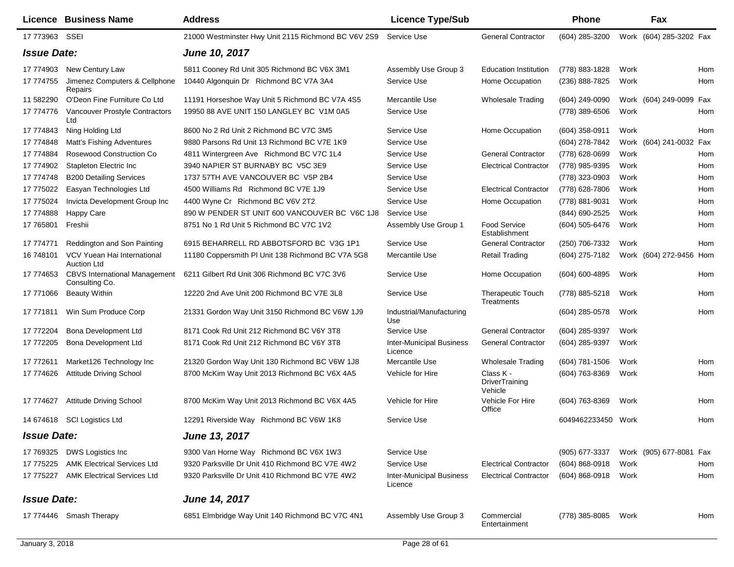| Licence | Business Name | Address | Licence Type/Sub | | Phone | | Fax | |
|---|---|---|---|---|---|---|---|---|
| 17 773963 | SSEI | 21000 Westminster Hwy Unit 2115 Richmond BC V6V 2S9 | Service Use | General Contractor | (604) 285-3200 | Work | (604) 285-3202 | Fax |
| ***Issue Date:*** | | ***June 10, 2017*** | | | | | | |
| 17 774903 | New Century Law | 5811 Cooney Rd Unit 305 Richmond BC V6X 3M1 | Assembly Use Group 3 | Education Institution | (778) 883-1828 | Work | | Hom |
| 17 774755 | Jimenez Computers & Cellphone Repairs | 10440 Algonquin Dr Richmond BC V7A 3A4 | Service Use | Home Occupation | (236) 888-7825 | Work | | Hom |
| 11 582290 | O'Deon Fine Furniture Co Ltd | 11191 Horseshoe Way Unit 5 Richmond BC V7A 4S5 | Mercantile Use | Wholesale Trading | (604) 249-0090 | Work | (604) 249-0099 | Fax |
| 17 774776 | Vancouver Prostyle Contractors Ltd | 19950 88 AVE UNIT 150 LANGLEY BC V1M 0A5 | Service Use | | (778) 389-6506 | Work | | Hom |
| 17 774843 | Ning Holding Ltd | 8600 No 2 Rd Unit 2 Richmond BC V7C 3M5 | Service Use | Home Occupation | (604) 358-0911 | Work | | Hom |
| 17 774848 | Matt's Fishing Adventures | 9880 Parsons Rd Unit 13 Richmond BC V7E 1K9 | Service Use | | (604) 278-7842 | Work | (604) 241-0032 | Fax |
| 17 774884 | Rosewood Construction Co | 4811 Wintergreen Ave Richmond BC V7C 1L4 | Service Use | General Contractor | (778) 628-0699 | Work | | Hom |
| 17 774902 | Stapleton Electric Inc | 3940 NAPIER ST BURNABY BC V5C 3E9 | Service Use | Electrical Contractor | (778) 985-9395 | Work | | Hom |
| 17 774748 | B200 Detailing Services | 1737 57TH AVE VANCOUVER BC V5P 2B4 | Service Use | | (778) 323-0903 | Work | | Hom |
| 17 775022 | Easyan Technologies Ltd | 4500 Williams Rd Richmond BC V7E 1J9 | Service Use | Electrical Contractor | (778) 628-7806 | Work | | Hom |
| 17 775024 | Invicta Development Group Inc | 4400 Wyne Cr Richmond BC V6V 2T2 | Service Use | Home Occupation | (778) 881-9031 | Work | | Hom |
| 17 774888 | Happy Care | 890 W PENDER ST UNIT 600 VANCOUVER BC V6C 1J8 | Service Use | | (844) 690-2525 | Work | | Hom |
| 17 765801 | Freshii | 8751 No 1 Rd Unit 5 Richmond BC V7C 1V2 | Assembly Use Group 1 | Food Service Establishment | (604) 505-6476 | Work | | Hom |
| 17 774771 | Reddington and Son Painting | 6915 BEHARRELL RD ABBOTSFORD BC V3G 1P1 | Service Use | General Contractor | (250) 706-7332 | Work | | Hom |
| 16 748101 | VCV Yuean Hai International Auction Ltd | 11180 Coppersmith Pl Unit 138 Richmond BC V7A 5G8 | Mercantile Use | Retail Trading | (604) 275-7182 | Work | (604) 272-9456 | Hom |
| 17 774653 | CBVS International Management Consulting Co. | 6211 Gilbert Rd Unit 306 Richmond BC V7C 3V6 | Service Use | Home Occupation | (604) 600-4895 | Work | | Hom |
| 17 771066 | Beauty Within | 12220 2nd Ave Unit 200 Richmond BC V7E 3L8 | Service Use | Therapeutic Touch Treatments | (778) 885-5218 | Work | | Hom |
| 17 771811 | Win Sum Produce Corp | 21331 Gordon Way Unit 3150 Richmond BC V6W 1J9 | Industrial/Manufacturing Use | | (604) 285-0578 | Work | | Hom |
| 17 772204 | Bona Development Ltd | 8171 Cook Rd Unit 212 Richmond BC V6Y 3T8 | Service Use | General Contractor | (604) 285-9397 | Work | | |
| 17 772205 | Bona Development Ltd | 8171 Cook Rd Unit 212 Richmond BC V6Y 3T8 | Inter-Municipal Business Licence | General Contractor | (604) 285-9397 | Work | | |
| 17 772611 | Market126 Technology Inc | 21320 Gordon Way Unit 130 Richmond BC V6W 1J8 | Mercantile Use | Wholesale Trading | (604) 781-1506 | Work | | Hom |
| 17 774626 | Attitude Driving School | 8700 McKim Way Unit 2013 Richmond BC V6X 4A5 | Vehicle for Hire | Class K - DriverTraining Vehicle | (604) 763-8369 | Work | | Hom |
| 17 774627 | Attitude Driving School | 8700 McKim Way Unit 2013 Richmond BC V6X 4A5 | Vehicle for Hire | Vehicle For Hire Office | (604) 763-8369 | Work | | Hom |
| 14 674618 | SCI Logistics Ltd | 12291 Riverside Way Richmond BC V6W 1K8 | Service Use | | 6049462233450 | Work | | Hom |
| ***Issue Date:*** | | ***June 13, 2017*** | | | | | | |
| 17 769325 | DWS Logistics Inc | 9300 Van Horne Way Richmond BC V6X 1W3 | Service Use | | (905) 677-3337 | Work | (905) 677-8081 | Fax |
| 17 775225 | AMK Electrical Services Ltd | 9320 Parksville Dr Unit 410 Richmond BC V7E 4W2 | Service Use | Electrical Contractor | (604) 868-0918 | Work | | Hom |
| 17 775227 | AMK Electrical Services Ltd | 9320 Parksville Dr Unit 410 Richmond BC V7E 4W2 | Inter-Municipal Business Licence | Electrical Contractor | (604) 868-0918 | Work | | Hom |
| ***Issue Date:*** | | ***June 14, 2017*** | | | | | | |
| 17 774446 | Smash Therapy | 6851 Elmbridge Way Unit 140 Richmond BC V7C 4N1 | Assembly Use Group 3 | Commercial Entertainment | (778) 385-8085 | Work | | Hom |

January 3, 2018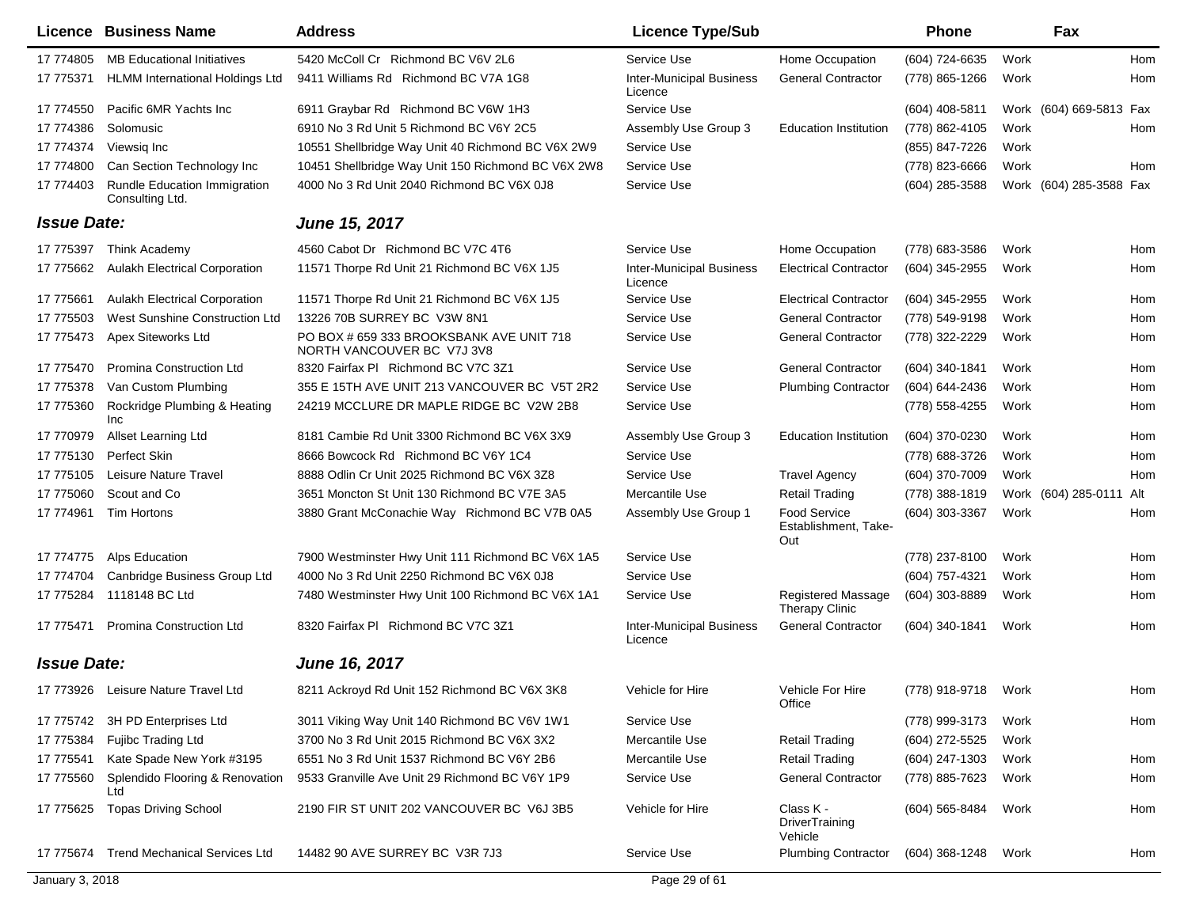| Licence | Business Name | Address | Licence Type/Sub | | Phone | | Fax | |
|---|---|---|---|---|---|---|---|---|
| 17 774805 | MB Educational Initiatives | 5420 McColl Cr Richmond BC V6V 2L6 | Service Use | Home Occupation | (604) 724-6635 | Work | | Hom |
| 17 775371 | HLMM International Holdings Ltd | 9411 Williams Rd Richmond BC V7A 1G8 | Inter-Municipal Business Licence | General Contractor | (778) 865-1266 | Work | | Hom |
| 17 774550 | Pacific 6MR Yachts Inc | 6911 Graybar Rd Richmond BC V6W 1H3 | Service Use | | (604) 408-5811 | Work | (604) 669-5813 | Fax |
| 17 774386 | Solomusic | 6910 No 3 Rd Unit 5 Richmond BC V6Y 2C5 | Assembly Use Group 3 | Education Institution | (778) 862-4105 | Work | | Hom |
| 17 774374 | Viewsiq Inc | 10551 Shellbridge Way Unit 40 Richmond BC V6X 2W9 | Service Use | | (855) 847-7226 | Work | | |
| 17 774800 | Can Section Technology Inc | 10451 Shellbridge Way Unit 150 Richmond BC V6X 2W8 | Service Use | | (778) 823-6666 | Work | | Hom |
| 17 774403 | Rundle Education Immigration Consulting Ltd. | 4000 No 3 Rd Unit 2040 Richmond BC V6X 0J8 | Service Use | | (604) 285-3588 | Work | (604) 285-3588 | Fax |
| ***Issue Date:*** | | ***June 15, 2017*** | | | | | | |
| 17 775397 | Think Academy | 4560 Cabot Dr Richmond BC V7C 4T6 | Service Use | Home Occupation | (778) 683-3586 | Work | | Hom |
| 17 775662 | Aulakh Electrical Corporation | 11571 Thorpe Rd Unit 21 Richmond BC V6X 1J5 | Inter-Municipal Business Licence | Electrical Contractor | (604) 345-2955 | Work | | Hom |
| 17 775661 | Aulakh Electrical Corporation | 11571 Thorpe Rd Unit 21 Richmond BC V6X 1J5 | Service Use | Electrical Contractor | (604) 345-2955 | Work | | Hom |
| 17 775503 | West Sunshine Construction Ltd | 13226 70B SURREY BC V3W 8N1 | Service Use | General Contractor | (778) 549-9198 | Work | | Hom |
| 17 775473 | Apex Siteworks Ltd | PO BOX # 659 333 BROOKSBANK AVE UNIT 718 NORTH VANCOUVER BC V7J 3V8 | Service Use | General Contractor | (778) 322-2229 | Work | | Hom |
| 17 775470 | Promina Construction Ltd | 8320 Fairfax Pl Richmond BC V7C 3Z1 | Service Use | General Contractor | (604) 340-1841 | Work | | Hom |
| 17 775378 | Van Custom Plumbing | 355 E 15TH AVE UNIT 213 VANCOUVER BC V5T 2R2 | Service Use | Plumbing Contractor | (604) 644-2436 | Work | | Hom |
| 17 775360 | Rockridge Plumbing & Heating Inc | 24219 MCCLURE DR MAPLE RIDGE BC V2W 2B8 | Service Use | | (778) 558-4255 | Work | | Hom |
| 17 770979 | Allset Learning Ltd | 8181 Cambie Rd Unit 3300 Richmond BC V6X 3X9 | Assembly Use Group 3 | Education Institution | (604) 370-0230 | Work | | Hom |
| 17 775130 | Perfect Skin | 8666 Bowcock Rd Richmond BC V6Y 1C4 | Service Use | | (778) 688-3726 | Work | | Hom |
| 17 775105 | Leisure Nature Travel | 8888 Odlin Cr Unit 2025 Richmond BC V6X 3Z8 | Service Use | Travel Agency | (604) 370-7009 | Work | | Hom |
| 17 775060 | Scout and Co | 3651 Moncton St Unit 130 Richmond BC V7E 3A5 | Mercantile Use | Retail Trading | (778) 388-1819 | Work | (604) 285-0111 | Alt |
| 17 774961 | Tim Hortons | 3880 Grant McConachie Way Richmond BC V7B 0A5 | Assembly Use Group 1 | Food Service Establishment, Take-Out | (604) 303-3367 | Work | | Hom |
| 17 774775 | Alps Education | 7900 Westminster Hwy Unit 111 Richmond BC V6X 1A5 | Service Use | | (778) 237-8100 | Work | | Hom |
| 17 774704 | Canbridge Business Group Ltd | 4000 No 3 Rd Unit 2250 Richmond BC V6X 0J8 | Service Use | | (604) 757-4321 | Work | | Hom |
| 17 775284 | 1118148 BC Ltd | 7480 Westminster Hwy Unit 100 Richmond BC V6X 1A1 | Service Use | Registered Massage Therapy Clinic | (604) 303-8889 | Work | | Hom |
| 17 775471 | Promina Construction Ltd | 8320 Fairfax Pl Richmond BC V7C 3Z1 | Inter-Municipal Business Licence | General Contractor | (604) 340-1841 | Work | | Hom |
| ***Issue Date:*** | | ***June 16, 2017*** | | | | | | |
| 17 773926 | Leisure Nature Travel Ltd | 8211 Ackroyd Rd Unit 152 Richmond BC V6X 3K8 | Vehicle for Hire | Vehicle For Hire Office | (778) 918-9718 | Work | | Hom |
| 17 775742 | 3H PD Enterprises Ltd | 3011 Viking Way Unit 140 Richmond BC V6V 1W1 | Service Use | | (778) 999-3173 | Work | | Hom |
| 17 775384 | Fujibc Trading Ltd | 3700 No 3 Rd Unit 2015 Richmond BC V6X 3X2 | Mercantile Use | Retail Trading | (604) 272-5525 | Work | | |
| 17 775541 | Kate Spade New York #3195 | 6551 No 3 Rd Unit 1537 Richmond BC V6Y 2B6 | Mercantile Use | Retail Trading | (604) 247-1303 | Work | | Hom |
| 17 775560 | Splendido Flooring & Renovation Ltd | 9533 Granville Ave Unit 29 Richmond BC V6Y 1P9 | Service Use | General Contractor | (778) 885-7623 | Work | | Hom |
| 17 775625 | Topas Driving School | 2190 FIR ST UNIT 202 VANCOUVER BC V6J 3B5 | Vehicle for Hire | Class K - DriverTraining Vehicle | (604) 565-8484 | Work | | Hom |
| 17 775674 | Trend Mechanical Services Ltd | 14482 90 AVE SURREY BC V3R 7J3 | Service Use | Plumbing Contractor | (604) 368-1248 | Work | | Hom |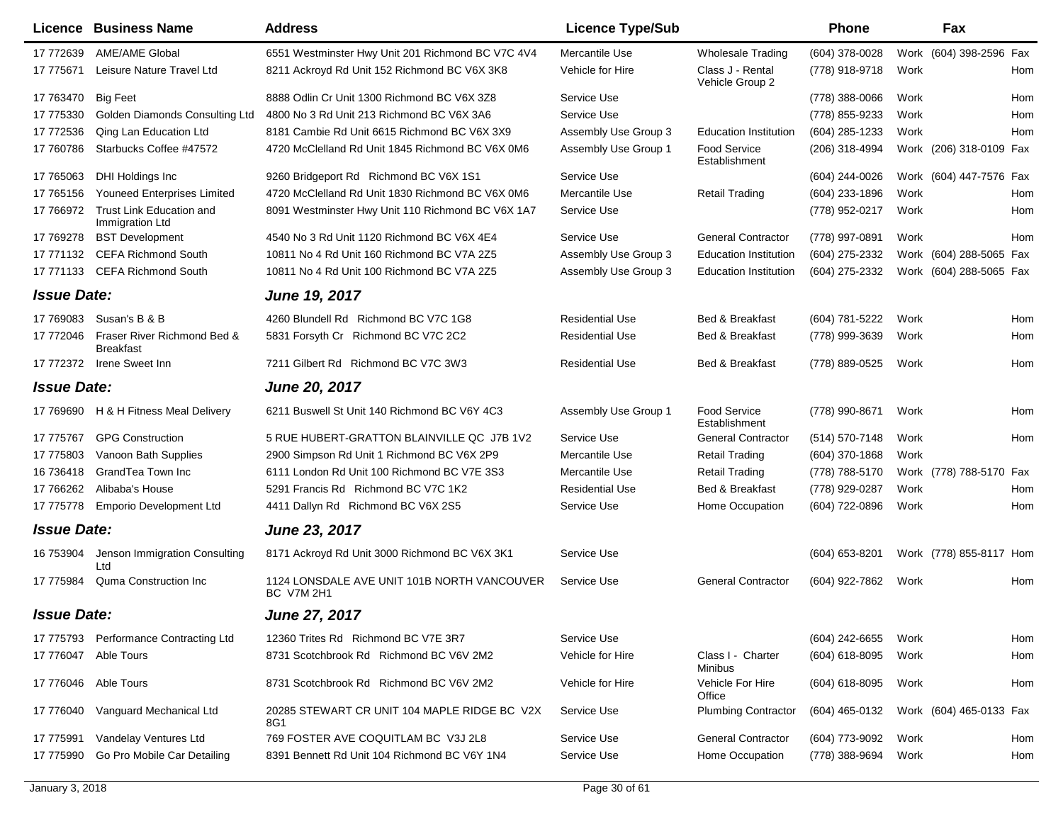| Licence | Business Name | Address | Licence Type/Sub | | Phone | | Fax | |
|---|---|---|---|---|---|---|---|---|
| 17 772639 | AME/AME Global | 6551 Westminster Hwy Unit 201 Richmond BC V7C 4V4 | Mercantile Use | Wholesale Trading | (604) 378-0028 | Work | (604) 398-2596 | Fax |
| 17 775671 | Leisure Nature Travel Ltd | 8211 Ackroyd Rd Unit 152 Richmond BC V6X 3K8 | Vehicle for Hire | Class J - Rental Vehicle Group 2 | (778) 918-9718 | Work | | Hom |
| 17 763470 | Big Feet | 8888 Odlin Cr Unit 1300 Richmond BC V6X 3Z8 | Service Use | | (778) 388-0066 | Work | | Hom |
| 17 775330 | Golden Diamonds Consulting Ltd | 4800 No 3 Rd Unit 213 Richmond BC V6X 3A6 | Service Use | | (778) 855-9233 | Work | | Hom |
| 17 772536 | Qing Lan Education Ltd | 8181 Cambie Rd Unit 6615 Richmond BC V6X 3X9 | Assembly Use Group 3 | Education Institution | (604) 285-1233 | Work | | Hom |
| 17 760786 | Starbucks Coffee #47572 | 4720 McClelland Rd Unit 1845 Richmond BC V6X 0M6 | Assembly Use Group 1 | Food Service Establishment | (206) 318-4994 | Work | (206) 318-0109 | Fax |
| 17 765063 | DHI Holdings Inc | 9260 Bridgeport Rd Richmond BC V6X 1S1 | Service Use | | (604) 244-0026 | Work | (604) 447-7576 | Fax |
| 17 765156 | Youneed Enterprises Limited | 4720 McClelland Rd Unit 1830 Richmond BC V6X 0M6 | Mercantile Use | Retail Trading | (604) 233-1896 | Work | | Hom |
| 17 766972 | Trust Link Education and Immigration Ltd | 8091 Westminster Hwy Unit 110 Richmond BC V6X 1A7 | Service Use | | (778) 952-0217 | Work | | Hom |
| 17 769278 | BST Development | 4540 No 3 Rd Unit 1120 Richmond BC V6X 4E4 | Service Use | General Contractor | (778) 997-0891 | Work | | Hom |
| 17 771132 | CEFA Richmond South | 10811 No 4 Rd Unit 160 Richmond BC V7A 2Z5 | Assembly Use Group 3 | Education Institution | (604) 275-2332 | Work | (604) 288-5065 | Fax |
| 17 771133 | CEFA Richmond South | 10811 No 4 Rd Unit 100 Richmond BC V7A 2Z5 | Assembly Use Group 3 | Education Institution | (604) 275-2332 | Work | (604) 288-5065 | Fax |
| ***Issue Date:*** | | ***June 19, 2017*** | | | | | | |
| 17 769083 | Susan's B & B | 4260 Blundell Rd Richmond BC V7C 1G8 | Residential Use | Bed & Breakfast | (604) 781-5222 | Work | | Hom |
| 17 772046 | Fraser River Richmond Bed & Breakfast | 5831 Forsyth Cr Richmond BC V7C 2C2 | Residential Use | Bed & Breakfast | (778) 999-3639 | Work | | Hom |
| 17 772372 | Irene Sweet Inn | 7211 Gilbert Rd Richmond BC V7C 3W3 | Residential Use | Bed & Breakfast | (778) 889-0525 | Work | | Hom |
| ***Issue Date:*** | | ***June 20, 2017*** | | | | | | |
| 17 769690 | H & H Fitness Meal Delivery | 6211 Buswell St Unit 140 Richmond BC V6Y 4C3 | Assembly Use Group 1 | Food Service Establishment | (778) 990-8671 | Work | | Hom |
| 17 775767 | GPG Construction | 5 RUE HUBERT-GRATTON BLAINVILLE QC J7B 1V2 | Service Use | General Contractor | (514) 570-7148 | Work | | Hom |
| 17 775803 | Vanoon Bath Supplies | 2900 Simpson Rd Unit 1 Richmond BC V6X 2P9 | Mercantile Use | Retail Trading | (604) 370-1868 | Work | | |
| 16 736418 | GrandTea Town Inc | 6111 London Rd Unit 100 Richmond BC V7E 3S3 | Mercantile Use | Retail Trading | (778) 788-5170 | Work | (778) 788-5170 | Fax |
| 17 766262 | Alibaba's House | 5291 Francis Rd Richmond BC V7C 1K2 | Residential Use | Bed & Breakfast | (778) 929-0287 | Work | | Hom |
| 17 775778 | Emporio Development Ltd | 4411 Dallyn Rd Richmond BC V6X 2S5 | Service Use | Home Occupation | (604) 722-0896 | Work | | Hom |
| ***Issue Date:*** | | ***June 23, 2017*** | | | | | | |
| 16 753904 | Jenson Immigration Consulting Ltd | 8171 Ackroyd Rd Unit 3000 Richmond BC V6X 3K1 | Service Use | | (604) 653-8201 | Work | (778) 855-8117 | Hom |
| 17 775984 | Quma Construction Inc | 1124 LONSDALE AVE UNIT 101B NORTH VANCOUVER BC V7M 2H1 | Service Use | General Contractor | (604) 922-7862 | Work | | Hom |
| ***Issue Date:*** | | ***June 27, 2017*** | | | | | | |
| 17 775793 | Performance Contracting Ltd | 12360 Trites Rd Richmond BC V7E 3R7 | Service Use | | (604) 242-6655 | Work | | Hom |
| 17 776047 | Able Tours | 8731 Scotchbrook Rd Richmond BC V6V 2M2 | Vehicle for Hire | Class I - Charter Minibus | (604) 618-8095 | Work | | Hom |
| 17 776046 | Able Tours | 8731 Scotchbrook Rd Richmond BC V6V 2M2 | Vehicle for Hire | Vehicle For Hire Office | (604) 618-8095 | Work | | Hom |
| 17 776040 | Vanguard Mechanical Ltd | 20285 STEWART CR UNIT 104 MAPLE RIDGE BC V2X 8G1 | Service Use | Plumbing Contractor | (604) 465-0132 | Work | (604) 465-0133 | Fax |
| 17 775991 | Vandelay Ventures Ltd | 769 FOSTER AVE COQUITLAM BC V3J 2L8 | Service Use | General Contractor | (604) 773-9092 | Work | | Hom |
| 17 775990 | Go Pro Mobile Car Detailing | 8391 Bennett Rd Unit 104 Richmond BC V6Y 1N4 | Service Use | Home Occupation | (778) 388-9694 | Work | | Hom |

January 3, 2018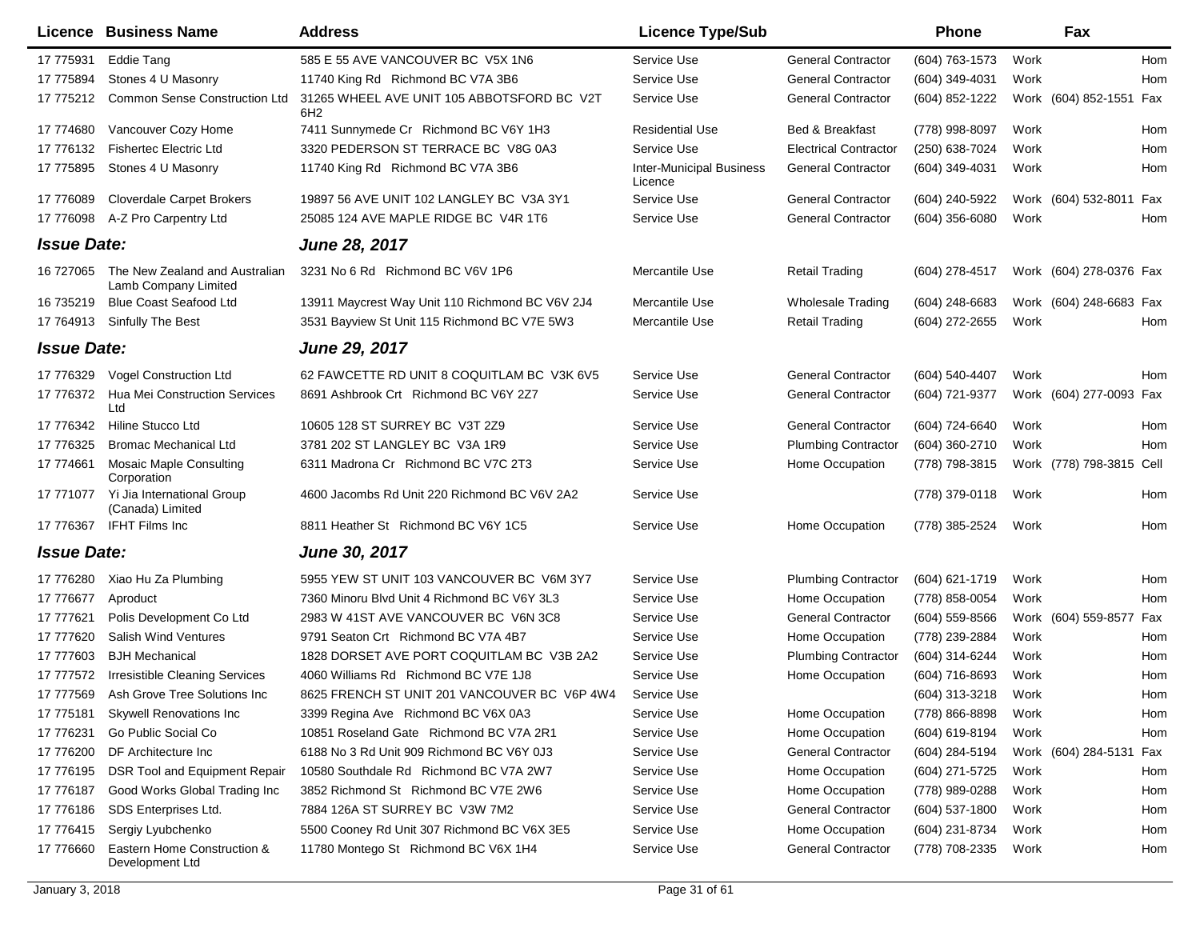| Licence | Business Name | Address | Licence Type/Sub | | Phone | | Fax | |
|---|---|---|---|---|---|---|---|---|
| 17 775931 | Eddie Tang | 585 E 55 AVE VANCOUVER BC V5X 1N6 | Service Use | General Contractor | (604) 763-1573 | Work | | Hom |
| 17 775894 | Stones 4 U Masonry | 11740 King Rd Richmond BC V7A 3B6 | Service Use | General Contractor | (604) 349-4031 | Work | | Hom |
| 17 775212 | Common Sense Construction Ltd | 31265 WHEEL AVE UNIT 105 ABBOTSFORD BC V2T 6H2 | Service Use | General Contractor | (604) 852-1222 | Work | (604) 852-1551 | Fax |
| 17 774680 | Vancouver Cozy Home | 7411 Sunnymede Cr Richmond BC V6Y 1H3 | Residential Use | Bed & Breakfast | (778) 998-8097 | Work | | Hom |
| 17 776132 | Fishertec Electric Ltd | 3320 PEDERSON ST TERRACE BC V8G 0A3 | Service Use | Electrical Contractor | (250) 638-7024 | Work | | Hom |
| 17 775895 | Stones 4 U Masonry | 11740 King Rd Richmond BC V7A 3B6 | Inter-Municipal Business Licence | General Contractor | (604) 349-4031 | Work | | Hom |
| 17 776089 | Cloverdale Carpet Brokers | 19897 56 AVE UNIT 102 LANGLEY BC V3A 3Y1 | Service Use | General Contractor | (604) 240-5922 | Work | (604) 532-8011 | Fax |
| 17 776098 | A-Z Pro Carpentry Ltd | 25085 124 AVE MAPLE RIDGE BC V4R 1T6 | Service Use | General Contractor | (604) 356-6080 | Work | | Hom |
| ***Issue Date:*** | | ***June 28, 2017*** | | | | | | |
| 16 727065 | The New Zealand and Australian Lamb Company Limited | 3231 No 6 Rd Richmond BC V6V 1P6 | Mercantile Use | Retail Trading | (604) 278-4517 | Work | (604) 278-0376 | Fax |
| 16 735219 | Blue Coast Seafood Ltd | 13911 Maycrest Way Unit 110 Richmond BC V6V 2J4 | Mercantile Use | Wholesale Trading | (604) 248-6683 | Work | (604) 248-6683 | Fax |
| 17 764913 | Sinfully The Best | 3531 Bayview St Unit 115 Richmond BC V7E 5W3 | Mercantile Use | Retail Trading | (604) 272-2655 | Work | | Hom |
| ***Issue Date:*** | | ***June 29, 2017*** | | | | | | |
| 17 776329 | Vogel Construction Ltd | 62 FAWCETTE RD UNIT 8 COQUITLAM BC V3K 6V5 | Service Use | General Contractor | (604) 540-4407 | Work | | Hom |
| 17 776372 | Hua Mei Construction Services Ltd | 8691 Ashbrook Crt Richmond BC V6Y 2Z7 | Service Use | General Contractor | (604) 721-9377 | Work | (604) 277-0093 | Fax |
| 17 776342 | Hiline Stucco Ltd | 10605 128 ST SURREY BC V3T 2Z9 | Service Use | General Contractor | (604) 724-6640 | Work | | Hom |
| 17 776325 | Bromac Mechanical Ltd | 3781 202 ST LANGLEY BC V3A 1R9 | Service Use | Plumbing Contractor | (604) 360-2710 | Work | | Hom |
| 17 774661 | Mosaic Maple Consulting Corporation | 6311 Madrona Cr Richmond BC V7C 2T3 | Service Use | Home Occupation | (778) 798-3815 | Work | (778) 798-3815 | Cell |
| 17 771077 | Yi Jia International Group (Canada) Limited | 4600 Jacombs Rd Unit 220 Richmond BC V6V 2A2 | Service Use | | (778) 379-0118 | Work | | Hom |
| 17 776367 | IFHT Films Inc | 8811 Heather St Richmond BC V6Y 1C5 | Service Use | Home Occupation | (778) 385-2524 | Work | | Hom |
| ***Issue Date:*** | | ***June 30, 2017*** | | | | | | |
| 17 776280 | Xiao Hu Za Plumbing | 5955 YEW ST UNIT 103 VANCOUVER BC V6M 3Y7 | Service Use | Plumbing Contractor | (604) 621-1719 | Work | | Hom |
| 17 776677 | Aproduct | 7360 Minoru Blvd Unit 4 Richmond BC V6Y 3L3 | Service Use | Home Occupation | (778) 858-0054 | Work | | Hom |
| 17 777621 | Polis Development Co Ltd | 2983 W 41ST AVE VANCOUVER BC V6N 3C8 | Service Use | General Contractor | (604) 559-8566 | Work | (604) 559-8577 | Fax |
| 17 777620 | Salish Wind Ventures | 9791 Seaton Crt Richmond BC V7A 4B7 | Service Use | Home Occupation | (778) 239-2884 | Work | | Hom |
| 17 777603 | BJH Mechanical | 1828 DORSET AVE PORT COQUITLAM BC V3B 2A2 | Service Use | Plumbing Contractor | (604) 314-6244 | Work | | Hom |
| 17 777572 | Irresistible Cleaning Services | 4060 Williams Rd Richmond BC V7E 1J8 | Service Use | Home Occupation | (604) 716-8693 | Work | | Hom |
| 17 777569 | Ash Grove Tree Solutions Inc | 8625 FRENCH ST UNIT 201 VANCOUVER BC V6P 4W4 | Service Use | | (604) 313-3218 | Work | | Hom |
| 17 775181 | Skywell Renovations Inc | 3399 Regina Ave Richmond BC V6X 0A3 | Service Use | Home Occupation | (778) 866-8898 | Work | | Hom |
| 17 776231 | Go Public Social Co | 10851 Roseland Gate Richmond BC V7A 2R1 | Service Use | Home Occupation | (604) 619-8194 | Work | | Hom |
| 17 776200 | DF Architecture Inc | 6188 No 3 Rd Unit 909 Richmond BC V6Y 0J3 | Service Use | General Contractor | (604) 284-5194 | Work | (604) 284-5131 | Fax |
| 17 776195 | DSR Tool and Equipment Repair | 10580 Southdale Rd Richmond BC V7A 2W7 | Service Use | Home Occupation | (604) 271-5725 | Work | | Hom |
| 17 776187 | Good Works Global Trading Inc | 3852 Richmond St Richmond BC V7E 2W6 | Service Use | Home Occupation | (778) 989-0288 | Work | | Hom |
| 17 776186 | SDS Enterprises Ltd. | 7884 126A ST SURREY BC V3W 7M2 | Service Use | General Contractor | (604) 537-1800 | Work | | Hom |
| 17 776415 | Sergiy Lyubchenko | 5500 Cooney Rd Unit 307 Richmond BC V6X 3E5 | Service Use | Home Occupation | (604) 231-8734 | Work | | Hom |
| 17 776660 | Eastern Home Construction & Development Ltd | 11780 Montego St Richmond BC V6X 1H4 | Service Use | General Contractor | (778) 708-2335 | Work | | Hom |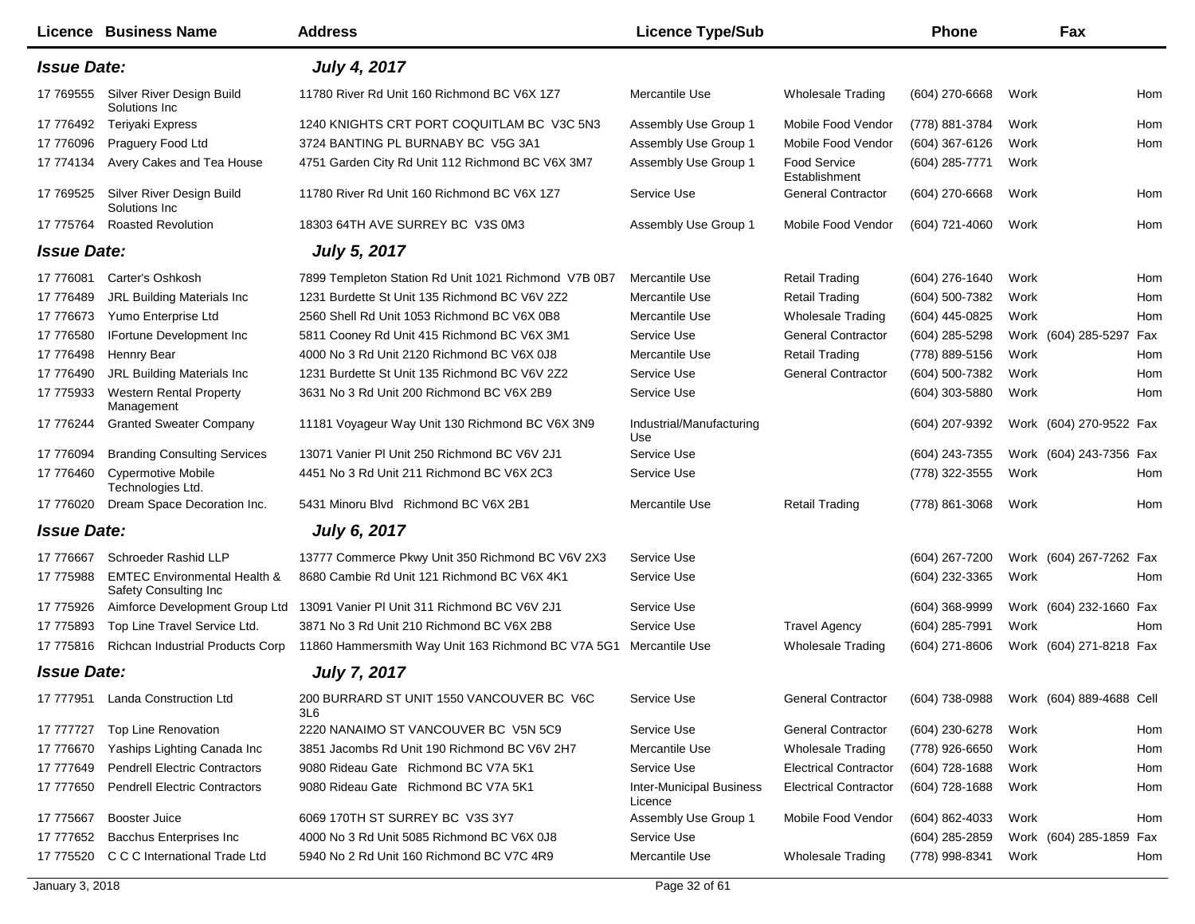| Licence | Business Name | Address | Licence Type/Sub | | Phone | | Fax | |
|---|---|---|---|---|---|---|---|---|
| ***Issue Date:*** | | ***July 4, 2017*** | | | | | | |
| 17 769555 | Silver River Design Build Solutions Inc | 11780 River Rd Unit 160 Richmond BC V6X 1Z7 | Mercantile Use | Wholesale Trading | (604) 270-6668 | Work | | Hom |
| 17 776492 | Teriyaki Express | 1240 KNIGHTS CRT PORT COQUITLAM BC V3C 5N3 | Assembly Use Group 1 | Mobile Food Vendor | (778) 881-3784 | Work | | Hom |
| 17 776096 | Praguery Food Ltd | 3724 BANTING PL BURNABY BC V5G 3A1 | Assembly Use Group 1 | Mobile Food Vendor | (604) 367-6126 | Work | | Hom |
| 17 774134 | Avery Cakes and Tea House | 4751 Garden City Rd Unit 112 Richmond BC V6X 3M7 | Assembly Use Group 1 | Food Service Establishment | (604) 285-7771 | Work | | |
| 17 769525 | Silver River Design Build Solutions Inc | 11780 River Rd Unit 160 Richmond BC V6X 1Z7 | Service Use | General Contractor | (604) 270-6668 | Work | | Hom |
| 17 775764 | Roasted Revolution | 18303 64TH AVE SURREY BC V3S 0M3 | Assembly Use Group 1 | Mobile Food Vendor | (604) 721-4060 | Work | | Hom |
| ***Issue Date:*** | | ***July 5, 2017*** | | | | | | |
| 17 776081 | Carter's Oshkosh | 7899 Templeton Station Rd Unit 1021 Richmond V7B 0B7 | Mercantile Use | Retail Trading | (604) 276-1640 | Work | | Hom |
| 17 776489 | JRL Building Materials Inc | 1231 Burdette St Unit 135 Richmond BC V6V 2Z2 | Mercantile Use | Retail Trading | (604) 500-7382 | Work | | Hom |
| 17 776673 | Yumo Enterprise Ltd | 2560 Shell Rd Unit 1053 Richmond BC V6X 0B8 | Mercantile Use | Wholesale Trading | (604) 445-0825 | Work | | Hom |
| 17 776580 | IFortune Development Inc | 5811 Cooney Rd Unit 415 Richmond BC V6X 3M1 | Service Use | General Contractor | (604) 285-5298 | Work | (604) 285-5297 | Fax |
| 17 776498 | Hennry Bear | 4000 No 3 Rd Unit 2120 Richmond BC V6X 0J8 | Mercantile Use | Retail Trading | (778) 889-5156 | Work | | Hom |
| 17 776490 | JRL Building Materials Inc | 1231 Burdette St Unit 135 Richmond BC V6V 2Z2 | Service Use | General Contractor | (604) 500-7382 | Work | | Hom |
| 17 775933 | Western Rental Property Management | 3631 No 3 Rd Unit 200 Richmond BC V6X 2B9 | Service Use | | (604) 303-5880 | Work | | Hom |
| 17 776244 | Granted Sweater Company | 11181 Voyageur Way Unit 130 Richmond BC V6X 3N9 | Industrial/Manufacturing Use | | (604) 207-9392 | Work | (604) 270-9522 | Fax |
| 17 776094 | Branding Consulting Services | 13071 Vanier Pl Unit 250 Richmond BC V6V 2J1 | Service Use | | (604) 243-7355 | Work | (604) 243-7356 | Fax |
| 17 776460 | Cypermotive Mobile Technologies Ltd. | 4451 No 3 Rd Unit 211 Richmond BC V6X 2C3 | Service Use | | (778) 322-3555 | Work | | Hom |
| 17 776020 | Dream Space Decoration Inc. | 5431 Minoru Blvd Richmond BC V6X 2B1 | Mercantile Use | Retail Trading | (778) 861-3068 | Work | | Hom |
| ***Issue Date:*** | | ***July 6, 2017*** | | | | | | |
| 17 776667 | Schroeder Rashid LLP | 13777 Commerce Pkwy Unit 350 Richmond BC V6V 2X3 | Service Use | | (604) 267-7200 | Work | (604) 267-7262 | Fax |
| 17 775988 | EMTEC Environmental Health & Safety Consulting Inc | 8680 Cambie Rd Unit 121 Richmond BC V6X 4K1 | Service Use | | (604) 232-3365 | Work | | Hom |
| 17 775926 | Aimforce Development Group Ltd | 13091 Vanier Pl Unit 311 Richmond BC V6V 2J1 | Service Use | | (604) 368-9999 | Work | (604) 232-1660 | Fax |
| 17 775893 | Top Line Travel Service Ltd. | 3871 No 3 Rd Unit 210 Richmond BC V6X 2B8 | Service Use | Travel Agency | (604) 285-7991 | Work | | Hom |
| 17 775816 | Richcan Industrial Products Corp | 11860 Hammersmith Way Unit 163 Richmond BC V7A 5G1 | Mercantile Use | Wholesale Trading | (604) 271-8606 | Work | (604) 271-8218 | Fax |
| ***Issue Date:*** | | ***July 7, 2017*** | | | | | | |
| 17 777951 | Landa Construction Ltd | 200 BURRARD ST UNIT 1550 VANCOUVER BC V6C 3L6 | Service Use | General Contractor | (604) 738-0988 | Work | (604) 889-4688 | Cell |
| 17 777727 | Top Line Renovation | 2220 NANAIMO ST VANCOUVER BC V5N 5C9 | Service Use | General Contractor | (604) 230-6278 | Work | | Hom |
| 17 776670 | Yaships Lighting Canada Inc | 3851 Jacombs Rd Unit 190 Richmond BC V6V 2H7 | Mercantile Use | Wholesale Trading | (778) 926-6650 | Work | | Hom |
| 17 777649 | Pendrell Electric Contractors | 9080 Rideau Gate Richmond BC V7A 5K1 | Service Use | Electrical Contractor | (604) 728-1688 | Work | | Hom |
| 17 777650 | Pendrell Electric Contractors | 9080 Rideau Gate Richmond BC V7A 5K1 | Inter-Municipal Business Licence | Electrical Contractor | (604) 728-1688 | Work | | Hom |
| 17 775667 | Booster Juice | 6069 170TH ST SURREY BC V3S 3Y7 | Assembly Use Group 1 | Mobile Food Vendor | (604) 862-4033 | Work | | Hom |
| 17 777652 | Bacchus Enterprises Inc | 4000 No 3 Rd Unit 5085 Richmond BC V6X 0J8 | Service Use | | (604) 285-2859 | Work | (604) 285-1859 | Fax |
| 17 775520 | C C C International Trade Ltd | 5940 No 2 Rd Unit 160 Richmond BC V7C 4R9 | Mercantile Use | Wholesale Trading | (778) 998-8341 | Work | | Hom |

January 3, 2018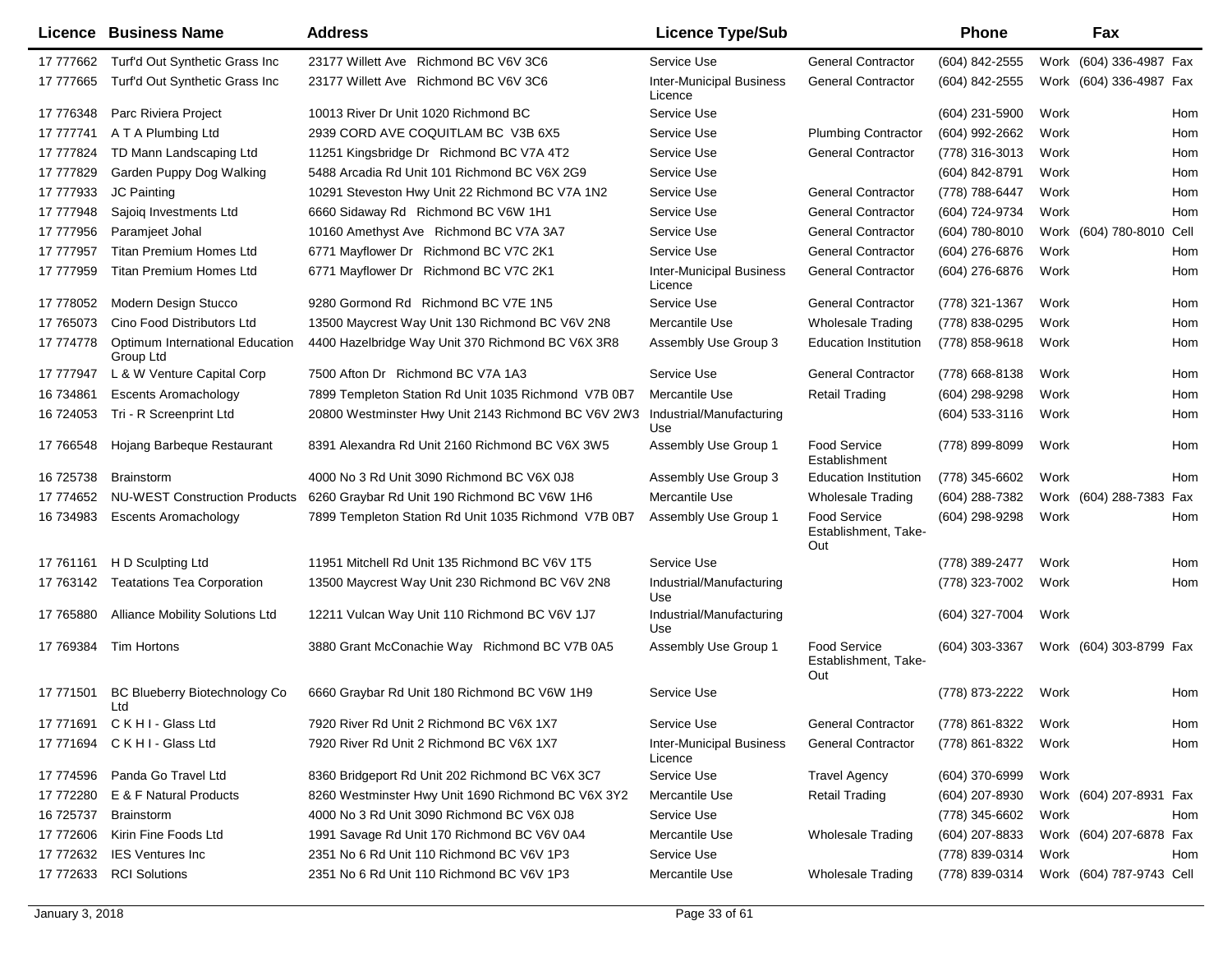| Licence | Business Name | Address | Licence Type/Sub | | Phone | | Fax | |
|---|---|---|---|---|---|---|---|---|
| 17 777662 | Turf'd Out Synthetic Grass Inc | 23177 Willett Ave Richmond BC V6V 3C6 | Service Use | General Contractor | (604) 842-2555 | Work | (604) 336-4987 | Fax |
| 17 777665 | Turf'd Out Synthetic Grass Inc | 23177 Willett Ave Richmond BC V6V 3C6 | Inter-Municipal Business Licence | General Contractor | (604) 842-2555 | Work | (604) 336-4987 | Fax |
| 17 776348 | Parc Riviera Project | 10013 River Dr Unit 1020 Richmond BC | Service Use | | (604) 231-5900 | Work | | Hom |
| 17 777741 | A T A Plumbing Ltd | 2939 CORD AVE COQUITLAM BC V3B 6X5 | Service Use | Plumbing Contractor | (604) 992-2662 | Work | | Hom |
| 17 777824 | TD Mann Landscaping Ltd | 11251 Kingsbridge Dr Richmond BC V7A 4T2 | Service Use | General Contractor | (778) 316-3013 | Work | | Hom |
| 17 777829 | Garden Puppy Dog Walking | 5488 Arcadia Rd Unit 101 Richmond BC V6X 2G9 | Service Use | | (604) 842-8791 | Work | | Hom |
| 17 777933 | JC Painting | 10291 Steveston Hwy Unit 22 Richmond BC V7A 1N2 | Service Use | General Contractor | (778) 788-6447 | Work | | Hom |
| 17 777948 | Sajoiq Investments Ltd | 6660 Sidaway Rd Richmond BC V6W 1H1 | Service Use | General Contractor | (604) 724-9734 | Work | | Hom |
| 17 777956 | Paramjeet Johal | 10160 Amethyst Ave Richmond BC V7A 3A7 | Service Use | General Contractor | (604) 780-8010 | Work | (604) 780-8010 | Cell |
| 17 777957 | Titan Premium Homes Ltd | 6771 Mayflower Dr Richmond BC V7C 2K1 | Service Use | General Contractor | (604) 276-6876 | Work | | Hom |
| 17 777959 | Titan Premium Homes Ltd | 6771 Mayflower Dr Richmond BC V7C 2K1 | Inter-Municipal Business Licence | General Contractor | (604) 276-6876 | Work | | Hom |
| 17 778052 | Modern Design Stucco | 9280 Gormond Rd Richmond BC V7E 1N5 | Service Use | General Contractor | (778) 321-1367 | Work | | Hom |
| 17 765073 | Cino Food Distributors Ltd | 13500 Maycrest Way Unit 130 Richmond BC V6V 2N8 | Mercantile Use | Wholesale Trading | (778) 838-0295 | Work | | Hom |
| 17 774778 | Optimum International Education Group Ltd | 4400 Hazelbridge Way Unit 370 Richmond BC V6X 3R8 | Assembly Use Group 3 | Education Institution | (778) 858-9618 | Work | | Hom |
| 17 777947 | L & W Venture Capital Corp | 7500 Afton Dr Richmond BC V7A 1A3 | Service Use | General Contractor | (778) 668-8138 | Work | | Hom |
| 16 734861 | Escents Aromachology | 7899 Templeton Station Rd Unit 1035 Richmond V7B 0B7 | Mercantile Use | Retail Trading | (604) 298-9298 | Work | | Hom |
| 16 724053 | Tri - R Screenprint Ltd | 20800 Westminster Hwy Unit 2143 Richmond BC V6V 2W3 | Industrial/Manufacturing Use | | (604) 533-3116 | Work | | Hom |
| 17 766548 | Hojang Barbeque Restaurant | 8391 Alexandra Rd Unit 2160 Richmond BC V6X 3W5 | Assembly Use Group 1 | Food Service Establishment | (778) 899-8099 | Work | | Hom |
| 16 725738 | Brainstorm | 4000 No 3 Rd Unit 3090 Richmond BC V6X 0J8 | Assembly Use Group 3 | Education Institution | (778) 345-6602 | Work | | Hom |
| 17 774652 | NU-WEST Construction Products | 6260 Graybar Rd Unit 190 Richmond BC V6W 1H6 | Mercantile Use | Wholesale Trading | (604) 288-7382 | Work | (604) 288-7383 | Fax |
| 16 734983 | Escents Aromachology | 7899 Templeton Station Rd Unit 1035 Richmond V7B 0B7 | Assembly Use Group 1 | Food Service Establishment, Take-Out | (604) 298-9298 | Work | | Hom |
| 17 761161 | H D Sculpting Ltd | 11951 Mitchell Rd Unit 135 Richmond BC V6V 1T5 | Service Use | | (778) 389-2477 | Work | | Hom |
| 17 763142 | Teatations Tea Corporation | 13500 Maycrest Way Unit 230 Richmond BC V6V 2N8 | Industrial/Manufacturing Use | | (778) 323-7002 | Work | | Hom |
| 17 765880 | Alliance Mobility Solutions Ltd | 12211 Vulcan Way Unit 110 Richmond BC V6V 1J7 | Industrial/Manufacturing Use | | (604) 327-7004 | Work | | |
| 17 769384 | Tim Hortons | 3880 Grant McConachie Way Richmond BC V7B 0A5 | Assembly Use Group 1 | Food Service Establishment, Take-Out | (604) 303-3367 | Work | (604) 303-8799 | Fax |
| 17 771501 | BC Blueberry Biotechnology Co Ltd | 6660 Graybar Rd Unit 180 Richmond BC V6W 1H9 | Service Use | | (778) 873-2222 | Work | | Hom |
| 17 771691 | C K H I - Glass Ltd | 7920 River Rd Unit 2 Richmond BC V6X 1X7 | Service Use | General Contractor | (778) 861-8322 | Work | | Hom |
| 17 771694 | C K H I - Glass Ltd | 7920 River Rd Unit 2 Richmond BC V6X 1X7 | Inter-Municipal Business Licence | General Contractor | (778) 861-8322 | Work | | Hom |
| 17 774596 | Panda Go Travel Ltd | 8360 Bridgeport Rd Unit 202 Richmond BC V6X 3C7 | Service Use | Travel Agency | (604) 370-6999 | Work | | |
| 17 772280 | E & F Natural Products | 8260 Westminster Hwy Unit 1690 Richmond BC V6X 3Y2 | Mercantile Use | Retail Trading | (604) 207-8930 | Work | (604) 207-8931 | Fax |
| 16 725737 | Brainstorm | 4000 No 3 Rd Unit 3090 Richmond BC V6X 0J8 | Service Use | | (778) 345-6602 | Work | | Hom |
| 17 772606 | Kirin Fine Foods Ltd | 1991 Savage Rd Unit 170 Richmond BC V6V 0A4 | Mercantile Use | Wholesale Trading | (604) 207-8833 | Work | (604) 207-6878 | Fax |
| 17 772632 | IES Ventures Inc | 2351 No 6 Rd Unit 110 Richmond BC V6V 1P3 | Service Use | | (778) 839-0314 | Work | | Hom |
| 17 772633 | RCI Solutions | 2351 No 6 Rd Unit 110 Richmond BC V6V 1P3 | Mercantile Use | Wholesale Trading | (778) 839-0314 | Work | (604) 787-9743 | Cell |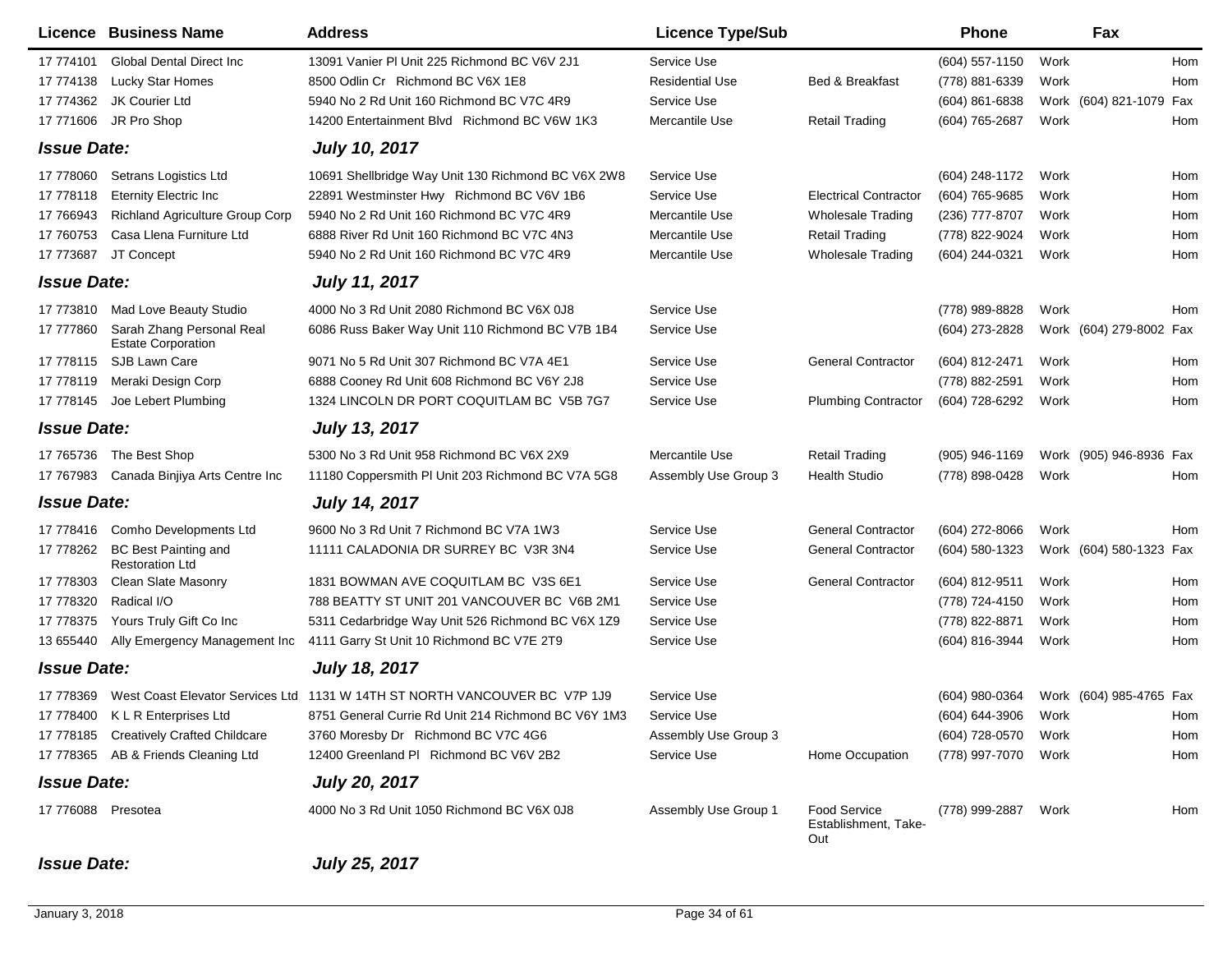| Licence | Business Name | Address | Licence Type/Sub | | Phone | | Fax | |
|---|---|---|---|---|---|---|---|---|
| 17 774101 | Global Dental Direct Inc | 13091 Vanier Pl Unit 225 Richmond BC V6V 2J1 | Service Use | | (604) 557-1150 | Work | | Hom |
| 17 774138 | Lucky Star Homes | 8500 Odlin Cr Richmond BC V6X 1E8 | Residential Use | Bed & Breakfast | (778) 881-6339 | Work | | Hom |
| 17 774362 | JK Courier Ltd | 5940 No 2 Rd Unit 160 Richmond BC V7C 4R9 | Service Use | | (604) 861-6838 | Work | (604) 821-1079 | Fax |
| 17 771606 | JR Pro Shop | 14200 Entertainment Blvd Richmond BC V6W 1K3 | Mercantile Use | Retail Trading | (604) 765-2687 | Work | | Hom |
| ***Issue Date:*** | | ***July 10, 2017*** | | | | | | |
| 17 778060 | Setrans Logistics Ltd | 10691 Shellbridge Way Unit 130 Richmond BC V6X 2W8 | Service Use | | (604) 248-1172 | Work | | Hom |
| 17 778118 | Eternity Electric Inc | 22891 Westminster Hwy Richmond BC V6V 1B6 | Service Use | Electrical Contractor | (604) 765-9685 | Work | | Hom |
| 17 766943 | Richland Agriculture Group Corp | 5940 No 2 Rd Unit 160 Richmond BC V7C 4R9 | Mercantile Use | Wholesale Trading | (236) 777-8707 | Work | | Hom |
| 17 760753 | Casa Llena Furniture Ltd | 6888 River Rd Unit 160 Richmond BC V7C 4N3 | Mercantile Use | Retail Trading | (778) 822-9024 | Work | | Hom |
| 17 773687 | JT Concept | 5940 No 2 Rd Unit 160 Richmond BC V7C 4R9 | Mercantile Use | Wholesale Trading | (604) 244-0321 | Work | | Hom |
| ***Issue Date:*** | | ***July 11, 2017*** | | | | | | |
| 17 773810 | Mad Love Beauty Studio | 4000 No 3 Rd Unit 2080 Richmond BC V6X 0J8 | Service Use | | (778) 989-8828 | Work | | Hom |
| 17 777860 | Sarah Zhang Personal Real Estate Corporation | 6086 Russ Baker Way Unit 110 Richmond BC V7B 1B4 | Service Use | | (604) 273-2828 | Work | (604) 279-8002 | Fax |
| 17 778115 | SJB Lawn Care | 9071 No 5 Rd Unit 307 Richmond BC V7A 4E1 | Service Use | General Contractor | (604) 812-2471 | Work | | Hom |
| 17 778119 | Meraki Design Corp | 6888 Cooney Rd Unit 608 Richmond BC V6Y 2J8 | Service Use | | (778) 882-2591 | Work | | Hom |
| 17 778145 | Joe Lebert Plumbing | 1324 LINCOLN DR PORT COQUITLAM BC V5B 7G7 | Service Use | Plumbing Contractor | (604) 728-6292 | Work | | Hom |
| ***Issue Date:*** | | ***July 13, 2017*** | | | | | | |
| 17 765736 | The Best Shop | 5300 No 3 Rd Unit 958 Richmond BC V6X 2X9 | Mercantile Use | Retail Trading | (905) 946-1169 | Work | (905) 946-8936 | Fax |
| 17 767983 | Canada Binjiya Arts Centre Inc | 11180 Coppersmith Pl Unit 203 Richmond BC V7A 5G8 | Assembly Use Group 3 | Health Studio | (778) 898-0428 | Work | | Hom |
| ***Issue Date:*** | | ***July 14, 2017*** | | | | | | |
| 17 778416 | Comho Developments Ltd | 9600 No 3 Rd Unit 7 Richmond BC V7A 1W3 | Service Use | General Contractor | (604) 272-8066 | Work | | Hom |
| 17 778262 | BC Best Painting and Restoration Ltd | 11111 CALADONIA DR SURREY BC V3R 3N4 | Service Use | General Contractor | (604) 580-1323 | Work | (604) 580-1323 | Fax |
| 17 778303 | Clean Slate Masonry | 1831 BOWMAN AVE COQUITLAM BC V3S 6E1 | Service Use | General Contractor | (604) 812-9511 | Work | | Hom |
| 17 778320 | Radical I/O | 788 BEATTY ST UNIT 201 VANCOUVER BC V6B 2M1 | Service Use | | (778) 724-4150 | Work | | Hom |
| 17 778375 | Yours Truly Gift Co Inc | 5311 Cedarbridge Way Unit 526 Richmond BC V6X 1Z9 | Service Use | | (778) 822-8871 | Work | | Hom |
| 13 655440 | Ally Emergency Management Inc | 4111 Garry St Unit 10 Richmond BC V7E 2T9 | Service Use | | (604) 816-3944 | Work | | Hom |
| ***Issue Date:*** | | ***July 18, 2017*** | | | | | | |
| 17 778369 | West Coast Elevator Services Ltd | 1131 W 14TH ST NORTH VANCOUVER BC V7P 1J9 | Service Use | | (604) 980-0364 | Work | (604) 985-4765 | Fax |
| 17 778400 | K L R Enterprises Ltd | 8751 General Currie Rd Unit 214 Richmond BC V6Y 1M3 | Service Use | | (604) 644-3906 | Work | | Hom |
| 17 778185 | Creatively Crafted Childcare | 3760 Moresby Dr Richmond BC V7C 4G6 | Assembly Use Group 3 | | (604) 728-0570 | Work | | Hom |
| 17 778365 | AB & Friends Cleaning Ltd | 12400 Greenland Pl Richmond BC V6V 2B2 | Service Use | Home Occupation | (778) 997-7070 | Work | | Hom |
| ***Issue Date:*** | | ***July 20, 2017*** | | | | | | |
| 17 776088 | Presotea | 4000 No 3 Rd Unit 1050 Richmond BC V6X 0J8 | Assembly Use Group 1 | Food Service Establishment, Take-Out | (778) 999-2887 | Work | | Hom |
| ***Issue Date:*** | | ***July 25, 2017*** | | | | | | |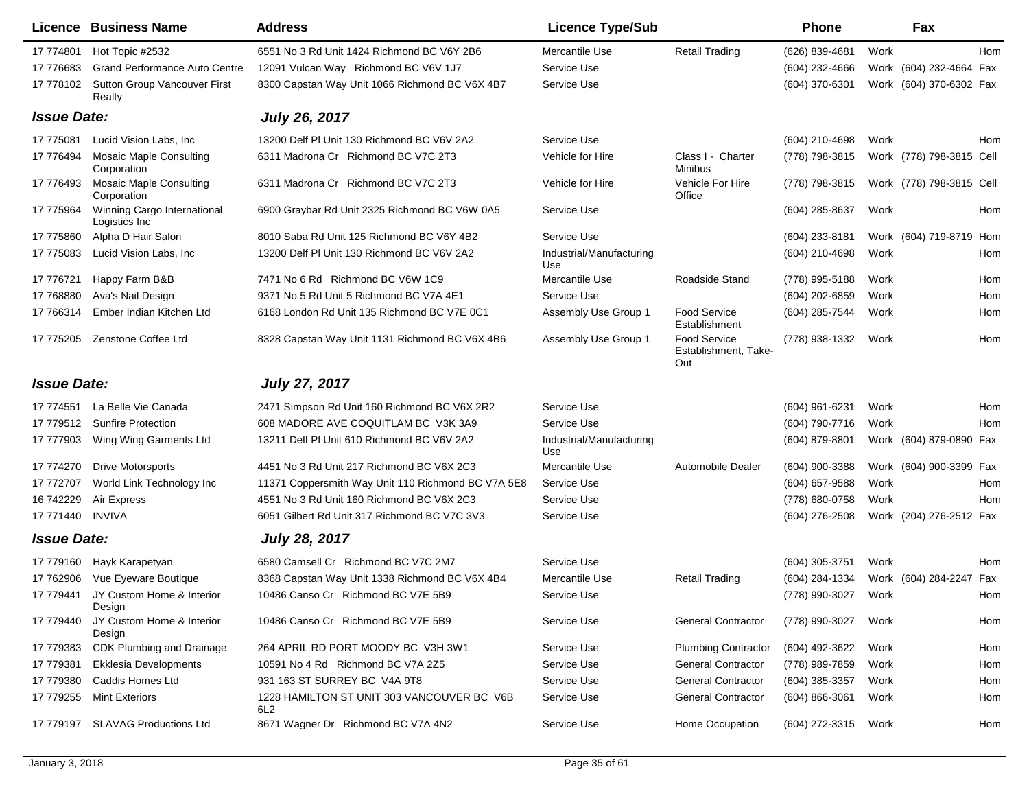| Licence | Business Name | Address | Licence Type/Sub | | Phone | | Fax | |
|---|---|---|---|---|---|---|---|---|
| 17 774801 | Hot Topic #2532 | 6551 No 3 Rd Unit 1424 Richmond BC V6Y 2B6 | Mercantile Use | Retail Trading | (626) 839-4681 | Work | | Hom |
| 17 776683 | Grand Performance Auto Centre | 12091 Vulcan Way Richmond BC V6V 1J7 | Service Use | | (604) 232-4666 | Work | (604) 232-4664 | Fax |
| 17 778102 | Sutton Group Vancouver First Realty | 8300 Capstan Way Unit 1066 Richmond BC V6X 4B7 | Service Use | | (604) 370-6301 | Work | (604) 370-6302 | Fax |
| ***Issue Date:*** | | ***July 26, 2017*** | | | | | | |
| 17 775081 | Lucid Vision Labs, Inc | 13200 Delf Pl Unit 130 Richmond BC V6V 2A2 | Service Use | | (604) 210-4698 | Work | | Hom |
| 17 776494 | Mosaic Maple Consulting Corporation | 6311 Madrona Cr Richmond BC V7C 2T3 | Vehicle for Hire | Class I - Charter Minibus | (778) 798-3815 | Work | (778) 798-3815 | Cell |
| 17 776493 | Mosaic Maple Consulting Corporation | 6311 Madrona Cr Richmond BC V7C 2T3 | Vehicle for Hire | Vehicle For Hire Office | (778) 798-3815 | Work | (778) 798-3815 | Cell |
| 17 775964 | Winning Cargo International Logistics Inc | 6900 Graybar Rd Unit 2325 Richmond BC V6W 0A5 | Service Use | | (604) 285-8637 | Work | | Hom |
| 17 775860 | Alpha D Hair Salon | 8010 Saba Rd Unit 125 Richmond BC V6Y 4B2 | Service Use | | (604) 233-8181 | Work | (604) 719-8719 | Hom |
| 17 775083 | Lucid Vision Labs, Inc | 13200 Delf Pl Unit 130 Richmond BC V6V 2A2 | Industrial/Manufacturing Use | | (604) 210-4698 | Work | | Hom |
| 17 776721 | Happy Farm B&B | 7471 No 6 Rd Richmond BC V6W 1C9 | Mercantile Use | Roadside Stand | (778) 995-5188 | Work | | Hom |
| 17 768880 | Ava's Nail Design | 9371 No 5 Rd Unit 5 Richmond BC V7A 4E1 | Service Use | | (604) 202-6859 | Work | | Hom |
| 17 766314 | Ember Indian Kitchen Ltd | 6168 London Rd Unit 135 Richmond BC V7E 0C1 | Assembly Use Group 1 | Food Service Establishment | (604) 285-7544 | Work | | Hom |
| 17 775205 | Zenstone Coffee Ltd | 8328 Capstan Way Unit 1131 Richmond BC V6X 4B6 | Assembly Use Group 1 | Food Service Establishment, Take-Out | (778) 938-1332 | Work | | Hom |
| ***Issue Date:*** | | ***July 27, 2017*** | | | | | | |
| 17 774551 | La Belle Vie Canada | 2471 Simpson Rd Unit 160 Richmond BC V6X 2R2 | Service Use | | (604) 961-6231 | Work | | Hom |
| 17 779512 | Sunfire Protection | 608 MADORE AVE COQUITLAM BC V3K 3A9 | Service Use | | (604) 790-7716 | Work | | Hom |
| 17 777903 | Wing Wing Garments Ltd | 13211 Delf Pl Unit 610 Richmond BC V6V 2A2 | Industrial/Manufacturing Use | | (604) 879-8801 | Work | (604) 879-0890 | Fax |
| 17 774270 | Drive Motorsports | 4451 No 3 Rd Unit 217 Richmond BC V6X 2C3 | Mercantile Use | Automobile Dealer | (604) 900-3388 | Work | (604) 900-3399 | Fax |
| 17 772707 | World Link Technology Inc | 11371 Coppersmith Way Unit 110 Richmond BC V7A 5E8 | Service Use | | (604) 657-9588 | Work | | Hom |
| 16 742229 | Air Express | 4551 No 3 Rd Unit 160 Richmond BC V6X 2C3 | Service Use | | (778) 680-0758 | Work | | Hom |
| 17 771440 | INVIVA | 6051 Gilbert Rd Unit 317 Richmond BC V7C 3V3 | Service Use | | (604) 276-2508 | Work | (204) 276-2512 | Fax |
| ***Issue Date:*** | | ***July 28, 2017*** | | | | | | |
| 17 779160 | Hayk Karapetyan | 6580 Camsell Cr Richmond BC V7C 2M7 | Service Use | | (604) 305-3751 | Work | | Hom |
| 17 762906 | Vue Eyeware Boutique | 8368 Capstan Way Unit 1338 Richmond BC V6X 4B4 | Mercantile Use | Retail Trading | (604) 284-1334 | Work | (604) 284-2247 | Fax |
| 17 779441 | JY Custom Home & Interior Design | 10486 Canso Cr Richmond BC V7E 5B9 | Service Use | | (778) 990-3027 | Work | | Hom |
| 17 779440 | JY Custom Home & Interior Design | 10486 Canso Cr Richmond BC V7E 5B9 | Service Use | General Contractor | (778) 990-3027 | Work | | Hom |
| 17 779383 | CDK Plumbing and Drainage | 264 APRIL RD PORT MOODY BC V3H 3W1 | Service Use | Plumbing Contractor | (604) 492-3622 | Work | | Hom |
| 17 779381 | Ekklesia Developments | 10591 No 4 Rd Richmond BC V7A 2Z5 | Service Use | General Contractor | (778) 989-7859 | Work | | Hom |
| 17 779380 | Caddis Homes Ltd | 931 163 ST SURREY BC V4A 9T8 | Service Use | General Contractor | (604) 385-3357 | Work | | Hom |
| 17 779255 | Mint Exteriors | 1228 HAMILTON ST UNIT 303 VANCOUVER BC V6B 6L2 | Service Use | General Contractor | (604) 866-3061 | Work | | Hom |
| 17 779197 | SLAVAG Productions Ltd | 8671 Wagner Dr Richmond BC V7A 4N2 | Service Use | Home Occupation | (604) 272-3315 | Work | | Hom |

January 3, 2018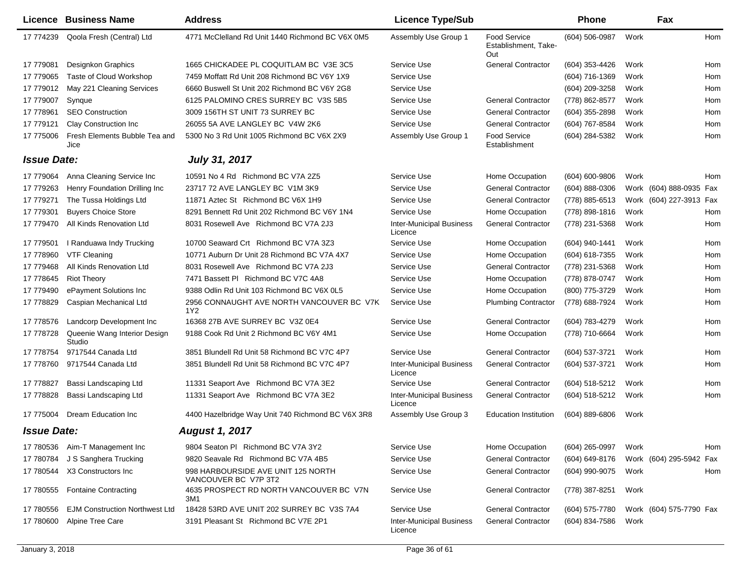| Licence | Business Name | Address | Licence Type/Sub | | Phone | | Fax | |
|---|---|---|---|---|---|---|---|---|
| 17 774239 | Qoola Fresh (Central) Ltd | 4771 McClelland Rd Unit 1440 Richmond BC V6X 0M5 | Assembly Use Group 1 | Food Service Establishment, Take-Out | (604) 506-0987 | Work | | Hom |
| 17 779081 | Designkon Graphics | 1665 CHICKADEE PL COQUITLAM BC V3E 3C5 | Service Use | General Contractor | (604) 353-4426 | Work | | Hom |
| 17 779065 | Taste of Cloud Workshop | 7459 Moffatt Rd Unit 208 Richmond BC V6Y 1X9 | Service Use | | (604) 716-1369 | Work | | Hom |
| 17 779012 | May 221 Cleaning Services | 6660 Buswell St Unit 202 Richmond BC V6Y 2G8 | Service Use | | (604) 209-3258 | Work | | Hom |
| 17 779007 | Synque | 6125 PALOMINO CRES SURREY BC V3S 5B5 | Service Use | General Contractor | (778) 862-8577 | Work | | Hom |
| 17 778961 | SEO Construction | 3009 156TH ST UNIT 73 SURREY BC | Service Use | General Contractor | (604) 355-2898 | Work | | Hom |
| 17 779121 | Clay Construction Inc | 26055 5A AVE LANGLEY BC V4W 2K6 | Service Use | General Contractor | (604) 767-8584 | Work | | Hom |
| 17 775006 | Fresh Elements Bubble Tea and Jice | 5300 No 3 Rd Unit 1005 Richmond BC V6X 2X9 | Assembly Use Group 1 | Food Service Establishment | (604) 284-5382 | Work | | Hom |
| ***Issue Date:*** | | ***July 31, 2017*** | | | | | | |
| 17 779064 | Anna Cleaning Service Inc | 10591 No 4 Rd Richmond BC V7A 2Z5 | Service Use | Home Occupation | (604) 600-9806 | Work | | Hom |
| 17 779263 | Henry Foundation Drilling Inc | 23717 72 AVE LANGLEY BC V1M 3K9 | Service Use | General Contractor | (604) 888-0306 | Work | (604) 888-0935 | Fax |
| 17 779271 | The Tussa Holdings Ltd | 11871 Aztec St Richmond BC V6X 1H9 | Service Use | General Contractor | (778) 885-6513 | Work | (604) 227-3913 | Fax |
| 17 779301 | Buyers Choice Store | 8291 Bennett Rd Unit 202 Richmond BC V6Y 1N4 | Service Use | Home Occupation | (778) 898-1816 | Work | | Hom |
| 17 779470 | All Kinds Renovation Ltd | 8031 Rosewell Ave Richmond BC V7A 2J3 | Inter-Municipal Business Licence | General Contractor | (778) 231-5368 | Work | | Hom |
| 17 779501 | I Randuawa Indy Trucking | 10700 Seaward Crt Richmond BC V7A 3Z3 | Service Use | Home Occupation | (604) 940-1441 | Work | | Hom |
| 17 778960 | VTF Cleaning | 10771 Auburn Dr Unit 28 Richmond BC V7A 4X7 | Service Use | Home Occupation | (604) 618-7355 | Work | | Hom |
| 17 779468 | All Kinds Renovation Ltd | 8031 Rosewell Ave Richmond BC V7A 2J3 | Service Use | General Contractor | (778) 231-5368 | Work | | Hom |
| 17 778645 | Riot Theory | 7471 Bassett Pl Richmond BC V7C 4A8 | Service Use | Home Occupation | (778) 878-0747 | Work | | Hom |
| 17 779490 | ePayment Solutions Inc | 9388 Odlin Rd Unit 103 Richmond BC V6X 0L5 | Service Use | Home Occupation | (800) 775-3729 | Work | | Hom |
| 17 778829 | Caspian Mechanical Ltd | 2956 CONNAUGHT AVE NORTH VANCOUVER BC V7K 1Y2 | Service Use | Plumbing Contractor | (778) 688-7924 | Work | | Hom |
| 17 778576 | Landcorp Development Inc | 16368 27B AVE SURREY BC V3Z 0E4 | Service Use | General Contractor | (604) 783-4279 | Work | | Hom |
| 17 778728 | Queenie Wang Interior Design Studio | 9188 Cook Rd Unit 2 Richmond BC V6Y 4M1 | Service Use | Home Occupation | (778) 710-6664 | Work | | Hom |
| 17 778754 | 9717544 Canada Ltd | 3851 Blundell Rd Unit 58 Richmond BC V7C 4P7 | Service Use | General Contractor | (604) 537-3721 | Work | | Hom |
| 17 778760 | 9717544 Canada Ltd | 3851 Blundell Rd Unit 58 Richmond BC V7C 4P7 | Inter-Municipal Business Licence | General Contractor | (604) 537-3721 | Work | | Hom |
| 17 778827 | Bassi Landscaping Ltd | 11331 Seaport Ave Richmond BC V7A 3E2 | Service Use | General Contractor | (604) 518-5212 | Work | | Hom |
| 17 778828 | Bassi Landscaping Ltd | 11331 Seaport Ave Richmond BC V7A 3E2 | Inter-Municipal Business Licence | General Contractor | (604) 518-5212 | Work | | Hom |
| 17 775004 | Dream Education Inc | 4400 Hazelbridge Way Unit 740 Richmond BC V6X 3R8 | Assembly Use Group 3 | Education Institution | (604) 889-6806 | Work | | |
| ***Issue Date:*** | | ***August 1, 2017*** | | | | | | |
| 17 780536 | Aim-T Management Inc | 9804 Seaton Pl Richmond BC V7A 3Y2 | Service Use | Home Occupation | (604) 265-0997 | Work | | Hom |
| 17 780784 | J S Sanghera Trucking | 9820 Seavale Rd Richmond BC V7A 4B5 | Service Use | General Contractor | (604) 649-8176 | Work | (604) 295-5942 | Fax |
| 17 780544 | X3 Constructors Inc | 998 HARBOURSIDE AVE UNIT 125 NORTH VANCOUVER BC V7P 3T2 | Service Use | General Contractor | (604) 990-9075 | Work | | Hom |
| 17 780555 | Fontaine Contracting | 4635 PROSPECT RD NORTH VANCOUVER BC V7N 3M1 | Service Use | General Contractor | (778) 387-8251 | Work | | |
| 17 780556 | EJM Construction Northwest Ltd | 18428 53RD AVE UNIT 202 SURREY BC V3S 7A4 | Service Use | General Contractor | (604) 575-7780 | Work | (604) 575-7790 | Fax |
| 17 780600 | Alpine Tree Care | 3191 Pleasant St Richmond BC V7E 2P1 | Inter-Municipal Business Licence | General Contractor | (604) 834-7586 | Work | | |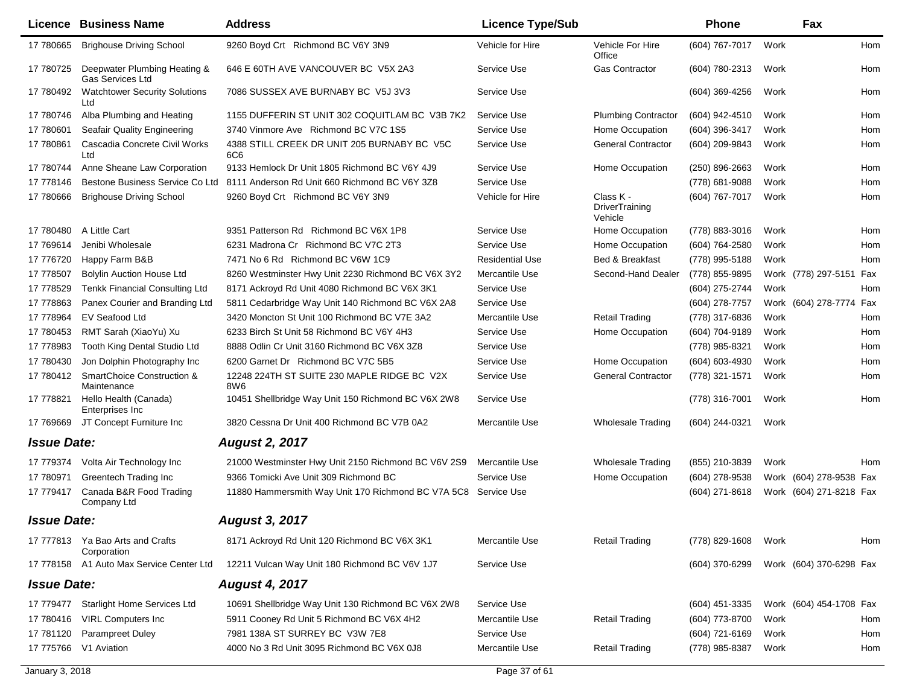| Licence | Business Name | Address | Licence Type/Sub | | Phone | | Fax | |
|---|---|---|---|---|---|---|---|---|
| 17 780665 | Brighouse Driving School | 9260 Boyd Crt Richmond BC V6Y 3N9 | Vehicle for Hire | Vehicle For Hire Office | (604) 767-7017 | Work | | Hom |
| 17 780725 | Deepwater Plumbing Heating & Gas Services Ltd | 646 E 60TH AVE VANCOUVER BC V5X 2A3 | Service Use | Gas Contractor | (604) 780-2313 | Work | | Hom |
| 17 780492 | Watchtower Security Solutions Ltd | 7086 SUSSEX AVE BURNABY BC V5J 3V3 | Service Use | | (604) 369-4256 | Work | | Hom |
| 17 780746 | Alba Plumbing and Heating | 1155 DUFFERIN ST UNIT 302 COQUITLAM BC V3B 7K2 | Service Use | Plumbing Contractor | (604) 942-4510 | Work | | Hom |
| 17 780601 | Seafair Quality Engineering | 3740 Vinmore Ave Richmond BC V7C 1S5 | Service Use | Home Occupation | (604) 396-3417 | Work | | Hom |
| 17 780861 | Cascadia Concrete Civil Works Ltd | 4388 STILL CREEK DR UNIT 205 BURNABY BC V5C 6C6 | Service Use | General Contractor | (604) 209-9843 | Work | | Hom |
| 17 780744 | Anne Sheane Law Corporation | 9133 Hemlock Dr Unit 1805 Richmond BC V6Y 4J9 | Service Use | Home Occupation | (250) 896-2663 | Work | | Hom |
| 17 778146 | Bestone Business Service Co Ltd | 8111 Anderson Rd Unit 660 Richmond BC V6Y 3Z8 | Service Use | | (778) 681-9088 | Work | | Hom |
| 17 780666 | Brighouse Driving School | 9260 Boyd Crt Richmond BC V6Y 3N9 | Vehicle for Hire | Class K - DriverTraining Vehicle | (604) 767-7017 | Work | | Hom |
| 17 780480 | A Little Cart | 9351 Patterson Rd Richmond BC V6X 1P8 | Service Use | Home Occupation | (778) 883-3016 | Work | | Hom |
| 17 769614 | Jenibi Wholesale | 6231 Madrona Cr Richmond BC V7C 2T3 | Service Use | Home Occupation | (604) 764-2580 | Work | | Hom |
| 17 776720 | Happy Farm B&B | 7471 No 6 Rd Richmond BC V6W 1C9 | Residential Use | Bed & Breakfast | (778) 995-5188 | Work | | Hom |
| 17 778507 | Bolylin Auction House Ltd | 8260 Westminster Hwy Unit 2230 Richmond BC V6X 3Y2 | Mercantile Use | Second-Hand Dealer | (778) 855-9895 | Work | (778) 297-5151 | Fax |
| 17 778529 | Tenkk Financial Consulting Ltd | 8171 Ackroyd Rd Unit 4080 Richmond BC V6X 3K1 | Service Use | | (604) 275-2744 | Work | | Hom |
| 17 778863 | Panex Courier and Branding Ltd | 5811 Cedarbridge Way Unit 140 Richmond BC V6X 2A8 | Service Use | | (604) 278-7757 | Work | (604) 278-7774 | Fax |
| 17 778964 | EV Seafood Ltd | 3420 Moncton St Unit 100 Richmond BC V7E 3A2 | Mercantile Use | Retail Trading | (778) 317-6836 | Work | | Hom |
| 17 780453 | RMT Sarah (XiaoYu) Xu | 6233 Birch St Unit 58 Richmond BC V6Y 4H3 | Service Use | Home Occupation | (604) 704-9189 | Work | | Hom |
| 17 778983 | Tooth King Dental Studio Ltd | 8888 Odlin Cr Unit 3160 Richmond BC V6X 3Z8 | Service Use | | (778) 985-8321 | Work | | Hom |
| 17 780430 | Jon Dolphin Photography Inc | 6200 Garnet Dr Richmond BC V7C 5B5 | Service Use | Home Occupation | (604) 603-4930 | Work | | Hom |
| 17 780412 | SmartChoice Construction & Maintenance | 12248 224TH ST SUITE 230 MAPLE RIDGE BC V2X 8W6 | Service Use | General Contractor | (778) 321-1571 | Work | | Hom |
| 17 778821 | Hello Health (Canada) Enterprises Inc | 10451 Shellbridge Way Unit 150 Richmond BC V6X 2W8 | Service Use | | (778) 316-7001 | Work | | Hom |
| 17 769669 | JT Concept Furniture Inc | 3820 Cessna Dr Unit 400 Richmond BC V7B 0A2 | Mercantile Use | Wholesale Trading | (604) 244-0321 | Work | | |
| ***Issue Date:*** | | ***August 2, 2017*** | | | | | | |
| 17 779374 | Volta Air Technology Inc | 21000 Westminster Hwy Unit 2150 Richmond BC V6V 2S9 | Mercantile Use | Wholesale Trading | (855) 210-3839 | Work | | Hom |
| 17 780971 | Greentech Trading Inc | 9366 Tomicki Ave Unit 309 Richmond BC | Service Use | Home Occupation | (604) 278-9538 | Work | (604) 278-9538 | Fax |
| 17 779417 | Canada B&R Food Trading Company Ltd | 11880 Hammersmith Way Unit 170 Richmond BC V7A 5C8 | Service Use | | (604) 271-8618 | Work | (604) 271-8218 | Fax |
| ***Issue Date:*** | | ***August 3, 2017*** | | | | | | |
| 17 777813 | Ya Bao Arts and Crafts Corporation | 8171 Ackroyd Rd Unit 120 Richmond BC V6X 3K1 | Mercantile Use | Retail Trading | (778) 829-1608 | Work | | Hom |
| 17 778158 | A1 Auto Max Service Center Ltd | 12211 Vulcan Way Unit 180 Richmond BC V6V 1J7 | Service Use | | (604) 370-6299 | Work | (604) 370-6298 | Fax |
| ***Issue Date:*** | | ***August 4, 2017*** | | | | | | |
| 17 779477 | Starlight Home Services Ltd | 10691 Shellbridge Way Unit 130 Richmond BC V6X 2W8 | Service Use | | (604) 451-3335 | Work | (604) 454-1708 | Fax |
| 17 780416 | VIRL Computers Inc | 5911 Cooney Rd Unit 5 Richmond BC V6X 4H2 | Mercantile Use | Retail Trading | (604) 773-8700 | Work | | Hom |
| 17 781120 | Parampreet Duley | 7981 138A ST SURREY BC V3W 7E8 | Service Use | | (604) 721-6169 | Work | | Hom |
| 17 775766 | V1 Aviation | 4000 No 3 Rd Unit 3095 Richmond BC V6X 0J8 | Mercantile Use | Retail Trading | (778) 985-8387 | Work | | Hom |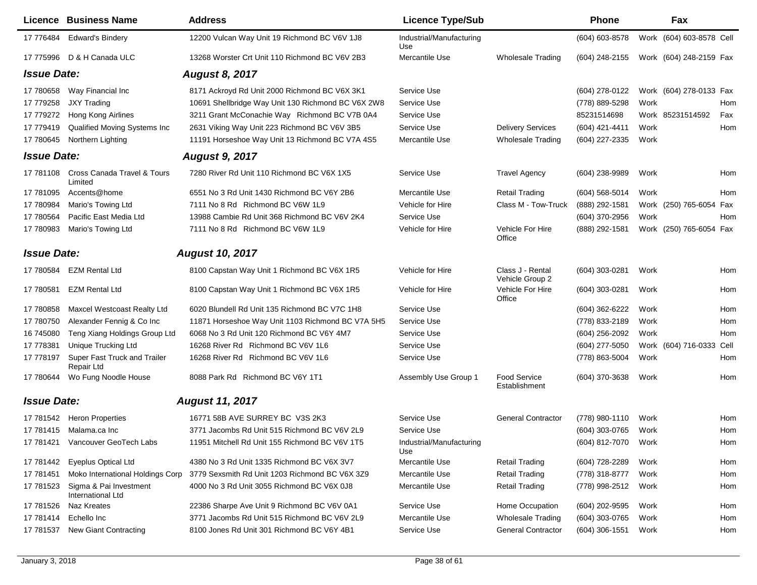| Licence | Business Name | Address | Licence Type/Sub | | Phone | | Fax | |
|---|---|---|---|---|---|---|---|---|
| 17 776484 | Edward's Bindery | 12200 Vulcan Way Unit 19 Richmond BC V6V 1J8 | Industrial/Manufacturing Use | | (604) 603-8578 | Work | (604) 603-8578 | Cell |
| 17 775996 | D & H Canada ULC | 13268 Worster Crt Unit 110 Richmond BC V6V 2B3 | Mercantile Use | Wholesale Trading | (604) 248-2155 | Work | (604) 248-2159 | Fax |
| ***Issue Date:*** | | ***August 8, 2017*** | | | | | | |
| 17 780658 | Way Financial Inc | 8171 Ackroyd Rd Unit 2000 Richmond BC V6X 3K1 | Service Use | | (604) 278-0122 | Work | (604) 278-0133 | Fax |
| 17 779258 | JXY Trading | 10691 Shellbridge Way Unit 130 Richmond BC V6X 2W8 | Service Use | | (778) 889-5298 | Work | | Hom |
| 17 779272 | Hong Kong Airlines | 3211 Grant McConachie Way Richmond BC V7B 0A4 | Service Use | | 85231514698 | Work | 85231514592 | Fax |
| 17 779419 | Qualified Moving Systems Inc | 2631 Viking Way Unit 223 Richmond BC V6V 3B5 | Service Use | Delivery Services | (604) 421-4411 | Work | | Hom |
| 17 780645 | Northern Lighting | 11191 Horseshoe Way Unit 13 Richmond BC V7A 4S5 | Mercantile Use | Wholesale Trading | (604) 227-2335 | Work | | |
| ***Issue Date:*** | | ***August 9, 2017*** | | | | | | |
| 17 781108 | Cross Canada Travel & Tours Limited | 7280 River Rd Unit 110 Richmond BC V6X 1X5 | Service Use | Travel Agency | (604) 238-9989 | Work | | Hom |
| 17 781095 | Accents@home | 6551 No 3 Rd Unit 1430 Richmond BC V6Y 2B6 | Mercantile Use | Retail Trading | (604) 568-5014 | Work | | Hom |
| 17 780984 | Mario's Towing Ltd | 7111 No 8 Rd Richmond BC V6W 1L9 | Vehicle for Hire | Class M - Tow-Truck | (888) 292-1581 | Work | (250) 765-6054 | Fax |
| 17 780564 | Pacific East Media Ltd | 13988 Cambie Rd Unit 368 Richmond BC V6V 2K4 | Service Use | | (604) 370-2956 | Work | | Hom |
| 17 780983 | Mario's Towing Ltd | 7111 No 8 Rd Richmond BC V6W 1L9 | Vehicle for Hire | Vehicle For Hire Office | (888) 292-1581 | Work | (250) 765-6054 | Fax |
| ***Issue Date:*** | | ***August 10, 2017*** | | | | | | |
| 17 780584 | EZM Rental Ltd | 8100 Capstan Way Unit 1 Richmond BC V6X 1R5 | Vehicle for Hire | Class J - Rental Vehicle Group 2 | (604) 303-0281 | Work | | Hom |
| 17 780581 | EZM Rental Ltd | 8100 Capstan Way Unit 1 Richmond BC V6X 1R5 | Vehicle for Hire | Vehicle For Hire Office | (604) 303-0281 | Work | | Hom |
| 17 780858 | Maxcel Westcoast Realty Ltd | 6020 Blundell Rd Unit 135 Richmond BC V7C 1H8 | Service Use | | (604) 362-6222 | Work | | Hom |
| 17 780750 | Alexander Fennig & Co Inc | 11871 Horseshoe Way Unit 1103 Richmond BC V7A 5H5 | Service Use | | (778) 833-2189 | Work | | Hom |
| 16 745080 | Teng Xiang Holdings Group Ltd | 6068 No 3 Rd Unit 120 Richmond BC V6Y 4M7 | Service Use | | (604) 256-2092 | Work | | Hom |
| 17 778381 | Unique Trucking Ltd | 16268 River Rd Richmond BC V6V 1L6 | Service Use | | (604) 277-5050 | Work | (604) 716-0333 | Cell |
| 17 778197 | Super Fast Truck and Trailer Repair Ltd | 16268 River Rd Richmond BC V6V 1L6 | Service Use | | (778) 863-5004 | Work | | Hom |
| 17 780644 | Wo Fung Noodle House | 8088 Park Rd Richmond BC V6Y 1T1 | Assembly Use Group 1 | Food Service Establishment | (604) 370-3638 | Work | | Hom |
| ***Issue Date:*** | | ***August 11, 2017*** | | | | | | |
| 17 781542 | Heron Properties | 16771 58B AVE SURREY BC V3S 2K3 | Service Use | General Contractor | (778) 980-1110 | Work | | Hom |
| 17 781415 | Malama.ca Inc | 3771 Jacombs Rd Unit 515 Richmond BC V6V 2L9 | Service Use | | (604) 303-0765 | Work | | Hom |
| 17 781421 | Vancouver GeoTech Labs | 11951 Mitchell Rd Unit 155 Richmond BC V6V 1T5 | Industrial/Manufacturing Use | | (604) 812-7070 | Work | | Hom |
| 17 781442 | Eyeplus Optical Ltd | 4380 No 3 Rd Unit 1335 Richmond BC V6X 3V7 | Mercantile Use | Retail Trading | (604) 728-2289 | Work | | Hom |
| 17 781451 | Moko International Holdings Corp | 3779 Sexsmith Rd Unit 1203 Richmond BC V6X 3Z9 | Mercantile Use | Retail Trading | (778) 318-8777 | Work | | Hom |
| 17 781523 | Sigma & Pai Investment International Ltd | 4000 No 3 Rd Unit 3055 Richmond BC V6X 0J8 | Mercantile Use | Retail Trading | (778) 998-2512 | Work | | Hom |
| 17 781526 | Naz Kreates | 22386 Sharpe Ave Unit 9 Richmond BC V6V 0A1 | Service Use | Home Occupation | (604) 202-9595 | Work | | Hom |
| 17 781414 | Echello Inc | 3771 Jacombs Rd Unit 515 Richmond BC V6V 2L9 | Mercantile Use | Wholesale Trading | (604) 303-0765 | Work | | Hom |
| 17 781537 | New Giant Contracting | 8100 Jones Rd Unit 301 Richmond BC V6Y 4B1 | Service Use | General Contractor | (604) 306-1551 | Work | | Hom |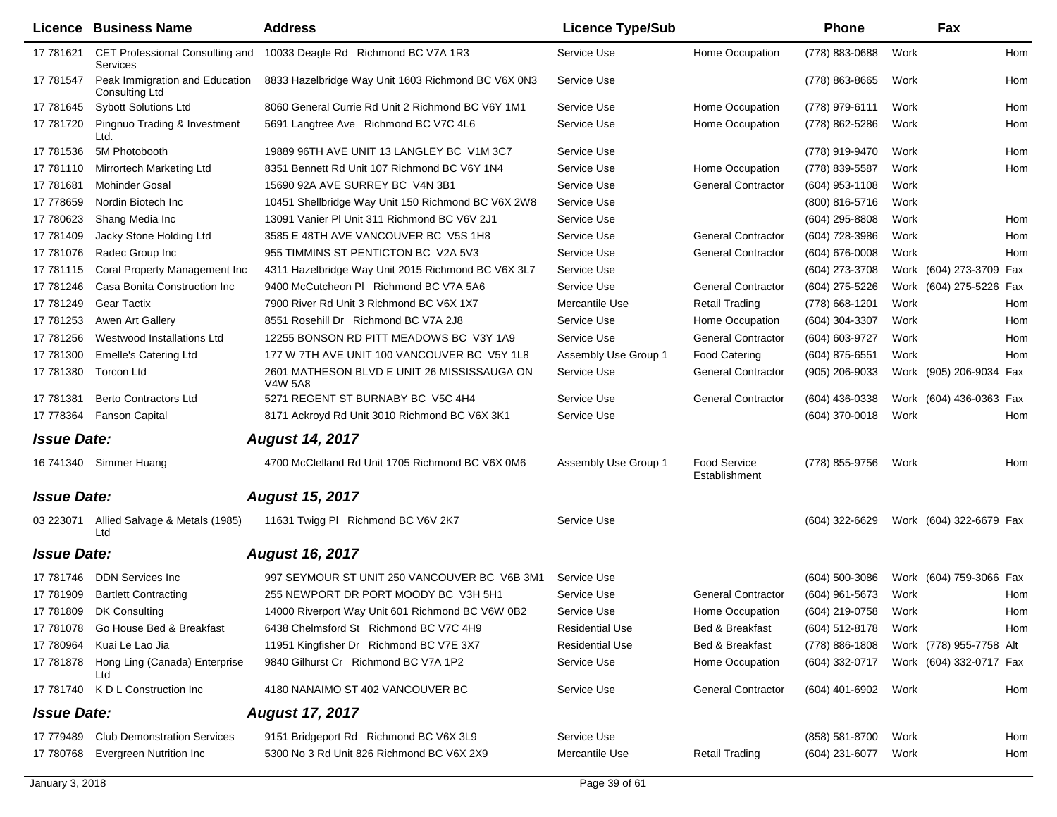| Licence | Business Name | Address | Licence Type/Sub | | Phone | | Fax | |
|---|---|---|---|---|---|---|---|---|
| 17 781621 | CET Professional Consulting and Services | 10033 Deagle Rd Richmond BC V7A 1R3 | Service Use | Home Occupation | (778) 883-0688 | Work | | Hom |
| 17 781547 | Peak Immigration and Education Consulting Ltd | 8833 Hazelbridge Way Unit 1603 Richmond BC V6X 0N3 | Service Use | | (778) 863-8665 | Work | | Hom |
| 17 781645 | Sybott Solutions Ltd | 8060 General Currie Rd Unit 2 Richmond BC V6Y 1M1 | Service Use | Home Occupation | (778) 979-6111 | Work | | Hom |
| 17 781720 | Pingnuo Trading & Investment Ltd. | 5691 Langtree Ave Richmond BC V7C 4L6 | Service Use | Home Occupation | (778) 862-5286 | Work | | Hom |
| 17 781536 | 5M Photobooth | 19889 96TH AVE UNIT 13 LANGLEY BC V1M 3C7 | Service Use | | (778) 919-9470 | Work | | Hom |
| 17 781110 | Mirrortech Marketing Ltd | 8351 Bennett Rd Unit 107 Richmond BC V6Y 1N4 | Service Use | Home Occupation | (778) 839-5587 | Work | | Hom |
| 17 781681 | Mohinder Gosal | 15690 92A AVE SURREY BC V4N 3B1 | Service Use | General Contractor | (604) 953-1108 | Work | | |
| 17 778659 | Nordin Biotech Inc | 10451 Shellbridge Way Unit 150 Richmond BC V6X 2W8 | Service Use | | (800) 816-5716 | Work | | |
| 17 780623 | Shang Media Inc | 13091 Vanier Pl Unit 311 Richmond BC V6V 2J1 | Service Use | | (604) 295-8808 | Work | | Hom |
| 17 781409 | Jacky Stone Holding Ltd | 3585 E 48TH AVE VANCOUVER BC V5S 1H8 | Service Use | General Contractor | (604) 728-3986 | Work | | Hom |
| 17 781076 | Radec Group Inc | 955 TIMMINS ST PENTICTON BC V2A 5V3 | Service Use | General Contractor | (604) 676-0008 | Work | | Hom |
| 17 781115 | Coral Property Management Inc | 4311 Hazelbridge Way Unit 2015 Richmond BC V6X 3L7 | Service Use | | (604) 273-3708 | Work | (604) 273-3709 | Fax |
| 17 781246 | Casa Bonita Construction Inc | 9400 McCutcheon Pl Richmond BC V7A 5A6 | Service Use | General Contractor | (604) 275-5226 | Work | (604) 275-5226 | Fax |
| 17 781249 | Gear Tactix | 7900 River Rd Unit 3 Richmond BC V6X 1X7 | Mercantile Use | Retail Trading | (778) 668-1201 | Work | | Hom |
| 17 781253 | Awen Art Gallery | 8551 Rosehill Dr Richmond BC V7A 2J8 | Service Use | Home Occupation | (604) 304-3307 | Work | | Hom |
| 17 781256 | Westwood Installations Ltd | 12255 BONSON RD PITT MEADOWS BC V3Y 1A9 | Service Use | General Contractor | (604) 603-9727 | Work | | Hom |
| 17 781300 | Emelle's Catering Ltd | 177 W 7TH AVE UNIT 100 VANCOUVER BC V5Y 1L8 | Assembly Use Group 1 | Food Catering | (604) 875-6551 | Work | | Hom |
| 17 781380 | Torcon Ltd | 2601 MATHESON BLVD E UNIT 26 MISSISSAUGA ON V4W 5A8 | Service Use | General Contractor | (905) 206-9033 | Work | (905) 206-9034 | Fax |
| 17 781381 | Berto Contractors Ltd | 5271 REGENT ST BURNABY BC V5C 4H4 | Service Use | General Contractor | (604) 436-0338 | Work | (604) 436-0363 | Fax |
| 17 778364 | Fanson Capital | 8171 Ackroyd Rd Unit 3010 Richmond BC V6X 3K1 | Service Use | | (604) 370-0018 | Work | | Hom |
| ***Issue Date:*** | | ***August 14, 2017*** | | | | | | |
| 16 741340 | Simmer Huang | 4700 McClelland Rd Unit 1705 Richmond BC V6X 0M6 | Assembly Use Group 1 | Food Service Establishment | (778) 855-9756 | Work | | Hom |
| ***Issue Date:*** | | ***August 15, 2017*** | | | | | | |
| 03 223071 | Allied Salvage & Metals (1985) Ltd | 11631 Twigg Pl Richmond BC V6V 2K7 | Service Use | | (604) 322-6629 | Work | (604) 322-6679 | Fax |
| ***Issue Date:*** | | ***August 16, 2017*** | | | | | | |
| 17 781746 | DDN Services Inc | 997 SEYMOUR ST UNIT 250 VANCOUVER BC V6B 3M1 | Service Use | | (604) 500-3086 | Work | (604) 759-3066 | Fax |
| 17 781909 | Bartlett Contracting | 255 NEWPORT DR PORT MOODY BC V3H 5H1 | Service Use | General Contractor | (604) 961-5673 | Work | | Hom |
| 17 781809 | DK Consulting | 14000 Riverport Way Unit 601 Richmond BC V6W 0B2 | Service Use | Home Occupation | (604) 219-0758 | Work | | Hom |
| 17 781078 | Go House Bed & Breakfast | 6438 Chelmsford St Richmond BC V7C 4H9 | Residential Use | Bed & Breakfast | (604) 512-8178 | Work | | Hom |
| 17 780964 | Kuai Le Lao Jia | 11951 Kingfisher Dr Richmond BC V7E 3X7 | Residential Use | Bed & Breakfast | (778) 886-1808 | Work | (778) 955-7758 | Alt |
| 17 781878 | Hong Ling (Canada) Enterprise Ltd | 9840 Gilhurst Cr Richmond BC V7A 1P2 | Service Use | Home Occupation | (604) 332-0717 | Work | (604) 332-0717 | Fax |
| 17 781740 | K D L Construction Inc | 4180 NANAIMO ST 402 VANCOUVER BC | Service Use | General Contractor | (604) 401-6902 | Work | | Hom |
| ***Issue Date:*** | | ***August 17, 2017*** | | | | | | |
| 17 779489 | Club Demonstration Services | 9151 Bridgeport Rd Richmond BC V6X 3L9 | Service Use | | (858) 581-8700 | Work | | Hom |
| 17 780768 | Evergreen Nutrition Inc | 5300 No 3 Rd Unit 826 Richmond BC V6X 2X9 | Mercantile Use | Retail Trading | (604) 231-6077 | Work | | Hom |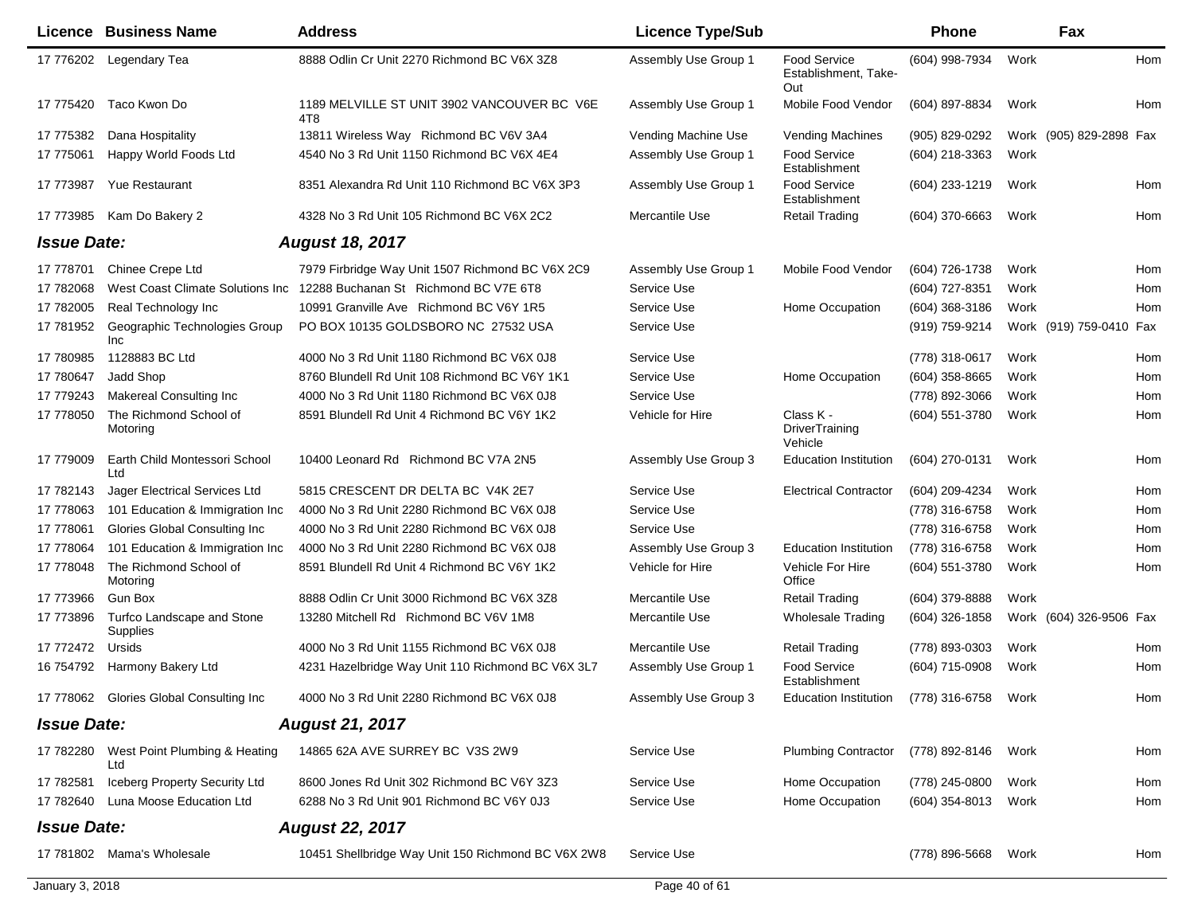| Licence | Business Name | Address | Licence Type/Sub | | Phone | | Fax | |
|---|---|---|---|---|---|---|---|---|
| 17 776202 | Legendary Tea | 8888 Odlin Cr Unit 2270 Richmond BC V6X 3Z8 | Assembly Use Group 1 | Food Service Establishment, Take-Out | (604) 998-7934 | Work | | Hom |
| 17 775420 | Taco Kwon Do | 1189 MELVILLE ST UNIT 3902 VANCOUVER BC V6E 4T8 | Assembly Use Group 1 | Mobile Food Vendor | (604) 897-8834 | Work | | Hom |
| 17 775382 | Dana Hospitality | 13811 Wireless Way Richmond BC V6V 3A4 | Vending Machine Use | Vending Machines | (905) 829-0292 | Work | (905) 829-2898 | Fax |
| 17 775061 | Happy World Foods Ltd | 4540 No 3 Rd Unit 1150 Richmond BC V6X 4E4 | Assembly Use Group 1 | Food Service Establishment | (604) 218-3363 | Work | | |
| 17 773987 | Yue Restaurant | 8351 Alexandra Rd Unit 110 Richmond BC V6X 3P3 | Assembly Use Group 1 | Food Service Establishment | (604) 233-1219 | Work | | Hom |
| 17 773985 | Kam Do Bakery 2 | 4328 No 3 Rd Unit 105 Richmond BC V6X 2C2 | Mercantile Use | Retail Trading | (604) 370-6663 | Work | | Hom |
| ***Issue Date:*** | | ***August 18, 2017*** | | | | | | |
| 17 778701 | Chinee Crepe Ltd | 7979 Firbridge Way Unit 1507 Richmond BC V6X 2C9 | Assembly Use Group 1 | Mobile Food Vendor | (604) 726-1738 | Work | | Hom |
| 17 782068 | West Coast Climate Solutions Inc | 12288 Buchanan St Richmond BC V7E 6T8 | Service Use | | (604) 727-8351 | Work | | Hom |
| 17 782005 | Real Technology Inc | 10991 Granville Ave Richmond BC V6Y 1R5 | Service Use | Home Occupation | (604) 368-3186 | Work | | Hom |
| 17 781952 | Geographic Technologies Group Inc | PO BOX 10135 GOLDSBORO NC 27532 USA | Service Use | | (919) 759-9214 | Work | (919) 759-0410 | Fax |
| 17 780985 | 1128883 BC Ltd | 4000 No 3 Rd Unit 1180 Richmond BC V6X 0J8 | Service Use | | (778) 318-0617 | Work | | Hom |
| 17 780647 | Jadd Shop | 8760 Blundell Rd Unit 108 Richmond BC V6Y 1K1 | Service Use | Home Occupation | (604) 358-8665 | Work | | Hom |
| 17 779243 | Makereal Consulting Inc | 4000 No 3 Rd Unit 1180 Richmond BC V6X 0J8 | Service Use | | (778) 892-3066 | Work | | Hom |
| 17 778050 | The Richmond School of Motoring | 8591 Blundell Rd Unit 4 Richmond BC V6Y 1K2 | Vehicle for Hire | Class K - DriverTraining Vehicle | (604) 551-3780 | Work | | Hom |
| 17 779009 | Earth Child Montessori School Ltd | 10400 Leonard Rd Richmond BC V7A 2N5 | Assembly Use Group 3 | Education Institution | (604) 270-0131 | Work | | Hom |
| 17 782143 | Jager Electrical Services Ltd | 5815 CRESCENT DR DELTA BC V4K 2E7 | Service Use | Electrical Contractor | (604) 209-4234 | Work | | Hom |
| 17 778063 | 101 Education & Immigration Inc | 4000 No 3 Rd Unit 2280 Richmond BC V6X 0J8 | Service Use | | (778) 316-6758 | Work | | Hom |
| 17 778061 | Glories Global Consulting Inc | 4000 No 3 Rd Unit 2280 Richmond BC V6X 0J8 | Service Use | | (778) 316-6758 | Work | | Hom |
| 17 778064 | 101 Education & Immigration Inc | 4000 No 3 Rd Unit 2280 Richmond BC V6X 0J8 | Assembly Use Group 3 | Education Institution | (778) 316-6758 | Work | | Hom |
| 17 778048 | The Richmond School of Motoring | 8591 Blundell Rd Unit 4 Richmond BC V6Y 1K2 | Vehicle for Hire | Vehicle For Hire Office | (604) 551-3780 | Work | | Hom |
| 17 773966 | Gun Box | 8888 Odlin Cr Unit 3000 Richmond BC V6X 3Z8 | Mercantile Use | Retail Trading | (604) 379-8888 | Work | | |
| 17 773896 | Turfco Landscape and Stone Supplies | 13280 Mitchell Rd Richmond BC V6V 1M8 | Mercantile Use | Wholesale Trading | (604) 326-1858 | Work | (604) 326-9506 | Fax |
| 17 772472 | Ursids | 4000 No 3 Rd Unit 1155 Richmond BC V6X 0J8 | Mercantile Use | Retail Trading | (778) 893-0303 | Work | | Hom |
| 16 754792 | Harmony Bakery Ltd | 4231 Hazelbridge Way Unit 110 Richmond BC V6X 3L7 | Assembly Use Group 1 | Food Service Establishment | (604) 715-0908 | Work | | Hom |
| 17 778062 | Glories Global Consulting Inc | 4000 No 3 Rd Unit 2280 Richmond BC V6X 0J8 | Assembly Use Group 3 | Education Institution | (778) 316-6758 | Work | | Hom |
| ***Issue Date:*** | | ***August 21, 2017*** | | | | | | |
| 17 782280 | West Point Plumbing & Heating Ltd | 14865 62A AVE SURREY BC V3S 2W9 | Service Use | Plumbing Contractor | (778) 892-8146 | Work | | Hom |
| 17 782581 | Iceberg Property Security Ltd | 8600 Jones Rd Unit 302 Richmond BC V6Y 3Z3 | Service Use | Home Occupation | (778) 245-0800 | Work | | Hom |
| 17 782640 | Luna Moose Education Ltd | 6288 No 3 Rd Unit 901 Richmond BC V6Y 0J3 | Service Use | Home Occupation | (604) 354-8013 | Work | | Hom |
| ***Issue Date:*** | | ***August 22, 2017*** | | | | | | |
| 17 781802 | Mama's Wholesale | 10451 Shellbridge Way Unit 150 Richmond BC V6X 2W8 | Service Use | | (778) 896-5668 | Work | | Hom |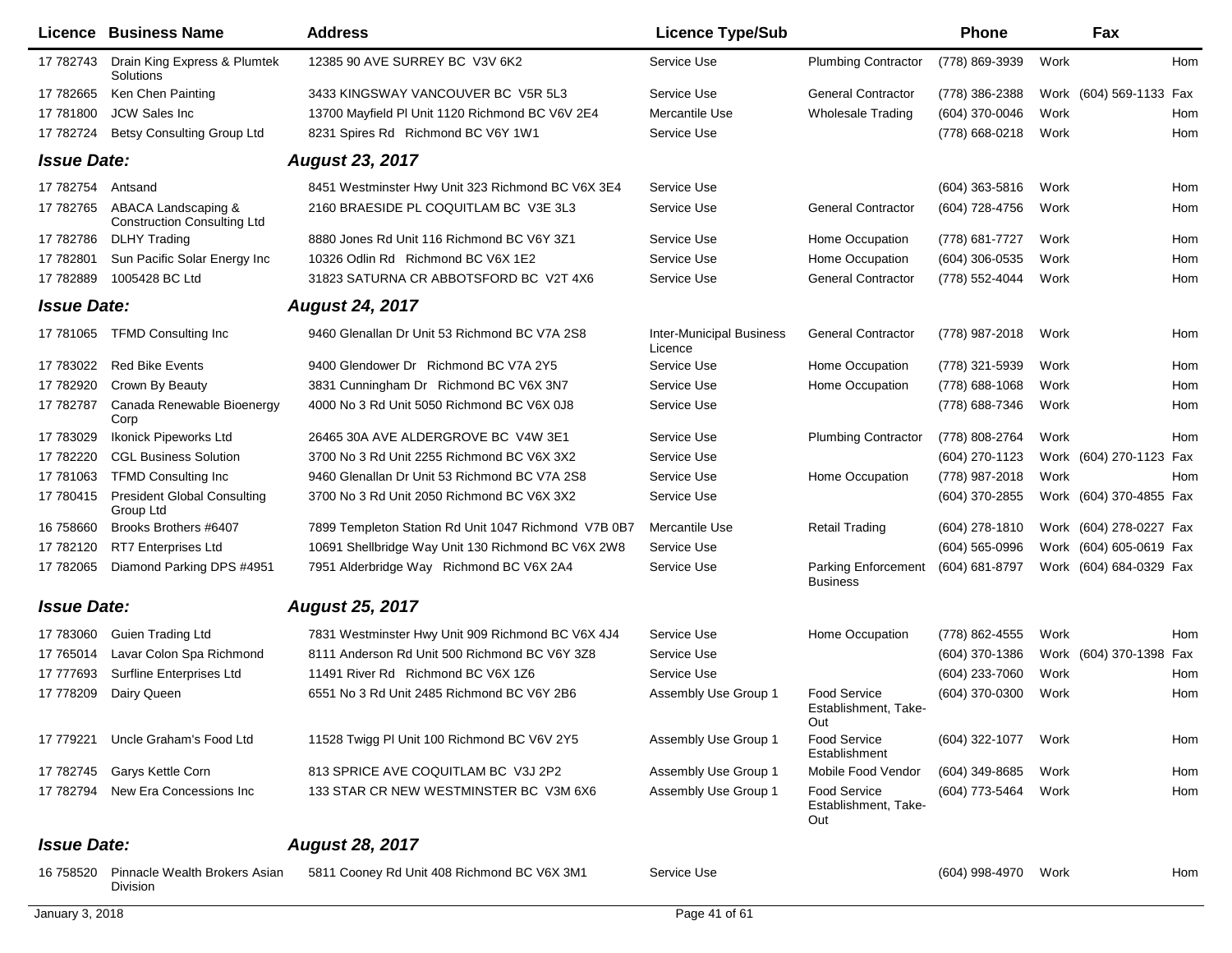| Licence | Business Name | Address | Licence Type/Sub | | Phone | | Fax | |
|---|---|---|---|---|---|---|---|---|
| 17 782743 | Drain King Express & Plumtek Solutions | 12385 90 AVE SURREY BC V3V 6K2 | Service Use | Plumbing Contractor | (778) 869-3939 | Work | | Hom |
| 17 782665 | Ken Chen Painting | 3433 KINGSWAY VANCOUVER BC V5R 5L3 | Service Use | General Contractor | (778) 386-2388 | Work | (604) 569-1133 | Fax |
| 17 781800 | JCW Sales Inc | 13700 Mayfield Pl Unit 1120 Richmond BC V6V 2E4 | Mercantile Use | Wholesale Trading | (604) 370-0046 | Work | | Hom |
| 17 782724 | Betsy Consulting Group Ltd | 8231 Spires Rd Richmond BC V6Y 1W1 | Service Use | | (778) 668-0218 | Work | | Hom |
| ***Issue Date:*** | | ***August 23, 2017*** | | | | | | |
| 17 782754 | Antsand | 8451 Westminster Hwy Unit 323 Richmond BC V6X 3E4 | Service Use | | (604) 363-5816 | Work | | Hom |
| 17 782765 | ABACA Landscaping & Construction Consulting Ltd | 2160 BRAESIDE PL COQUITLAM BC V3E 3L3 | Service Use | General Contractor | (604) 728-4756 | Work | | Hom |
| 17 782786 | DLHY Trading | 8880 Jones Rd Unit 116 Richmond BC V6Y 3Z1 | Service Use | Home Occupation | (778) 681-7727 | Work | | Hom |
| 17 782801 | Sun Pacific Solar Energy Inc | 10326 Odlin Rd Richmond BC V6X 1E2 | Service Use | Home Occupation | (604) 306-0535 | Work | | Hom |
| 17 782889 | 1005428 BC Ltd | 31823 SATURNA CR ABBOTSFORD BC V2T 4X6 | Service Use | General Contractor | (778) 552-4044 | Work | | Hom |
| ***Issue Date:*** | | ***August 24, 2017*** | | | | | | |
| 17 781065 | TFMD Consulting Inc | 9460 Glenallan Dr Unit 53 Richmond BC V7A 2S8 | Inter-Municipal Business Licence | General Contractor | (778) 987-2018 | Work | | Hom |
| 17 783022 | Red Bike Events | 9400 Glendower Dr Richmond BC V7A 2Y5 | Service Use | Home Occupation | (778) 321-5939 | Work | | Hom |
| 17 782920 | Crown By Beauty | 3831 Cunningham Dr Richmond BC V6X 3N7 | Service Use | Home Occupation | (778) 688-1068 | Work | | Hom |
| 17 782787 | Canada Renewable Bioenergy Corp | 4000 No 3 Rd Unit 5050 Richmond BC V6X 0J8 | Service Use | | (778) 688-7346 | Work | | Hom |
| 17 783029 | Ikonick Pipeworks Ltd | 26465 30A AVE ALDERGROVE BC V4W 3E1 | Service Use | Plumbing Contractor | (778) 808-2764 | Work | | Hom |
| 17 782220 | CGL Business Solution | 3700 No 3 Rd Unit 2255 Richmond BC V6X 3X2 | Service Use | | (604) 270-1123 | Work | (604) 270-1123 | Fax |
| 17 781063 | TFMD Consulting Inc | 9460 Glenallan Dr Unit 53 Richmond BC V7A 2S8 | Service Use | Home Occupation | (778) 987-2018 | Work | | Hom |
| 17 780415 | President Global Consulting Group Ltd | 3700 No 3 Rd Unit 2050 Richmond BC V6X 3X2 | Service Use | | (604) 370-2855 | Work | (604) 370-4855 | Fax |
| 16 758660 | Brooks Brothers #6407 | 7899 Templeton Station Rd Unit 1047 Richmond V7B 0B7 | Mercantile Use | Retail Trading | (604) 278-1810 | Work | (604) 278-0227 | Fax |
| 17 782120 | RT7 Enterprises Ltd | 10691 Shellbridge Way Unit 130 Richmond BC V6X 2W8 | Service Use | | (604) 565-0996 | Work | (604) 605-0619 | Fax |
| 17 782065 | Diamond Parking DPS #4951 | 7951 Alderbridge Way Richmond BC V6X 2A4 | Service Use | Parking Enforcement Business | (604) 681-8797 | Work | (604) 684-0329 | Fax |
| ***Issue Date:*** | | ***August 25, 2017*** | | | | | | |
| 17 783060 | Guien Trading Ltd | 7831 Westminster Hwy Unit 909 Richmond BC V6X 4J4 | Service Use | Home Occupation | (778) 862-4555 | Work | | Hom |
| 17 765014 | Lavar Colon Spa Richmond | 8111 Anderson Rd Unit 500 Richmond BC V6Y 3Z8 | Service Use | | (604) 370-1386 | Work | (604) 370-1398 | Fax |
| 17 777693 | Surfline Enterprises Ltd | 11491 River Rd Richmond BC V6X 1Z6 | Service Use | | (604) 233-7060 | Work | | Hom |
| 17 778209 | Dairy Queen | 6551 No 3 Rd Unit 2485 Richmond BC V6Y 2B6 | Assembly Use Group 1 | Food Service Establishment, Take-Out | (604) 370-0300 | Work | | Hom |
| 17 779221 | Uncle Graham's Food Ltd | 11528 Twigg Pl Unit 100 Richmond BC V6V 2Y5 | Assembly Use Group 1 | Food Service Establishment | (604) 322-1077 | Work | | Hom |
| 17 782745 | Garys Kettle Corn | 813 SPRICE AVE COQUITLAM BC V3J 2P2 | Assembly Use Group 1 | Mobile Food Vendor | (604) 349-8685 | Work | | Hom |
| 17 782794 | New Era Concessions Inc | 133 STAR CR NEW WESTMINSTER BC V3M 6X6 | Assembly Use Group 1 | Food Service Establishment, Take-Out | (604) 773-5464 | Work | | Hom |
| ***Issue Date:*** | | ***August 28, 2017*** | | | | | | |
| 16 758520 | Pinnacle Wealth Brokers Asian Division | 5811 Cooney Rd Unit 408 Richmond BC V6X 3M1 | Service Use | | (604) 998-4970 | Work | | Hom |

January 3, 2018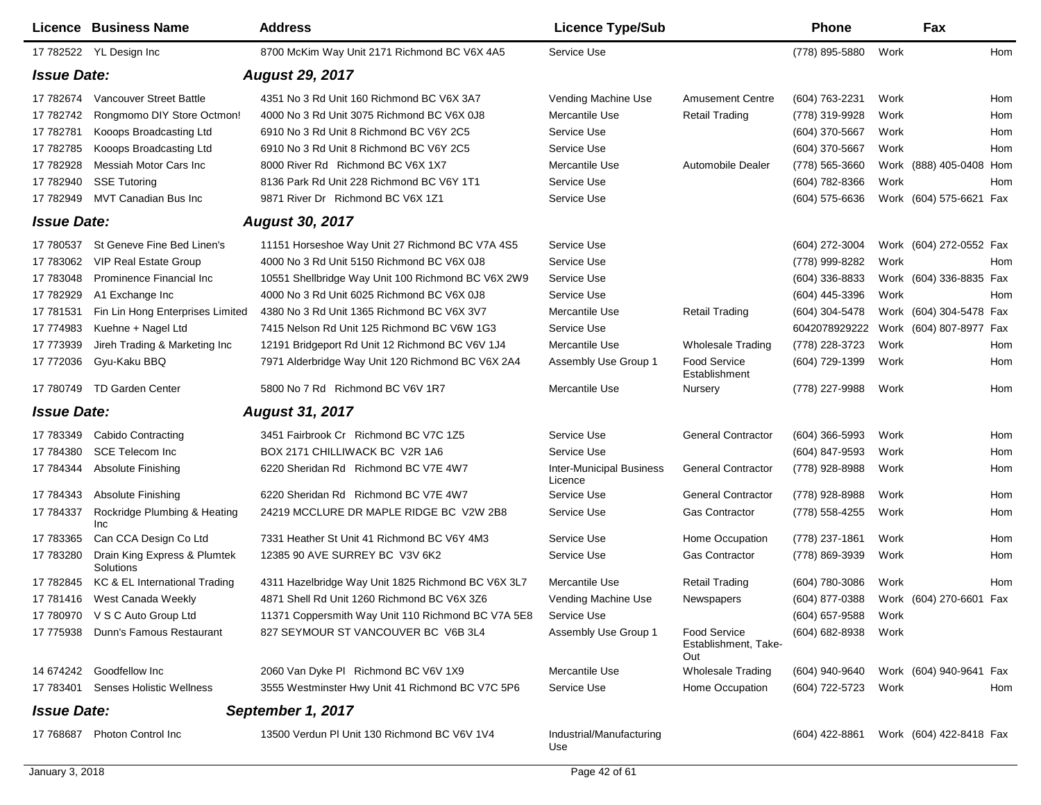| Licence | Business Name | Address | Licence Type/Sub | | Phone | | Fax | |
|---|---|---|---|---|---|---|---|---|
| 17 782522 | YL Design Inc | 8700 McKim Way Unit 2171 Richmond BC V6X 4A5 | Service Use | | (778) 895-5880 | Work | | Hom |
| ***Issue Date:*** | | ***August 29, 2017*** | | | | | | |
| 17 782674 | Vancouver Street Battle | 4351 No 3 Rd Unit 160 Richmond BC V6X 3A7 | Vending Machine Use | Amusement Centre | (604) 763-2231 | Work | | Hom |
| 17 782742 | Rongmomo DIY Store Octmon! | 4000 No 3 Rd Unit 3075 Richmond BC V6X 0J8 | Mercantile Use | Retail Trading | (778) 319-9928 | Work | | Hom |
| 17 782781 | Kooops Broadcasting Ltd | 6910 No 3 Rd Unit 8 Richmond BC V6Y 2C5 | Service Use | | (604) 370-5667 | Work | | Hom |
| 17 782785 | Kooops Broadcasting Ltd | 6910 No 3 Rd Unit 8 Richmond BC V6Y 2C5 | Service Use | | (604) 370-5667 | Work | | Hom |
| 17 782928 | Messiah Motor Cars Inc | 8000 River Rd Richmond BC V6X 1X7 | Mercantile Use | Automobile Dealer | (778) 565-3660 | Work | (888) 405-0408 | Hom |
| 17 782940 | SSE Tutoring | 8136 Park Rd Unit 228 Richmond BC V6Y 1T1 | Service Use | | (604) 782-8366 | Work | | Hom |
| 17 782949 | MVT Canadian Bus Inc | 9871 River Dr Richmond BC V6X 1Z1 | Service Use | | (604) 575-6636 | Work | (604) 575-6621 | Fax |
| ***Issue Date:*** | | ***August 30, 2017*** | | | | | | |
| 17 780537 | St Geneve Fine Bed Linen's | 11151 Horseshoe Way Unit 27 Richmond BC V7A 4S5 | Service Use | | (604) 272-3004 | Work | (604) 272-0552 | Fax |
| 17 783062 | VIP Real Estate Group | 4000 No 3 Rd Unit 5150 Richmond BC V6X 0J8 | Service Use | | (778) 999-8282 | Work | | Hom |
| 17 783048 | Prominence Financial Inc | 10551 Shellbridge Way Unit 100 Richmond BC V6X 2W9 | Service Use | | (604) 336-8833 | Work | (604) 336-8835 | Fax |
| 17 782929 | A1 Exchange Inc | 4000 No 3 Rd Unit 6025 Richmond BC V6X 0J8 | Service Use | | (604) 445-3396 | Work | | Hom |
| 17 781531 | Fin Lin Hong Enterprises Limited | 4380 No 3 Rd Unit 1365 Richmond BC V6X 3V7 | Mercantile Use | Retail Trading | (604) 304-5478 | Work | (604) 304-5478 | Fax |
| 17 774983 | Kuehne + Nagel Ltd | 7415 Nelson Rd Unit 125 Richmond BC V6W 1G3 | Service Use | | 6042078929222 | Work | (604) 807-8977 | Fax |
| 17 773939 | Jireh Trading & Marketing Inc | 12191 Bridgeport Rd Unit 12 Richmond BC V6V 1J4 | Mercantile Use | Wholesale Trading | (778) 228-3723 | Work | | Hom |
| 17 772036 | Gyu-Kaku BBQ | 7971 Alderbridge Way Unit 120 Richmond BC V6X 2A4 | Assembly Use Group 1 | Food Service Establishment | (604) 729-1399 | Work | | Hom |
| 17 780749 | TD Garden Center | 5800 No 7 Rd Richmond BC V6V 1R7 | Mercantile Use | Nursery | (778) 227-9988 | Work | | Hom |
| ***Issue Date:*** | | ***August 31, 2017*** | | | | | | |
| 17 783349 | Cabido Contracting | 3451 Fairbrook Cr Richmond BC V7C 1Z5 | Service Use | General Contractor | (604) 366-5993 | Work | | Hom |
| 17 784380 | SCE Telecom Inc | BOX 2171 CHILLIWACK BC V2R 1A6 | Service Use | | (604) 847-9593 | Work | | Hom |
| 17 784344 | Absolute Finishing | 6220 Sheridan Rd Richmond BC V7E 4W7 | Inter-Municipal Business Licence | General Contractor | (778) 928-8988 | Work | | Hom |
| 17 784343 | Absolute Finishing | 6220 Sheridan Rd Richmond BC V7E 4W7 | Service Use | General Contractor | (778) 928-8988 | Work | | Hom |
| 17 784337 | Rockridge Plumbing & Heating Inc | 24219 MCCLURE DR MAPLE RIDGE BC V2W 2B8 | Service Use | Gas Contractor | (778) 558-4255 | Work | | Hom |
| 17 783365 | Can CCA Design Co Ltd | 7331 Heather St Unit 41 Richmond BC V6Y 4M3 | Service Use | Home Occupation | (778) 237-1861 | Work | | Hom |
| 17 783280 | Drain King Express & Plumtek Solutions | 12385 90 AVE SURREY BC V3V 6K2 | Service Use | Gas Contractor | (778) 869-3939 | Work | | Hom |
| 17 782845 | KC & EL International Trading | 4311 Hazelbridge Way Unit 1825 Richmond BC V6X 3L7 | Mercantile Use | Retail Trading | (604) 780-3086 | Work | | Hom |
| 17 781416 | West Canada Weekly | 4871 Shell Rd Unit 1260 Richmond BC V6X 3Z6 | Vending Machine Use | Newspapers | (604) 877-0388 | Work | (604) 270-6601 | Fax |
| 17 780970 | V S C Auto Group Ltd | 11371 Coppersmith Way Unit 110 Richmond BC V7A 5E8 | Service Use | | (604) 657-9588 | Work | | |
| 17 775938 | Dunn's Famous Restaurant | 827 SEYMOUR ST VANCOUVER BC V6B 3L4 | Assembly Use Group 1 | Food Service Establishment, Take-Out | (604) 682-8938 | Work | | |
| 14 674242 | Goodfellow Inc | 2060 Van Dyke Pl Richmond BC V6V 1X9 | Mercantile Use | Wholesale Trading | (604) 940-9640 | Work | (604) 940-9641 | Fax |
| 17 783401 | Senses Holistic Wellness | 3555 Westminster Hwy Unit 41 Richmond BC V7C 5P6 | Service Use | Home Occupation | (604) 722-5723 | Work | | Hom |
| ***Issue Date:*** | | ***September 1, 2017*** | | | | | | |
| 17 768687 | Photon Control Inc | 13500 Verdun Pl Unit 130 Richmond BC V6V 1V4 | Industrial/Manufacturing Use | | (604) 422-8861 | Work | (604) 422-8418 | Fax |

January 3, 2018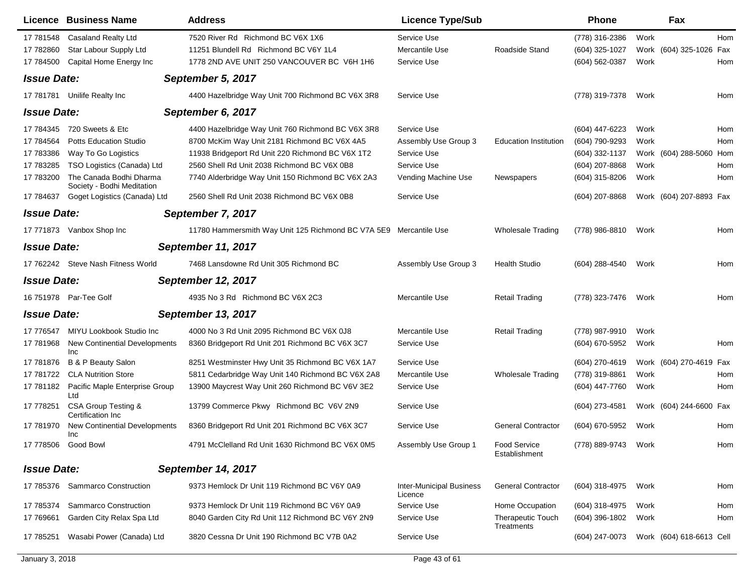| Licence | Business Name | Address | Licence Type/Sub | | Phone | Fax | |
|---|---|---|---|---|---|---|---|
| 17 781548 | Casaland Realty Ltd | 7520 River Rd Richmond BC V6X 1X6 | Service Use | | (778) 316-2386 | Work | Hom |
| 17 782860 | Star Labour Supply Ltd | 11251 Blundell Rd Richmond BC V6Y 1L4 | Mercantile Use | Roadside Stand | (604) 325-1027 | Work (604) 325-1026 | Fax |
| 17 784500 | Capital Home Energy Inc | 1778 2ND AVE UNIT 250 VANCOUVER BC V6H 1H6 | Service Use | | (604) 562-0387 | Work | Hom |
| ***Issue Date:*** | | ***September 5, 2017*** | | | | | |
| 17 781781 | Unilife Realty Inc | 4400 Hazelbridge Way Unit 700 Richmond BC V6X 3R8 | Service Use | | (778) 319-7378 | Work | Hom |
| ***Issue Date:*** | | ***September 6, 2017*** | | | | | |
| 17 784345 | 720 Sweets & Etc | 4400 Hazelbridge Way Unit 760 Richmond BC V6X 3R8 | Service Use | | (604) 447-6223 | Work | Hom |
| 17 784564 | Potts Education Studio | 8700 McKim Way Unit 2181 Richmond BC V6X 4A5 | Assembly Use Group 3 | Education Institution | (604) 790-9293 | Work | Hom |
| 17 783386 | Way To Go Logistics | 11938 Bridgeport Rd Unit 220 Richmond BC V6X 1T2 | Service Use | | (604) 332-1137 | Work (604) 288-5060 | Hom |
| 17 783285 | TSO Logistics (Canada) Ltd | 2560 Shell Rd Unit 2038 Richmond BC V6X 0B8 | Service Use | | (604) 207-8868 | Work | Hom |
| 17 783200 | The Canada Bodhi Dharma Society - Bodhi Meditation | 7740 Alderbridge Way Unit 150 Richmond BC V6X 2A3 | Vending Machine Use | Newspapers | (604) 315-8206 | Work | Hom |
| 17 784637 | Goget Logistics (Canada) Ltd | 2560 Shell Rd Unit 2038 Richmond BC V6X 0B8 | Service Use | | (604) 207-8868 | Work (604) 207-8893 | Fax |
| ***Issue Date:*** | | ***September 7, 2017*** | | | | | |
| 17 771873 | Vanbox Shop Inc | 11780 Hammersmith Way Unit 125 Richmond BC V7A 5E9 | Mercantile Use | Wholesale Trading | (778) 986-8810 | Work | Hom |
| ***Issue Date:*** | | ***September 11, 2017*** | | | | | |
| 17 762242 | Steve Nash Fitness World | 7468 Lansdowne Rd Unit 305 Richmond BC | Assembly Use Group 3 | Health Studio | (604) 288-4540 | Work | Hom |
| ***Issue Date:*** | | ***September 12, 2017*** | | | | | |
| 16 751978 | Par-Tee Golf | 4935 No 3 Rd Richmond BC V6X 2C3 | Mercantile Use | Retail Trading | (778) 323-7476 | Work | Hom |
| ***Issue Date:*** | | ***September 13, 2017*** | | | | | |
| 17 776547 | MIYU Lookbook Studio Inc | 4000 No 3 Rd Unit 2095 Richmond BC V6X 0J8 | Mercantile Use | Retail Trading | (778) 987-9910 | Work | |
| 17 781968 | New Continental Developments Inc | 8360 Bridgeport Rd Unit 201 Richmond BC V6X 3C7 | Service Use | | (604) 670-5952 | Work | Hom |
| 17 781876 | B & P Beauty Salon | 8251 Westminster Hwy Unit 35 Richmond BC V6X 1A7 | Service Use | | (604) 270-4619 | Work (604) 270-4619 | Fax |
| 17 781722 | CLA Nutrition Store | 5811 Cedarbridge Way Unit 140 Richmond BC V6X 2A8 | Mercantile Use | Wholesale Trading | (778) 319-8861 | Work | Hom |
| 17 781182 | Pacific Maple Enterprise Group Ltd | 13900 Maycrest Way Unit 260 Richmond BC V6V 3E2 | Service Use | | (604) 447-7760 | Work | Hom |
| 17 778251 | CSA Group Testing & Certification Inc | 13799 Commerce Pkwy Richmond BC V6V 2N9 | Service Use | | (604) 273-4581 | Work (604) 244-6600 | Fax |
| 17 781970 | New Continental Developments Inc | 8360 Bridgeport Rd Unit 201 Richmond BC V6X 3C7 | Service Use | General Contractor | (604) 670-5952 | Work | Hom |
| 17 778506 | Good Bowl | 4791 McClelland Rd Unit 1630 Richmond BC V6X 0M5 | Assembly Use Group 1 | Food Service Establishment | (778) 889-9743 | Work | Hom |
| ***Issue Date:*** | | ***September 14, 2017*** | | | | | |
| 17 785376 | Sammarco Construction | 9373 Hemlock Dr Unit 119 Richmond BC V6Y 0A9 | Inter-Municipal Business Licence | General Contractor | (604) 318-4975 | Work | Hom |
| 17 785374 | Sammarco Construction | 9373 Hemlock Dr Unit 119 Richmond BC V6Y 0A9 | Service Use | Home Occupation | (604) 318-4975 | Work | Hom |
| 17 769661 | Garden City Relax Spa Ltd | 8040 Garden City Rd Unit 112 Richmond BC V6Y 2N9 | Service Use | Therapeutic Touch Treatments | (604) 396-1802 | Work | Hom |
| 17 785251 | Wasabi Power (Canada) Ltd | 3820 Cessna Dr Unit 190 Richmond BC V7B 0A2 | Service Use | | (604) 247-0073 | Work (604) 618-6613 | Cell |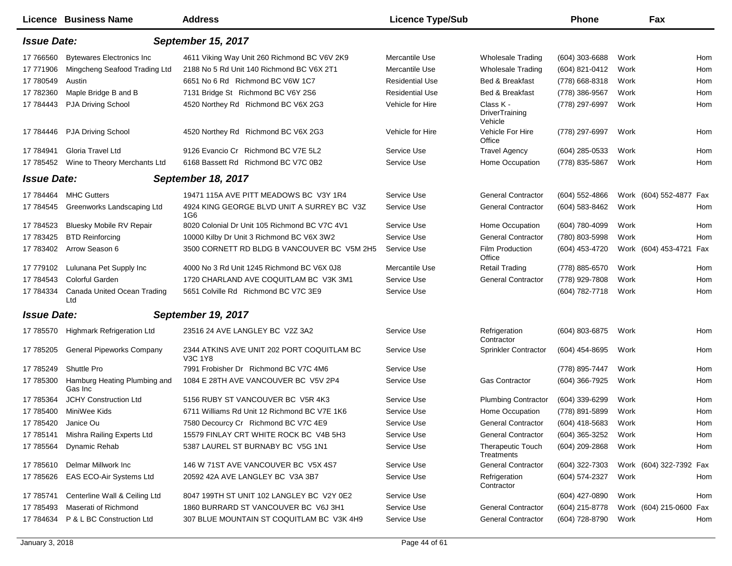| Licence | Business Name | Address | Licence Type/Sub | | Phone | | Fax | |
|---|---|---|---|---|---|---|---|---|
| ***Issue Date:*** | | ***September 15, 2017*** | | | | | | |
| 17 766560 | Bytewares Electronics Inc | 4611 Viking Way Unit 260 Richmond BC V6V 2K9 | Mercantile Use | Wholesale Trading | (604) 303-6688 | Work | | Hom |
| 17 771906 | Mingcheng Seafood Trading Ltd | 2188 No 5 Rd Unit 140 Richmond BC V6X 2T1 | Mercantile Use | Wholesale Trading | (604) 821-0412 | Work | | Hom |
| 17 780549 | Austin | 6651 No 6 Rd Richmond BC V6W 1C7 | Residential Use | Bed & Breakfast | (778) 668-8318 | Work | | Hom |
| 17 782360 | Maple Bridge B and B | 7131 Bridge St Richmond BC V6Y 2S6 | Residential Use | Bed & Breakfast | (778) 386-9567 | Work | | Hom |
| 17 784443 | PJA Driving School | 4520 Northey Rd Richmond BC V6X 2G3 | Vehicle for Hire | Class K - DriverTraining Vehicle | (778) 297-6997 | Work | | Hom |
| 17 784446 | PJA Driving School | 4520 Northey Rd Richmond BC V6X 2G3 | Vehicle for Hire | Vehicle For Hire Office | (778) 297-6997 | Work | | Hom |
| 17 784941 | Gloria Travel Ltd | 9126 Evancio Cr Richmond BC V7E 5L2 | Service Use | Travel Agency | (604) 285-0533 | Work | | Hom |
| 17 785452 | Wine to Theory Merchants Ltd | 6168 Bassett Rd Richmond BC V7C 0B2 | Service Use | Home Occupation | (778) 835-5867 | Work | | Hom |
| ***Issue Date:*** | | ***September 18, 2017*** | | | | | | |
| 17 784464 | MHC Gutters | 19471 115A AVE PITT MEADOWS BC V3Y 1R4 | Service Use | General Contractor | (604) 552-4866 | Work | (604) 552-4877 | Fax |
| 17 784545 | Greenworks Landscaping Ltd | 4924 KING GEORGE BLVD UNIT A SURREY BC V3Z 1G6 | Service Use | General Contractor | (604) 583-8462 | Work | | Hom |
| 17 784523 | Bluesky Mobile RV Repair | 8020 Colonial Dr Unit 105 Richmond BC V7C 4V1 | Service Use | Home Occupation | (604) 780-4099 | Work | | Hom |
| 17 783425 | BTD Reinforcing | 10000 Kilby Dr Unit 3 Richmond BC V6X 3W2 | Service Use | General Contractor | (780) 803-5998 | Work | | Hom |
| 17 783402 | Arrow Season 6 | 3500 CORNETT RD BLDG B VANCOUVER BC V5M 2H5 | Service Use | Film Production Office | (604) 453-4720 | Work | (604) 453-4721 | Fax |
| 17 779102 | Lulunana Pet Supply Inc | 4000 No 3 Rd Unit 1245 Richmond BC V6X 0J8 | Mercantile Use | Retail Trading | (778) 885-6570 | Work | | Hom |
| 17 784543 | Colorful Garden | 1720 CHARLAND AVE COQUITLAM BC V3K 3M1 | Service Use | General Contractor | (778) 929-7808 | Work | | Hom |
| 17 784334 | Canada United Ocean Trading Ltd | 5651 Colville Rd Richmond BC V7C 3E9 | Service Use | | (604) 782-7718 | Work | | Hom |
| ***Issue Date:*** | | ***September 19, 2017*** | | | | | | |
| 17 785570 | Highmark Refrigeration Ltd | 23516 24 AVE LANGLEY BC V2Z 3A2 | Service Use | Refrigeration Contractor | (604) 803-6875 | Work | | Hom |
| 17 785205 | General Pipeworks Company | 2344 ATKINS AVE UNIT 202 PORT COQUITLAM BC V3C 1Y8 | Service Use | Sprinkler Contractor | (604) 454-8695 | Work | | Hom |
| 17 785249 | Shuttle Pro | 7991 Frobisher Dr Richmond BC V7C 4M6 | Service Use | | (778) 895-7447 | Work | | Hom |
| 17 785300 | Hamburg Heating Plumbing and Gas Inc | 1084 E 28TH AVE VANCOUVER BC V5V 2P4 | Service Use | Gas Contractor | (604) 366-7925 | Work | | Hom |
| 17 785364 | JCHY Construction Ltd | 5156 RUBY ST VANCOUVER BC V5R 4K3 | Service Use | Plumbing Contractor | (604) 339-6299 | Work | | Hom |
| 17 785400 | MiniWee Kids | 6711 Williams Rd Unit 12 Richmond BC V7E 1K6 | Service Use | Home Occupation | (778) 891-5899 | Work | | Hom |
| 17 785420 | Janice Ou | 7580 Decourcy Cr Richmond BC V7C 4E9 | Service Use | General Contractor | (604) 418-5683 | Work | | Hom |
| 17 785141 | Mishra Railing Experts Ltd | 15579 FINLAY CRT WHITE ROCK BC V4B 5H3 | Service Use | General Contractor | (604) 365-3252 | Work | | Hom |
| 17 785564 | Dynamic Rehab | 5387 LAUREL ST BURNABY BC V5G 1N1 | Service Use | Therapeutic Touch Treatments | (604) 209-2868 | Work | | Hom |
| 17 785610 | Delmar Millwork Inc | 146 W 71ST AVE VANCOUVER BC V5X 4S7 | Service Use | General Contractor | (604) 322-7303 | Work | (604) 322-7392 | Fax |
| 17 785626 | EAS ECO-Air Systems Ltd | 20592 42A AVE LANGLEY BC V3A 3B7 | Service Use | Refrigeration Contractor | (604) 574-2327 | Work | | Hom |
| 17 785741 | Centerline Wall & Ceiling Ltd | 8047 199TH ST UNIT 102 LANGLEY BC V2Y 0E2 | Service Use | | (604) 427-0890 | Work | | Hom |
| 17 785493 | Maserati of Richmond | 1860 BURRARD ST VANCOUVER BC V6J 3H1 | Service Use | General Contractor | (604) 215-8778 | Work | (604) 215-0600 | Fax |
| 17 784634 | P & L BC Construction Ltd | 307 BLUE MOUNTAIN ST COQUITLAM BC V3K 4H9 | Service Use | General Contractor | (604) 728-8790 | Work | | Hom |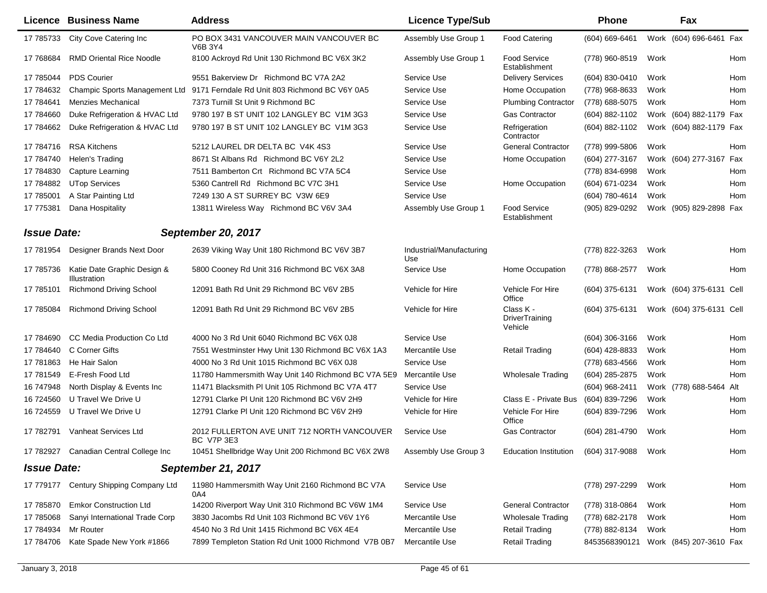| Licence | Business Name | Address | Licence Type/Sub | | Phone | | Fax | |
|---|---|---|---|---|---|---|---|---|
| 17 785733 | City Cove Catering Inc | PO BOX 3431 VANCOUVER MAIN VANCOUVER BC V6B 3Y4 | Assembly Use Group 1 | Food Catering | (604) 669-6461 | Work | (604) 696-6461 | Fax |
| 17 768684 | RMD Oriental Rice Noodle | 8100 Ackroyd Rd Unit 130 Richmond BC V6X 3K2 | Assembly Use Group 1 | Food Service Establishment | (778) 960-8519 | Work | | Hom |
| 17 785044 | PDS Courier | 9551 Bakerview Dr Richmond BC V7A 2A2 | Service Use | Delivery Services | (604) 830-0410 | Work | | Hom |
| 17 784632 | Champic Sports Management Ltd | 9171 Ferndale Rd Unit 803 Richmond BC V6Y 0A5 | Service Use | Home Occupation | (778) 968-8633 | Work | | Hom |
| 17 784641 | Menzies Mechanical | 7373 Turnill St Unit 9 Richmond BC | Service Use | Plumbing Contractor | (778) 688-5075 | Work | | Hom |
| 17 784660 | Duke Refrigeration & HVAC Ltd | 9780 197 B ST UNIT 102 LANGLEY BC V1M 3G3 | Service Use | Gas Contractor | (604) 882-1102 | Work | (604) 882-1179 | Fax |
| 17 784662 | Duke Refrigeration & HVAC Ltd | 9780 197 B ST UNIT 102 LANGLEY BC V1M 3G3 | Service Use | Refrigeration Contractor | (604) 882-1102 | Work | (604) 882-1179 | Fax |
| 17 784716 | RSA Kitchens | 5212 LAUREL DR DELTA BC V4K 4S3 | Service Use | General Contractor | (778) 999-5806 | Work | | Hom |
| 17 784740 | Helen's Trading | 8671 St Albans Rd Richmond BC V6Y 2L2 | Service Use | Home Occupation | (604) 277-3167 | Work | (604) 277-3167 | Fax |
| 17 784830 | Capture Learning | 7511 Bamberton Crt Richmond BC V7A 5C4 | Service Use | | (778) 834-6998 | Work | | Hom |
| 17 784882 | UTop Services | 5360 Cantrell Rd Richmond BC V7C 3H1 | Service Use | Home Occupation | (604) 671-0234 | Work | | Hom |
| 17 785001 | A Star Painting Ltd | 7249 130 A ST SURREY BC V3W 6E9 | Service Use | | (604) 780-4614 | Work | | Hom |
| 17 775381 | Dana Hospitality | 13811 Wireless Way Richmond BC V6V 3A4 | Assembly Use Group 1 | Food Service Establishment | (905) 829-0292 | Work | (905) 829-2898 | Fax |
| ***Issue Date:*** | | ***September 20, 2017*** | | | | | | |
| 17 781954 | Designer Brands Next Door | 2639 Viking Way Unit 180 Richmond BC V6V 3B7 | Industrial/Manufacturing Use | | (778) 822-3263 | Work | | Hom |
| 17 785736 | Katie Date Graphic Design & Illustration | 5800 Cooney Rd Unit 316 Richmond BC V6X 3A8 | Service Use | Home Occupation | (778) 868-2577 | Work | | Hom |
| 17 785101 | Richmond Driving School | 12091 Bath Rd Unit 29 Richmond BC V6V 2B5 | Vehicle for Hire | Vehicle For Hire Office | (604) 375-6131 | Work | (604) 375-6131 | Cell |
| 17 785084 | Richmond Driving School | 12091 Bath Rd Unit 29 Richmond BC V6V 2B5 | Vehicle for Hire | Class K - DriverTraining Vehicle | (604) 375-6131 | Work | (604) 375-6131 | Cell |
| 17 784690 | CC Media Production Co Ltd | 4000 No 3 Rd Unit 6040 Richmond BC V6X 0J8 | Service Use | | (604) 306-3166 | Work | | Hom |
| 17 784640 | C Corner Gifts | 7551 Westminster Hwy Unit 130 Richmond BC V6X 1A3 | Mercantile Use | Retail Trading | (604) 428-8833 | Work | | Hom |
| 17 781863 | He Hair Salon | 4000 No 3 Rd Unit 1015 Richmond BC V6X 0J8 | Service Use | | (778) 683-4566 | Work | | Hom |
| 17 781549 | E-Fresh Food Ltd | 11780 Hammersmith Way Unit 140 Richmond BC V7A 5E9 | Mercantile Use | Wholesale Trading | (604) 285-2875 | Work | | Hom |
| 16 747948 | North Display & Events Inc | 11471 Blacksmith Pl Unit 105 Richmond BC V7A 4T7 | Service Use | | (604) 968-2411 | Work | (778) 688-5464 | Alt |
| 16 724560 | U Travel We Drive U | 12791 Clarke Pl Unit 120 Richmond BC V6V 2H9 | Vehicle for Hire | Class E - Private Bus | (604) 839-7296 | Work | | Hom |
| 16 724559 | U Travel We Drive U | 12791 Clarke Pl Unit 120 Richmond BC V6V 2H9 | Vehicle for Hire | Vehicle For Hire Office | (604) 839-7296 | Work | | Hom |
| 17 782791 | Vanheat Services Ltd | 2012 FULLERTON AVE UNIT 712 NORTH VANCOUVER BC V7P 3E3 | Service Use | Gas Contractor | (604) 281-4790 | Work | | Hom |
| 17 782927 | Canadian Central College Inc | 10451 Shellbridge Way Unit 200 Richmond BC V6X 2W8 | Assembly Use Group 3 | Education Institution | (604) 317-9088 | Work | | Hom |
| ***Issue Date:*** | | ***September 21, 2017*** | | | | | | |
| 17 779177 | Century Shipping Company Ltd | 11980 Hammersmith Way Unit 2160 Richmond BC V7A 0A4 | Service Use | | (778) 297-2299 | Work | | Hom |
| 17 785870 | Emkor Construction Ltd | 14200 Riverport Way Unit 310 Richmond BC V6W 1M4 | Service Use | General Contractor | (778) 318-0864 | Work | | Hom |
| 17 785068 | Sanyi International Trade Corp | 3830 Jacombs Rd Unit 103 Richmond BC V6V 1Y6 | Mercantile Use | Wholesale Trading | (778) 682-2178 | Work | | Hom |
| 17 784934 | Mr Router | 4540 No 3 Rd Unit 1415 Richmond BC V6X 4E4 | Mercantile Use | Retail Trading | (778) 882-8134 | Work | | Hom |
| 17 784706 | Kate Spade New York #1866 | 7899 Templeton Station Rd Unit 1000 Richmond V7B 0B7 | Mercantile Use | Retail Trading | 8453568390121 | Work | (845) 207-3610 | Fax |

January 3, 2018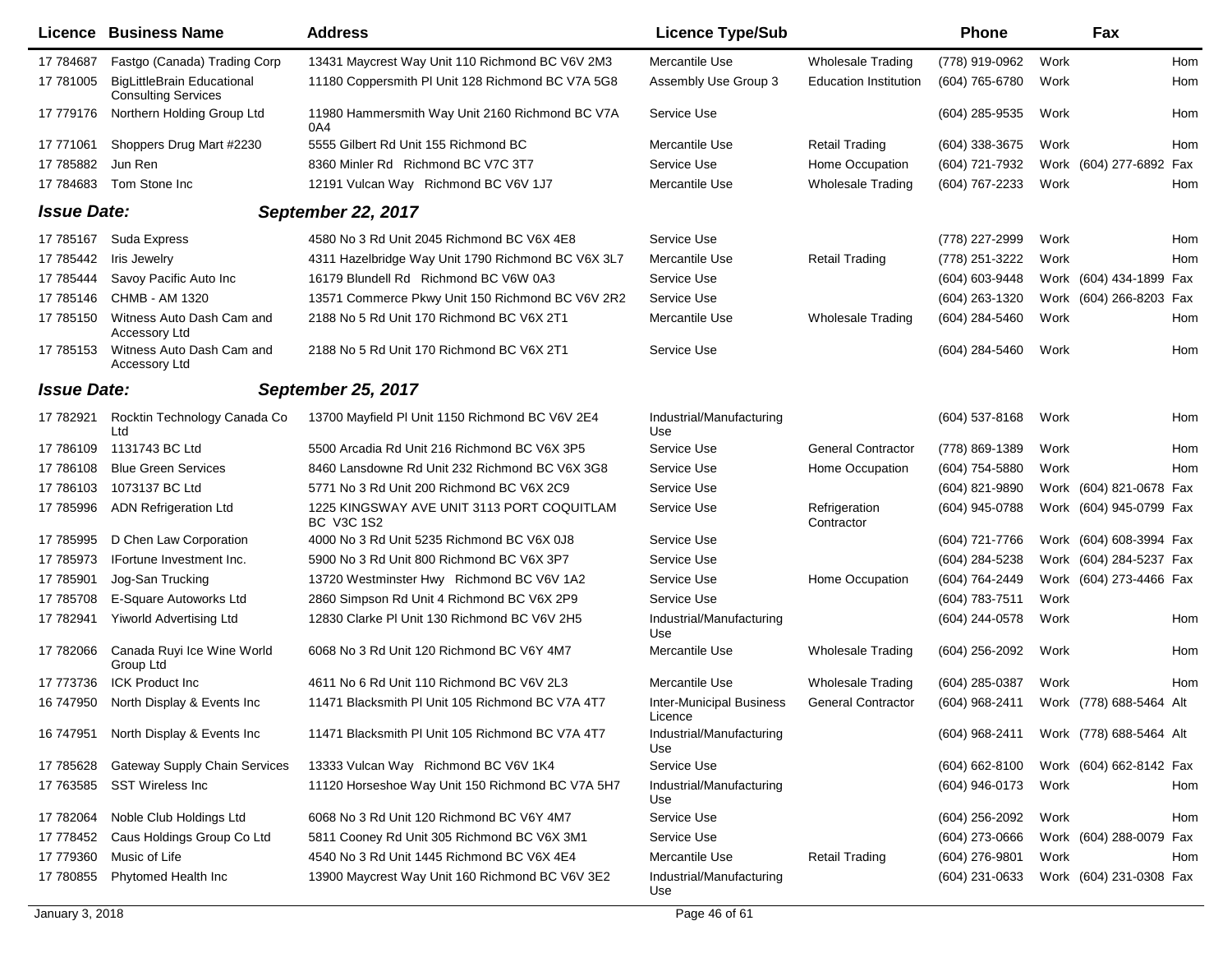| Licence | Business Name | Address | Licence Type/Sub | | Phone | Fax | |
|---|---|---|---|---|---|---|---|
| 17 784687 | Fastgo (Canada) Trading Corp | 13431 Maycrest Way Unit 110 Richmond BC V6V 2M3 | Mercantile Use | Wholesale Trading | (778) 919-0962 | Work | Hom |
| 17 781005 | BigLittleBrain Educational Consulting Services | 11180 Coppersmith Pl Unit 128 Richmond BC V7A 5G8 | Assembly Use Group 3 | Education Institution | (604) 765-6780 | Work | Hom |
| 17 779176 | Northern Holding Group Ltd | 11980 Hammersmith Way Unit 2160 Richmond BC V7A 0A4 | Service Use | | (604) 285-9535 | Work | Hom |
| 17 771061 | Shoppers Drug Mart #2230 | 5555 Gilbert Rd Unit 155 Richmond BC | Mercantile Use | Retail Trading | (604) 338-3675 | Work | Hom |
| 17 785882 | Jun Ren | 8360 Minler Rd Richmond BC V7C 3T7 | Service Use | Home Occupation | (604) 721-7932 | Work (604) 277-6892 | Fax |
| 17 784683 | Tom Stone Inc | 12191 Vulcan Way Richmond BC V6V 1J7 | Mercantile Use | Wholesale Trading | (604) 767-2233 | Work | Hom |
| ***Issue Date:*** | | ***September 22, 2017*** | | | | | |
| 17 785167 | Suda Express | 4580 No 3 Rd Unit 2045 Richmond BC V6X 4E8 | Service Use | | (778) 227-2999 | Work | Hom |
| 17 785442 | Iris Jewelry | 4311 Hazelbridge Way Unit 1790 Richmond BC V6X 3L7 | Mercantile Use | Retail Trading | (778) 251-3222 | Work | Hom |
| 17 785444 | Savoy Pacific Auto Inc | 16179 Blundell Rd Richmond BC V6W 0A3 | Service Use | | (604) 603-9448 | Work (604) 434-1899 | Fax |
| 17 785146 | CHMB - AM 1320 | 13571 Commerce Pkwy Unit 150 Richmond BC V6V 2R2 | Service Use | | (604) 263-1320 | Work (604) 266-8203 | Fax |
| 17 785150 | Witness Auto Dash Cam and Accessory Ltd | 2188 No 5 Rd Unit 170 Richmond BC V6X 2T1 | Mercantile Use | Wholesale Trading | (604) 284-5460 | Work | Hom |
| 17 785153 | Witness Auto Dash Cam and Accessory Ltd | 2188 No 5 Rd Unit 170 Richmond BC V6X 2T1 | Service Use | | (604) 284-5460 | Work | Hom |
| ***Issue Date:*** | | ***September 25, 2017*** | | | | | |
| 17 782921 | Rocktin Technology Canada Co Ltd | 13700 Mayfield Pl Unit 1150 Richmond BC V6V 2E4 | Industrial/Manufacturing Use | | (604) 537-8168 | Work | Hom |
| 17 786109 | 1131743 BC Ltd | 5500 Arcadia Rd Unit 216 Richmond BC V6X 3P5 | Service Use | General Contractor | (778) 869-1389 | Work | Hom |
| 17 786108 | Blue Green Services | 8460 Lansdowne Rd Unit 232 Richmond BC V6X 3G8 | Service Use | Home Occupation | (604) 754-5880 | Work | Hom |
| 17 786103 | 1073137 BC Ltd | 5771 No 3 Rd Unit 200 Richmond BC V6X 2C9 | Service Use | | (604) 821-9890 | Work (604) 821-0678 | Fax |
| 17 785996 | ADN Refrigeration Ltd | 1225 KINGSWAY AVE UNIT 3113 PORT COQUITLAM BC V3C 1S2 | Service Use | Refrigeration Contractor | (604) 945-0788 | Work (604) 945-0799 | Fax |
| 17 785995 | D Chen Law Corporation | 4000 No 3 Rd Unit 5235 Richmond BC V6X 0J8 | Service Use | | (604) 721-7766 | Work (604) 608-3994 | Fax |
| 17 785973 | IFortune Investment Inc. | 5900 No 3 Rd Unit 800 Richmond BC V6X 3P7 | Service Use | | (604) 284-5238 | Work (604) 284-5237 | Fax |
| 17 785901 | Jog-San Trucking | 13720 Westminster Hwy Richmond BC V6V 1A2 | Service Use | Home Occupation | (604) 764-2449 | Work (604) 273-4466 | Fax |
| 17 785708 | E-Square Autoworks Ltd | 2860 Simpson Rd Unit 4 Richmond BC V6X 2P9 | Service Use | | (604) 783-7511 | Work | |
| 17 782941 | Yiworld Advertising Ltd | 12830 Clarke Pl Unit 130 Richmond BC V6V 2H5 | Industrial/Manufacturing Use | | (604) 244-0578 | Work | Hom |
| 17 782066 | Canada Ruyi Ice Wine World Group Ltd | 6068 No 3 Rd Unit 120 Richmond BC V6Y 4M7 | Mercantile Use | Wholesale Trading | (604) 256-2092 | Work | Hom |
| 17 773736 | ICK Product Inc | 4611 No 6 Rd Unit 110 Richmond BC V6V 2L3 | Mercantile Use | Wholesale Trading | (604) 285-0387 | Work | Hom |
| 16 747950 | North Display & Events Inc | 11471 Blacksmith Pl Unit 105 Richmond BC V7A 4T7 | Inter-Municipal Business Licence | General Contractor | (604) 968-2411 | Work (778) 688-5464 | Alt |
| 16 747951 | North Display & Events Inc | 11471 Blacksmith Pl Unit 105 Richmond BC V7A 4T7 | Industrial/Manufacturing Use | | (604) 968-2411 | Work (778) 688-5464 | Alt |
| 17 785628 | Gateway Supply Chain Services | 13333 Vulcan Way Richmond BC V6V 1K4 | Service Use | | (604) 662-8100 | Work (604) 662-8142 | Fax |
| 17 763585 | SST Wireless Inc | 11120 Horseshoe Way Unit 150 Richmond BC V7A 5H7 | Industrial/Manufacturing Use | | (604) 946-0173 | Work | Hom |
| 17 782064 | Noble Club Holdings Ltd | 6068 No 3 Rd Unit 120 Richmond BC V6Y 4M7 | Service Use | | (604) 256-2092 | Work | Hom |
| 17 778452 | Caus Holdings Group Co Ltd | 5811 Cooney Rd Unit 305 Richmond BC V6X 3M1 | Service Use | | (604) 273-0666 | Work (604) 288-0079 | Fax |
| 17 779360 | Music of Life | 4540 No 3 Rd Unit 1445 Richmond BC V6X 4E4 | Mercantile Use | Retail Trading | (604) 276-9801 | Work | Hom |
| 17 780855 | Phytomed Health Inc | 13900 Maycrest Way Unit 160 Richmond BC V6V 3E2 | Industrial/Manufacturing Use | | (604) 231-0633 | Work (604) 231-0308 | Fax |

January 3, 2018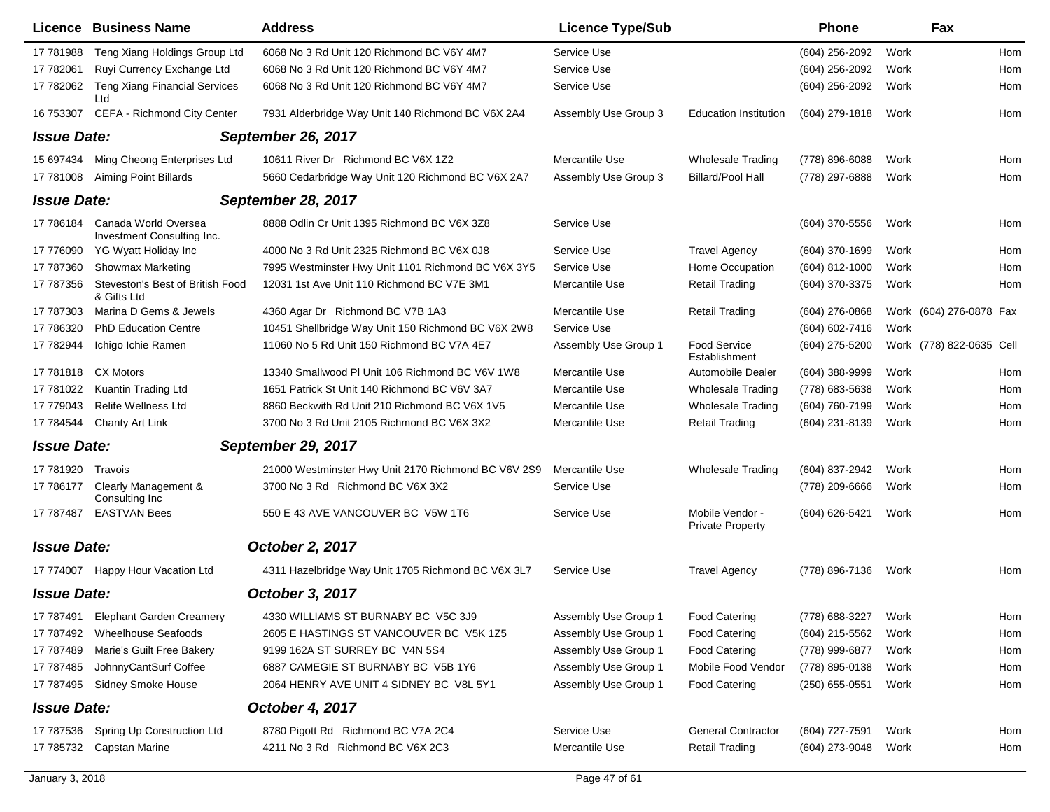| Licence | Business Name | Address | Licence Type/Sub | | Phone | | Fax | |
|---|---|---|---|---|---|---|---|---|
| 17 781988 | Teng Xiang Holdings Group Ltd | 6068 No 3 Rd Unit 120 Richmond BC V6Y 4M7 | Service Use | | (604) 256-2092 | Work | | Hom |
| 17 782061 | Ruyi Currency Exchange Ltd | 6068 No 3 Rd Unit 120 Richmond BC V6Y 4M7 | Service Use | | (604) 256-2092 | Work | | Hom |
| 17 782062 | Teng Xiang Financial Services Ltd | 6068 No 3 Rd Unit 120 Richmond BC V6Y 4M7 | Service Use | | (604) 256-2092 | Work | | Hom |
| 16 753307 | CEFA - Richmond City Center | 7931 Alderbridge Way Unit 140 Richmond BC V6X 2A4 | Assembly Use Group 3 | Education Institution | (604) 279-1818 | Work | | Hom |
| ***Issue Date:*** | | ***September 26, 2017*** | | | | | | |
| 15 697434 | Ming Cheong Enterprises Ltd | 10611 River Dr Richmond BC V6X 1Z2 | Mercantile Use | Wholesale Trading | (778) 896-6088 | Work | | Hom |
| 17 781008 | Aiming Point Billards | 5660 Cedarbridge Way Unit 120 Richmond BC V6X 2A7 | Assembly Use Group 3 | Billard/Pool Hall | (778) 297-6888 | Work | | Hom |
| ***Issue Date:*** | | ***September 28, 2017*** | | | | | | |
| 17 786184 | Canada World Oversea Investment Consulting Inc. | 8888 Odlin Cr Unit 1395 Richmond BC V6X 3Z8 | Service Use | | (604) 370-5556 | Work | | Hom |
| 17 776090 | YG Wyatt Holiday Inc | 4000 No 3 Rd Unit 2325 Richmond BC V6X 0J8 | Service Use | Travel Agency | (604) 370-1699 | Work | | Hom |
| 17 787360 | Showmax Marketing | 7995 Westminster Hwy Unit 1101 Richmond BC V6X 3Y5 | Service Use | Home Occupation | (604) 812-1000 | Work | | Hom |
| 17 787356 | Steveston's Best of British Food & Gifts Ltd | 12031 1st Ave Unit 110 Richmond BC V7E 3M1 | Mercantile Use | Retail Trading | (604) 370-3375 | Work | | Hom |
| 17 787303 | Marina D Gems & Jewels | 4360 Agar Dr Richmond BC V7B 1A3 | Mercantile Use | Retail Trading | (604) 276-0868 | Work | (604) 276-0878 | Fax |
| 17 786320 | PhD Education Centre | 10451 Shellbridge Way Unit 150 Richmond BC V6X 2W8 | Service Use | | (604) 602-7416 | Work | | |
| 17 782944 | Ichigo Ichie Ramen | 11060 No 5 Rd Unit 150 Richmond BC V7A 4E7 | Assembly Use Group 1 | Food Service Establishment | (604) 275-5200 | Work | (778) 822-0635 | Cell |
| 17 781818 | CX Motors | 13340 Smallwood Pl Unit 106 Richmond BC V6V 1W8 | Mercantile Use | Automobile Dealer | (604) 388-9999 | Work | | Hom |
| 17 781022 | Kuantin Trading Ltd | 1651 Patrick St Unit 140 Richmond BC V6V 3A7 | Mercantile Use | Wholesale Trading | (778) 683-5638 | Work | | Hom |
| 17 779043 | Relife Wellness Ltd | 8860 Beckwith Rd Unit 210 Richmond BC V6X 1V5 | Mercantile Use | Wholesale Trading | (604) 760-7199 | Work | | Hom |
| 17 784544 | Chanty Art Link | 3700 No 3 Rd Unit 2105 Richmond BC V6X 3X2 | Mercantile Use | Retail Trading | (604) 231-8139 | Work | | Hom |
| ***Issue Date:*** | | ***September 29, 2017*** | | | | | | |
| 17 781920 | Travois | 21000 Westminster Hwy Unit 2170 Richmond BC V6V 2S9 | Mercantile Use | Wholesale Trading | (604) 837-2942 | Work | | Hom |
| 17 786177 | Clearly Management & Consulting Inc | 3700 No 3 Rd Richmond BC V6X 3X2 | Service Use | | (778) 209-6666 | Work | | Hom |
| 17 787487 | EASTVAN Bees | 550 E 43 AVE VANCOUVER BC V5W 1T6 | Service Use | Mobile Vendor - Private Property | (604) 626-5421 | Work | | Hom |
| ***Issue Date:*** | | ***October 2, 2017*** | | | | | | |
| 17 774007 | Happy Hour Vacation Ltd | 4311 Hazelbridge Way Unit 1705 Richmond BC V6X 3L7 | Service Use | Travel Agency | (778) 896-7136 | Work | | Hom |
| ***Issue Date:*** | | ***October 3, 2017*** | | | | | | |
| 17 787491 | Elephant Garden Creamery | 4330 WILLIAMS ST BURNABY BC V5C 3J9 | Assembly Use Group 1 | Food Catering | (778) 688-3227 | Work | | Hom |
| 17 787492 | Wheelhouse Seafoods | 2605 E HASTINGS ST VANCOUVER BC V5K 1Z5 | Assembly Use Group 1 | Food Catering | (604) 215-5562 | Work | | Hom |
| 17 787489 | Marie's Guilt Free Bakery | 9199 162A ST SURREY BC V4N 5S4 | Assembly Use Group 1 | Food Catering | (778) 999-6877 | Work | | Hom |
| 17 787485 | JohnnyCantSurf Coffee | 6887 CAMEGIE ST BURNABY BC V5B 1Y6 | Assembly Use Group 1 | Mobile Food Vendor | (778) 895-0138 | Work | | Hom |
| 17 787495 | Sidney Smoke House | 2064 HENRY AVE UNIT 4 SIDNEY BC V8L 5Y1 | Assembly Use Group 1 | Food Catering | (250) 655-0551 | Work | | Hom |
| ***Issue Date:*** | | ***October 4, 2017*** | | | | | | |
| 17 787536 | Spring Up Construction Ltd | 8780 Pigott Rd Richmond BC V7A 2C4 | Service Use | General Contractor | (604) 727-7591 | Work | | Hom |
| 17 785732 | Capstan Marine | 4211 No 3 Rd Richmond BC V6X 2C3 | Mercantile Use | Retail Trading | (604) 273-9048 | Work | | Hom |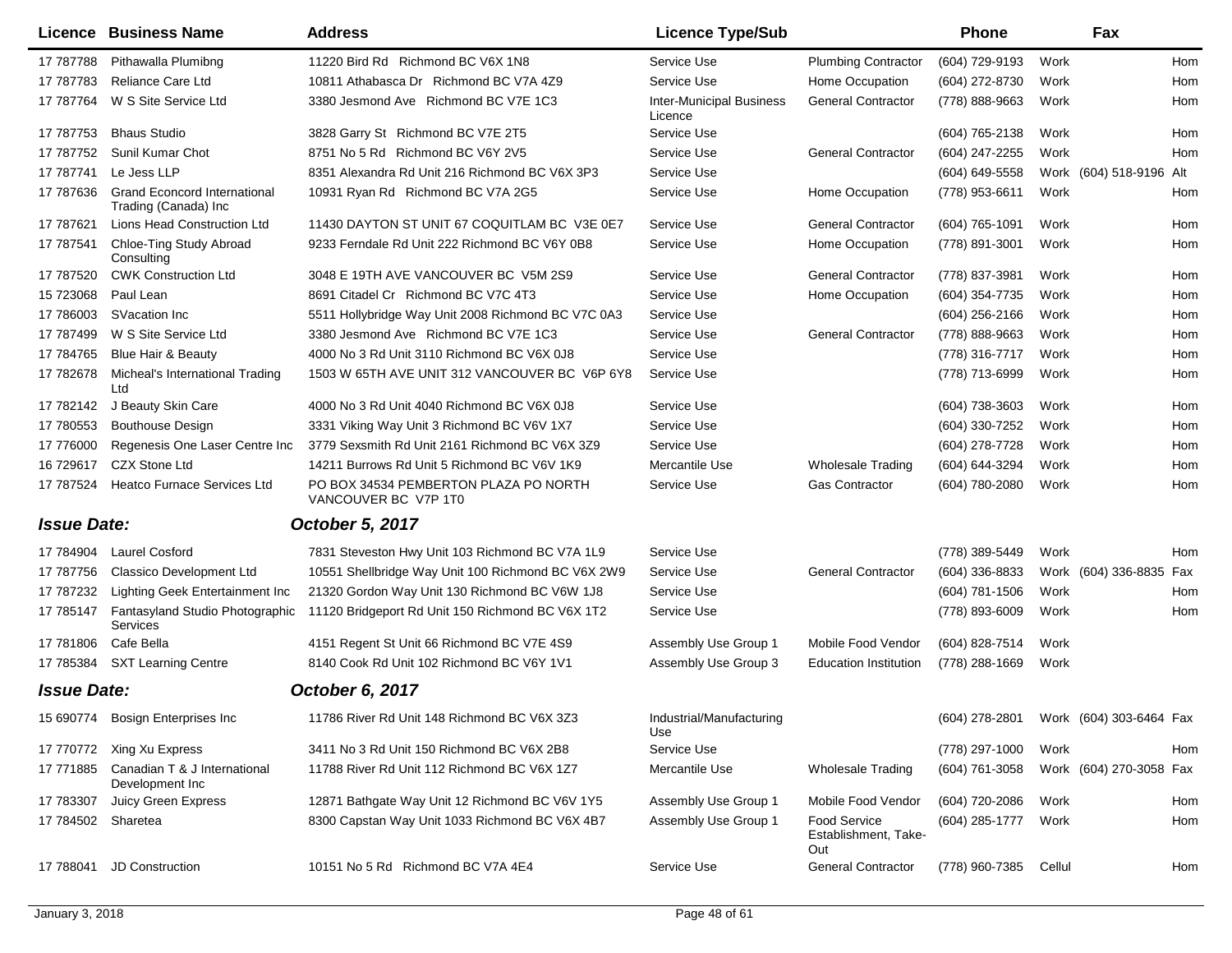| Licence | Business Name | Address | Licence Type/Sub | | Phone | | Fax | |
|---|---|---|---|---|---|---|---|---|
| 17 787788 | Pithawalla Plumibng | 11220 Bird Rd Richmond BC V6X 1N8 | Service Use | Plumbing Contractor | (604) 729-9193 | Work | | Hom |
| 17 787783 | Reliance Care Ltd | 10811 Athabasca Dr Richmond BC V7A 4Z9 | Service Use | Home Occupation | (604) 272-8730 | Work | | Hom |
| 17 787764 | W S Site Service Ltd | 3380 Jesmond Ave Richmond BC V7E 1C3 | Inter-Municipal Business Licence | General Contractor | (778) 888-9663 | Work | | Hom |
| 17 787753 | Bhaus Studio | 3828 Garry St Richmond BC V7E 2T5 | Service Use | | (604) 765-2138 | Work | | Hom |
| 17 787752 | Sunil Kumar Chot | 8751 No 5 Rd Richmond BC V6Y 2V5 | Service Use | General Contractor | (604) 247-2255 | Work | | Hom |
| 17 787741 | Le Jess LLP | 8351 Alexandra Rd Unit 216 Richmond BC V6X 3P3 | Service Use | | (604) 649-5558 | Work | (604) 518-9196 | Alt |
| 17 787636 | Grand Econcord International Trading (Canada) Inc | 10931 Ryan Rd Richmond BC V7A 2G5 | Service Use | Home Occupation | (778) 953-6611 | Work | | Hom |
| 17 787621 | Lions Head Construction Ltd | 11430 DAYTON ST UNIT 67 COQUITLAM BC V3E 0E7 | Service Use | General Contractor | (604) 765-1091 | Work | | Hom |
| 17 787541 | Chloe-Ting Study Abroad Consulting | 9233 Ferndale Rd Unit 222 Richmond BC V6Y 0B8 | Service Use | Home Occupation | (778) 891-3001 | Work | | Hom |
| 17 787520 | CWK Construction Ltd | 3048 E 19TH AVE VANCOUVER BC V5M 2S9 | Service Use | General Contractor | (778) 837-3981 | Work | | Hom |
| 15 723068 | Paul Lean | 8691 Citadel Cr Richmond BC V7C 4T3 | Service Use | Home Occupation | (604) 354-7735 | Work | | Hom |
| 17 786003 | SVacation Inc | 5511 Hollybridge Way Unit 2008 Richmond BC V7C 0A3 | Service Use | | (604) 256-2166 | Work | | Hom |
| 17 787499 | W S Site Service Ltd | 3380 Jesmond Ave Richmond BC V7E 1C3 | Service Use | General Contractor | (778) 888-9663 | Work | | Hom |
| 17 784765 | Blue Hair & Beauty | 4000 No 3 Rd Unit 3110 Richmond BC V6X 0J8 | Service Use | | (778) 316-7717 | Work | | Hom |
| 17 782678 | Micheal's International Trading Ltd | 1503 W 65TH AVE UNIT 312 VANCOUVER BC V6P 6Y8 | Service Use | | (778) 713-6999 | Work | | Hom |
| 17 782142 | J Beauty Skin Care | 4000 No 3 Rd Unit 4040 Richmond BC V6X 0J8 | Service Use | | (604) 738-3603 | Work | | Hom |
| 17 780553 | Bouthouse Design | 3331 Viking Way Unit 3 Richmond BC V6V 1X7 | Service Use | | (604) 330-7252 | Work | | Hom |
| 17 776000 | Regenesis One Laser Centre Inc | 3779 Sexsmith Rd Unit 2161 Richmond BC V6X 3Z9 | Service Use | | (604) 278-7728 | Work | | Hom |
| 16 729617 | CZX Stone Ltd | 14211 Burrows Rd Unit 5 Richmond BC V6V 1K9 | Mercantile Use | Wholesale Trading | (604) 644-3294 | Work | | Hom |
| 17 787524 | Heatco Furnace Services Ltd | PO BOX 34534 PEMBERTON PLAZA PO NORTH VANCOUVER BC V7P 1T0 | Service Use | Gas Contractor | (604) 780-2080 | Work | | Hom |
| ***Issue Date:*** | | ***October 5, 2017*** | | | | | | |
| 17 784904 | Laurel Cosford | 7831 Steveston Hwy Unit 103 Richmond BC V7A 1L9 | Service Use | | (778) 389-5449 | Work | | Hom |
| 17 787756 | Classico Development Ltd | 10551 Shellbridge Way Unit 100 Richmond BC V6X 2W9 | Service Use | General Contractor | (604) 336-8833 | Work | (604) 336-8835 | Fax |
| 17 787232 | Lighting Geek Entertainment Inc | 21320 Gordon Way Unit 130 Richmond BC V6W 1J8 | Service Use | | (604) 781-1506 | Work | | Hom |
| 17 785147 | Fantasyland Studio Photographic Services | 11120 Bridgeport Rd Unit 150 Richmond BC V6X 1T2 | Service Use | | (778) 893-6009 | Work | | Hom |
| 17 781806 | Cafe Bella | 4151 Regent St Unit 66 Richmond BC V7E 4S9 | Assembly Use Group 1 | Mobile Food Vendor | (604) 828-7514 | Work | | |
| 17 785384 | SXT Learning Centre | 8140 Cook Rd Unit 102 Richmond BC V6Y 1V1 | Assembly Use Group 3 | Education Institution | (778) 288-1669 | Work | | |
| ***Issue Date:*** | | ***October 6, 2017*** | | | | | | |
| 15 690774 | Bosign Enterprises Inc | 11786 River Rd Unit 148 Richmond BC V6X 3Z3 | Industrial/Manufacturing Use | | (604) 278-2801 | Work | (604) 303-6464 | Fax |
| 17 770772 | Xing Xu Express | 3411 No 3 Rd Unit 150 Richmond BC V6X 2B8 | Service Use | | (778) 297-1000 | Work | | Hom |
| 17 771885 | Canadian T & J International Development Inc | 11788 River Rd Unit 112 Richmond BC V6X 1Z7 | Mercantile Use | Wholesale Trading | (604) 761-3058 | Work | (604) 270-3058 | Fax |
| 17 783307 | Juicy Green Express | 12871 Bathgate Way Unit 12 Richmond BC V6V 1Y5 | Assembly Use Group 1 | Mobile Food Vendor | (604) 720-2086 | Work | | Hom |
| 17 784502 | Sharetea | 8300 Capstan Way Unit 1033 Richmond BC V6X 4B7 | Assembly Use Group 1 | Food Service Establishment, Take-Out | (604) 285-1777 | Work | | Hom |
| 17 788041 | JD Construction | 10151 No 5 Rd Richmond BC V7A 4E4 | Service Use | General Contractor | (778) 960-7385 | Cellul | | Hom |

January 3, 2018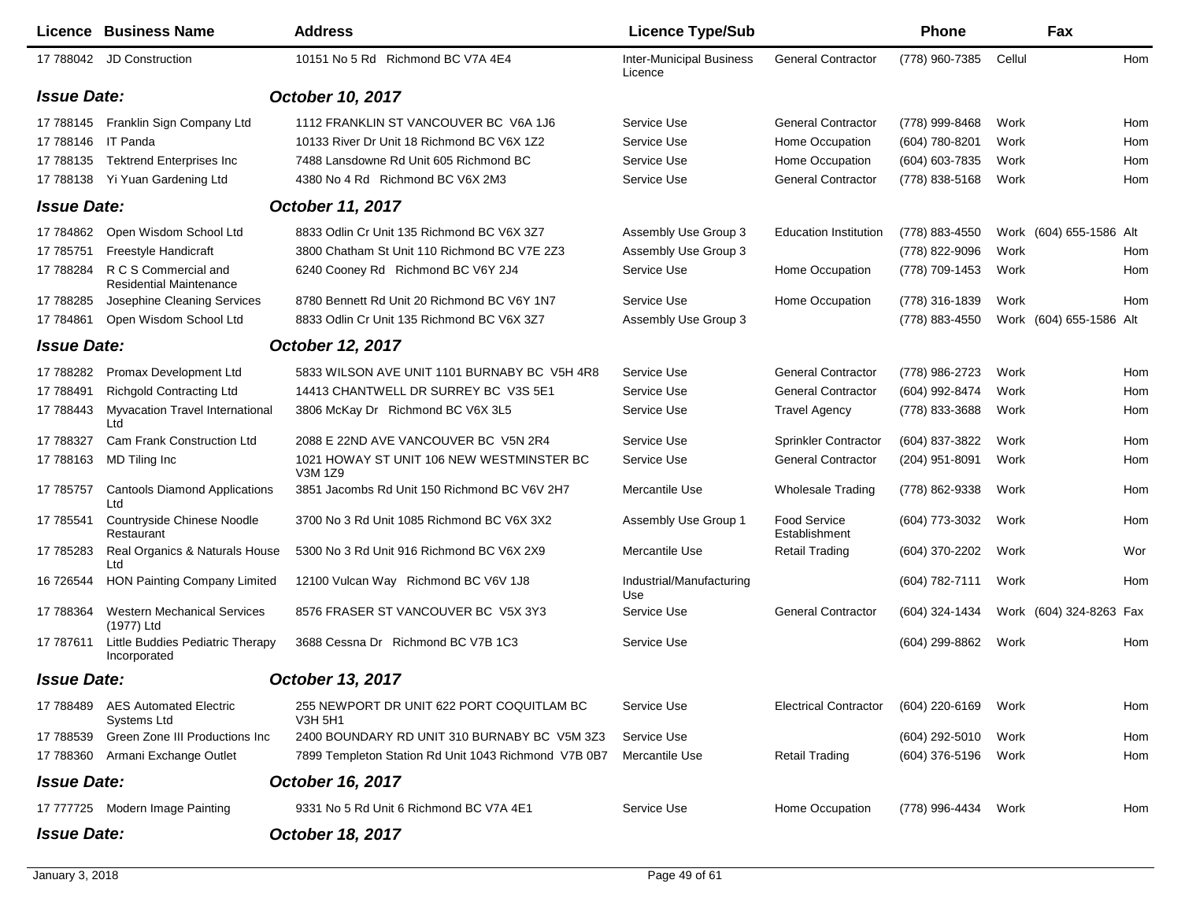| Licence | Business Name | Address | Licence Type/Sub | | Phone | Fax | |
|---|---|---|---|---|---|---|---|
| 17 788042 | JD Construction | 10151 No 5 Rd Richmond BC V7A 4E4 | Inter-Municipal Business Licence | General Contractor | (778) 960-7385 | Cellul | Hom |
| ***Issue Date:*** | | ***October 10, 2017*** | | | | | |
| 17 788145 | Franklin Sign Company Ltd | 1112 FRANKLIN ST VANCOUVER BC V6A 1J6 | Service Use | General Contractor | (778) 999-8468 | Work | Hom |
| 17 788146 | IT Panda | 10133 River Dr Unit 18 Richmond BC V6X 1Z2 | Service Use | Home Occupation | (604) 780-8201 | Work | Hom |
| 17 788135 | Tektrend Enterprises Inc | 7488 Lansdowne Rd Unit 605 Richmond BC | Service Use | Home Occupation | (604) 603-7835 | Work | Hom |
| 17 788138 | Yi Yuan Gardening Ltd | 4380 No 4 Rd Richmond BC V6X 2M3 | Service Use | General Contractor | (778) 838-5168 | Work | Hom |
| ***Issue Date:*** | | ***October 11, 2017*** | | | | | |
| 17 784862 | Open Wisdom School Ltd | 8833 Odlin Cr Unit 135 Richmond BC V6X 3Z7 | Assembly Use Group 3 | Education Institution | (778) 883-4550 | Work (604) 655-1586 | Alt |
| 17 785751 | Freestyle Handicraft | 3800 Chatham St Unit 110 Richmond BC V7E 2Z3 | Assembly Use Group 3 | | (778) 822-9096 | Work | Hom |
| 17 788284 | R C S Commercial and Residential Maintenance | 6240 Cooney Rd Richmond BC V6Y 2J4 | Service Use | Home Occupation | (778) 709-1453 | Work | Hom |
| 17 788285 | Josephine Cleaning Services | 8780 Bennett Rd Unit 20 Richmond BC V6Y 1N7 | Service Use | Home Occupation | (778) 316-1839 | Work | Hom |
| 17 784861 | Open Wisdom School Ltd | 8833 Odlin Cr Unit 135 Richmond BC V6X 3Z7 | Assembly Use Group 3 | | (778) 883-4550 | Work (604) 655-1586 | Alt |
| ***Issue Date:*** | | ***October 12, 2017*** | | | | | |
| 17 788282 | Promax Development Ltd | 5833 WILSON AVE UNIT 1101 BURNABY BC V5H 4R8 | Service Use | General Contractor | (778) 986-2723 | Work | Hom |
| 17 788491 | Richgold Contracting Ltd | 14413 CHANTWELL DR SURREY BC V3S 5E1 | Service Use | General Contractor | (604) 992-8474 | Work | Hom |
| 17 788443 | Myvacation Travel International Ltd | 3806 McKay Dr Richmond BC V6X 3L5 | Service Use | Travel Agency | (778) 833-3688 | Work | Hom |
| 17 788327 | Cam Frank Construction Ltd | 2088 E 22ND AVE VANCOUVER BC V5N 2R4 | Service Use | Sprinkler Contractor | (604) 837-3822 | Work | Hom |
| 17 788163 | MD Tiling Inc | 1021 HOWAY ST UNIT 106 NEW WESTMINSTER BC V3M 1Z9 | Service Use | General Contractor | (204) 951-8091 | Work | Hom |
| 17 785757 | Cantools Diamond Applications Ltd | 3851 Jacombs Rd Unit 150 Richmond BC V6V 2H7 | Mercantile Use | Wholesale Trading | (778) 862-9338 | Work | Hom |
| 17 785541 | Countryside Chinese Noodle Restaurant | 3700 No 3 Rd Unit 1085 Richmond BC V6X 3X2 | Assembly Use Group 1 | Food Service Establishment | (604) 773-3032 | Work | Hom |
| 17 785283 | Real Organics & Naturals House Ltd | 5300 No 3 Rd Unit 916 Richmond BC V6X 2X9 | Mercantile Use | Retail Trading | (604) 370-2202 | Work | Wor |
| 16 726544 | HON Painting Company Limited | 12100 Vulcan Way Richmond BC V6V 1J8 | Industrial/Manufacturing Use | | (604) 782-7111 | Work | Hom |
| 17 788364 | Western Mechanical Services (1977) Ltd | 8576 FRASER ST VANCOUVER BC V5X 3Y3 | Service Use | General Contractor | (604) 324-1434 | Work (604) 324-8263 | Fax |
| 17 787611 | Little Buddies Pediatric Therapy Incorporated | 3688 Cessna Dr Richmond BC V7B 1C3 | Service Use | | (604) 299-8862 | Work | Hom |
| ***Issue Date:*** | | ***October 13, 2017*** | | | | | |
| 17 788489 | AES Automated Electric Systems Ltd | 255 NEWPORT DR UNIT 622 PORT COQUITLAM BC V3H 5H1 | Service Use | Electrical Contractor | (604) 220-6169 | Work | Hom |
| 17 788539 | Green Zone III Productions Inc | 2400 BOUNDARY RD UNIT 310 BURNABY BC V5M 3Z3 | Service Use | | (604) 292-5010 | Work | Hom |
| 17 788360 | Armani Exchange Outlet | 7899 Templeton Station Rd Unit 1043 Richmond V7B 0B7 | Mercantile Use | Retail Trading | (604) 376-5196 | Work | Hom |
| ***Issue Date:*** | | ***October 16, 2017*** | | | | | |
| 17 777725 | Modern Image Painting | 9331 No 5 Rd Unit 6 Richmond BC V7A 4E1 | Service Use | Home Occupation | (778) 996-4434 | Work | Hom |
| ***Issue Date:*** | | ***October 18, 2017*** | | | | | |

January 3, 2018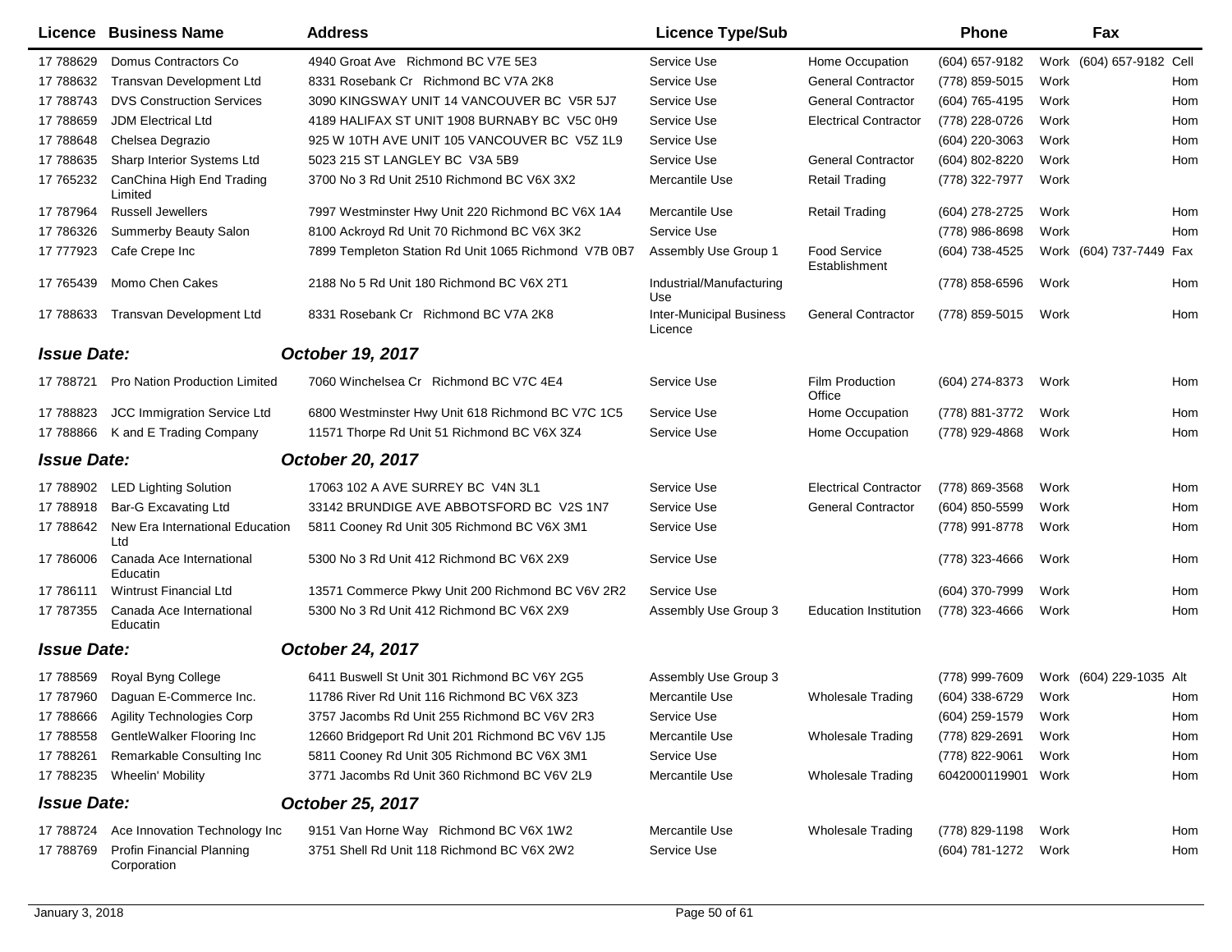| Licence | Business Name | Address | Licence Type/Sub | | Phone | | Fax | |
|---|---|---|---|---|---|---|---|---|
| 17 788629 | Domus Contractors Co | 4940 Groat Ave Richmond BC V7E 5E3 | Service Use | Home Occupation | (604) 657-9182 | Work | (604) 657-9182 | Cell |
| 17 788632 | Transvan Development Ltd | 8331 Rosebank Cr Richmond BC V7A 2K8 | Service Use | General Contractor | (778) 859-5015 | Work | | Hom |
| 17 788743 | DVS Construction Services | 3090 KINGSWAY UNIT 14 VANCOUVER BC V5R 5J7 | Service Use | General Contractor | (604) 765-4195 | Work | | Hom |
| 17 788659 | JDM Electrical Ltd | 4189 HALIFAX ST UNIT 1908 BURNABY BC V5C 0H9 | Service Use | Electrical Contractor | (778) 228-0726 | Work | | Hom |
| 17 788648 | Chelsea Degrazio | 925 W 10TH AVE UNIT 105 VANCOUVER BC V5Z 1L9 | Service Use | | (604) 220-3063 | Work | | Hom |
| 17 788635 | Sharp Interior Systems Ltd | 5023 215 ST LANGLEY BC V3A 5B9 | Service Use | General Contractor | (604) 802-8220 | Work | | Hom |
| 17 765232 | CanChina High End Trading Limited | 3700 No 3 Rd Unit 2510 Richmond BC V6X 3X2 | Mercantile Use | Retail Trading | (778) 322-7977 | Work | | |
| 17 787964 | Russell Jewellers | 7997 Westminster Hwy Unit 220 Richmond BC V6X 1A4 | Mercantile Use | Retail Trading | (604) 278-2725 | Work | | Hom |
| 17 786326 | Summerby Beauty Salon | 8100 Ackroyd Rd Unit 70 Richmond BC V6X 3K2 | Service Use | | (778) 986-8698 | Work | | Hom |
| 17 777923 | Cafe Crepe Inc | 7899 Templeton Station Rd Unit 1065 Richmond V7B 0B7 | Assembly Use Group 1 | Food Service Establishment | (604) 738-4525 | Work | (604) 737-7449 | Fax |
| 17 765439 | Momo Chen Cakes | 2188 No 5 Rd Unit 180 Richmond BC V6X 2T1 | Industrial/Manufacturing Use | | (778) 858-6596 | Work | | Hom |
| 17 788633 | Transvan Development Ltd | 8331 Rosebank Cr Richmond BC V7A 2K8 | Inter-Municipal Business Licence | General Contractor | (778) 859-5015 | Work | | Hom |
| ***Issue Date:*** | | ***October 19, 2017*** | | | | | | |
| 17 788721 | Pro Nation Production Limited | 7060 Winchelsea Cr Richmond BC V7C 4E4 | Service Use | Film Production Office | (604) 274-8373 | Work | | Hom |
| 17 788823 | JCC Immigration Service Ltd | 6800 Westminster Hwy Unit 618 Richmond BC V7C 1C5 | Service Use | Home Occupation | (778) 881-3772 | Work | | Hom |
| 17 788866 | K and E Trading Company | 11571 Thorpe Rd Unit 51 Richmond BC V6X 3Z4 | Service Use | Home Occupation | (778) 929-4868 | Work | | Hom |
| ***Issue Date:*** | | ***October 20, 2017*** | | | | | | |
| 17 788902 | LED Lighting Solution | 17063 102 A AVE SURREY BC V4N 3L1 | Service Use | Electrical Contractor | (778) 869-3568 | Work | | Hom |
| 17 788918 | Bar-G Excavating Ltd | 33142 BRUNDIGE AVE ABBOTSFORD BC V2S 1N7 | Service Use | General Contractor | (604) 850-5599 | Work | | Hom |
| 17 788642 | New Era International Education Ltd | 5811 Cooney Rd Unit 305 Richmond BC V6X 3M1 | Service Use | | (778) 991-8778 | Work | | Hom |
| 17 786006 | Canada Ace International Educatin | 5300 No 3 Rd Unit 412 Richmond BC V6X 2X9 | Service Use | | (778) 323-4666 | Work | | Hom |
| 17 786111 | Wintrust Financial Ltd | 13571 Commerce Pkwy Unit 200 Richmond BC V6V 2R2 | Service Use | | (604) 370-7999 | Work | | Hom |
| 17 787355 | Canada Ace International Educatin | 5300 No 3 Rd Unit 412 Richmond BC V6X 2X9 | Assembly Use Group 3 | Education Institution | (778) 323-4666 | Work | | Hom |
| ***Issue Date:*** | | ***October 24, 2017*** | | | | | | |
| 17 788569 | Royal Byng College | 6411 Buswell St Unit 301 Richmond BC V6Y 2G5 | Assembly Use Group 3 | | (778) 999-7609 | Work | (604) 229-1035 | Alt |
| 17 787960 | Daguan E-Commerce Inc. | 11786 River Rd Unit 116 Richmond BC V6X 3Z3 | Mercantile Use | Wholesale Trading | (604) 338-6729 | Work | | Hom |
| 17 788666 | Agility Technologies Corp | 3757 Jacombs Rd Unit 255 Richmond BC V6V 2R3 | Service Use | | (604) 259-1579 | Work | | Hom |
| 17 788558 | GentleWalker Flooring Inc | 12660 Bridgeport Rd Unit 201 Richmond BC V6V 1J5 | Mercantile Use | Wholesale Trading | (778) 829-2691 | Work | | Hom |
| 17 788261 | Remarkable Consulting Inc | 5811 Cooney Rd Unit 305 Richmond BC V6X 3M1 | Service Use | | (778) 822-9061 | Work | | Hom |
| 17 788235 | Wheelin' Mobility | 3771 Jacombs Rd Unit 360 Richmond BC V6V 2L9 | Mercantile Use | Wholesale Trading | 6042000119901 | Work | | Hom |
| ***Issue Date:*** | | ***October 25, 2017*** | | | | | | |
| 17 788724 | Ace Innovation Technology Inc | 9151 Van Horne Way Richmond BC V6X 1W2 | Mercantile Use | Wholesale Trading | (778) 829-1198 | Work | | Hom |
| 17 788769 | Profin Financial Planning Corporation | 3751 Shell Rd Unit 118 Richmond BC V6X 2W2 | Service Use | | (604) 781-1272 | Work | | Hom |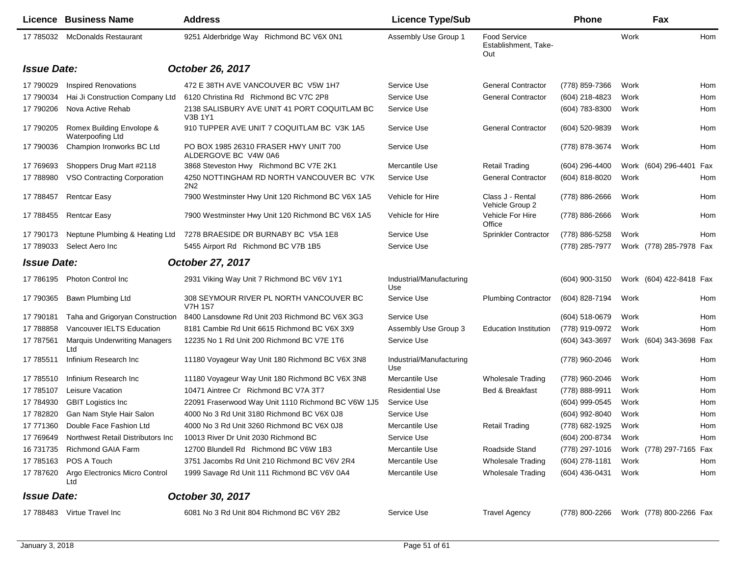| Licence | Business Name | Address | Licence Type/Sub | | Phone | | Fax | |
|---|---|---|---|---|---|---|---|---|
| 17 785032 | McDonalds Restaurant | 9251 Alderbridge Way Richmond BC V6X 0N1 | Assembly Use Group 1 | Food Service Establishment, Take-Out | | Work | | Hom |
| ***Issue Date:*** | | ***October 26, 2017*** | | | | | | |
| 17 790029 | Inspired Renovations | 472 E 38TH AVE VANCOUVER BC V5W 1H7 | Service Use | General Contractor | (778) 859-7366 | Work | | Hom |
| 17 790034 | Hai Ji Construction Company Ltd | 6120 Christina Rd Richmond BC V7C 2P8 | Service Use | General Contractor | (604) 218-4823 | Work | | Hom |
| 17 790206 | Nova Active Rehab | 2138 SALISBURY AVE UNIT 41 PORT COQUITLAM BC V3B 1Y1 | Service Use | | (604) 783-8300 | Work | | Hom |
| 17 790205 | Romex Building Envolope & Waterpoofing Ltd | 910 TUPPER AVE UNIT 7 COQUITLAM BC V3K 1A5 | Service Use | General Contractor | (604) 520-9839 | Work | | Hom |
| 17 790036 | Champion Ironworks BC Ltd | PO BOX 1985 26310 FRASER HWY UNIT 700 ALDERGOVE BC V4W 0A6 | Service Use | | (778) 878-3674 | Work | | Hom |
| 17 769693 | Shoppers Drug Mart #2118 | 3868 Steveston Hwy Richmond BC V7E 2K1 | Mercantile Use | Retail Trading | (604) 296-4400 | Work | (604) 296-4401 | Fax |
| 17 788980 | VSO Contracting Corporation | 4250 NOTTINGHAM RD NORTH VANCOUVER BC V7K 2N2 | Service Use | General Contractor | (604) 818-8020 | Work | | Hom |
| 17 788457 | Rentcar Easy | 7900 Westminster Hwy Unit 120 Richmond BC V6X 1A5 | Vehicle for Hire | Class J - Rental Vehicle Group 2 | (778) 886-2666 | Work | | Hom |
| 17 788455 | Rentcar Easy | 7900 Westminster Hwy Unit 120 Richmond BC V6X 1A5 | Vehicle for Hire | Vehicle For Hire Office | (778) 886-2666 | Work | | Hom |
| 17 790173 | Neptune Plumbing & Heating Ltd | 7278 BRAESIDE DR BURNABY BC V5A 1E8 | Service Use | Sprinkler Contractor | (778) 886-5258 | Work | | Hom |
| 17 789033 | Select Aero Inc | 5455 Airport Rd Richmond BC V7B 1B5 | Service Use | | (778) 285-7977 | Work | (778) 285-7978 | Fax |
| ***Issue Date:*** | | ***October 27, 2017*** | | | | | | |
| 17 786195 | Photon Control Inc | 2931 Viking Way Unit 7 Richmond BC V6V 1Y1 | Industrial/Manufacturing Use | | (604) 900-3150 | Work | (604) 422-8418 | Fax |
| 17 790365 | Bawn Plumbing Ltd | 308 SEYMOUR RIVER PL NORTH VANCOUVER BC V7H 1S7 | Service Use | Plumbing Contractor | (604) 828-7194 | Work | | Hom |
| 17 790181 | Taha and Grigoryan Construction | 8400 Lansdowne Rd Unit 203 Richmond BC V6X 3G3 | Service Use | | (604) 518-0679 | Work | | Hom |
| 17 788858 | Vancouver IELTS Education | 8181 Cambie Rd Unit 6615 Richmond BC V6X 3X9 | Assembly Use Group 3 | Education Institution | (778) 919-0972 | Work | | Hom |
| 17 787561 | Marquis Underwriting Managers Ltd | 12235 No 1 Rd Unit 200 Richmond BC V7E 1T6 | Service Use | | (604) 343-3697 | Work | (604) 343-3698 | Fax |
| 17 785511 | Infinium Research Inc | 11180 Voyageur Way Unit 180 Richmond BC V6X 3N8 | Industrial/Manufacturing Use | | (778) 960-2046 | Work | | Hom |
| 17 785510 | Infinium Research Inc | 11180 Voyageur Way Unit 180 Richmond BC V6X 3N8 | Mercantile Use | Wholesale Trading | (778) 960-2046 | Work | | Hom |
| 17 785107 | Leisure Vacation | 10471 Aintree Cr Richmond BC V7A 3T7 | Residential Use | Bed & Breakfast | (778) 888-9911 | Work | | Hom |
| 17 784930 | GBIT Logistics Inc | 22091 Fraserwood Way Unit 1110 Richmond BC V6W 1J5 | Service Use | | (604) 999-0545 | Work | | Hom |
| 17 782820 | Gan Nam Style Hair Salon | 4000 No 3 Rd Unit 3180 Richmond BC V6X 0J8 | Service Use | | (604) 992-8040 | Work | | Hom |
| 17 771360 | Double Face Fashion Ltd | 4000 No 3 Rd Unit 3260 Richmond BC V6X 0J8 | Mercantile Use | Retail Trading | (778) 682-1925 | Work | | Hom |
| 17 769649 | Northwest Retail Distributors Inc | 10013 River Dr Unit 2030 Richmond BC | Service Use | | (604) 200-8734 | Work | | Hom |
| 16 731735 | Richmond GAIA Farm | 12700 Blundell Rd Richmond BC V6W 1B3 | Mercantile Use | Roadside Stand | (778) 297-1016 | Work | (778) 297-7165 | Fax |
| 17 785163 | POS A Touch | 3751 Jacombs Rd Unit 210 Richmond BC V6V 2R4 | Mercantile Use | Wholesale Trading | (604) 278-1181 | Work | | Hom |
| 17 787620 | Argo Electronics Micro Control Ltd | 1999 Savage Rd Unit 111 Richmond BC V6V 0A4 | Mercantile Use | Wholesale Trading | (604) 436-0431 | Work | | Hom |
| ***Issue Date:*** | | ***October 30, 2017*** | | | | | | |
| 17 788483 | Virtue Travel Inc | 6081 No 3 Rd Unit 804 Richmond BC V6Y 2B2 | Service Use | Travel Agency | (778) 800-2266 | Work | (778) 800-2266 | Fax |

January 3, 2018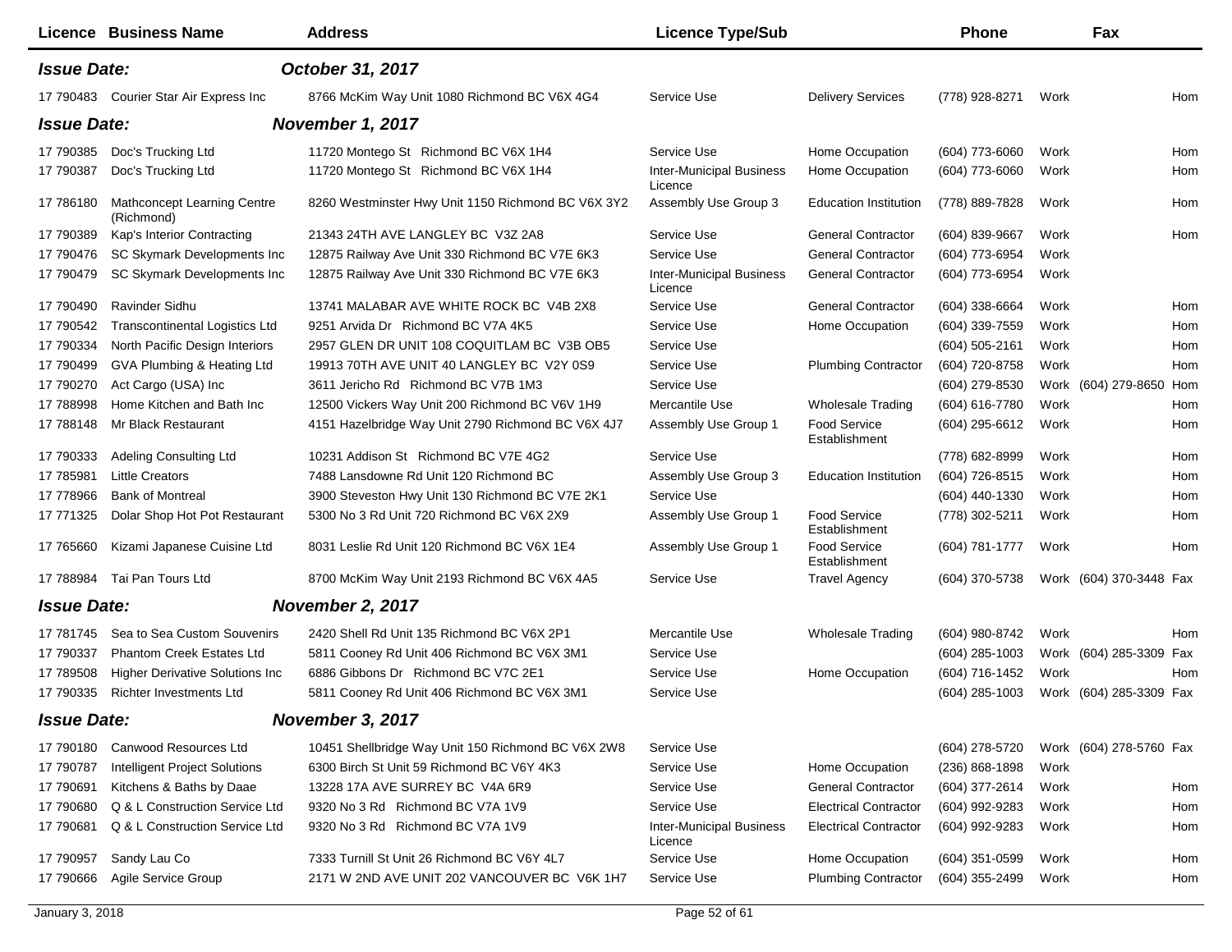| Licence | Business Name | Address | Licence Type/Sub | | Phone | | Fax | |
|---|---|---|---|---|---|---|---|---|
| ***Issue Date:*** | | ***October 31, 2017*** | | | | | | |
| 17 790483 | Courier Star Air Express Inc | 8766 McKim Way Unit 1080 Richmond BC V6X 4G4 | Service Use | Delivery Services | (778) 928-8271 | Work | | Hom |
| ***Issue Date:*** | | ***November 1, 2017*** | | | | | | |
| 17 790385 | Doc's Trucking Ltd | 11720 Montego St Richmond BC V6X 1H4 | Service Use | Home Occupation | (604) 773-6060 | Work | | Hom |
| 17 790387 | Doc's Trucking Ltd | 11720 Montego St Richmond BC V6X 1H4 | Inter-Municipal Business Licence | Home Occupation | (604) 773-6060 | Work | | Hom |
| 17 786180 | Mathconcept Learning Centre (Richmond) | 8260 Westminster Hwy Unit 1150 Richmond BC V6X 3Y2 | Assembly Use Group 3 | Education Institution | (778) 889-7828 | Work | | Hom |
| 17 790389 | Kap's Interior Contracting | 21343 24TH AVE LANGLEY BC V3Z 2A8 | Service Use | General Contractor | (604) 839-9667 | Work | | Hom |
| 17 790476 | SC Skymark Developments Inc | 12875 Railway Ave Unit 330 Richmond BC V7E 6K3 | Service Use | General Contractor | (604) 773-6954 | Work | | |
| 17 790479 | SC Skymark Developments Inc | 12875 Railway Ave Unit 330 Richmond BC V7E 6K3 | Inter-Municipal Business Licence | General Contractor | (604) 773-6954 | Work | | |
| 17 790490 | Ravinder Sidhu | 13741 MALABAR AVE WHITE ROCK BC V4B 2X8 | Service Use | General Contractor | (604) 338-6664 | Work | | Hom |
| 17 790542 | Transcontinental Logistics Ltd | 9251 Arvida Dr Richmond BC V7A 4K5 | Service Use | Home Occupation | (604) 339-7559 | Work | | Hom |
| 17 790334 | North Pacific Design Interiors | 2957 GLEN DR UNIT 108 COQUITLAM BC V3B OB5 | Service Use | | (604) 505-2161 | Work | | Hom |
| 17 790499 | GVA Plumbing & Heating Ltd | 19913 70TH AVE UNIT 40 LANGLEY BC V2Y 0S9 | Service Use | Plumbing Contractor | (604) 720-8758 | Work | | Hom |
| 17 790270 | Act Cargo (USA) Inc | 3611 Jericho Rd Richmond BC V7B 1M3 | Service Use | | (604) 279-8530 | Work | (604) 279-8650 | Hom |
| 17 788998 | Home Kitchen and Bath Inc | 12500 Vickers Way Unit 200 Richmond BC V6V 1H9 | Mercantile Use | Wholesale Trading | (604) 616-7780 | Work | | Hom |
| 17 788148 | Mr Black Restaurant | 4151 Hazelbridge Way Unit 2790 Richmond BC V6X 4J7 | Assembly Use Group 1 | Food Service Establishment | (604) 295-6612 | Work | | Hom |
| 17 790333 | Adeling Consulting Ltd | 10231 Addison St Richmond BC V7E 4G2 | Service Use | | (778) 682-8999 | Work | | Hom |
| 17 785981 | Little Creators | 7488 Lansdowne Rd Unit 120 Richmond BC | Assembly Use Group 3 | Education Institution | (604) 726-8515 | Work | | Hom |
| 17 778966 | Bank of Montreal | 3900 Steveston Hwy Unit 130 Richmond BC V7E 2K1 | Service Use | | (604) 440-1330 | Work | | Hom |
| 17 771325 | Dolar Shop Hot Pot Restaurant | 5300 No 3 Rd Unit 720 Richmond BC V6X 2X9 | Assembly Use Group 1 | Food Service Establishment | (778) 302-5211 | Work | | Hom |
| 17 765660 | Kizami Japanese Cuisine Ltd | 8031 Leslie Rd Unit 120 Richmond BC V6X 1E4 | Assembly Use Group 1 | Food Service Establishment | (604) 781-1777 | Work | | Hom |
| 17 788984 | Tai Pan Tours Ltd | 8700 McKim Way Unit 2193 Richmond BC V6X 4A5 | Service Use | Travel Agency | (604) 370-5738 | Work | (604) 370-3448 | Fax |
| ***Issue Date:*** | | ***November 2, 2017*** | | | | | | |
| 17 781745 | Sea to Sea Custom Souvenirs | 2420 Shell Rd Unit 135 Richmond BC V6X 2P1 | Mercantile Use | Wholesale Trading | (604) 980-8742 | Work | | Hom |
| 17 790337 | Phantom Creek Estates Ltd | 5811 Cooney Rd Unit 406 Richmond BC V6X 3M1 | Service Use | | (604) 285-1003 | Work | (604) 285-3309 | Fax |
| 17 789508 | Higher Derivative Solutions Inc | 6886 Gibbons Dr Richmond BC V7C 2E1 | Service Use | Home Occupation | (604) 716-1452 | Work | | Hom |
| 17 790335 | Richter Investments Ltd | 5811 Cooney Rd Unit 406 Richmond BC V6X 3M1 | Service Use | | (604) 285-1003 | Work | (604) 285-3309 | Fax |
| ***Issue Date:*** | | ***November 3, 2017*** | | | | | | |
| 17 790180 | Canwood Resources Ltd | 10451 Shellbridge Way Unit 150 Richmond BC V6X 2W8 | Service Use | | (604) 278-5720 | Work | (604) 278-5760 | Fax |
| 17 790787 | Intelligent Project Solutions | 6300 Birch St Unit 59 Richmond BC V6Y 4K3 | Service Use | Home Occupation | (236) 868-1898 | Work | | |
| 17 790691 | Kitchens & Baths by Daae | 13228 17A AVE SURREY BC V4A 6R9 | Service Use | General Contractor | (604) 377-2614 | Work | | Hom |
| 17 790680 | Q & L Construction Service Ltd | 9320 No 3 Rd Richmond BC V7A 1V9 | Service Use | Electrical Contractor | (604) 992-9283 | Work | | Hom |
| 17 790681 | Q & L Construction Service Ltd | 9320 No 3 Rd Richmond BC V7A 1V9 | Inter-Municipal Business Licence | Electrical Contractor | (604) 992-9283 | Work | | Hom |
| 17 790957 | Sandy Lau Co | 7333 Turnill St Unit 26 Richmond BC V6Y 4L7 | Service Use | Home Occupation | (604) 351-0599 | Work | | Hom |
| 17 790666 | Agile Service Group | 2171 W 2ND AVE UNIT 202 VANCOUVER BC V6K 1H7 | Service Use | Plumbing Contractor | (604) 355-2499 | Work | | Hom |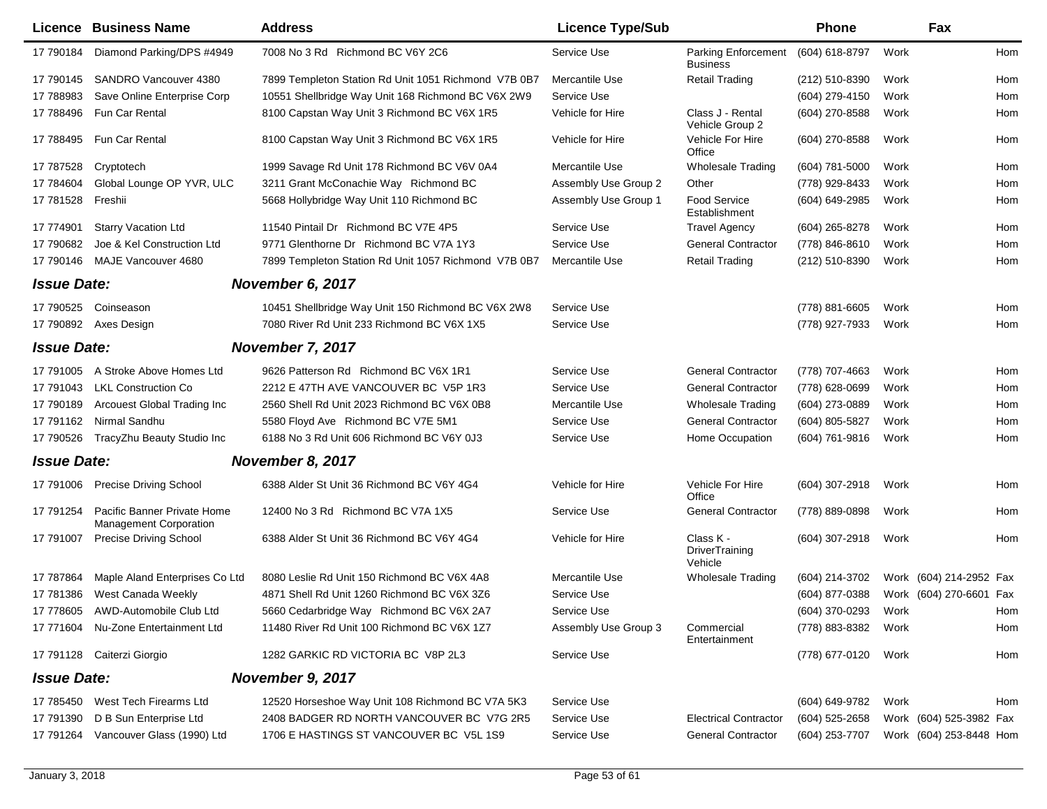| Licence | Business Name | Address | Licence Type/Sub | | Phone | | Fax | |
|---|---|---|---|---|---|---|---|---|
| 17 790184 | Diamond Parking/DPS #4949 | 7008 No 3 Rd Richmond BC V6Y 2C6 | Service Use | Parking Enforcement Business | (604) 618-8797 | Work | | Hom |
| 17 790145 | SANDRO Vancouver 4380 | 7899 Templeton Station Rd Unit 1051 Richmond V7B 0B7 | Mercantile Use | Retail Trading | (212) 510-8390 | Work | | Hom |
| 17 788983 | Save Online Enterprise Corp | 10551 Shellbridge Way Unit 168 Richmond BC V6X 2W9 | Service Use | | (604) 279-4150 | Work | | Hom |
| 17 788496 | Fun Car Rental | 8100 Capstan Way Unit 3 Richmond BC V6X 1R5 | Vehicle for Hire | Class J - Rental Vehicle Group 2 | (604) 270-8588 | Work | | Hom |
| 17 788495 | Fun Car Rental | 8100 Capstan Way Unit 3 Richmond BC V6X 1R5 | Vehicle for Hire | Vehicle For Hire Office | (604) 270-8588 | Work | | Hom |
| 17 787528 | Cryptotech | 1999 Savage Rd Unit 178 Richmond BC V6V 0A4 | Mercantile Use | Wholesale Trading | (604) 781-5000 | Work | | Hom |
| 17 784604 | Global Lounge OP YVR, ULC | 3211 Grant McConachie Way Richmond BC | Assembly Use Group 2 | Other | (778) 929-8433 | Work | | Hom |
| 17 781528 | Freshii | 5668 Hollybridge Way Unit 110 Richmond BC | Assembly Use Group 1 | Food Service Establishment | (604) 649-2985 | Work | | Hom |
| 17 774901 | Starry Vacation Ltd | 11540 Pintail Dr Richmond BC V7E 4P5 | Service Use | Travel Agency | (604) 265-8278 | Work | | Hom |
| 17 790682 | Joe & Kel Construction Ltd | 9771 Glenthorne Dr Richmond BC V7A 1Y3 | Service Use | General Contractor | (778) 846-8610 | Work | | Hom |
| 17 790146 | MAJE Vancouver 4680 | 7899 Templeton Station Rd Unit 1057 Richmond V7B 0B7 | Mercantile Use | Retail Trading | (212) 510-8390 | Work | | Hom |
| ***Issue Date:*** | | ***November 6, 2017*** | | | | | | |
| 17 790525 | Coinseason | 10451 Shellbridge Way Unit 150 Richmond BC V6X 2W8 | Service Use | | (778) 881-6605 | Work | | Hom |
| 17 790892 | Axes Design | 7080 River Rd Unit 233 Richmond BC V6X 1X5 | Service Use | | (778) 927-7933 | Work | | Hom |
| ***Issue Date:*** | | ***November 7, 2017*** | | | | | | |
| 17 791005 | A Stroke Above Homes Ltd | 9626 Patterson Rd Richmond BC V6X 1R1 | Service Use | General Contractor | (778) 707-4663 | Work | | Hom |
| 17 791043 | LKL Construction Co | 2212 E 47TH AVE VANCOUVER BC V5P 1R3 | Service Use | General Contractor | (778) 628-0699 | Work | | Hom |
| 17 790189 | Arcouest Global Trading Inc | 2560 Shell Rd Unit 2023 Richmond BC V6X 0B8 | Mercantile Use | Wholesale Trading | (604) 273-0889 | Work | | Hom |
| 17 791162 | Nirmal Sandhu | 5580 Floyd Ave Richmond BC V7E 5M1 | Service Use | General Contractor | (604) 805-5827 | Work | | Hom |
| 17 790526 | TracyZhu Beauty Studio Inc | 6188 No 3 Rd Unit 606 Richmond BC V6Y 0J3 | Service Use | Home Occupation | (604) 761-9816 | Work | | Hom |
| ***Issue Date:*** | | ***November 8, 2017*** | | | | | | |
| 17 791006 | Precise Driving School | 6388 Alder St Unit 36 Richmond BC V6Y 4G4 | Vehicle for Hire | Vehicle For Hire Office | (604) 307-2918 | Work | | Hom |
| 17 791254 | Pacific Banner Private Home Management Corporation | 12400 No 3 Rd Richmond BC V7A 1X5 | Service Use | General Contractor | (778) 889-0898 | Work | | Hom |
| 17 791007 | Precise Driving School | 6388 Alder St Unit 36 Richmond BC V6Y 4G4 | Vehicle for Hire | Class K - DriverTraining Vehicle | (604) 307-2918 | Work | | Hom |
| 17 787864 | Maple Aland Enterprises Co Ltd | 8080 Leslie Rd Unit 150 Richmond BC V6X 4A8 | Mercantile Use | Wholesale Trading | (604) 214-3702 | Work | (604) 214-2952 | Fax |
| 17 781386 | West Canada Weekly | 4871 Shell Rd Unit 1260 Richmond BC V6X 3Z6 | Service Use | | (604) 877-0388 | Work | (604) 270-6601 | Fax |
| 17 778605 | AWD-Automobile Club Ltd | 5660 Cedarbridge Way Richmond BC V6X 2A7 | Service Use | | (604) 370-0293 | Work | | Hom |
| 17 771604 | Nu-Zone Entertainment Ltd | 11480 River Rd Unit 100 Richmond BC V6X 1Z7 | Assembly Use Group 3 | Commercial Entertainment | (778) 883-8382 | Work | | Hom |
| 17 791128 | Caiterzi Giorgio | 1282 GARKIC RD VICTORIA BC V8P 2L3 | Service Use | | (778) 677-0120 | Work | | Hom |
| ***Issue Date:*** | | ***November 9, 2017*** | | | | | | |
| 17 785450 | West Tech Firearms Ltd | 12520 Horseshoe Way Unit 108 Richmond BC V7A 5K3 | Service Use | | (604) 649-9782 | Work | | Hom |
| 17 791390 | D B Sun Enterprise Ltd | 2408 BADGER RD NORTH VANCOUVER BC V7G 2R5 | Service Use | Electrical Contractor | (604) 525-2658 | Work | (604) 525-3982 | Fax |
| 17 791264 | Vancouver Glass (1990) Ltd | 1706 E HASTINGS ST VANCOUVER BC V5L 1S9 | Service Use | General Contractor | (604) 253-7707 | Work | (604) 253-8448 | Hom |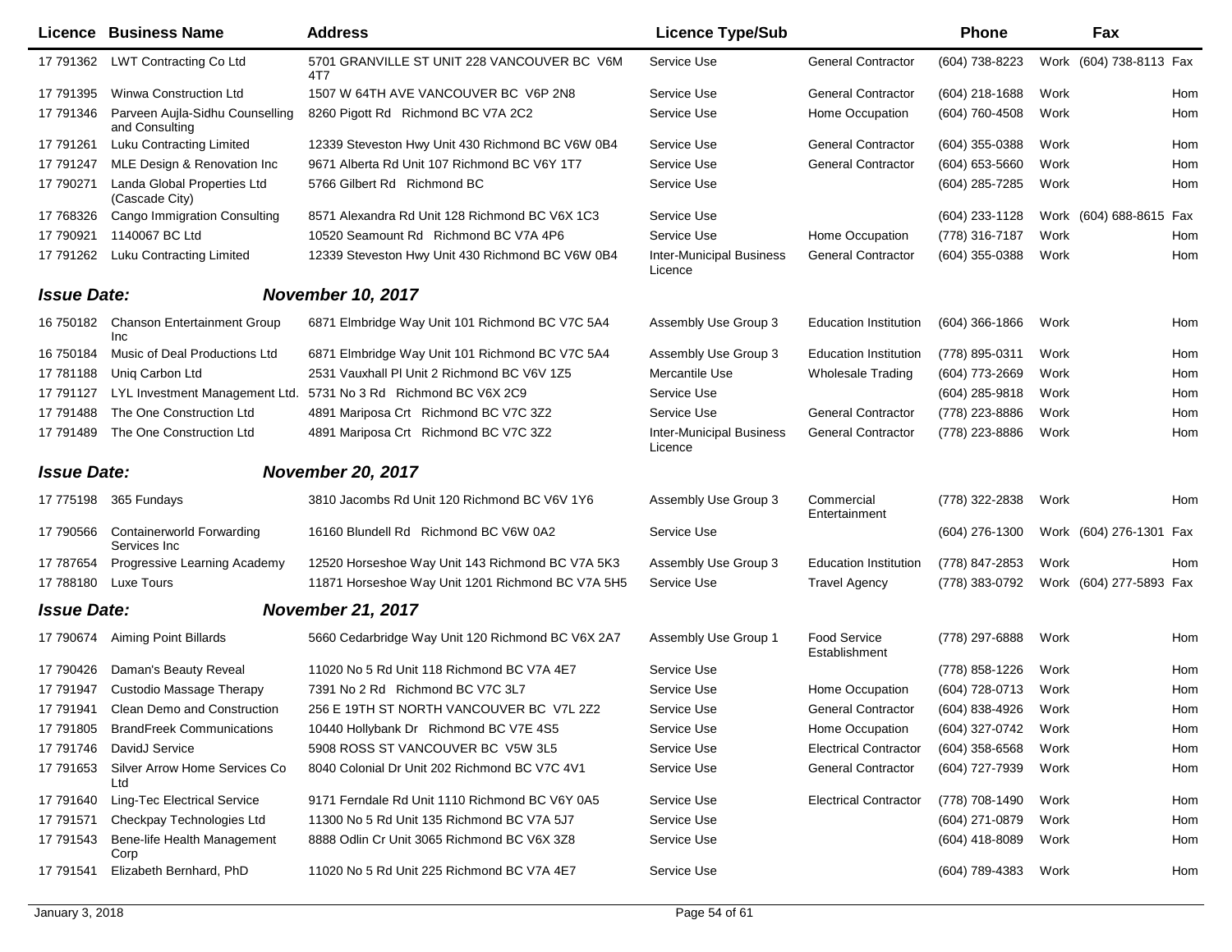| Licence | Business Name | Address | Licence Type/Sub | | Phone | | Fax | |
|---|---|---|---|---|---|---|---|---|
| 17 791362 | LWT Contracting Co Ltd | 5701 GRANVILLE ST UNIT 228 VANCOUVER BC V6M 4T7 | Service Use | General Contractor | (604) 738-8223 | Work | (604) 738-8113 | Fax |
| 17 791395 | Winwa Construction Ltd | 1507 W 64TH AVE VANCOUVER BC V6P 2N8 | Service Use | General Contractor | (604) 218-1688 | Work | | Hom |
| 17 791346 | Parveen Aujla-Sidhu Counselling and Consulting | 8260 Pigott Rd Richmond BC V7A 2C2 | Service Use | Home Occupation | (604) 760-4508 | Work | | Hom |
| 17 791261 | Luku Contracting Limited | 12339 Steveston Hwy Unit 430 Richmond BC V6W 0B4 | Service Use | General Contractor | (604) 355-0388 | Work | | Hom |
| 17 791247 | MLE Design & Renovation Inc | 9671 Alberta Rd Unit 107 Richmond BC V6Y 1T7 | Service Use | General Contractor | (604) 653-5660 | Work | | Hom |
| 17 790271 | Landa Global Properties Ltd (Cascade City) | 5766 Gilbert Rd Richmond BC | Service Use | | (604) 285-7285 | Work | | Hom |
| 17 768326 | Cango Immigration Consulting | 8571 Alexandra Rd Unit 128 Richmond BC V6X 1C3 | Service Use | | (604) 233-1128 | Work | (604) 688-8615 | Fax |
| 17 790921 | 1140067 BC Ltd | 10520 Seamount Rd Richmond BC V7A 4P6 | Service Use | Home Occupation | (778) 316-7187 | Work | | Hom |
| 17 791262 | Luku Contracting Limited | 12339 Steveston Hwy Unit 430 Richmond BC V6W 0B4 | Inter-Municipal Business Licence | General Contractor | (604) 355-0388 | Work | | Hom |

***Issue Date:*** ***November 10, 2017***

| Licence | Business Name | Address | Licence Type/Sub | | Phone | | Fax | |
|---|---|---|---|---|---|---|---|---|
| 16 750182 | Chanson Entertainment Group Inc | 6871 Elmbridge Way Unit 101 Richmond BC V7C 5A4 | Assembly Use Group 3 | Education Institution | (604) 366-1866 | Work | | Hom |
| 16 750184 | Music of Deal Productions Ltd | 6871 Elmbridge Way Unit 101 Richmond BC V7C 5A4 | Assembly Use Group 3 | Education Institution | (778) 895-0311 | Work | | Hom |
| 17 781188 | Uniq Carbon Ltd | 2531 Vauxhall Pl Unit 2 Richmond BC V6V 1Z5 | Mercantile Use | Wholesale Trading | (604) 773-2669 | Work | | Hom |
| 17 791127 | LYL Investment Management Ltd. | 5731 No 3 Rd Richmond BC V6X 2C9 | Service Use | | (604) 285-9818 | Work | | Hom |
| 17 791488 | The One Construction Ltd | 4891 Mariposa Crt Richmond BC V7C 3Z2 | Service Use | General Contractor | (778) 223-8886 | Work | | Hom |
| 17 791489 | The One Construction Ltd | 4891 Mariposa Crt Richmond BC V7C 3Z2 | Inter-Municipal Business Licence | General Contractor | (778) 223-8886 | Work | | Hom |

***Issue Date:*** ***November 20, 2017***

| Licence | Business Name | Address | Licence Type/Sub | | Phone | | Fax | |
|---|---|---|---|---|---|---|---|---|
| 17 775198 | 365 Fundays | 3810 Jacombs Rd Unit 120 Richmond BC V6V 1Y6 | Assembly Use Group 3 | Commercial Entertainment | (778) 322-2838 | Work | | Hom |
| 17 790566 | Containerworld Forwarding Services Inc | 16160 Blundell Rd Richmond BC V6W 0A2 | Service Use | | (604) 276-1300 | Work | (604) 276-1301 | Fax |
| 17 787654 | Progressive Learning Academy | 12520 Horseshoe Way Unit 143 Richmond BC V7A 5K3 | Assembly Use Group 3 | Education Institution | (778) 847-2853 | Work | | Hom |
| 17 788180 | Luxe Tours | 11871 Horseshoe Way Unit 1201 Richmond BC V7A 5H5 | Service Use | Travel Agency | (778) 383-0792 | Work | (604) 277-5893 | Fax |

***Issue Date:*** ***November 21, 2017***

| Licence | Business Name | Address | Licence Type/Sub | | Phone | | Fax | |
|---|---|---|---|---|---|---|---|---|
| 17 790674 | Aiming Point Billards | 5660 Cedarbridge Way Unit 120 Richmond BC V6X 2A7 | Assembly Use Group 1 | Food Service Establishment | (778) 297-6888 | Work | | Hom |
| 17 790426 | Daman's Beauty Reveal | 11020 No 5 Rd Unit 118 Richmond BC V7A 4E7 | Service Use | | (778) 858-1226 | Work | | Hom |
| 17 791947 | Custodio Massage Therapy | 7391 No 2 Rd Richmond BC V7C 3L7 | Service Use | Home Occupation | (604) 728-0713 | Work | | Hom |
| 17 791941 | Clean Demo and Construction | 256 E 19TH ST NORTH VANCOUVER BC V7L 2Z2 | Service Use | General Contractor | (604) 838-4926 | Work | | Hom |
| 17 791805 | BrandFreek Communications | 10440 Hollybank Dr Richmond BC V7E 4S5 | Service Use | Home Occupation | (604) 327-0742 | Work | | Hom |
| 17 791746 | DavidJ Service | 5908 ROSS ST VANCOUVER BC V5W 3L5 | Service Use | Electrical Contractor | (604) 358-6568 | Work | | Hom |
| 17 791653 | Silver Arrow Home Services Co Ltd | 8040 Colonial Dr Unit 202 Richmond BC V7C 4V1 | Service Use | General Contractor | (604) 727-7939 | Work | | Hom |
| 17 791640 | Ling-Tec Electrical Service | 9171 Ferndale Rd Unit 1110 Richmond BC V6Y 0A5 | Service Use | Electrical Contractor | (778) 708-1490 | Work | | Hom |
| 17 791571 | Checkpay Technologies Ltd | 11300 No 5 Rd Unit 135 Richmond BC V7A 5J7 | Service Use | | (604) 271-0879 | Work | | Hom |
| 17 791543 | Bene-life Health Management Corp | 8888 Odlin Cr Unit 3065 Richmond BC V6X 3Z8 | Service Use | | (604) 418-8089 | Work | | Hom |
| 17 791541 | Elizabeth Bernhard, PhD | 11020 No 5 Rd Unit 225 Richmond BC V7A 4E7 | Service Use | | (604) 789-4383 | Work | | Hom |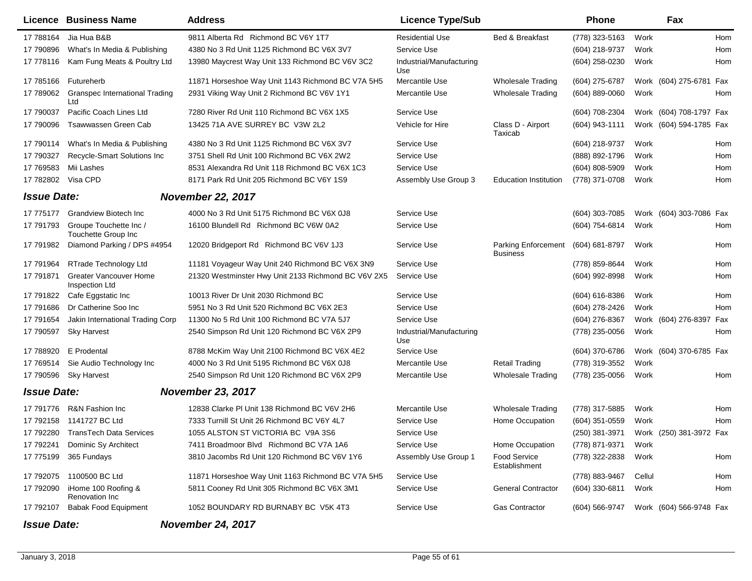| Licence | Business Name | Address | Licence Type/Sub | | Phone | | Fax | |
|---|---|---|---|---|---|---|---|---|
| 17 788164 | Jia Hua B&B | 9811 Alberta Rd Richmond BC V6Y 1T7 | Residential Use | Bed & Breakfast | (778) 323-5163 | Work | | Hom |
| 17 790896 | What's In Media & Publishing | 4380 No 3 Rd Unit 1125 Richmond BC V6X 3V7 | Service Use | | (604) 218-9737 | Work | | Hom |
| 17 778116 | Kam Fung Meats & Poultry Ltd | 13980 Maycrest Way Unit 133 Richmond BC V6V 3C2 | Industrial/Manufacturing Use | | (604) 258-0230 | Work | | Hom |
| 17 785166 | Futureherb | 11871 Horseshoe Way Unit 1143 Richmond BC V7A 5H5 | Mercantile Use | Wholesale Trading | (604) 275-6787 | Work | (604) 275-6781 | Fax |
| 17 789062 | Granspec International Trading Ltd | 2931 Viking Way Unit 2 Richmond BC V6V 1Y1 | Mercantile Use | Wholesale Trading | (604) 889-0060 | Work | | Hom |
| 17 790037 | Pacific Coach Lines Ltd | 7280 River Rd Unit 110 Richmond BC V6X 1X5 | Service Use | | (604) 708-2304 | Work | (604) 708-1797 | Fax |
| 17 790096 | Tsawwassen Green Cab | 13425 71A AVE SURREY BC V3W 2L2 | Vehicle for Hire | Class D - Airport Taxicab | (604) 943-1111 | Work | (604) 594-1785 | Fax |
| 17 790114 | What's In Media & Publishing | 4380 No 3 Rd Unit 1125 Richmond BC V6X 3V7 | Service Use | | (604) 218-9737 | Work | | Hom |
| 17 790327 | Recycle-Smart Solutions Inc | 3751 Shell Rd Unit 100 Richmond BC V6X 2W2 | Service Use | | (888) 892-1796 | Work | | Hom |
| 17 769583 | Mii Lashes | 8531 Alexandra Rd Unit 118 Richmond BC V6X 1C3 | Service Use | | (604) 808-5909 | Work | | Hom |
| 17 782802 | Visa CPD | 8171 Park Rd Unit 205 Richmond BC V6Y 1S9 | Assembly Use Group 3 | Education Institution | (778) 371-0708 | Work | | Hom |
| ***Issue Date:*** | | ***November 22, 2017*** | | | | | | |
| 17 775177 | Grandview Biotech Inc | 4000 No 3 Rd Unit 5175 Richmond BC V6X 0J8 | Service Use | | (604) 303-7085 | Work | (604) 303-7086 | Fax |
| 17 791793 | Groupe Touchette Inc / Touchette Group Inc | 16100 Blundell Rd Richmond BC V6W 0A2 | Service Use | | (604) 754-6814 | Work | | Hom |
| 17 791982 | Diamond Parking / DPS #4954 | 12020 Bridgeport Rd Richmond BC V6V 1J3 | Service Use | Parking Enforcement Business | (604) 681-8797 | Work | | Hom |
| 17 791964 | RTrade Technology Ltd | 11181 Voyageur Way Unit 240 Richmond BC V6X 3N9 | Service Use | | (778) 859-8644 | Work | | Hom |
| 17 791871 | Greater Vancouver Home Inspection Ltd | 21320 Westminster Hwy Unit 2133 Richmond BC V6V 2X5 | Service Use | | (604) 992-8998 | Work | | Hom |
| 17 791822 | Cafe Eggstatic Inc | 10013 River Dr Unit 2030 Richmond BC | Service Use | | (604) 616-8386 | Work | | Hom |
| 17 791686 | Dr Catherine Soo Inc | 5951 No 3 Rd Unit 520 Richmond BC V6X 2E3 | Service Use | | (604) 278-2426 | Work | | Hom |
| 17 791654 | Jakin International Trading Corp | 11300 No 5 Rd Unit 100 Richmond BC V7A 5J7 | Service Use | | (604) 276-8367 | Work | (604) 276-8397 | Fax |
| 17 790597 | Sky Harvest | 2540 Simpson Rd Unit 120 Richmond BC V6X 2P9 | Industrial/Manufacturing Use | | (778) 235-0056 | Work | | Hom |
| 17 788920 | E Prodental | 8788 McKim Way Unit 2100 Richmond BC V6X 4E2 | Service Use | | (604) 370-6786 | Work | (604) 370-6785 | Fax |
| 17 769514 | Sie Audio Technology Inc | 4000 No 3 Rd Unit 5195 Richmond BC V6X 0J8 | Mercantile Use | Retail Trading | (778) 319-3552 | Work | | |
| 17 790596 | Sky Harvest | 2540 Simpson Rd Unit 120 Richmond BC V6X 2P9 | Mercantile Use | Wholesale Trading | (778) 235-0056 | Work | | Hom |
| ***Issue Date:*** | | ***November 23, 2017*** | | | | | | |
| 17 791776 | R&N Fashion Inc | 12838 Clarke Pl Unit 138 Richmond BC V6V 2H6 | Mercantile Use | Wholesale Trading | (778) 317-5885 | Work | | Hom |
| 17 792158 | 1141727 BC Ltd | 7333 Turnill St Unit 26 Richmond BC V6Y 4L7 | Service Use | Home Occupation | (604) 351-0559 | Work | | Hom |
| 17 792280 | TransTech Data Services | 1055 ALSTON ST VICTORIA BC V9A 3S6 | Service Use | | (250) 381-3971 | Work | (250) 381-3972 | Fax |
| 17 792241 | Dominic Sy Architect | 7411 Broadmoor Blvd Richmond BC V7A 1A6 | Service Use | Home Occupation | (778) 871-9371 | Work | | |
| 17 775199 | 365 Fundays | 3810 Jacombs Rd Unit 120 Richmond BC V6V 1Y6 | Assembly Use Group 1 | Food Service Establishment | (778) 322-2838 | Work | | Hom |
| 17 792075 | 1100500 BC Ltd | 11871 Horseshoe Way Unit 1163 Richmond BC V7A 5H5 | Service Use | | (778) 883-9467 | Cellul | | Hom |
| 17 792090 | iHome 100 Roofing & Renovation Inc | 5811 Cooney Rd Unit 305 Richmond BC V6X 3M1 | Service Use | General Contractor | (604) 330-6811 | Work | | Hom |
| 17 792107 | Babak Food Equipment | 1052 BOUNDARY RD BURNABY BC V5K 4T3 | Service Use | Gas Contractor | (604) 566-9747 | Work | (604) 566-9748 | Fax |
| ***Issue Date:*** | | ***November 24, 2017*** | | | | | | |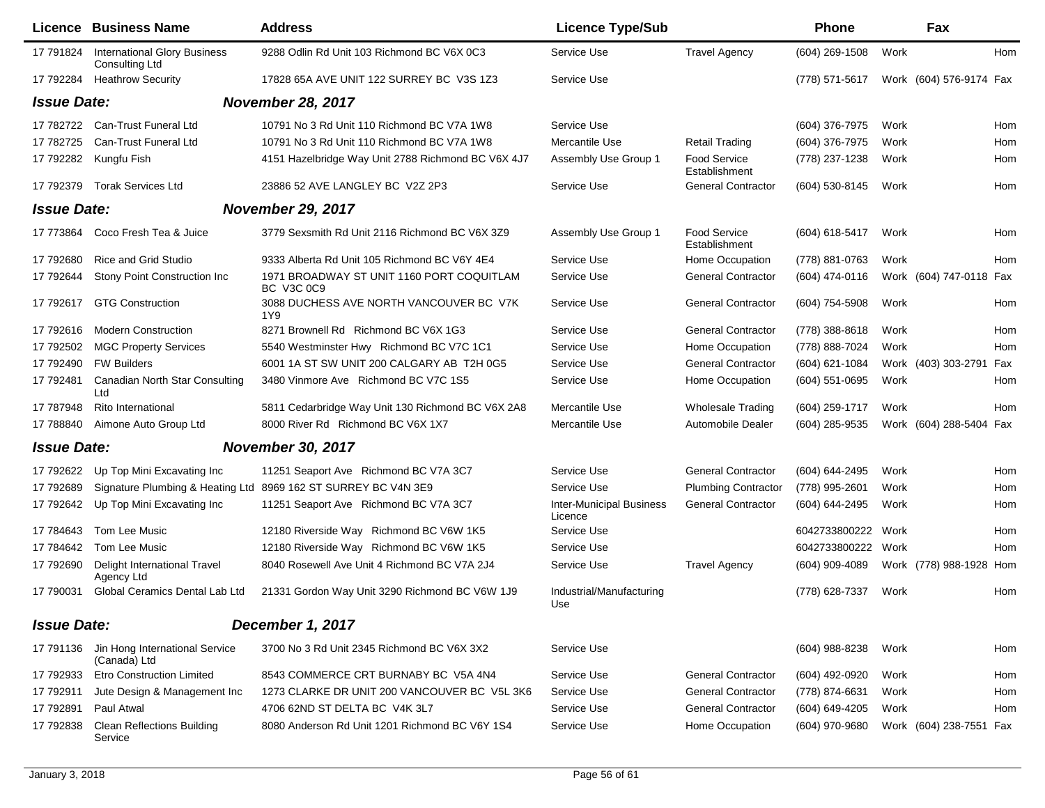| Licence | Business Name | Address | Licence Type/Sub | | Phone | | Fax | |
|---|---|---|---|---|---|---|---|---|
| 17 791824 | International Glory Business Consulting Ltd | 9288 Odlin Rd Unit 103 Richmond BC V6X 0C3 | Service Use | Travel Agency | (604) 269-1508 | Work | | Hom |
| 17 792284 | Heathrow Security | 17828 65A AVE UNIT 122 SURREY BC V3S 1Z3 | Service Use | | (778) 571-5617 | Work | (604) 576-9174 | Fax |
| ***Issue Date:*** | | ***November 28, 2017*** | | | | | | |
| 17 782722 | Can-Trust Funeral Ltd | 10791 No 3 Rd Unit 110 Richmond BC V7A 1W8 | Service Use | | (604) 376-7975 | Work | | Hom |
| 17 782725 | Can-Trust Funeral Ltd | 10791 No 3 Rd Unit 110 Richmond BC V7A 1W8 | Mercantile Use | Retail Trading | (604) 376-7975 | Work | | Hom |
| 17 792282 | Kungfu Fish | 4151 Hazelbridge Way Unit 2788 Richmond BC V6X 4J7 | Assembly Use Group 1 | Food Service Establishment | (778) 237-1238 | Work | | Hom |
| 17 792379 | Torak Services Ltd | 23886 52 AVE LANGLEY BC V2Z 2P3 | Service Use | General Contractor | (604) 530-8145 | Work | | Hom |
| ***Issue Date:*** | | ***November 29, 2017*** | | | | | | |
| 17 773864 | Coco Fresh Tea & Juice | 3779 Sexsmith Rd Unit 2116 Richmond BC V6X 3Z9 | Assembly Use Group 1 | Food Service Establishment | (604) 618-5417 | Work | | Hom |
| 17 792680 | Rice and Grid Studio | 9333 Alberta Rd Unit 105 Richmond BC V6Y 4E4 | Service Use | Home Occupation | (778) 881-0763 | Work | | Hom |
| 17 792644 | Stony Point Construction Inc | 1971 BROADWAY ST UNIT 1160 PORT COQUITLAM BC V3C 0C9 | Service Use | General Contractor | (604) 474-0116 | Work | (604) 747-0118 | Fax |
| 17 792617 | GTG Construction | 3088 DUCHESS AVE NORTH VANCOUVER BC V7K 1Y9 | Service Use | General Contractor | (604) 754-5908 | Work | | Hom |
| 17 792616 | Modern Construction | 8271 Brownell Rd Richmond BC V6X 1G3 | Service Use | General Contractor | (778) 388-8618 | Work | | Hom |
| 17 792502 | MGC Property Services | 5540 Westminster Hwy Richmond BC V7C 1C1 | Service Use | Home Occupation | (778) 888-7024 | Work | | Hom |
| 17 792490 | FW Builders | 6001 1A ST SW UNIT 200 CALGARY AB T2H 0G5 | Service Use | General Contractor | (604) 621-1084 | Work | (403) 303-2791 | Fax |
| 17 792481 | Canadian North Star Consulting Ltd | 3480 Vinmore Ave Richmond BC V7C 1S5 | Service Use | Home Occupation | (604) 551-0695 | Work | | Hom |
| 17 787948 | Rito International | 5811 Cedarbridge Way Unit 130 Richmond BC V6X 2A8 | Mercantile Use | Wholesale Trading | (604) 259-1717 | Work | | Hom |
| 17 788840 | Aimone Auto Group Ltd | 8000 River Rd Richmond BC V6X 1X7 | Mercantile Use | Automobile Dealer | (604) 285-9535 | Work | (604) 288-5404 | Fax |
| ***Issue Date:*** | | ***November 30, 2017*** | | | | | | |
| 17 792622 | Up Top Mini Excavating Inc | 11251 Seaport Ave Richmond BC V7A 3C7 | Service Use | General Contractor | (604) 644-2495 | Work | | Hom |
| 17 792689 | Signature Plumbing & Heating Ltd | 8969 162 ST SURREY BC V4N 3E9 | Service Use | Plumbing Contractor | (778) 995-2601 | Work | | Hom |
| 17 792642 | Up Top Mini Excavating Inc | 11251 Seaport Ave Richmond BC V7A 3C7 | Inter-Municipal Business Licence | General Contractor | (604) 644-2495 | Work | | Hom |
| 17 784643 | Tom Lee Music | 12180 Riverside Way Richmond BC V6W 1K5 | Service Use | | 6042733800222 | Work | | Hom |
| 17 784642 | Tom Lee Music | 12180 Riverside Way Richmond BC V6W 1K5 | Service Use | | 6042733800222 | Work | | Hom |
| 17 792690 | Delight International Travel Agency Ltd | 8040 Rosewell Ave Unit 4 Richmond BC V7A 2J4 | Service Use | Travel Agency | (604) 909-4089 | Work | (778) 988-1928 | Hom |
| 17 790031 | Global Ceramics Dental Lab Ltd | 21331 Gordon Way Unit 3290 Richmond BC V6W 1J9 | Industrial/Manufacturing Use | | (778) 628-7337 | Work | | Hom |
| ***Issue Date:*** | | ***December 1, 2017*** | | | | | | |
| 17 791136 | Jin Hong International Service (Canada) Ltd | 3700 No 3 Rd Unit 2345 Richmond BC V6X 3X2 | Service Use | | (604) 988-8238 | Work | | Hom |
| 17 792933 | Etro Construction Limited | 8543 COMMERCE CRT BURNABY BC V5A 4N4 | Service Use | General Contractor | (604) 492-0920 | Work | | Hom |
| 17 792911 | Jute Design & Management Inc | 1273 CLARKE DR UNIT 200 VANCOUVER BC V5L 3K6 | Service Use | General Contractor | (778) 874-6631 | Work | | Hom |
| 17 792891 | Paul Atwal | 4706 62ND ST DELTA BC V4K 3L7 | Service Use | General Contractor | (604) 649-4205 | Work | | Hom |
| 17 792838 | Clean Reflections Building Service | 8080 Anderson Rd Unit 1201 Richmond BC V6Y 1S4 | Service Use | Home Occupation | (604) 970-9680 | Work | (604) 238-7551 | Fax |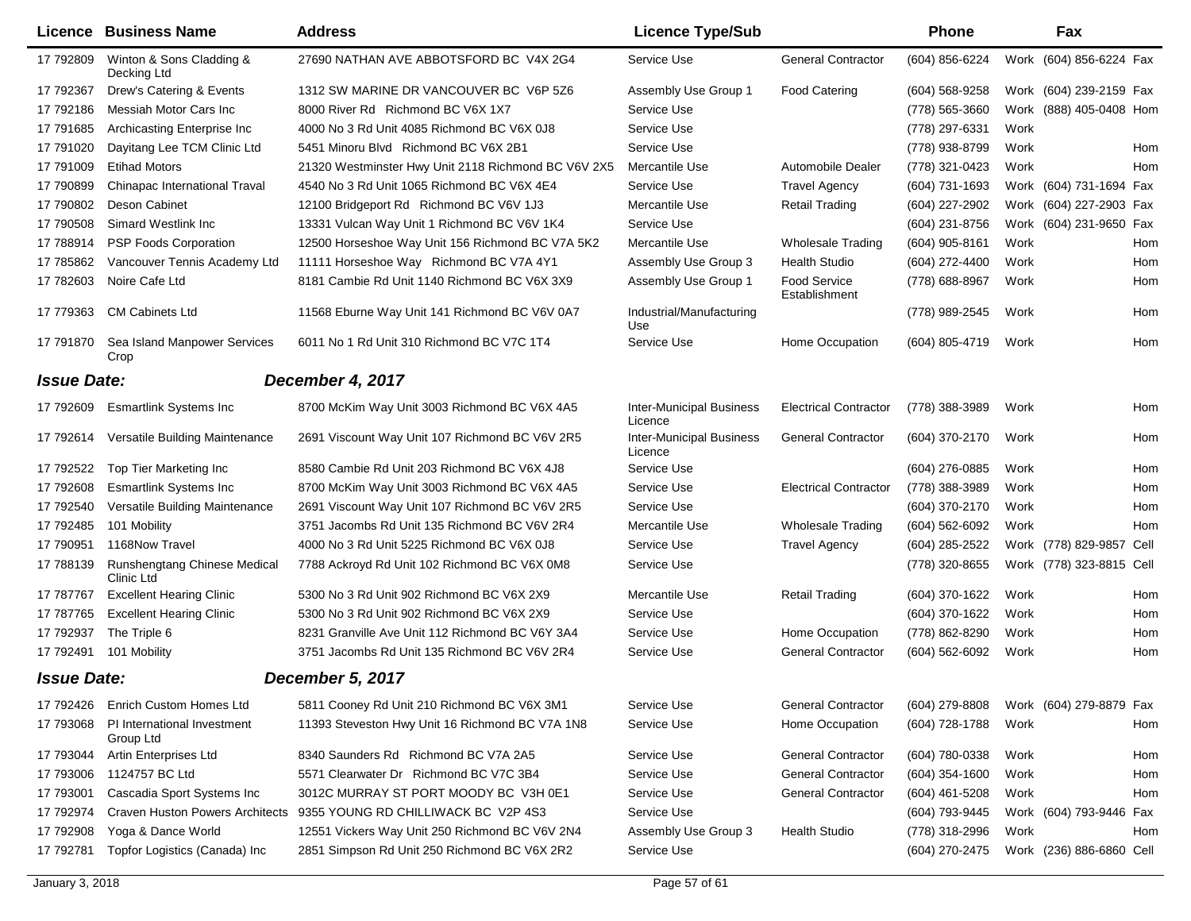| Licence | Business Name | Address | Licence Type/Sub | | Phone | | Fax | |
|---|---|---|---|---|---|---|---|---|
| 17 792809 | Winton & Sons Cladding & Decking Ltd | 27690 NATHAN AVE ABBOTSFORD BC V4X 2G4 | Service Use | General Contractor | (604) 856-6224 | Work | (604) 856-6224 | Fax |
| 17 792367 | Drew's Catering & Events | 1312 SW MARINE DR VANCOUVER BC V6P 5Z6 | Assembly Use Group 1 | Food Catering | (604) 568-9258 | Work | (604) 239-2159 | Fax |
| 17 792186 | Messiah Motor Cars Inc | 8000 River Rd Richmond BC V6X 1X7 | Service Use | | (778) 565-3660 | Work | (888) 405-0408 | Hom |
| 17 791685 | Archicasting Enterprise Inc | 4000 No 3 Rd Unit 4085 Richmond BC V6X 0J8 | Service Use | | (778) 297-6331 | Work | | |
| 17 791020 | Dayitang Lee TCM Clinic Ltd | 5451 Minoru Blvd Richmond BC V6X 2B1 | Service Use | | (778) 938-8799 | Work | | Hom |
| 17 791009 | Etihad Motors | 21320 Westminster Hwy Unit 2118 Richmond BC V6V 2X5 | Mercantile Use | Automobile Dealer | (778) 321-0423 | Work | | Hom |
| 17 790899 | Chinapac International Traval | 4540 No 3 Rd Unit 1065 Richmond BC V6X 4E4 | Service Use | Travel Agency | (604) 731-1693 | Work | (604) 731-1694 | Fax |
| 17 790802 | Deson Cabinet | 12100 Bridgeport Rd Richmond BC V6V 1J3 | Mercantile Use | Retail Trading | (604) 227-2902 | Work | (604) 227-2903 | Fax |
| 17 790508 | Simard Westlink Inc | 13331 Vulcan Way Unit 1 Richmond BC V6V 1K4 | Service Use | | (604) 231-8756 | Work | (604) 231-9650 | Fax |
| 17 788914 | PSP Foods Corporation | 12500 Horseshoe Way Unit 156 Richmond BC V7A 5K2 | Mercantile Use | Wholesale Trading | (604) 905-8161 | Work | | Hom |
| 17 785862 | Vancouver Tennis Academy Ltd | 11111 Horseshoe Way Richmond BC V7A 4Y1 | Assembly Use Group 3 | Health Studio | (604) 272-4400 | Work | | Hom |
| 17 782603 | Noire Cafe Ltd | 8181 Cambie Rd Unit 1140 Richmond BC V6X 3X9 | Assembly Use Group 1 | Food Service Establishment | (778) 688-8967 | Work | | Hom |
| 17 779363 | CM Cabinets Ltd | 11568 Eburne Way Unit 141 Richmond BC V6V 0A7 | Industrial/Manufacturing Use | | (778) 989-2545 | Work | | Hom |
| 17 791870 | Sea Island Manpower Services Crop | 6011 No 1 Rd Unit 310 Richmond BC V7C 1T4 | Service Use | Home Occupation | (604) 805-4719 | Work | | Hom |
| ***Issue Date:*** | | ***December 4, 2017*** | | | | | | |
| 17 792609 | Esmartlink Systems Inc | 8700 McKim Way Unit 3003 Richmond BC V6X 4A5 | Inter-Municipal Business Licence | Electrical Contractor | (778) 388-3989 | Work | | Hom |
| 17 792614 | Versatile Building Maintenance | 2691 Viscount Way Unit 107 Richmond BC V6V 2R5 | Inter-Municipal Business Licence | General Contractor | (604) 370-2170 | Work | | Hom |
| 17 792522 | Top Tier Marketing Inc | 8580 Cambie Rd Unit 203 Richmond BC V6X 4J8 | Service Use | | (604) 276-0885 | Work | | Hom |
| 17 792608 | Esmartlink Systems Inc | 8700 McKim Way Unit 3003 Richmond BC V6X 4A5 | Service Use | Electrical Contractor | (778) 388-3989 | Work | | Hom |
| 17 792540 | Versatile Building Maintenance | 2691 Viscount Way Unit 107 Richmond BC V6V 2R5 | Service Use | | (604) 370-2170 | Work | | Hom |
| 17 792485 | 101 Mobility | 3751 Jacombs Rd Unit 135 Richmond BC V6V 2R4 | Mercantile Use | Wholesale Trading | (604) 562-6092 | Work | | Hom |
| 17 790951 | 1168Now Travel | 4000 No 3 Rd Unit 5225 Richmond BC V6X 0J8 | Service Use | Travel Agency | (604) 285-2522 | Work | (778) 829-9857 | Cell |
| 17 788139 | Runshengtang Chinese Medical Clinic Ltd | 7788 Ackroyd Rd Unit 102 Richmond BC V6X 0M8 | Service Use | | (778) 320-8655 | Work | (778) 323-8815 | Cell |
| 17 787767 | Excellent Hearing Clinic | 5300 No 3 Rd Unit 902 Richmond BC V6X 2X9 | Mercantile Use | Retail Trading | (604) 370-1622 | Work | | Hom |
| 17 787765 | Excellent Hearing Clinic | 5300 No 3 Rd Unit 902 Richmond BC V6X 2X9 | Service Use | | (604) 370-1622 | Work | | Hom |
| 17 792937 | The Triple 6 | 8231 Granville Ave Unit 112 Richmond BC V6Y 3A4 | Service Use | Home Occupation | (778) 862-8290 | Work | | Hom |
| 17 792491 | 101 Mobility | 3751 Jacombs Rd Unit 135 Richmond BC V6V 2R4 | Service Use | General Contractor | (604) 562-6092 | Work | | Hom |
| ***Issue Date:*** | | ***December 5, 2017*** | | | | | | |
| 17 792426 | Enrich Custom Homes Ltd | 5811 Cooney Rd Unit 210 Richmond BC V6X 3M1 | Service Use | General Contractor | (604) 279-8808 | Work | (604) 279-8879 | Fax |
| 17 793068 | PI International Investment Group Ltd | 11393 Steveston Hwy Unit 16 Richmond BC V7A 1N8 | Service Use | Home Occupation | (604) 728-1788 | Work | | Hom |
| 17 793044 | Artin Enterprises Ltd | 8340 Saunders Rd Richmond BC V7A 2A5 | Service Use | General Contractor | (604) 780-0338 | Work | | Hom |
| 17 793006 | 1124757 BC Ltd | 5571 Clearwater Dr Richmond BC V7C 3B4 | Service Use | General Contractor | (604) 354-1600 | Work | | Hom |
| 17 793001 | Cascadia Sport Systems Inc | 3012C MURRAY ST PORT MOODY BC V3H 0E1 | Service Use | General Contractor | (604) 461-5208 | Work | | Hom |
| 17 792974 | Craven Huston Powers Architects | 9355 YOUNG RD CHILLIWACK BC V2P 4S3 | Service Use | | (604) 793-9445 | Work | (604) 793-9446 | Fax |
| 17 792908 | Yoga & Dance World | 12551 Vickers Way Unit 250 Richmond BC V6V 2N4 | Assembly Use Group 3 | Health Studio | (778) 318-2996 | Work | | Hom |
| 17 792781 | Topfor Logistics (Canada) Inc | 2851 Simpson Rd Unit 250 Richmond BC V6X 2R2 | Service Use | | (604) 270-2475 | Work | (236) 886-6860 | Cell |

January 3, 2018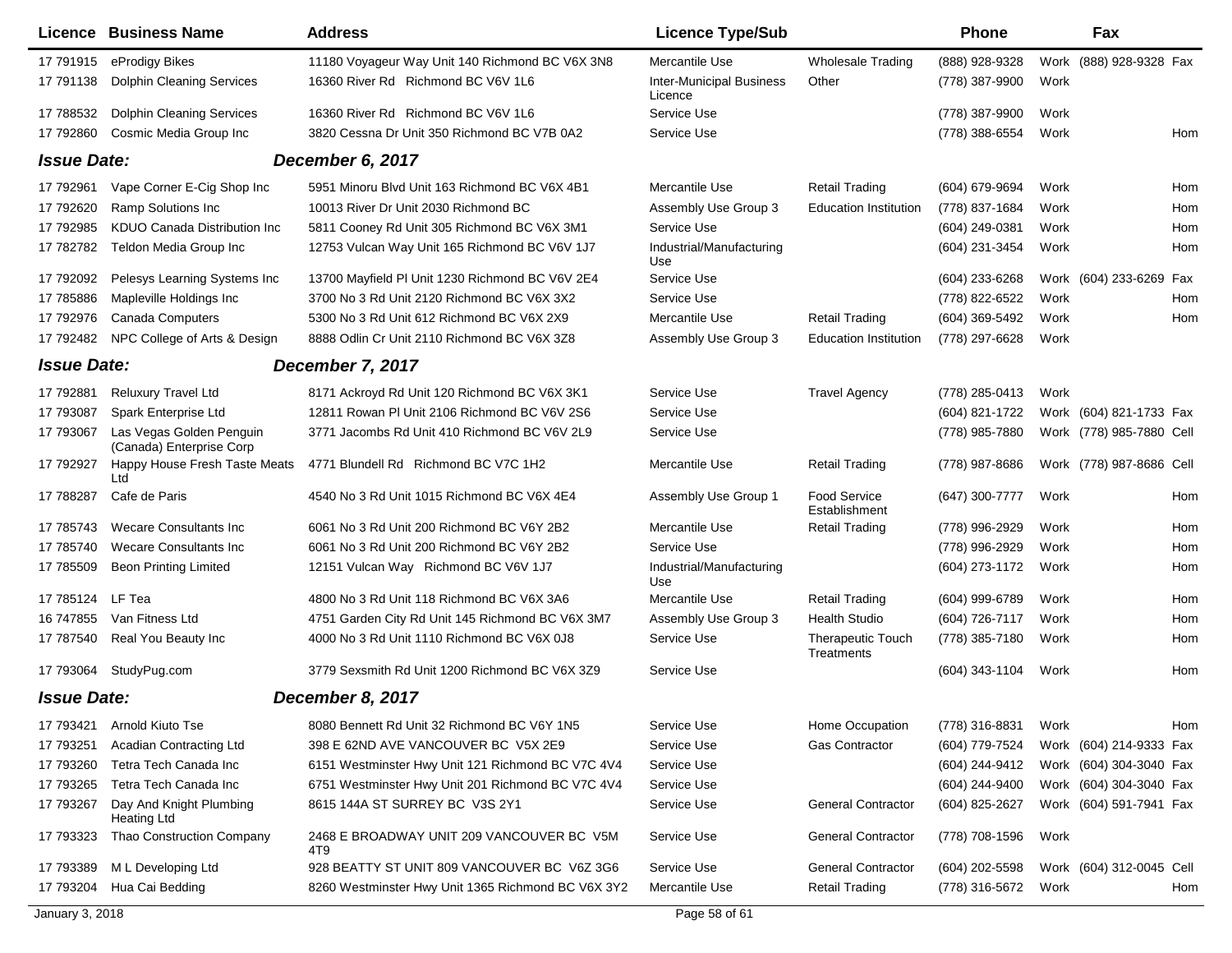| Licence | Business Name | Address | Licence Type/Sub | | Phone | | Fax | |
|---|---|---|---|---|---|---|---|---|
| 17 791915 | eProdigy Bikes | 11180 Voyageur Way Unit 140 Richmond BC V6X 3N8 | Mercantile Use | Wholesale Trading | (888) 928-9328 | Work | (888) 928-9328 | Fax |
| 17 791138 | Dolphin Cleaning Services | 16360 River Rd Richmond BC V6V 1L6 | Inter-Municipal Business Licence | Other | (778) 387-9900 | Work | | |
| 17 788532 | Dolphin Cleaning Services | 16360 River Rd Richmond BC V6V 1L6 | Service Use | | (778) 387-9900 | Work | | |
| 17 792860 | Cosmic Media Group Inc | 3820 Cessna Dr Unit 350 Richmond BC V7B 0A2 | Service Use | | (778) 388-6554 | Work | | Hom |
| ***Issue Date:*** | | ***December 6, 2017*** | | | | | | |
| 17 792961 | Vape Corner E-Cig Shop Inc | 5951 Minoru Blvd Unit 163 Richmond BC V6X 4B1 | Mercantile Use | Retail Trading | (604) 679-9694 | Work | | Hom |
| 17 792620 | Ramp Solutions Inc | 10013 River Dr Unit 2030 Richmond BC | Assembly Use Group 3 | Education Institution | (778) 837-1684 | Work | | Hom |
| 17 792985 | KDUO Canada Distribution Inc | 5811 Cooney Rd Unit 305 Richmond BC V6X 3M1 | Service Use | | (604) 249-0381 | Work | | Hom |
| 17 782782 | Teldon Media Group Inc | 12753 Vulcan Way Unit 165 Richmond BC V6V 1J7 | Industrial/Manufacturing Use | | (604) 231-3454 | Work | | Hom |
| 17 792092 | Pelesys Learning Systems Inc | 13700 Mayfield Pl Unit 1230 Richmond BC V6V 2E4 | Service Use | | (604) 233-6268 | Work | (604) 233-6269 | Fax |
| 17 785886 | Mapleville Holdings Inc | 3700 No 3 Rd Unit 2120 Richmond BC V6X 3X2 | Service Use | | (778) 822-6522 | Work | | Hom |
| 17 792976 | Canada Computers | 5300 No 3 Rd Unit 612 Richmond BC V6X 2X9 | Mercantile Use | Retail Trading | (604) 369-5492 | Work | | Hom |
| 17 792482 | NPC College of Arts & Design | 8888 Odlin Cr Unit 2110 Richmond BC V6X 3Z8 | Assembly Use Group 3 | Education Institution | (778) 297-6628 | Work | | |
| ***Issue Date:*** | | ***December 7, 2017*** | | | | | | |
| 17 792881 | Reluxury Travel Ltd | 8171 Ackroyd Rd Unit 120 Richmond BC V6X 3K1 | Service Use | Travel Agency | (778) 285-0413 | Work | | |
| 17 793087 | Spark Enterprise Ltd | 12811 Rowan Pl Unit 2106 Richmond BC V6V 2S6 | Service Use | | (604) 821-1722 | Work | (604) 821-1733 | Fax |
| 17 793067 | Las Vegas Golden Penguin (Canada) Enterprise Corp | 3771 Jacombs Rd Unit 410 Richmond BC V6V 2L9 | Service Use | | (778) 985-7880 | Work | (778) 985-7880 | Cell |
| 17 792927 | Happy House Fresh Taste Meats Ltd | 4771 Blundell Rd Richmond BC V7C 1H2 | Mercantile Use | Retail Trading | (778) 987-8686 | Work | (778) 987-8686 | Cell |
| 17 788287 | Cafe de Paris | 4540 No 3 Rd Unit 1015 Richmond BC V6X 4E4 | Assembly Use Group 1 | Food Service Establishment | (647) 300-7777 | Work | | Hom |
| 17 785743 | Wecare Consultants Inc | 6061 No 3 Rd Unit 200 Richmond BC V6Y 2B2 | Mercantile Use | Retail Trading | (778) 996-2929 | Work | | Hom |
| 17 785740 | Wecare Consultants Inc | 6061 No 3 Rd Unit 200 Richmond BC V6Y 2B2 | Service Use | | (778) 996-2929 | Work | | Hom |
| 17 785509 | Beon Printing Limited | 12151 Vulcan Way Richmond BC V6V 1J7 | Industrial/Manufacturing Use | | (604) 273-1172 | Work | | Hom |
| 17 785124 | LF Tea | 4800 No 3 Rd Unit 118 Richmond BC V6X 3A6 | Mercantile Use | Retail Trading | (604) 999-6789 | Work | | Hom |
| 16 747855 | Van Fitness Ltd | 4751 Garden City Rd Unit 145 Richmond BC V6X 3M7 | Assembly Use Group 3 | Health Studio | (604) 726-7117 | Work | | Hom |
| 17 787540 | Real You Beauty Inc | 4000 No 3 Rd Unit 1110 Richmond BC V6X 0J8 | Service Use | Therapeutic Touch Treatments | (778) 385-7180 | Work | | Hom |
| 17 793064 | StudyPug.com | 3779 Sexsmith Rd Unit 1200 Richmond BC V6X 3Z9 | Service Use | | (604) 343-1104 | Work | | Hom |
| ***Issue Date:*** | | ***December 8, 2017*** | | | | | | |
| 17 793421 | Arnold Kiuto Tse | 8080 Bennett Rd Unit 32 Richmond BC V6Y 1N5 | Service Use | Home Occupation | (778) 316-8831 | Work | | Hom |
| 17 793251 | Acadian Contracting Ltd | 398 E 62ND AVE VANCOUVER BC V5X 2E9 | Service Use | Gas Contractor | (604) 779-7524 | Work | (604) 214-9333 | Fax |
| 17 793260 | Tetra Tech Canada Inc | 6151 Westminster Hwy Unit 121 Richmond BC V7C 4V4 | Service Use | | (604) 244-9412 | Work | (604) 304-3040 | Fax |
| 17 793265 | Tetra Tech Canada Inc | 6751 Westminster Hwy Unit 201 Richmond BC V7C 4V4 | Service Use | | (604) 244-9400 | Work | (604) 304-3040 | Fax |
| 17 793267 | Day And Knight Plumbing Heating Ltd | 8615 144A ST SURREY BC V3S 2Y1 | Service Use | General Contractor | (604) 825-2627 | Work | (604) 591-7941 | Fax |
| 17 793323 | Thao Construction Company | 2468 E BROADWAY UNIT 209 VANCOUVER BC V5M 4T9 | Service Use | General Contractor | (778) 708-1596 | Work | | |
| 17 793389 | M L Developing Ltd | 928 BEATTY ST UNIT 809 VANCOUVER BC V6Z 3G6 | Service Use | General Contractor | (604) 202-5598 | Work | (604) 312-0045 | Cell |
| 17 793204 | Hua Cai Bedding | 8260 Westminster Hwy Unit 1365 Richmond BC V6X 3Y2 | Mercantile Use | Retail Trading | (778) 316-5672 | Work | | Hom |

January 3, 2018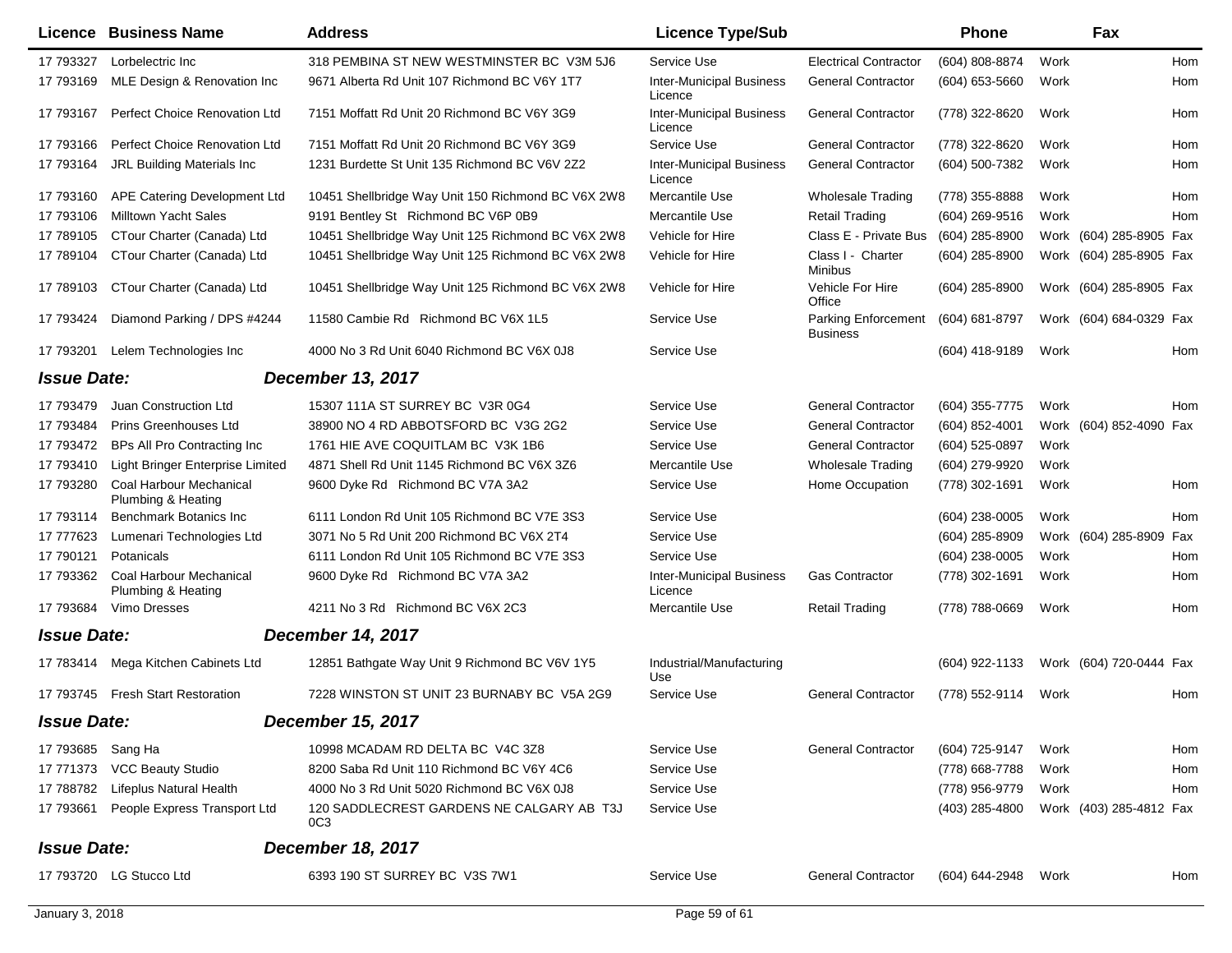| Licence | Business Name | Address | Licence Type/Sub | | Phone | | Fax | |
|---|---|---|---|---|---|---|---|---|
| 17 793327 | Lorbelectric Inc | 318 PEMBINA ST NEW WESTMINSTER BC V3M 5J6 | Service Use | Electrical Contractor | (604) 808-8874 | Work | | Hom |
| 17 793169 | MLE Design & Renovation Inc | 9671 Alberta Rd Unit 107 Richmond BC V6Y 1T7 | Inter-Municipal Business Licence | General Contractor | (604) 653-5660 | Work | | Hom |
| 17 793167 | Perfect Choice Renovation Ltd | 7151 Moffatt Rd Unit 20 Richmond BC V6Y 3G9 | Inter-Municipal Business Licence | General Contractor | (778) 322-8620 | Work | | Hom |
| 17 793166 | Perfect Choice Renovation Ltd | 7151 Moffatt Rd Unit 20 Richmond BC V6Y 3G9 | Service Use | General Contractor | (778) 322-8620 | Work | | Hom |
| 17 793164 | JRL Building Materials Inc | 1231 Burdette St Unit 135 Richmond BC V6V 2Z2 | Inter-Municipal Business Licence | General Contractor | (604) 500-7382 | Work | | Hom |
| 17 793160 | APE Catering Development Ltd | 10451 Shellbridge Way Unit 150 Richmond BC V6X 2W8 | Mercantile Use | Wholesale Trading | (778) 355-8888 | Work | | Hom |
| 17 793106 | Milltown Yacht Sales | 9191 Bentley St Richmond BC V6P 0B9 | Mercantile Use | Retail Trading | (604) 269-9516 | Work | | Hom |
| 17 789105 | CTour Charter (Canada) Ltd | 10451 Shellbridge Way Unit 125 Richmond BC V6X 2W8 | Vehicle for Hire | Class E - Private Bus | (604) 285-8900 | Work | (604) 285-8905 | Fax |
| 17 789104 | CTour Charter (Canada) Ltd | 10451 Shellbridge Way Unit 125 Richmond BC V6X 2W8 | Vehicle for Hire | Class I - Charter Minibus | (604) 285-8900 | Work | (604) 285-8905 | Fax |
| 17 789103 | CTour Charter (Canada) Ltd | 10451 Shellbridge Way Unit 125 Richmond BC V6X 2W8 | Vehicle for Hire | Vehicle For Hire Office | (604) 285-8900 | Work | (604) 285-8905 | Fax |
| 17 793424 | Diamond Parking / DPS #4244 | 11580 Cambie Rd Richmond BC V6X 1L5 | Service Use | Parking Enforcement Business | (604) 681-8797 | Work | (604) 684-0329 | Fax |
| 17 793201 | Lelem Technologies Inc | 4000 No 3 Rd Unit 6040 Richmond BC V6X 0J8 | Service Use | | (604) 418-9189 | Work | | Hom |
| ***Issue Date:*** | | ***December 13, 2017*** | | | | | | |
| 17 793479 | Juan Construction Ltd | 15307 111A ST SURREY BC V3R 0G4 | Service Use | General Contractor | (604) 355-7775 | Work | | Hom |
| 17 793484 | Prins Greenhouses Ltd | 38900 NO 4 RD ABBOTSFORD BC V3G 2G2 | Service Use | General Contractor | (604) 852-4001 | Work | (604) 852-4090 | Fax |
| 17 793472 | BPs All Pro Contracting Inc | 1761 HIE AVE COQUITLAM BC V3K 1B6 | Service Use | General Contractor | (604) 525-0897 | Work | | |
| 17 793410 | Light Bringer Enterprise Limited | 4871 Shell Rd Unit 1145 Richmond BC V6X 3Z6 | Mercantile Use | Wholesale Trading | (604) 279-9920 | Work | | |
| 17 793280 | Coal Harbour Mechanical Plumbing & Heating | 9600 Dyke Rd Richmond BC V7A 3A2 | Service Use | Home Occupation | (778) 302-1691 | Work | | Hom |
| 17 793114 | Benchmark Botanics Inc | 6111 London Rd Unit 105 Richmond BC V7E 3S3 | Service Use | | (604) 238-0005 | Work | | Hom |
| 17 777623 | Lumenari Technologies Ltd | 3071 No 5 Rd Unit 200 Richmond BC V6X 2T4 | Service Use | | (604) 285-8909 | Work | (604) 285-8909 | Fax |
| 17 790121 | Potanicals | 6111 London Rd Unit 105 Richmond BC V7E 3S3 | Service Use | | (604) 238-0005 | Work | | Hom |
| 17 793362 | Coal Harbour Mechanical Plumbing & Heating | 9600 Dyke Rd Richmond BC V7A 3A2 | Inter-Municipal Business Licence | Gas Contractor | (778) 302-1691 | Work | | Hom |
| 17 793684 | Vimo Dresses | 4211 No 3 Rd Richmond BC V6X 2C3 | Mercantile Use | Retail Trading | (778) 788-0669 | Work | | Hom |
| ***Issue Date:*** | | ***December 14, 2017*** | | | | | | |
| 17 783414 | Mega Kitchen Cabinets Ltd | 12851 Bathgate Way Unit 9 Richmond BC V6V 1Y5 | Industrial/Manufacturing Use | | (604) 922-1133 | Work | (604) 720-0444 | Fax |
| 17 793745 | Fresh Start Restoration | 7228 WINSTON ST UNIT 23 BURNABY BC V5A 2G9 | Service Use | General Contractor | (778) 552-9114 | Work | | Hom |
| ***Issue Date:*** | | ***December 15, 2017*** | | | | | | |
| 17 793685 | Sang Ha | 10998 MCADAM RD DELTA BC V4C 3Z8 | Service Use | General Contractor | (604) 725-9147 | Work | | Hom |
| 17 771373 | VCC Beauty Studio | 8200 Saba Rd Unit 110 Richmond BC V6Y 4C6 | Service Use | | (778) 668-7788 | Work | | Hom |
| 17 788782 | Lifeplus Natural Health | 4000 No 3 Rd Unit 5020 Richmond BC V6X 0J8 | Service Use | | (778) 956-9779 | Work | | Hom |
| 17 793661 | People Express Transport Ltd | 120 SADDLECREST GARDENS NE CALGARY AB T3J 0C3 | Service Use | | (403) 285-4800 | Work | (403) 285-4812 | Fax |
| ***Issue Date:*** | | ***December 18, 2017*** | | | | | | |
| 17 793720 | LG Stucco Ltd | 6393 190 ST SURREY BC V3S 7W1 | Service Use | General Contractor | (604) 644-2948 | Work | | Hom |

January 3, 2018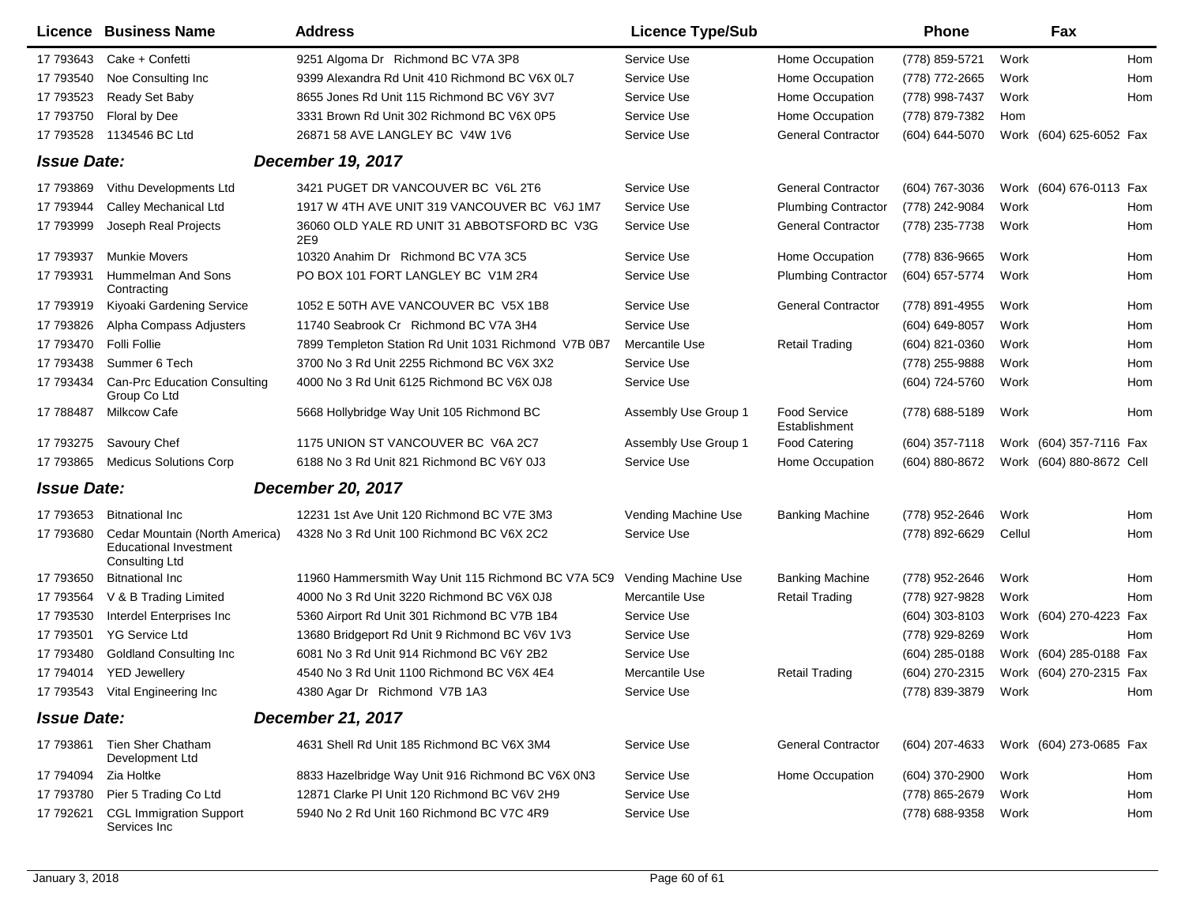| Licence | Business Name | Address | Licence Type/Sub | | Phone | | Fax | |
|---|---|---|---|---|---|---|---|---|
| 17 793643 | Cake + Confetti | 9251 Algoma Dr Richmond BC V7A 3P8 | Service Use | Home Occupation | (778) 859-5721 | Work | | Hom |
| 17 793540 | Noe Consulting Inc | 9399 Alexandra Rd Unit 410 Richmond BC V6X 0L7 | Service Use | Home Occupation | (778) 772-2665 | Work | | Hom |
| 17 793523 | Ready Set Baby | 8655 Jones Rd Unit 115 Richmond BC V6Y 3V7 | Service Use | Home Occupation | (778) 998-7437 | Work | | Hom |
| 17 793750 | Floral by Dee | 3331 Brown Rd Unit 302 Richmond BC V6X 0P5 | Service Use | Home Occupation | (778) 879-7382 | Hom | | |
| 17 793528 | 1134546 BC Ltd | 26871 58 AVE LANGLEY BC V4W 1V6 | Service Use | General Contractor | (604) 644-5070 | Work | (604) 625-6052 | Fax |
| ***Issue Date:*** | | ***December 19, 2017*** | | | | | | |
| 17 793869 | Vithu Developments Ltd | 3421 PUGET DR VANCOUVER BC V6L 2T6 | Service Use | General Contractor | (604) 767-3036 | Work | (604) 676-0113 | Fax |
| 17 793944 | Calley Mechanical Ltd | 1917 W 4TH AVE UNIT 319 VANCOUVER BC V6J 1M7 | Service Use | Plumbing Contractor | (778) 242-9084 | Work | | Hom |
| 17 793999 | Joseph Real Projects | 36060 OLD YALE RD UNIT 31 ABBOTSFORD BC V3G 2E9 | Service Use | General Contractor | (778) 235-7738 | Work | | Hom |
| 17 793937 | Munkie Movers | 10320 Anahim Dr Richmond BC V7A 3C5 | Service Use | Home Occupation | (778) 836-9665 | Work | | Hom |
| 17 793931 | Hummelman And Sons Contracting | PO BOX 101 FORT LANGLEY BC V1M 2R4 | Service Use | Plumbing Contractor | (604) 657-5774 | Work | | Hom |
| 17 793919 | Kiyoaki Gardening Service | 1052 E 50TH AVE VANCOUVER BC V5X 1B8 | Service Use | General Contractor | (778) 891-4955 | Work | | Hom |
| 17 793826 | Alpha Compass Adjusters | 11740 Seabrook Cr Richmond BC V7A 3H4 | Service Use | | (604) 649-8057 | Work | | Hom |
| 17 793470 | Folli Follie | 7899 Templeton Station Rd Unit 1031 Richmond V7B 0B7 | Mercantile Use | Retail Trading | (604) 821-0360 | Work | | Hom |
| 17 793438 | Summer 6 Tech | 3700 No 3 Rd Unit 2255 Richmond BC V6X 3X2 | Service Use | | (778) 255-9888 | Work | | Hom |
| 17 793434 | Can-Prc Education Consulting Group Co Ltd | 4000 No 3 Rd Unit 6125 Richmond BC V6X 0J8 | Service Use | | (604) 724-5760 | Work | | Hom |
| 17 788487 | Milkcow Cafe | 5668 Hollybridge Way Unit 105 Richmond BC | Assembly Use Group 1 | Food Service Establishment | (778) 688-5189 | Work | | Hom |
| 17 793275 | Savoury Chef | 1175 UNION ST VANCOUVER BC V6A 2C7 | Assembly Use Group 1 | Food Catering | (604) 357-7118 | Work | (604) 357-7116 | Fax |
| 17 793865 | Medicus Solutions Corp | 6188 No 3 Rd Unit 821 Richmond BC V6Y 0J3 | Service Use | Home Occupation | (604) 880-8672 | Work | (604) 880-8672 | Cell |
| ***Issue Date:*** | | ***December 20, 2017*** | | | | | | |
| 17 793653 | Bitnational Inc | 12231 1st Ave Unit 120 Richmond BC V7E 3M3 | Vending Machine Use | Banking Machine | (778) 952-2646 | Work | | Hom |
| 17 793680 | Cedar Mountain (North America) Educational Investment Consulting Ltd | 4328 No 3 Rd Unit 100 Richmond BC V6X 2C2 | Service Use | | (778) 892-6629 | Cellul | | Hom |
| 17 793650 | Bitnational Inc | 11960 Hammersmith Way Unit 115 Richmond BC V7A 5C9 | Vending Machine Use | Banking Machine | (778) 952-2646 | Work | | Hom |
| 17 793564 | V & B Trading Limited | 4000 No 3 Rd Unit 3220 Richmond BC V6X 0J8 | Mercantile Use | Retail Trading | (778) 927-9828 | Work | | Hom |
| 17 793530 | Interdel Enterprises Inc | 5360 Airport Rd Unit 301 Richmond BC V7B 1B4 | Service Use | | (604) 303-8103 | Work | (604) 270-4223 | Fax |
| 17 793501 | YG Service Ltd | 13680 Bridgeport Rd Unit 9 Richmond BC V6V 1V3 | Service Use | | (778) 929-8269 | Work | | Hom |
| 17 793480 | Goldland Consulting Inc | 6081 No 3 Rd Unit 914 Richmond BC V6Y 2B2 | Service Use | | (604) 285-0188 | Work | (604) 285-0188 | Fax |
| 17 794014 | YED Jewellery | 4540 No 3 Rd Unit 1100 Richmond BC V6X 4E4 | Mercantile Use | Retail Trading | (604) 270-2315 | Work | (604) 270-2315 | Fax |
| 17 793543 | Vital Engineering Inc | 4380 Agar Dr Richmond V7B 1A3 | Service Use | | (778) 839-3879 | Work | | Hom |
| ***Issue Date:*** | | ***December 21, 2017*** | | | | | | |
| 17 793861 | Tien Sher Chatham Development Ltd | 4631 Shell Rd Unit 185 Richmond BC V6X 3M4 | Service Use | General Contractor | (604) 207-4633 | Work | (604) 273-0685 | Fax |
| 17 794094 | Zia Holtke | 8833 Hazelbridge Way Unit 916 Richmond BC V6X 0N3 | Service Use | Home Occupation | (604) 370-2900 | Work | | Hom |
| 17 793780 | Pier 5 Trading Co Ltd | 12871 Clarke Pl Unit 120 Richmond BC V6V 2H9 | Service Use | | (778) 865-2679 | Work | | Hom |
| 17 792621 | CGL Immigration Support Services Inc | 5940 No 2 Rd Unit 160 Richmond BC V7C 4R9 | Service Use | | (778) 688-9358 | Work | | Hom |

January 3, 2018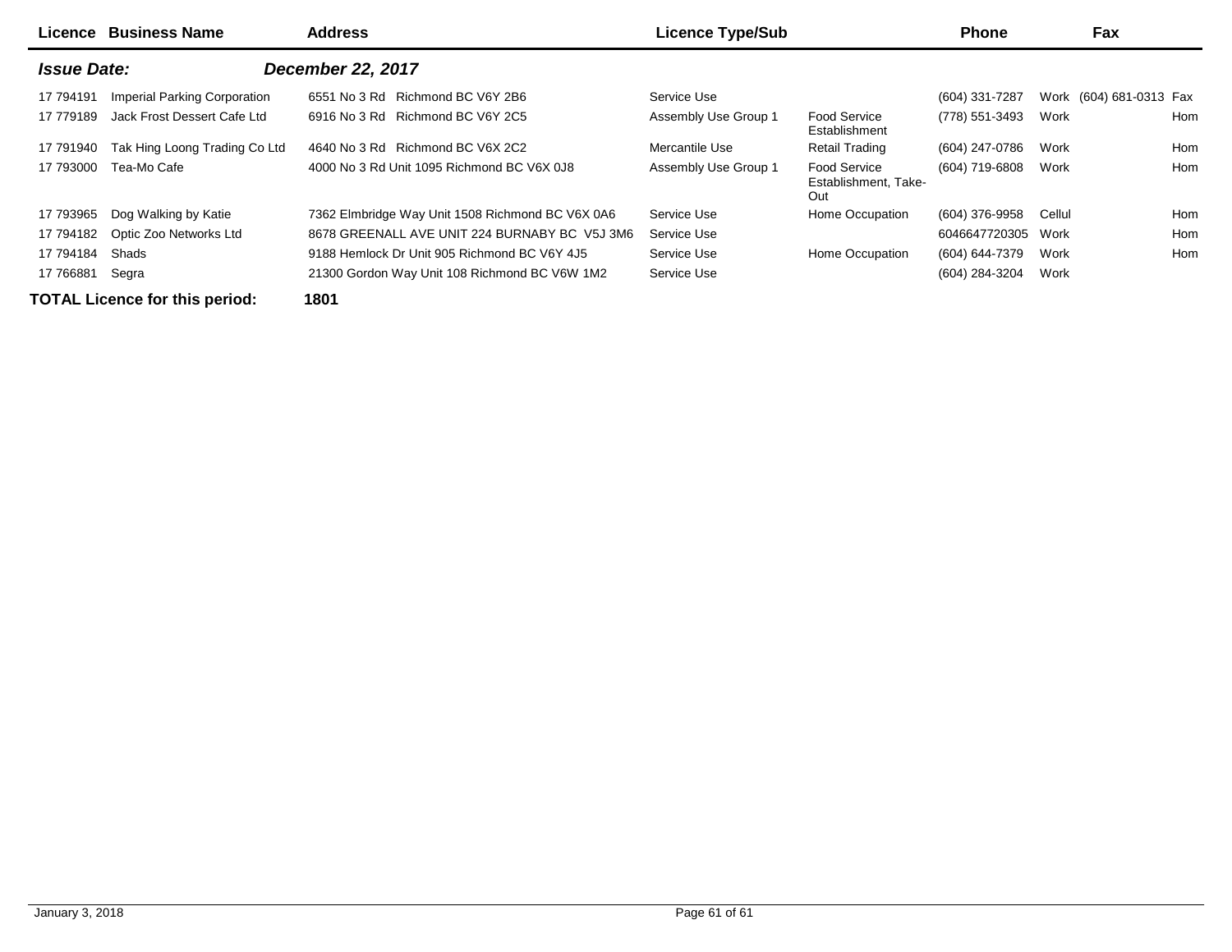| Licence | Business Name | Address | Licence Type/Sub | | Phone | | Fax | |
|---|---|---|---|---|---|---|---|---|
| ***Issue Date:*** | | ***December 22, 2017*** | | | | | | |
| 17 794191 | Imperial Parking Corporation | 6551 No 3 Rd Richmond BC V6Y 2B6 | Service Use | | (604) 331-7287 | Work | (604) 681-0313 | Fax |
| 17 779189 | Jack Frost Dessert Cafe Ltd | 6916 No 3 Rd Richmond BC V6Y 2C5 | Assembly Use Group 1 | Food Service Establishment | (778) 551-3493 | Work | | Hom |
| 17 791940 | Tak Hing Loong Trading Co Ltd | 4640 No 3 Rd Richmond BC V6X 2C2 | Mercantile Use | Retail Trading | (604) 247-0786 | Work | | Hom |
| 17 793000 | Tea-Mo Cafe | 4000 No 3 Rd Unit 1095 Richmond BC V6X 0J8 | Assembly Use Group 1 | Food Service Establishment, Take-Out | (604) 719-6808 | Work | | Hom |
| 17 793965 | Dog Walking by Katie | 7362 Elmbridge Way Unit 1508 Richmond BC V6X 0A6 | Service Use | Home Occupation | (604) 376-9958 | Cellul | | Hom |
| 17 794182 | Optic Zoo Networks Ltd | 8678 GREENALL AVE UNIT 224 BURNABY BC V5J 3M6 | Service Use | | 6046647720305 | Work | | Hom |
| 17 794184 | Shads | 9188 Hemlock Dr Unit 905 Richmond BC V6Y 4J5 | Service Use | Home Occupation | (604) 644-7379 | Work | | Hom |
| 17 766881 | Segra | 21300 Gordon Way Unit 108 Richmond BC V6W 1M2 | Service Use | | (604) 284-3204 | Work | | |

**TOTAL Licence for this period: 1801**